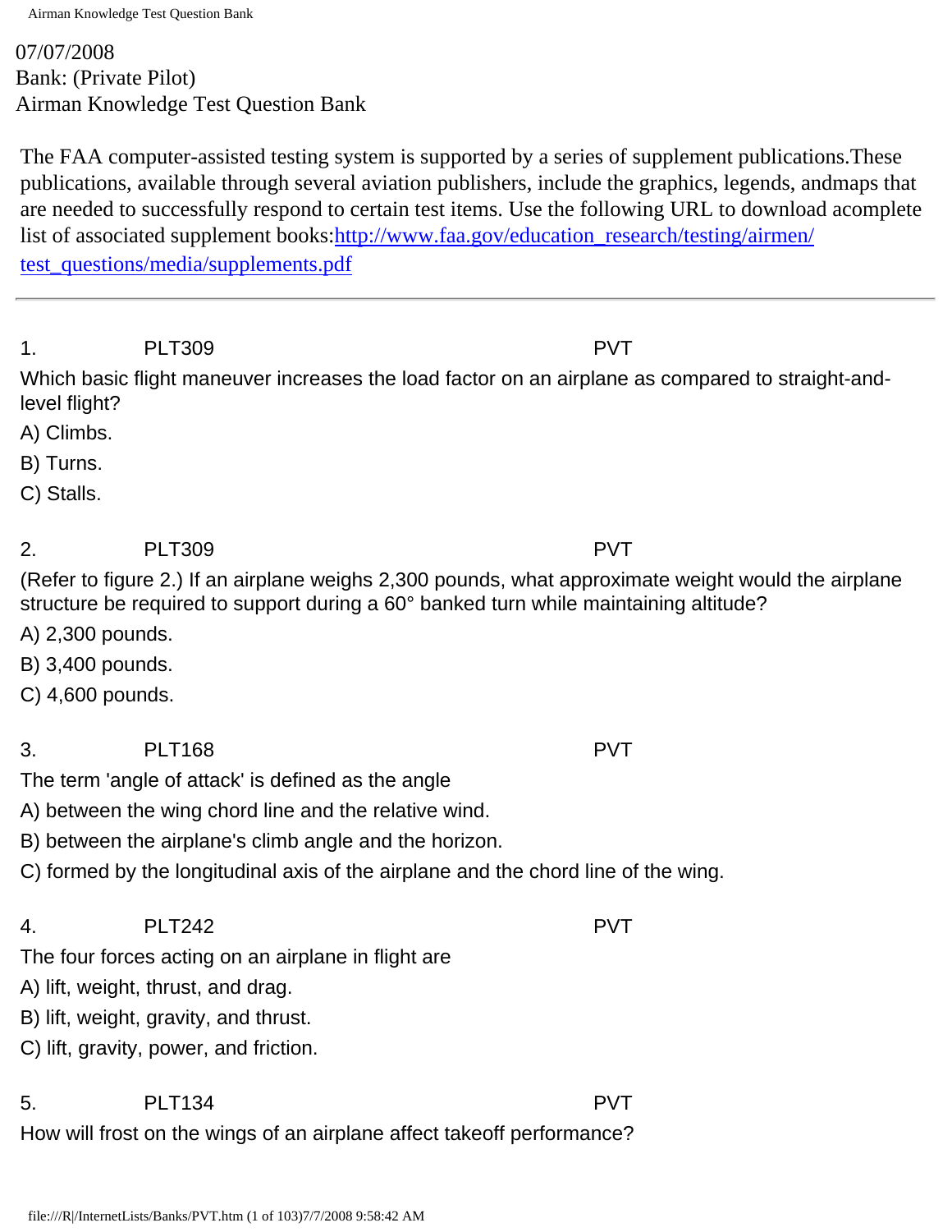07/07/2008
Bank: (Private Pilot)
Airman Knowledge Test Question Bank

The FAA computer-assisted testing system is supported by a series of supplement publications.These publications, available through several aviation publishers, include the graphics, legends, andmaps that are needed to successfully respond to certain test items. Use the following URL to download acomplete list of associated supplement books:[http://www.faa.gov/education_research/testing/airmen/test_questions/media/supplements.pdf](http://www.faa.gov/education_research/testing/airmen/test_questions/media/supplements.pdf)

---

1. PLT309 PVT

Which basic flight maneuver increases the load factor on an airplane as compared to straight-and-level flight?

A) Climbs.

B) Turns.

C) Stalls.

2. PLT309 PVT

(Refer to figure 2.) If an airplane weighs 2,300 pounds, what approximate weight would the airplane structure be required to support during a 60° banked turn while maintaining altitude?

A) 2,300 pounds.

B) 3,400 pounds.

C) 4,600 pounds.

3. PLT168 PVT

The term 'angle of attack' is defined as the angle

A) between the wing chord line and the relative wind.

B) between the airplane's climb angle and the horizon.

C) formed by the longitudinal axis of the airplane and the chord line of the wing.

4. PLT242 PVT

The four forces acting on an airplane in flight are

A) lift, weight, thrust, and drag.

B) lift, weight, gravity, and thrust.

C) lift, gravity, power, and friction.

5. PLT134 PVT

How will frost on the wings of an airplane affect takeoff performance?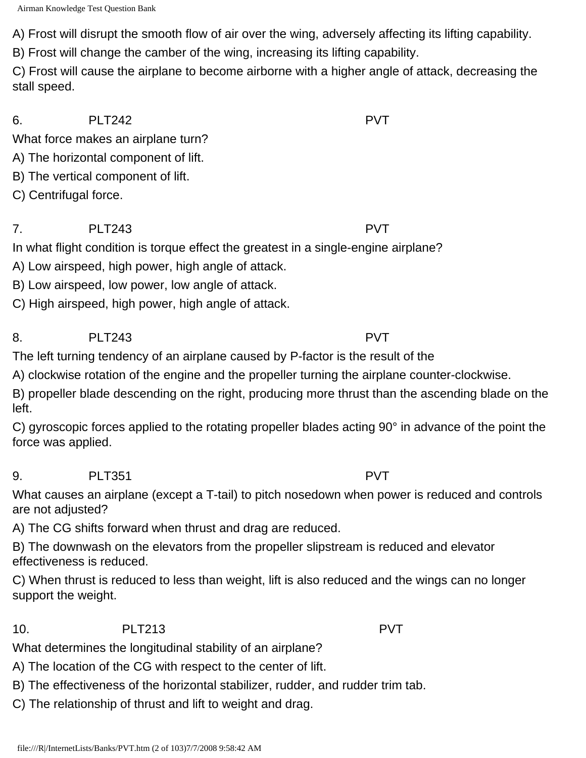A) Frost will disrupt the smooth flow of air over the wing, adversely affecting its lifting capability.

B) Frost will change the camber of the wing, increasing its lifting capability.

C) Frost will cause the airplane to become airborne with a higher angle of attack, decreasing the stall speed.

6. PLT242 PVT

What force makes an airplane turn?

A) The horizontal component of lift.

B) The vertical component of lift.

C) Centrifugal force.

7. PLT243 PVT

In what flight condition is torque effect the greatest in a single-engine airplane?

A) Low airspeed, high power, high angle of attack.

B) Low airspeed, low power, low angle of attack.

C) High airspeed, high power, high angle of attack.

8. PLT243 PVT

The left turning tendency of an airplane caused by P-factor is the result of the

A) clockwise rotation of the engine and the propeller turning the airplane counter-clockwise.

B) propeller blade descending on the right, producing more thrust than the ascending blade on the left.

C) gyroscopic forces applied to the rotating propeller blades acting 90° in advance of the point the force was applied.

9. PLT351 PVT

What causes an airplane (except a T-tail) to pitch nosedown when power is reduced and controls are not adjusted?

A) The CG shifts forward when thrust and drag are reduced.

B) The downwash on the elevators from the propeller slipstream is reduced and elevator effectiveness is reduced.

C) When thrust is reduced to less than weight, lift is also reduced and the wings can no longer support the weight.

10. PLT213 PVT

What determines the longitudinal stability of an airplane?

A) The location of the CG with respect to the center of lift.

B) The effectiveness of the horizontal stabilizer, rudder, and rudder trim tab.

C) The relationship of thrust and lift to weight and drag.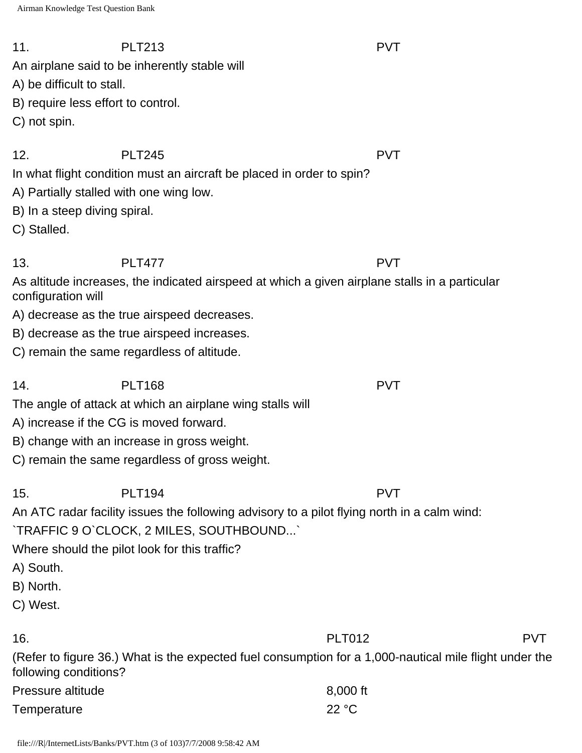11. PLT213 PVT

An airplane said to be inherently stable will

A) be difficult to stall.

B) require less effort to control.

C) not spin.

12. PLT245 PVT

In what flight condition must an aircraft be placed in order to spin?

A) Partially stalled with one wing low.

B) In a steep diving spiral.

C) Stalled.

13. PLT477 PVT

As altitude increases, the indicated airspeed at which a given airplane stalls in a particular configuration will

A) decrease as the true airspeed decreases.

B) decrease as the true airspeed increases.

C) remain the same regardless of altitude.

14. PLT168 PVT

The angle of attack at which an airplane wing stalls will

A) increase if the CG is moved forward.

B) change with an increase in gross weight.

C) remain the same regardless of gross weight.

15. PLT194 PVT

An ATC radar facility issues the following advisory to a pilot flying north in a calm wind:

`TRAFFIC 9 O`CLOCK, 2 MILES, SOUTHBOUND...`

Where should the pilot look for this traffic?

A) South.

B) North.

C) West.

16. PLT012 PVT

(Refer to figure 36.) What is the expected fuel consumption for a 1,000-nautical mile flight under the following conditions?

| | |
|---|---|
| Pressure altitude | 8,000 ft |
| Temperature | 22 °C |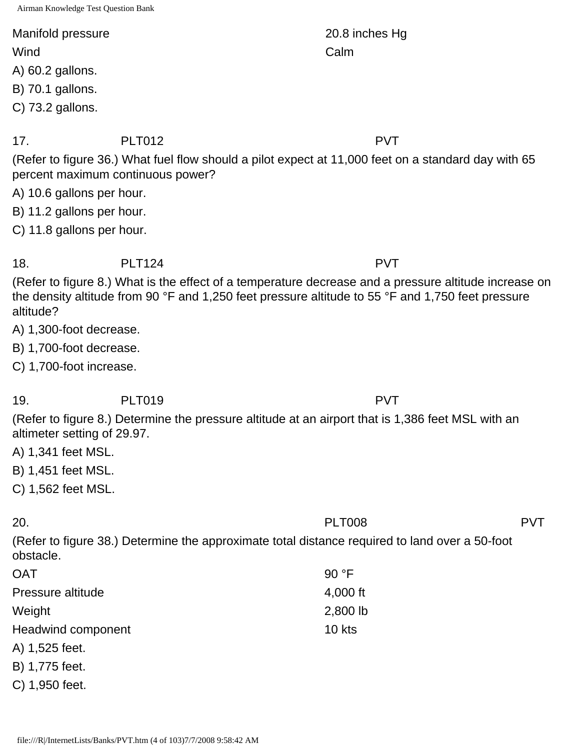| | |
|---|---|
| Manifold pressure | 20.8 inches Hg |
| Wind | Calm |

A) 60.2 gallons.

B) 70.1 gallons.

C) 73.2 gallons.

17. PLT012 PVT

(Refer to figure 36.) What fuel flow should a pilot expect at 11,000 feet on a standard day with 65 percent maximum continuous power?

A) 10.6 gallons per hour.

B) 11.2 gallons per hour.

C) 11.8 gallons per hour.

18. PLT124 PVT

(Refer to figure 8.) What is the effect of a temperature decrease and a pressure altitude increase on the density altitude from 90 °F and 1,250 feet pressure altitude to 55 °F and 1,750 feet pressure altitude?

A) 1,300-foot decrease.

B) 1,700-foot decrease.

C) 1,700-foot increase.

19. PLT019 PVT

(Refer to figure 8.) Determine the pressure altitude at an airport that is 1,386 feet MSL with an altimeter setting of 29.97.

A) 1,341 feet MSL.

B) 1,451 feet MSL.

C) 1,562 feet MSL.

20. PLT008 PVT

(Refer to figure 38.) Determine the approximate total distance required to land over a 50-foot obstacle.

| | |
|---|---|
| OAT | 90 °F |
| Pressure altitude | 4,000 ft |
| Weight | 2,800 lb |
| Headwind component | 10 kts |

A) 1,525 feet.

B) 1,775 feet.

C) 1,950 feet.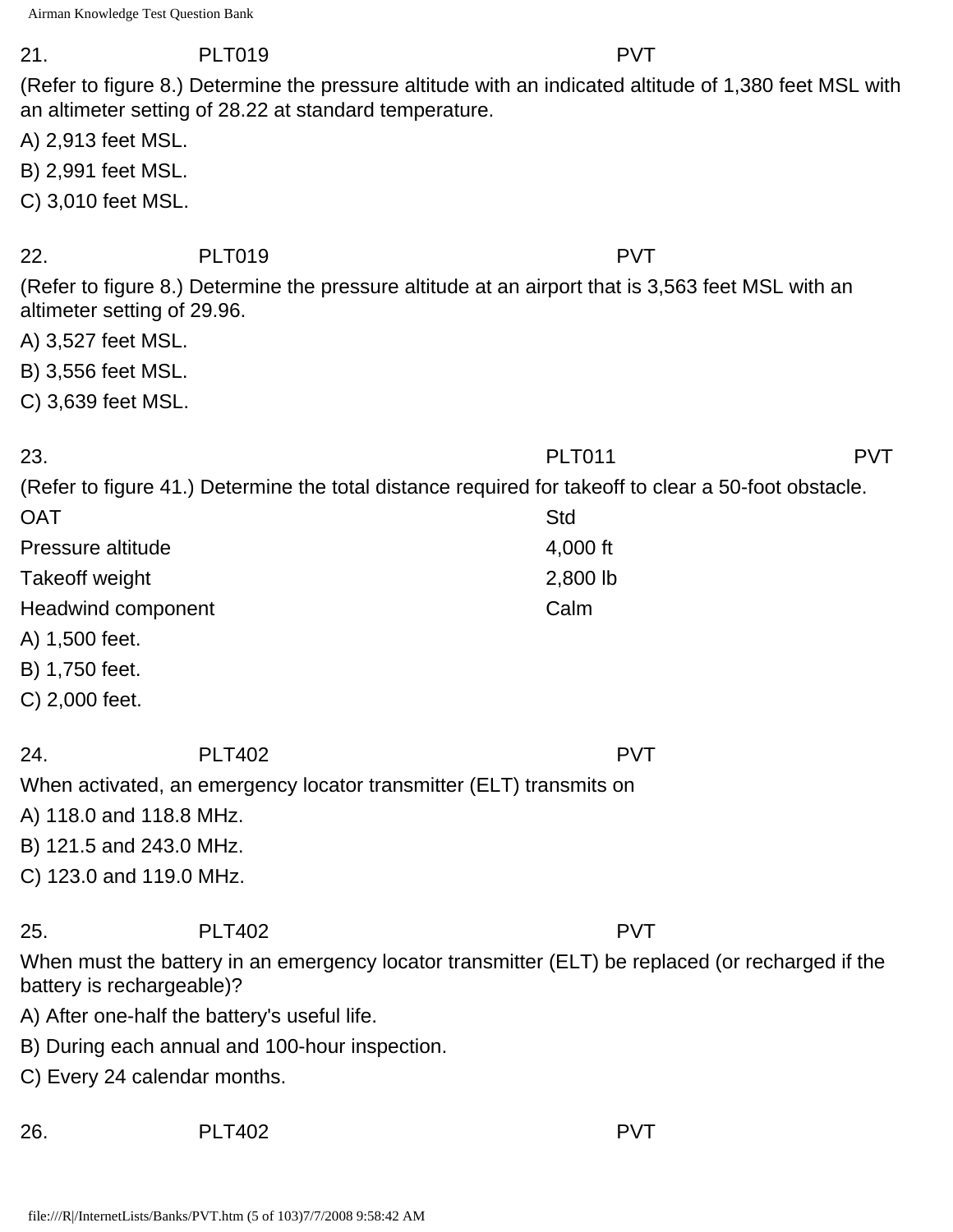21. PLT019 PVT

(Refer to figure 8.) Determine the pressure altitude with an indicated altitude of 1,380 feet MSL with an altimeter setting of 28.22 at standard temperature.

A) 2,913 feet MSL.

B) 2,991 feet MSL.

C) 3,010 feet MSL.

22. PLT019 PVT

(Refer to figure 8.) Determine the pressure altitude at an airport that is 3,563 feet MSL with an altimeter setting of 29.96.

A) 3,527 feet MSL.

B) 3,556 feet MSL.

C) 3,639 feet MSL.

23. PLT011 PVT

(Refer to figure 41.) Determine the total distance required for takeoff to clear a 50-foot obstacle.

| | |
|---|---|
| OAT | Std |
| Pressure altitude | 4,000 ft |
| Takeoff weight | 2,800 lb |
| Headwind component | Calm |

A) 1,500 feet.

B) 1,750 feet.

C) 2,000 feet.

24. PLT402 PVT

When activated, an emergency locator transmitter (ELT) transmits on

A) 118.0 and 118.8 MHz.

B) 121.5 and 243.0 MHz.

C) 123.0 and 119.0 MHz.

25. PLT402 PVT

When must the battery in an emergency locator transmitter (ELT) be replaced (or recharged if the battery is rechargeable)?

A) After one-half the battery's useful life.

B) During each annual and 100-hour inspection.

C) Every 24 calendar months.

26. PLT402 PVT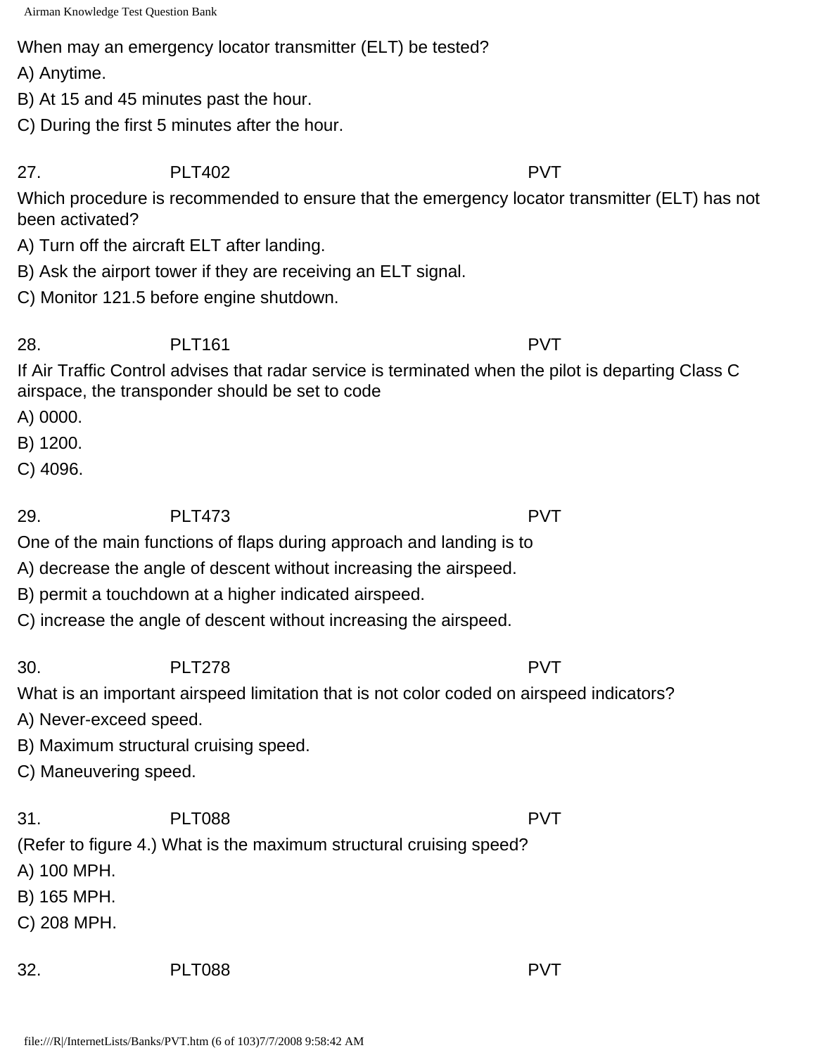When may an emergency locator transmitter (ELT) be tested?

A) Anytime.

B) At 15 and 45 minutes past the hour.

C) During the first 5 minutes after the hour.

27. PLT402 PVT

Which procedure is recommended to ensure that the emergency locator transmitter (ELT) has not been activated?

A) Turn off the aircraft ELT after landing.

B) Ask the airport tower if they are receiving an ELT signal.

C) Monitor 121.5 before engine shutdown.

28. PLT161 PVT

If Air Traffic Control advises that radar service is terminated when the pilot is departing Class C airspace, the transponder should be set to code

A) 0000.

B) 1200.

C) 4096.

29. PLT473 PVT

One of the main functions of flaps during approach and landing is to

A) decrease the angle of descent without increasing the airspeed.

B) permit a touchdown at a higher indicated airspeed.

C) increase the angle of descent without increasing the airspeed.

30. PLT278 PVT

What is an important airspeed limitation that is not color coded on airspeed indicators?

A) Never-exceed speed.

B) Maximum structural cruising speed.

C) Maneuvering speed.

31. PLT088 PVT

(Refer to figure 4.) What is the maximum structural cruising speed?

A) 100 MPH.

B) 165 MPH.

C) 208 MPH.

32. PLT088 PVT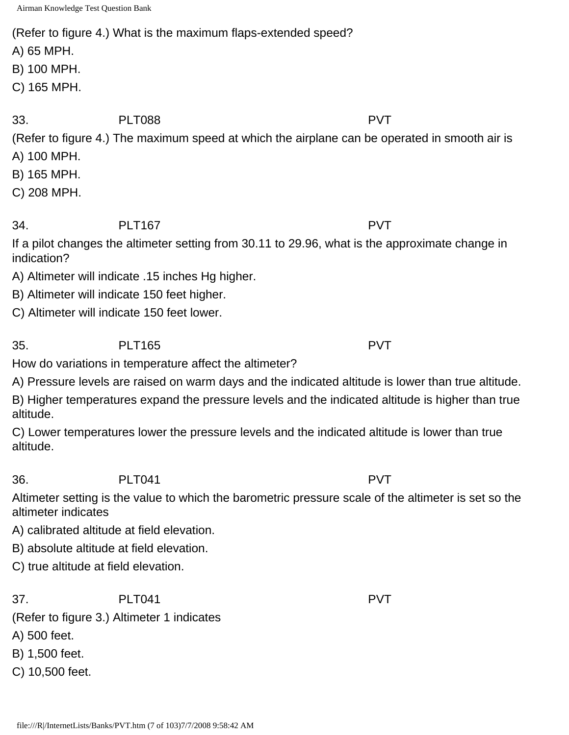(Refer to figure 4.) What is the maximum flaps-extended speed?

A) 65 MPH.

B) 100 MPH.

C) 165 MPH.

33. PLT088 PVT

(Refer to figure 4.) The maximum speed at which the airplane can be operated in smooth air is

A) 100 MPH.

B) 165 MPH.

C) 208 MPH.

34. PLT167 PVT

If a pilot changes the altimeter setting from 30.11 to 29.96, what is the approximate change in indication?

A) Altimeter will indicate .15 inches Hg higher.

B) Altimeter will indicate 150 feet higher.

C) Altimeter will indicate 150 feet lower.

35. PLT165 PVT

How do variations in temperature affect the altimeter?

A) Pressure levels are raised on warm days and the indicated altitude is lower than true altitude.

B) Higher temperatures expand the pressure levels and the indicated altitude is higher than true altitude.

C) Lower temperatures lower the pressure levels and the indicated altitude is lower than true altitude.

36. PLT041 PVT

Altimeter setting is the value to which the barometric pressure scale of the altimeter is set so the altimeter indicates

A) calibrated altitude at field elevation.

B) absolute altitude at field elevation.

C) true altitude at field elevation.

37. PLT041 PVT

(Refer to figure 3.) Altimeter 1 indicates

A) 500 feet.

B) 1,500 feet.

C) 10,500 feet.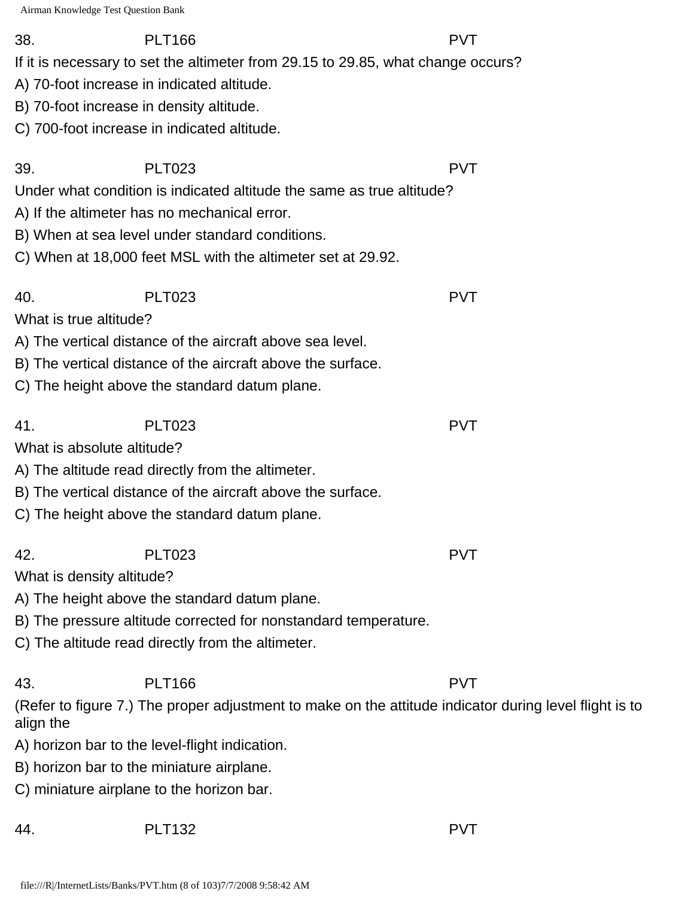38. PLT166 PVT

If it is necessary to set the altimeter from 29.15 to 29.85, what change occurs?

A) 70-foot increase in indicated altitude.

B) 70-foot increase in density altitude.

C) 700-foot increase in indicated altitude.

39. PLT023 PVT

Under what condition is indicated altitude the same as true altitude?

A) If the altimeter has no mechanical error.

B) When at sea level under standard conditions.

C) When at 18,000 feet MSL with the altimeter set at 29.92.

40. PLT023 PVT

What is true altitude?

A) The vertical distance of the aircraft above sea level.

B) The vertical distance of the aircraft above the surface.

C) The height above the standard datum plane.

41. PLT023 PVT

What is absolute altitude?

A) The altitude read directly from the altimeter.

B) The vertical distance of the aircraft above the surface.

C) The height above the standard datum plane.

42. PLT023 PVT

What is density altitude?

A) The height above the standard datum plane.

B) The pressure altitude corrected for nonstandard temperature.

C) The altitude read directly from the altimeter.

43. PLT166 PVT

(Refer to figure 7.) The proper adjustment to make on the attitude indicator during level flight is to align the

A) horizon bar to the level-flight indication.

B) horizon bar to the miniature airplane.

C) miniature airplane to the horizon bar.

44. PLT132 PVT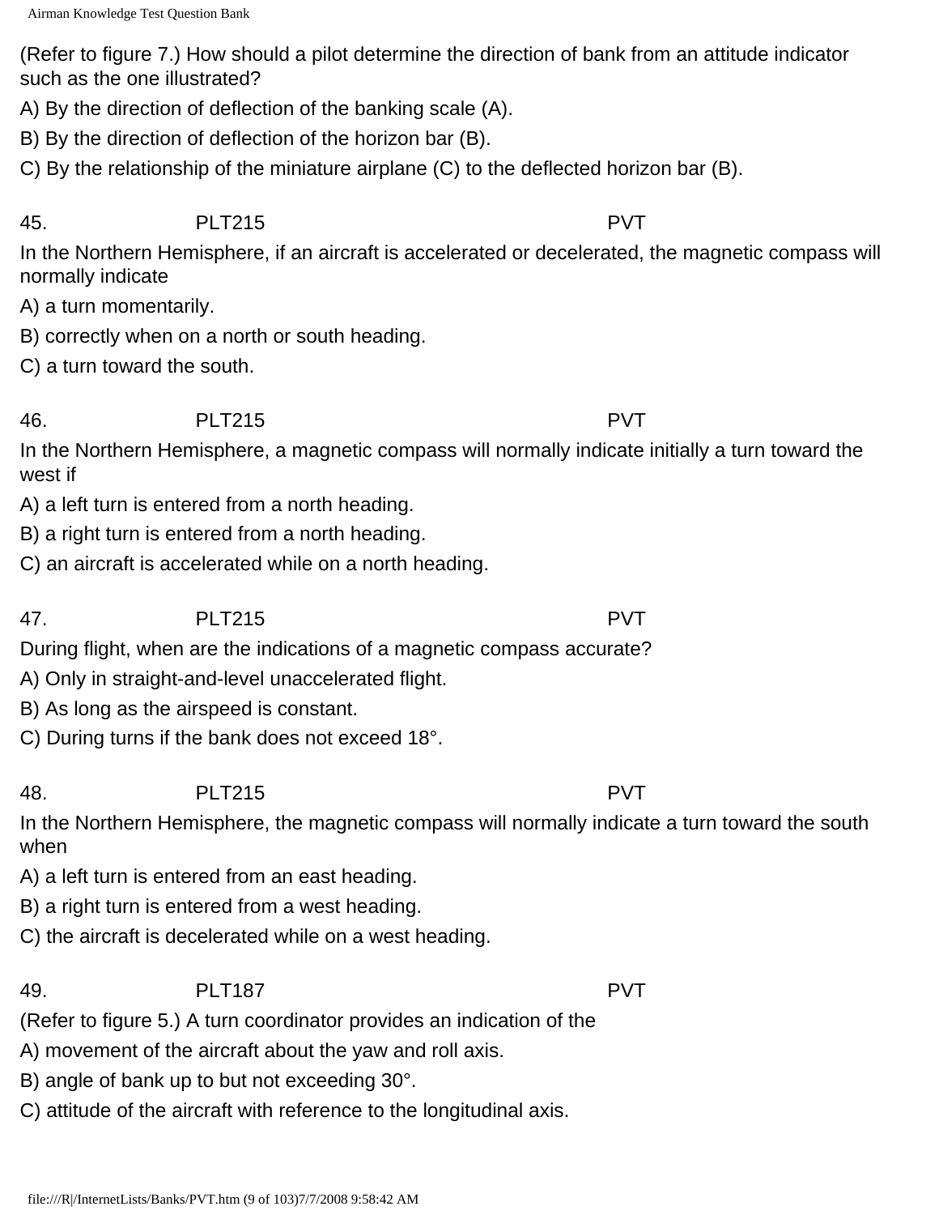(Refer to figure 7.) How should a pilot determine the direction of bank from an attitude indicator such as the one illustrated?

A) By the direction of deflection of the banking scale (A).

B) By the direction of deflection of the horizon bar (B).

C) By the relationship of the miniature airplane (C) to the deflected horizon bar (B).

45. PLT215 PVT

In the Northern Hemisphere, if an aircraft is accelerated or decelerated, the magnetic compass will normally indicate

A) a turn momentarily.

B) correctly when on a north or south heading.

C) a turn toward the south.

46. PLT215 PVT

In the Northern Hemisphere, a magnetic compass will normally indicate initially a turn toward the west if

A) a left turn is entered from a north heading.

B) a right turn is entered from a north heading.

C) an aircraft is accelerated while on a north heading.

47. PLT215 PVT

During flight, when are the indications of a magnetic compass accurate?

A) Only in straight-and-level unaccelerated flight.

B) As long as the airspeed is constant.

C) During turns if the bank does not exceed 18°.

48. PLT215 PVT

In the Northern Hemisphere, the magnetic compass will normally indicate a turn toward the south when

A) a left turn is entered from an east heading.

B) a right turn is entered from a west heading.

C) the aircraft is decelerated while on a west heading.

49. PLT187 PVT

(Refer to figure 5.) A turn coordinator provides an indication of the

A) movement of the aircraft about the yaw and roll axis.

B) angle of bank up to but not exceeding 30°.

C) attitude of the aircraft with reference to the longitudinal axis.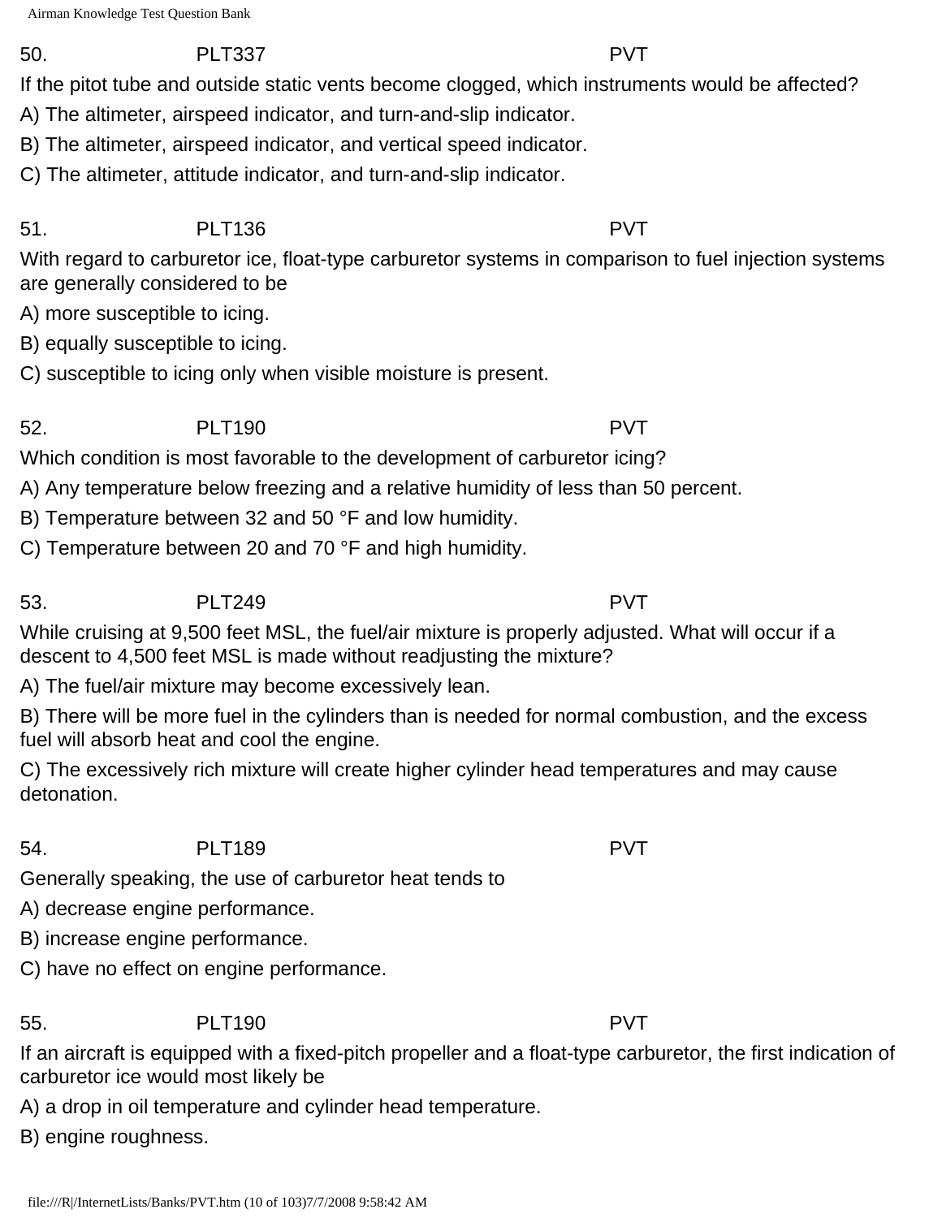50. PLT337 PVT

If the pitot tube and outside static vents become clogged, which instruments would be affected?

A) The altimeter, airspeed indicator, and turn-and-slip indicator.

B) The altimeter, airspeed indicator, and vertical speed indicator.

C) The altimeter, attitude indicator, and turn-and-slip indicator.

51. PLT136 PVT

With regard to carburetor ice, float-type carburetor systems in comparison to fuel injection systems are generally considered to be

A) more susceptible to icing.

B) equally susceptible to icing.

C) susceptible to icing only when visible moisture is present.

52. PLT190 PVT

Which condition is most favorable to the development of carburetor icing?

A) Any temperature below freezing and a relative humidity of less than 50 percent.

B) Temperature between 32 and 50 °F and low humidity.

C) Temperature between 20 and 70 °F and high humidity.

53. PLT249 PVT

While cruising at 9,500 feet MSL, the fuel/air mixture is properly adjusted. What will occur if a descent to 4,500 feet MSL is made without readjusting the mixture?

A) The fuel/air mixture may become excessively lean.

B) There will be more fuel in the cylinders than is needed for normal combustion, and the excess fuel will absorb heat and cool the engine.

C) The excessively rich mixture will create higher cylinder head temperatures and may cause detonation.

54. PLT189 PVT

Generally speaking, the use of carburetor heat tends to

A) decrease engine performance.

B) increase engine performance.

C) have no effect on engine performance.

55. PLT190 PVT

If an aircraft is equipped with a fixed-pitch propeller and a float-type carburetor, the first indication of carburetor ice would most likely be

A) a drop in oil temperature and cylinder head temperature.

B) engine roughness.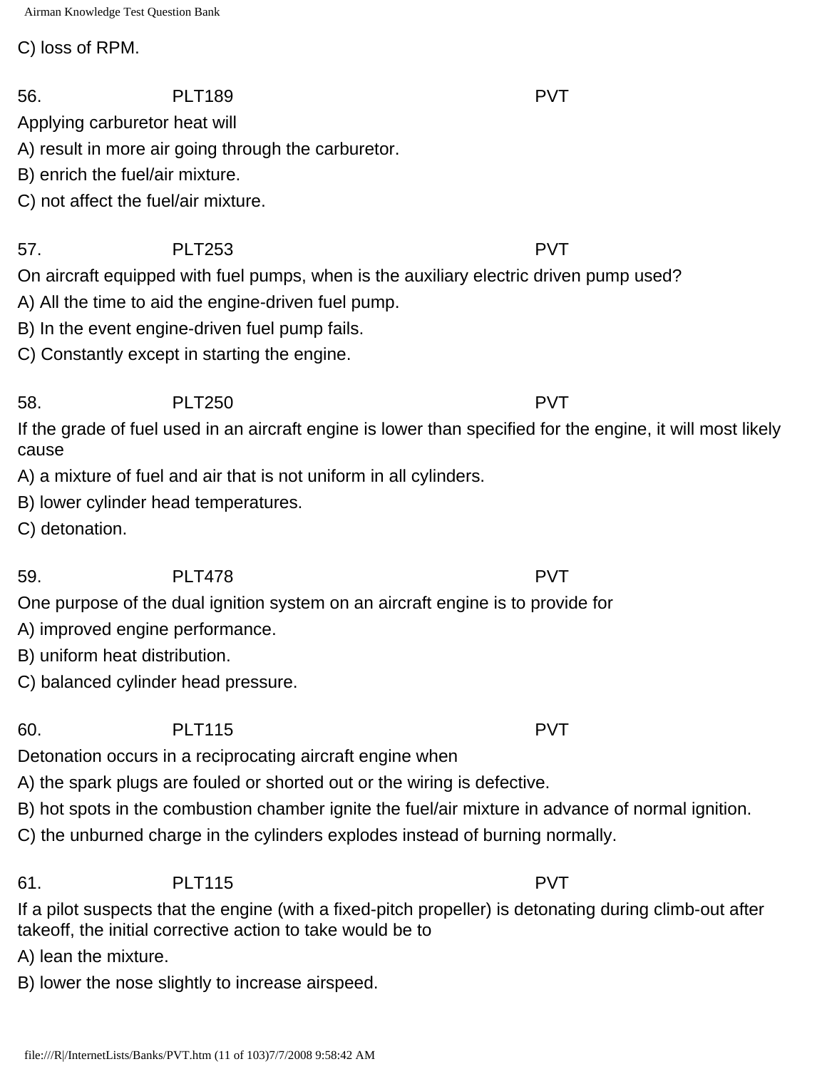C) loss of RPM.

56. PLT189 PVT

Applying carburetor heat will

A) result in more air going through the carburetor.

B) enrich the fuel/air mixture.

C) not affect the fuel/air mixture.

57. PLT253 PVT

On aircraft equipped with fuel pumps, when is the auxiliary electric driven pump used?

A) All the time to aid the engine-driven fuel pump.

B) In the event engine-driven fuel pump fails.

C) Constantly except in starting the engine.

58. PLT250 PVT

If the grade of fuel used in an aircraft engine is lower than specified for the engine, it will most likely cause

A) a mixture of fuel and air that is not uniform in all cylinders.

B) lower cylinder head temperatures.

C) detonation.

59. PLT478 PVT

One purpose of the dual ignition system on an aircraft engine is to provide for

A) improved engine performance.

B) uniform heat distribution.

C) balanced cylinder head pressure.

60. PLT115 PVT

Detonation occurs in a reciprocating aircraft engine when

A) the spark plugs are fouled or shorted out or the wiring is defective.

B) hot spots in the combustion chamber ignite the fuel/air mixture in advance of normal ignition.

C) the unburned charge in the cylinders explodes instead of burning normally.

61. PLT115 PVT

If a pilot suspects that the engine (with a fixed-pitch propeller) is detonating during climb-out after takeoff, the initial corrective action to take would be to

A) lean the mixture.

B) lower the nose slightly to increase airspeed.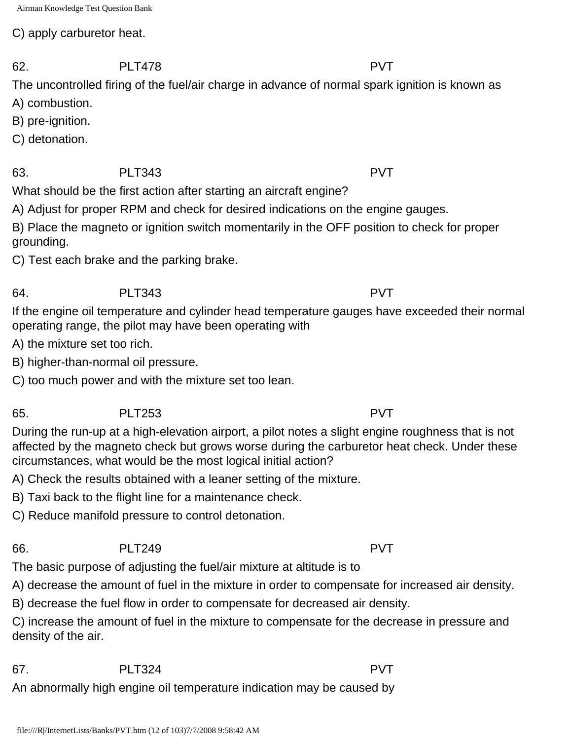C) apply carburetor heat.

62. PLT478 PVT

The uncontrolled firing of the fuel/air charge in advance of normal spark ignition is known as

A) combustion.

B) pre-ignition.

C) detonation.

63. PLT343 PVT

What should be the first action after starting an aircraft engine?

A) Adjust for proper RPM and check for desired indications on the engine gauges.

B) Place the magneto or ignition switch momentarily in the OFF position to check for proper grounding.

C) Test each brake and the parking brake.

64. PLT343 PVT

If the engine oil temperature and cylinder head temperature gauges have exceeded their normal operating range, the pilot may have been operating with

A) the mixture set too rich.

B) higher-than-normal oil pressure.

C) too much power and with the mixture set too lean.

65. PLT253 PVT

During the run-up at a high-elevation airport, a pilot notes a slight engine roughness that is not affected by the magneto check but grows worse during the carburetor heat check. Under these circumstances, what would be the most logical initial action?

A) Check the results obtained with a leaner setting of the mixture.

B) Taxi back to the flight line for a maintenance check.

C) Reduce manifold pressure to control detonation.

66. PLT249 PVT

The basic purpose of adjusting the fuel/air mixture at altitude is to

A) decrease the amount of fuel in the mixture in order to compensate for increased air density.

B) decrease the fuel flow in order to compensate for decreased air density.

C) increase the amount of fuel in the mixture to compensate for the decrease in pressure and density of the air.

67. PLT324 PVT

An abnormally high engine oil temperature indication may be caused by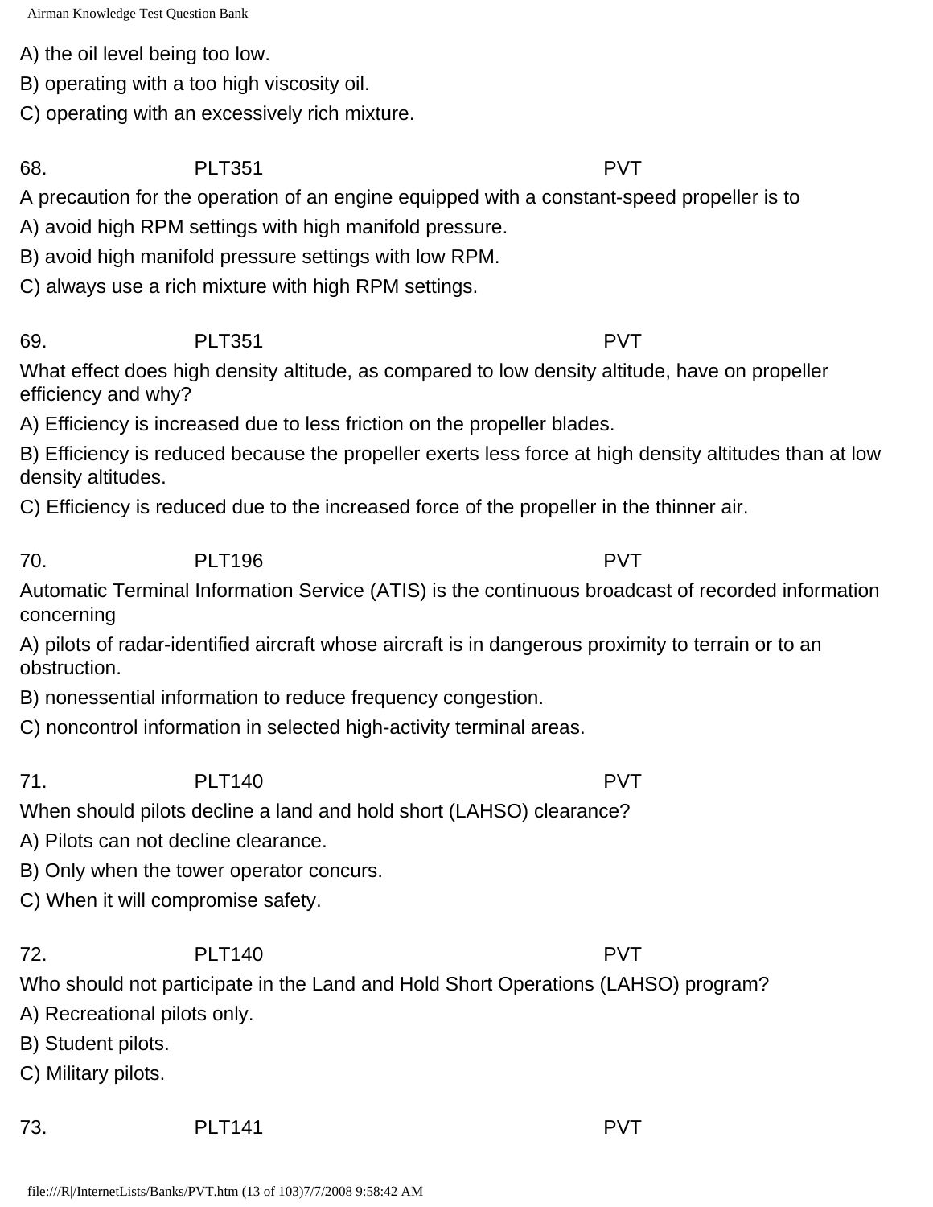A) the oil level being too low.

B) operating with a too high viscosity oil.

C) operating with an excessively rich mixture.

68. PLT351 PVT

A precaution for the operation of an engine equipped with a constant-speed propeller is to

A) avoid high RPM settings with high manifold pressure.

B) avoid high manifold pressure settings with low RPM.

C) always use a rich mixture with high RPM settings.

69. PLT351 PVT

What effect does high density altitude, as compared to low density altitude, have on propeller efficiency and why?

A) Efficiency is increased due to less friction on the propeller blades.

B) Efficiency is reduced because the propeller exerts less force at high density altitudes than at low density altitudes.

C) Efficiency is reduced due to the increased force of the propeller in the thinner air.

70. PLT196 PVT

Automatic Terminal Information Service (ATIS) is the continuous broadcast of recorded information concerning

A) pilots of radar-identified aircraft whose aircraft is in dangerous proximity to terrain or to an obstruction.

B) nonessential information to reduce frequency congestion.

C) noncontrol information in selected high-activity terminal areas.

71. PLT140 PVT

When should pilots decline a land and hold short (LAHSO) clearance?

A) Pilots can not decline clearance.

B) Only when the tower operator concurs.

C) When it will compromise safety.

72. PLT140 PVT

Who should not participate in the Land and Hold Short Operations (LAHSO) program?

A) Recreational pilots only.

B) Student pilots.

C) Military pilots.

73. PLT141 PVT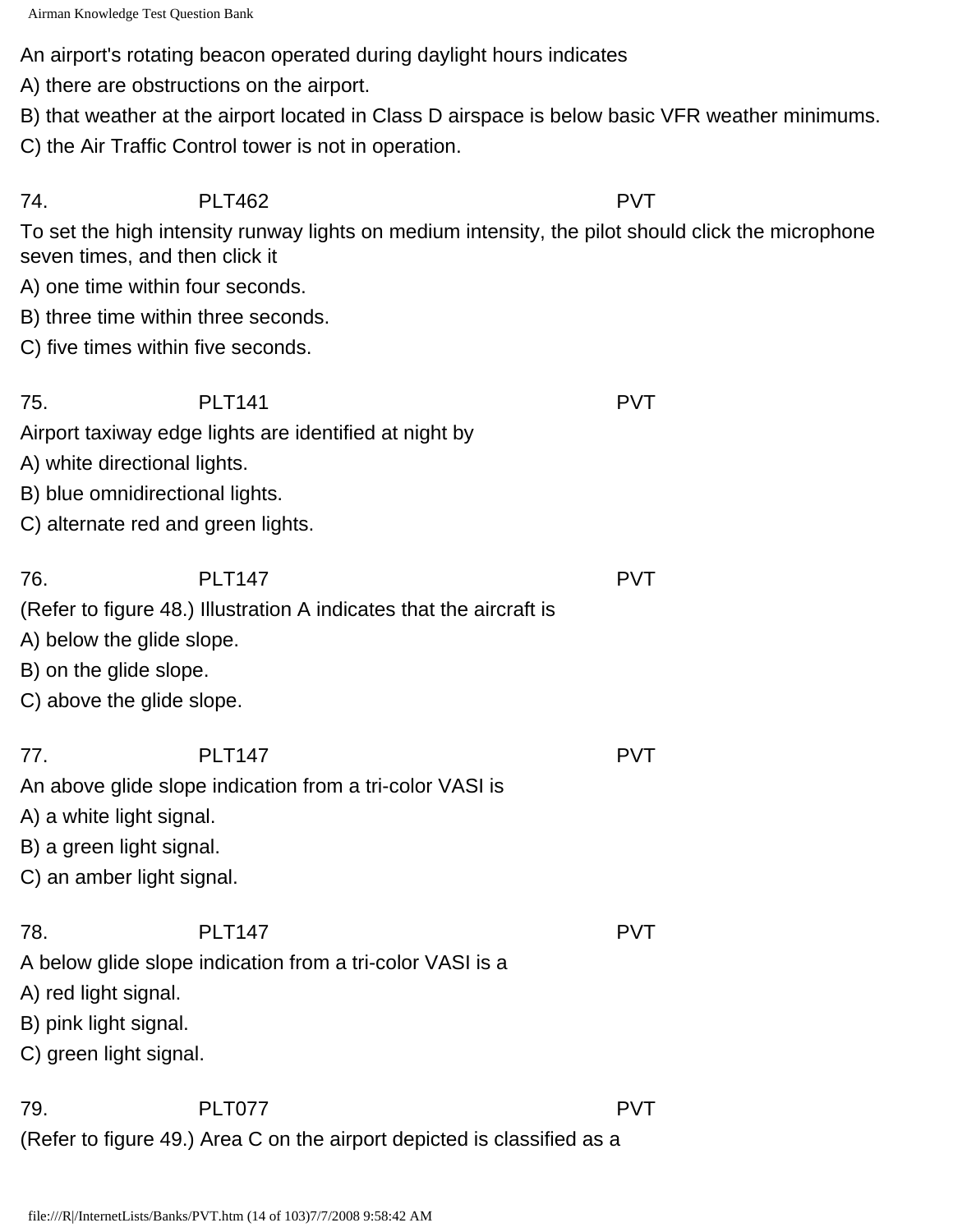An airport's rotating beacon operated during daylight hours indicates

A) there are obstructions on the airport.

B) that weather at the airport located in Class D airspace is below basic VFR weather minimums.

C) the Air Traffic Control tower is not in operation.

74. PLT462 PVT

To set the high intensity runway lights on medium intensity, the pilot should click the microphone seven times, and then click it

A) one time within four seconds.

B) three time within three seconds.

C) five times within five seconds.

75. PLT141 PVT

Airport taxiway edge lights are identified at night by

A) white directional lights.

B) blue omnidirectional lights.

C) alternate red and green lights.

76. PLT147 PVT

(Refer to figure 48.) Illustration A indicates that the aircraft is

A) below the glide slope.

B) on the glide slope.

C) above the glide slope.

77. PLT147 PVT

An above glide slope indication from a tri-color VASI is

A) a white light signal.

B) a green light signal.

C) an amber light signal.

78. PLT147 PVT

A below glide slope indication from a tri-color VASI is a

A) red light signal.

B) pink light signal.

C) green light signal.

79. PLT077 PVT

(Refer to figure 49.) Area C on the airport depicted is classified as a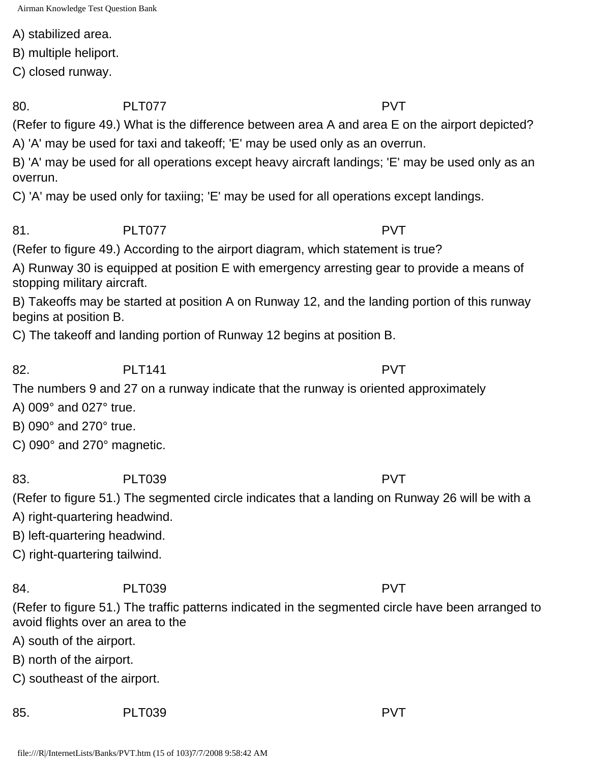A) stabilized area.

B) multiple heliport.

C) closed runway.

80. PLT077 PVT

(Refer to figure 49.) What is the difference between area A and area E on the airport depicted?

A) 'A' may be used for taxi and takeoff; 'E' may be used only as an overrun.

B) 'A' may be used for all operations except heavy aircraft landings; 'E' may be used only as an overrun.

C) 'A' may be used only for taxiing; 'E' may be used for all operations except landings.

81. PLT077 PVT

(Refer to figure 49.) According to the airport diagram, which statement is true?

A) Runway 30 is equipped at position E with emergency arresting gear to provide a means of stopping military aircraft.

B) Takeoffs may be started at position A on Runway 12, and the landing portion of this runway begins at position B.

C) The takeoff and landing portion of Runway 12 begins at position B.

82. PLT141 PVT

The numbers 9 and 27 on a runway indicate that the runway is oriented approximately

A) 009° and 027° true.

B) 090° and 270° true.

C) 090° and 270° magnetic.

83. PLT039 PVT

(Refer to figure 51.) The segmented circle indicates that a landing on Runway 26 will be with a

A) right-quartering headwind.

B) left-quartering headwind.

C) right-quartering tailwind.

84. PLT039 PVT

(Refer to figure 51.) The traffic patterns indicated in the segmented circle have been arranged to avoid flights over an area to the

A) south of the airport.

B) north of the airport.

C) southeast of the airport.

85. PLT039 PVT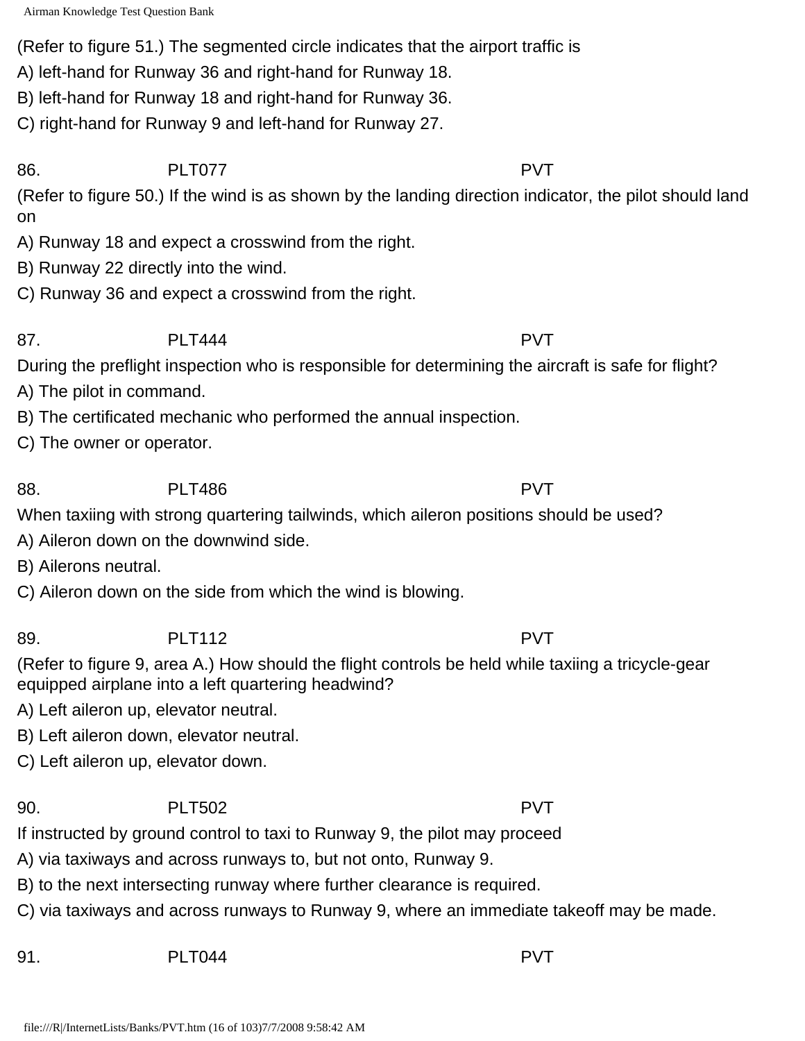(Refer to figure 51.) The segmented circle indicates that the airport traffic is

A) left-hand for Runway 36 and right-hand for Runway 18.

B) left-hand for Runway 18 and right-hand for Runway 36.

C) right-hand for Runway 9 and left-hand for Runway 27.

86. PLT077 PVT

(Refer to figure 50.) If the wind is as shown by the landing direction indicator, the pilot should land on

A) Runway 18 and expect a crosswind from the right.

B) Runway 22 directly into the wind.

C) Runway 36 and expect a crosswind from the right.

87. PLT444 PVT

During the preflight inspection who is responsible for determining the aircraft is safe for flight?

A) The pilot in command.

B) The certificated mechanic who performed the annual inspection.

C) The owner or operator.

88. PLT486 PVT

When taxiing with strong quartering tailwinds, which aileron positions should be used?

A) Aileron down on the downwind side.

B) Ailerons neutral.

C) Aileron down on the side from which the wind is blowing.

89. PLT112 PVT

(Refer to figure 9, area A.) How should the flight controls be held while taxiing a tricycle-gear equipped airplane into a left quartering headwind?

A) Left aileron up, elevator neutral.

B) Left aileron down, elevator neutral.

C) Left aileron up, elevator down.

90. PLT502 PVT

If instructed by ground control to taxi to Runway 9, the pilot may proceed

A) via taxiways and across runways to, but not onto, Runway 9.

B) to the next intersecting runway where further clearance is required.

C) via taxiways and across runways to Runway 9, where an immediate takeoff may be made.

91. PLT044 PVT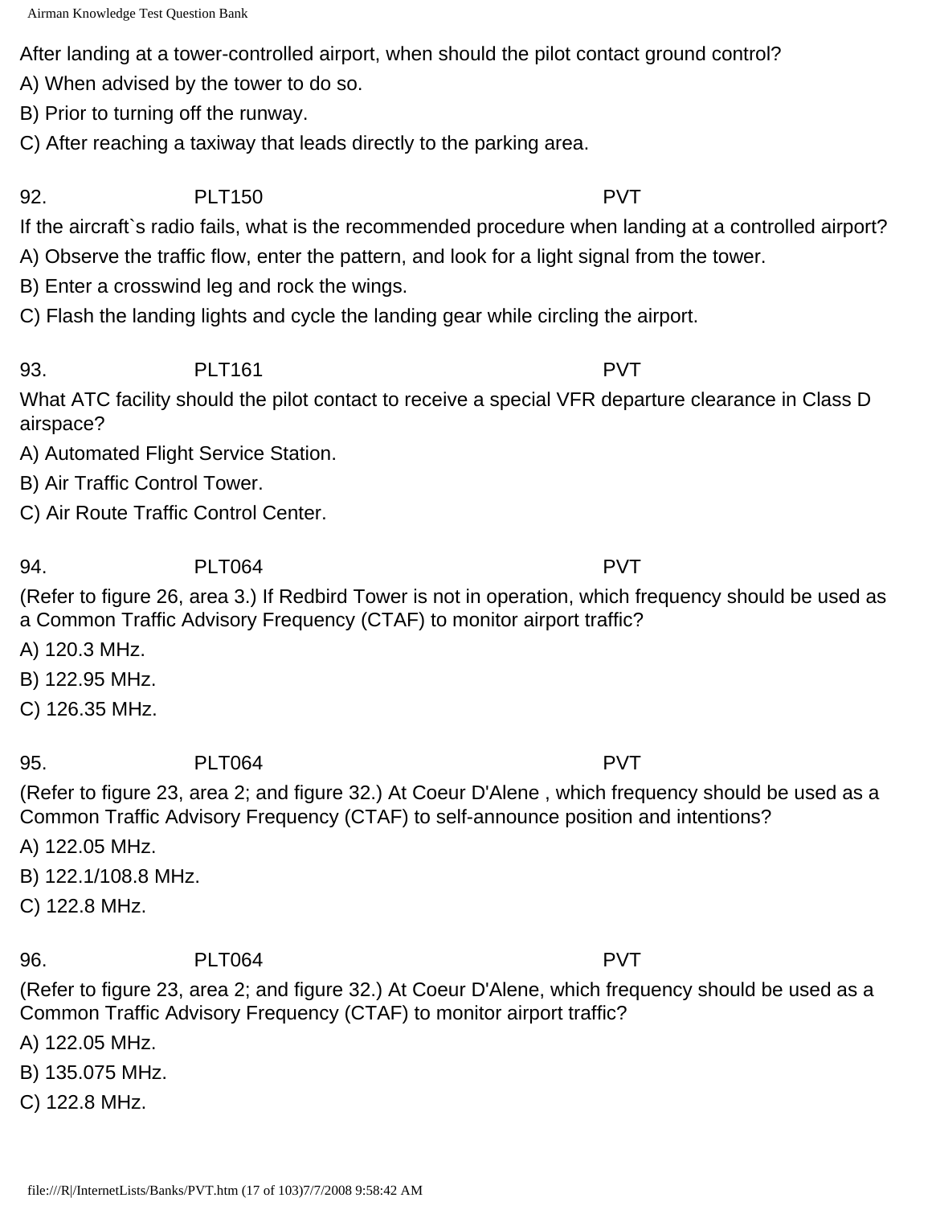After landing at a tower-controlled airport, when should the pilot contact ground control?

A) When advised by the tower to do so.

B) Prior to turning off the runway.

C) After reaching a taxiway that leads directly to the parking area.

92. PLT150 PVT

If the aircraft`s radio fails, what is the recommended procedure when landing at a controlled airport?

A) Observe the traffic flow, enter the pattern, and look for a light signal from the tower.

B) Enter a crosswind leg and rock the wings.

C) Flash the landing lights and cycle the landing gear while circling the airport.

93. PLT161 PVT

What ATC facility should the pilot contact to receive a special VFR departure clearance in Class D airspace?

A) Automated Flight Service Station.

B) Air Traffic Control Tower.

C) Air Route Traffic Control Center.

94. PLT064 PVT

(Refer to figure 26, area 3.) If Redbird Tower is not in operation, which frequency should be used as a Common Traffic Advisory Frequency (CTAF) to monitor airport traffic?

A) 120.3 MHz.

B) 122.95 MHz.

C) 126.35 MHz.

95. PLT064 PVT

(Refer to figure 23, area 2; and figure 32.) At Coeur D'Alene , which frequency should be used as a Common Traffic Advisory Frequency (CTAF) to self-announce position and intentions?

A) 122.05 MHz.

B) 122.1/108.8 MHz.

C) 122.8 MHz.

96. PLT064 PVT

(Refer to figure 23, area 2; and figure 32.) At Coeur D'Alene, which frequency should be used as a Common Traffic Advisory Frequency (CTAF) to monitor airport traffic?

A) 122.05 MHz.

B) 135.075 MHz.

C) 122.8 MHz.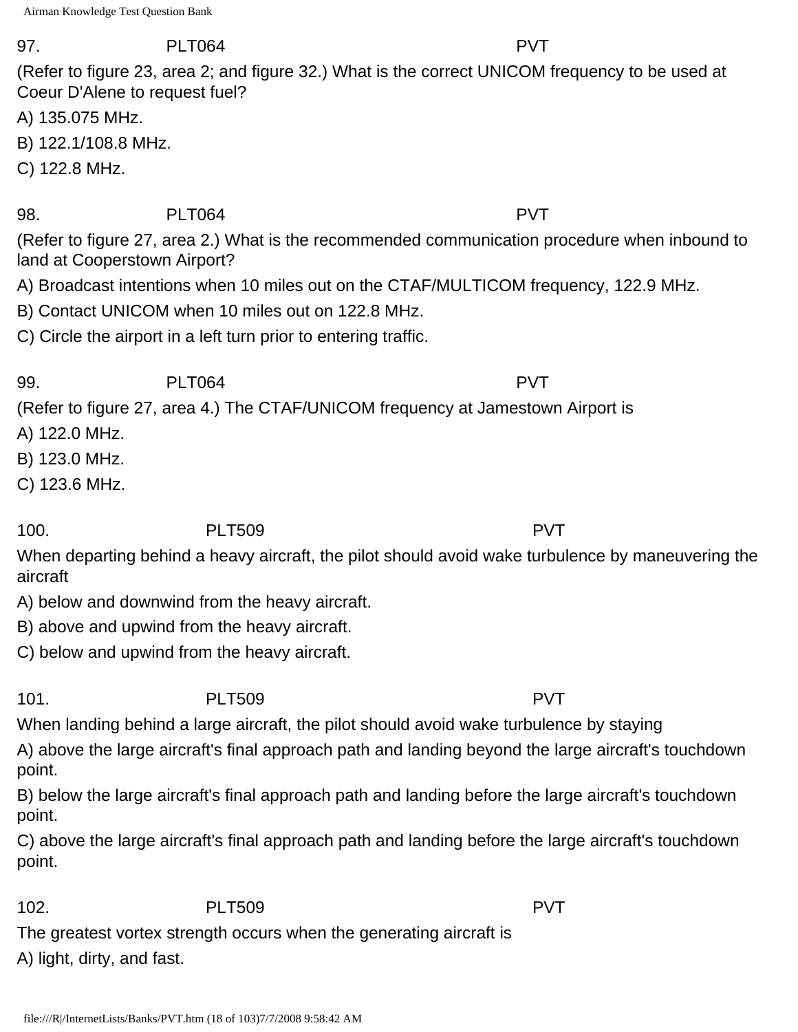97. PLT064 PVT

(Refer to figure 23, area 2; and figure 32.) What is the correct UNICOM frequency to be used at Coeur D'Alene to request fuel?

A) 135.075 MHz.

B) 122.1/108.8 MHz.

C) 122.8 MHz.

98. PLT064 PVT

(Refer to figure 27, area 2.) What is the recommended communication procedure when inbound to land at Cooperstown Airport?

A) Broadcast intentions when 10 miles out on the CTAF/MULTICOM frequency, 122.9 MHz.

B) Contact UNICOM when 10 miles out on 122.8 MHz.

C) Circle the airport in a left turn prior to entering traffic.

99. PLT064 PVT

(Refer to figure 27, area 4.) The CTAF/UNICOM frequency at Jamestown Airport is

A) 122.0 MHz.

B) 123.0 MHz.

C) 123.6 MHz.

100. PLT509 PVT

When departing behind a heavy aircraft, the pilot should avoid wake turbulence by maneuvering the aircraft

A) below and downwind from the heavy aircraft.

B) above and upwind from the heavy aircraft.

C) below and upwind from the heavy aircraft.

101. PLT509 PVT

When landing behind a large aircraft, the pilot should avoid wake turbulence by staying

A) above the large aircraft's final approach path and landing beyond the large aircraft's touchdown point.

B) below the large aircraft's final approach path and landing before the large aircraft's touchdown point.

C) above the large aircraft's final approach path and landing before the large aircraft's touchdown point.

102. PLT509 PVT

The greatest vortex strength occurs when the generating aircraft is

A) light, dirty, and fast.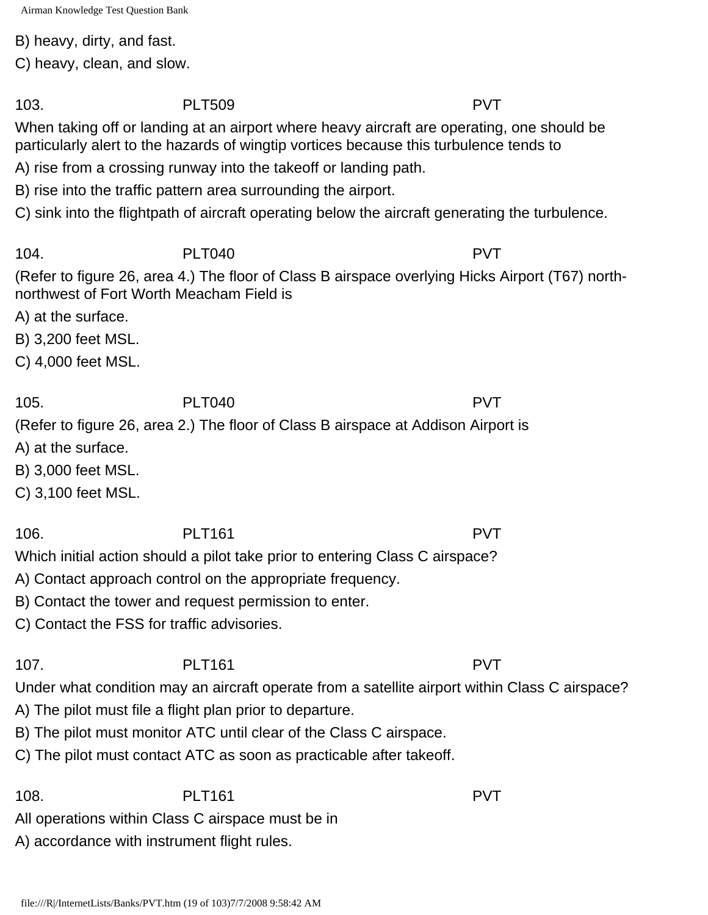B) heavy, dirty, and fast.

C) heavy, clean, and slow.

103. PLT509 PVT

When taking off or landing at an airport where heavy aircraft are operating, one should be particularly alert to the hazards of wingtip vortices because this turbulence tends to

A) rise from a crossing runway into the takeoff or landing path.

B) rise into the traffic pattern area surrounding the airport.

C) sink into the flightpath of aircraft operating below the aircraft generating the turbulence.

104. PLT040 PVT

(Refer to figure 26, area 4.) The floor of Class B airspace overlying Hicks Airport (T67) north-northwest of Fort Worth Meacham Field is

A) at the surface.

B) 3,200 feet MSL.

C) 4,000 feet MSL.

105. PLT040 PVT

(Refer to figure 26, area 2.) The floor of Class B airspace at Addison Airport is

A) at the surface.

B) 3,000 feet MSL.

C) 3,100 feet MSL.

106. PLT161 PVT

Which initial action should a pilot take prior to entering Class C airspace?

A) Contact approach control on the appropriate frequency.

B) Contact the tower and request permission to enter.

C) Contact the FSS for traffic advisories.

107. PLT161 PVT

Under what condition may an aircraft operate from a satellite airport within Class C airspace?

A) The pilot must file a flight plan prior to departure.

B) The pilot must monitor ATC until clear of the Class C airspace.

C) The pilot must contact ATC as soon as practicable after takeoff.

108. PLT161 PVT

All operations within Class C airspace must be in

A) accordance with instrument flight rules.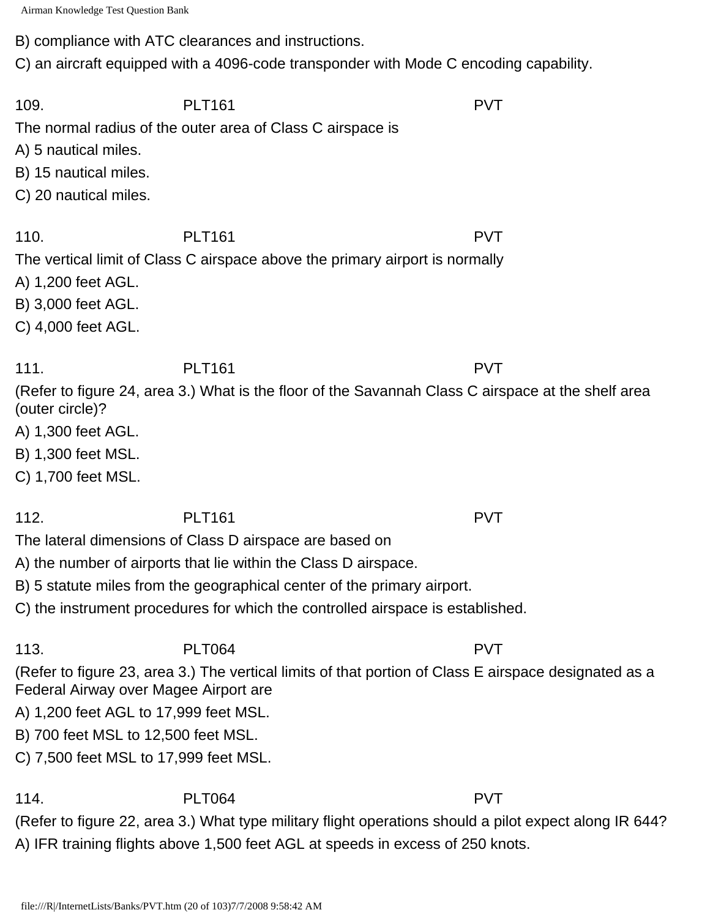B) compliance with ATC clearances and instructions.

C) an aircraft equipped with a 4096-code transponder with Mode C encoding capability.

109. PLT161 PVT

The normal radius of the outer area of Class C airspace is

A) 5 nautical miles.

B) 15 nautical miles.

C) 20 nautical miles.

110. PLT161 PVT

The vertical limit of Class C airspace above the primary airport is normally

A) 1,200 feet AGL.

B) 3,000 feet AGL.

C) 4,000 feet AGL.

111. PLT161 PVT

(Refer to figure 24, area 3.) What is the floor of the Savannah Class C airspace at the shelf area (outer circle)?

A) 1,300 feet AGL.

B) 1,300 feet MSL.

C) 1,700 feet MSL.

112. PLT161 PVT

The lateral dimensions of Class D airspace are based on

A) the number of airports that lie within the Class D airspace.

B) 5 statute miles from the geographical center of the primary airport.

C) the instrument procedures for which the controlled airspace is established.

113. PLT064 PVT

(Refer to figure 23, area 3.) The vertical limits of that portion of Class E airspace designated as a Federal Airway over Magee Airport are

A) 1,200 feet AGL to 17,999 feet MSL.

B) 700 feet MSL to 12,500 feet MSL.

C) 7,500 feet MSL to 17,999 feet MSL.

114. PLT064 PVT

(Refer to figure 22, area 3.) What type military flight operations should a pilot expect along IR 644?

A) IFR training flights above 1,500 feet AGL at speeds in excess of 250 knots.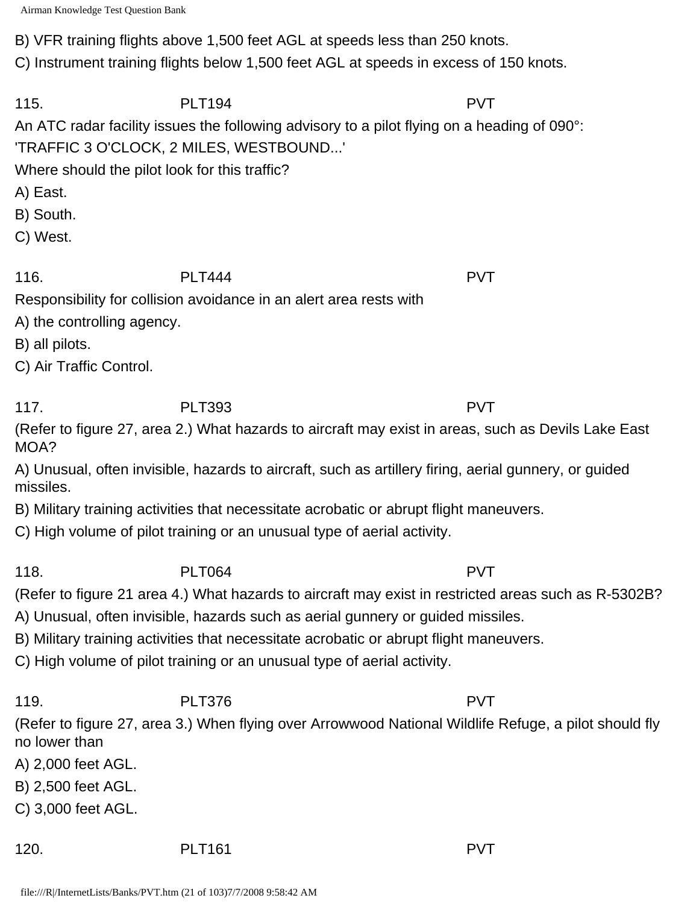B) VFR training flights above 1,500 feet AGL at speeds less than 250 knots.

C) Instrument training flights below 1,500 feet AGL at speeds in excess of 150 knots.

115. PLT194 PVT

An ATC radar facility issues the following advisory to a pilot flying on a heading of 090°:

'TRAFFIC 3 O'CLOCK, 2 MILES, WESTBOUND...'

Where should the pilot look for this traffic?

A) East.

B) South.

C) West.

116. PLT444 PVT

Responsibility for collision avoidance in an alert area rests with

A) the controlling agency.

B) all pilots.

C) Air Traffic Control.

117. PLT393 PVT

(Refer to figure 27, area 2.) What hazards to aircraft may exist in areas, such as Devils Lake East MOA?

A) Unusual, often invisible, hazards to aircraft, such as artillery firing, aerial gunnery, or guided missiles.

B) Military training activities that necessitate acrobatic or abrupt flight maneuvers.

C) High volume of pilot training or an unusual type of aerial activity.

118. PLT064 PVT

(Refer to figure 21 area 4.) What hazards to aircraft may exist in restricted areas such as R-5302B?

A) Unusual, often invisible, hazards such as aerial gunnery or guided missiles.

B) Military training activities that necessitate acrobatic or abrupt flight maneuvers.

C) High volume of pilot training or an unusual type of aerial activity.

119. PLT376 PVT

(Refer to figure 27, area 3.) When flying over Arrowwood National Wildlife Refuge, a pilot should fly no lower than

A) 2,000 feet AGL.

B) 2,500 feet AGL.

C) 3,000 feet AGL.

120. PLT161 PVT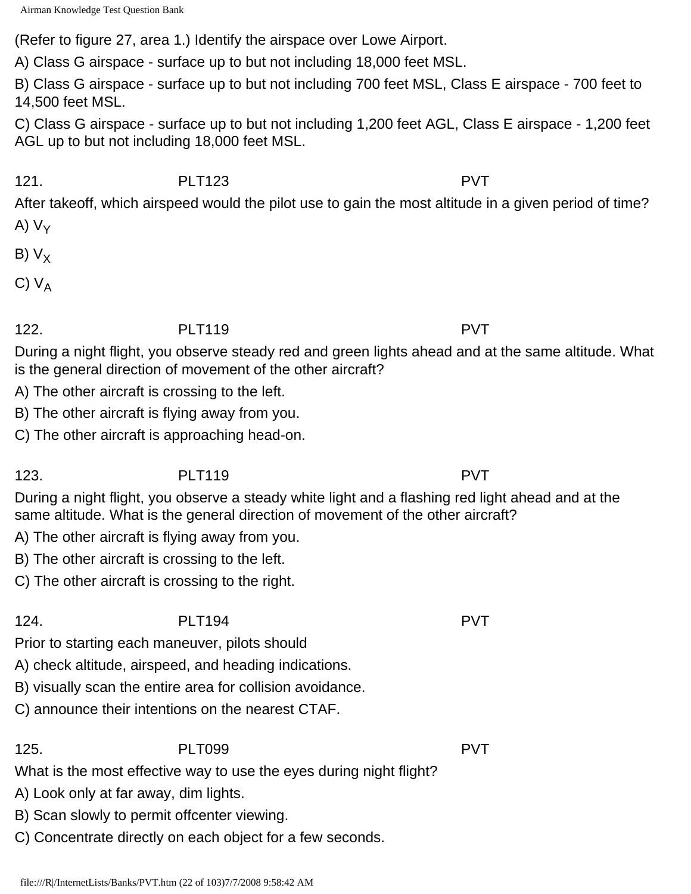(Refer to figure 27, area 1.) Identify the airspace over Lowe Airport.

A) Class G airspace - surface up to but not including 18,000 feet MSL.

B) Class G airspace - surface up to but not including 700 feet MSL, Class E airspace - 700 feet to 14,500 feet MSL.

C) Class G airspace - surface up to but not including 1,200 feet AGL, Class E airspace - 1,200 feet AGL up to but not including 18,000 feet MSL.

121. PLT123 PVT

After takeoff, which airspeed would the pilot use to gain the most altitude in a given period of time?

A) $V_Y$

B) $V_X$

C) $V_A$

122. PLT119 PVT

During a night flight, you observe steady red and green lights ahead and at the same altitude. What is the general direction of movement of the other aircraft?

A) The other aircraft is crossing to the left.

B) The other aircraft is flying away from you.

C) The other aircraft is approaching head-on.

123. PLT119 PVT

During a night flight, you observe a steady white light and a flashing red light ahead and at the same altitude. What is the general direction of movement of the other aircraft?

A) The other aircraft is flying away from you.

B) The other aircraft is crossing to the left.

C) The other aircraft is crossing to the right.

124. PLT194 PVT

Prior to starting each maneuver, pilots should

A) check altitude, airspeed, and heading indications.

B) visually scan the entire area for collision avoidance.

C) announce their intentions on the nearest CTAF.

125. PLT099 PVT

What is the most effective way to use the eyes during night flight?

A) Look only at far away, dim lights.

B) Scan slowly to permit offcenter viewing.

C) Concentrate directly on each object for a few seconds.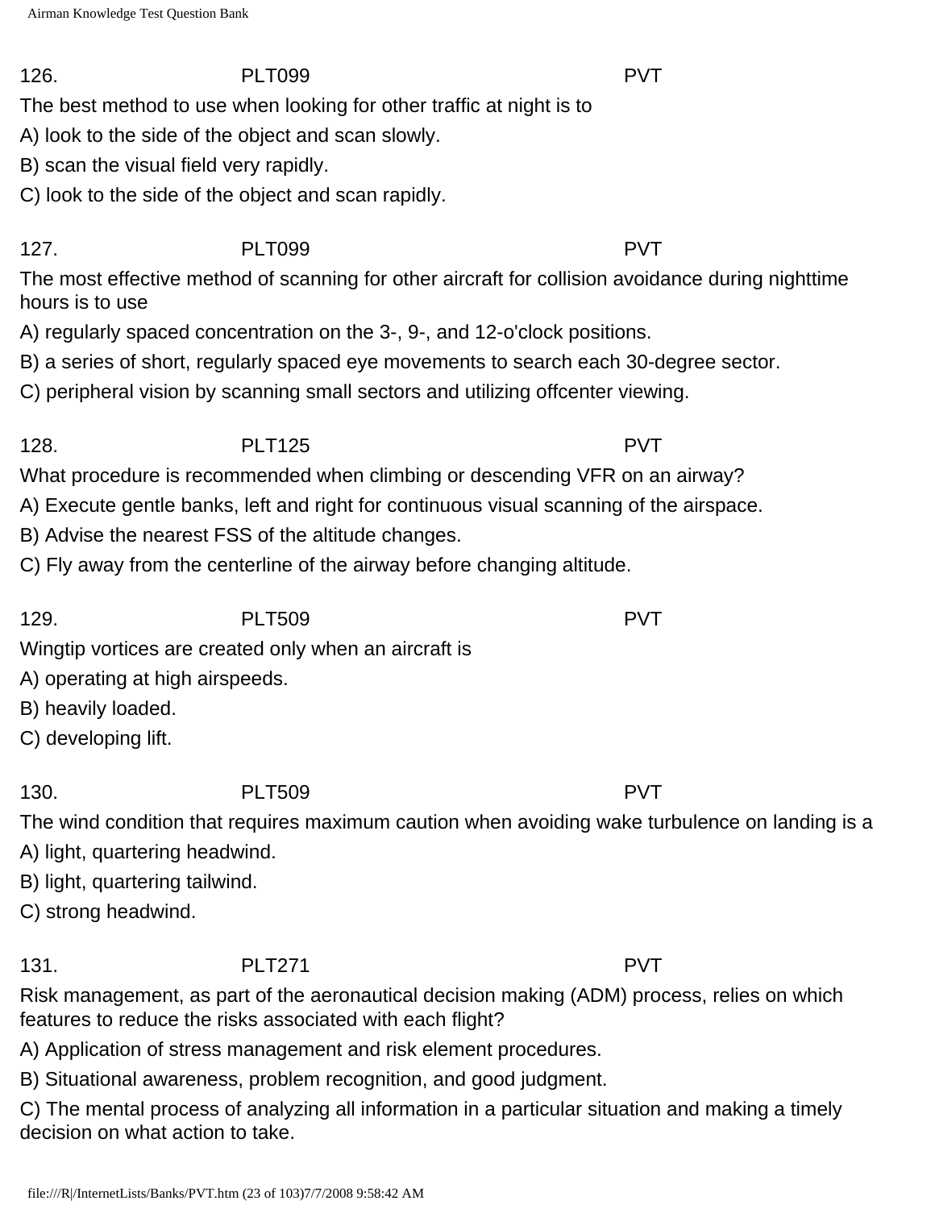126. PLT099 PVT

The best method to use when looking for other traffic at night is to

A) look to the side of the object and scan slowly.

B) scan the visual field very rapidly.

C) look to the side of the object and scan rapidly.

127. PLT099 PVT

The most effective method of scanning for other aircraft for collision avoidance during nighttime hours is to use

A) regularly spaced concentration on the 3-, 9-, and 12-o'clock positions.

B) a series of short, regularly spaced eye movements to search each 30-degree sector.

C) peripheral vision by scanning small sectors and utilizing offcenter viewing.

128. PLT125 PVT

What procedure is recommended when climbing or descending VFR on an airway?

A) Execute gentle banks, left and right for continuous visual scanning of the airspace.

B) Advise the nearest FSS of the altitude changes.

C) Fly away from the centerline of the airway before changing altitude.

129. PLT509 PVT

Wingtip vortices are created only when an aircraft is

A) operating at high airspeeds.

B) heavily loaded.

C) developing lift.

130. PLT509 PVT

The wind condition that requires maximum caution when avoiding wake turbulence on landing is a

A) light, quartering headwind.

B) light, quartering tailwind.

C) strong headwind.

131. PLT271 PVT

Risk management, as part of the aeronautical decision making (ADM) process, relies on which features to reduce the risks associated with each flight?

A) Application of stress management and risk element procedures.

B) Situational awareness, problem recognition, and good judgment.

C) The mental process of analyzing all information in a particular situation and making a timely decision on what action to take.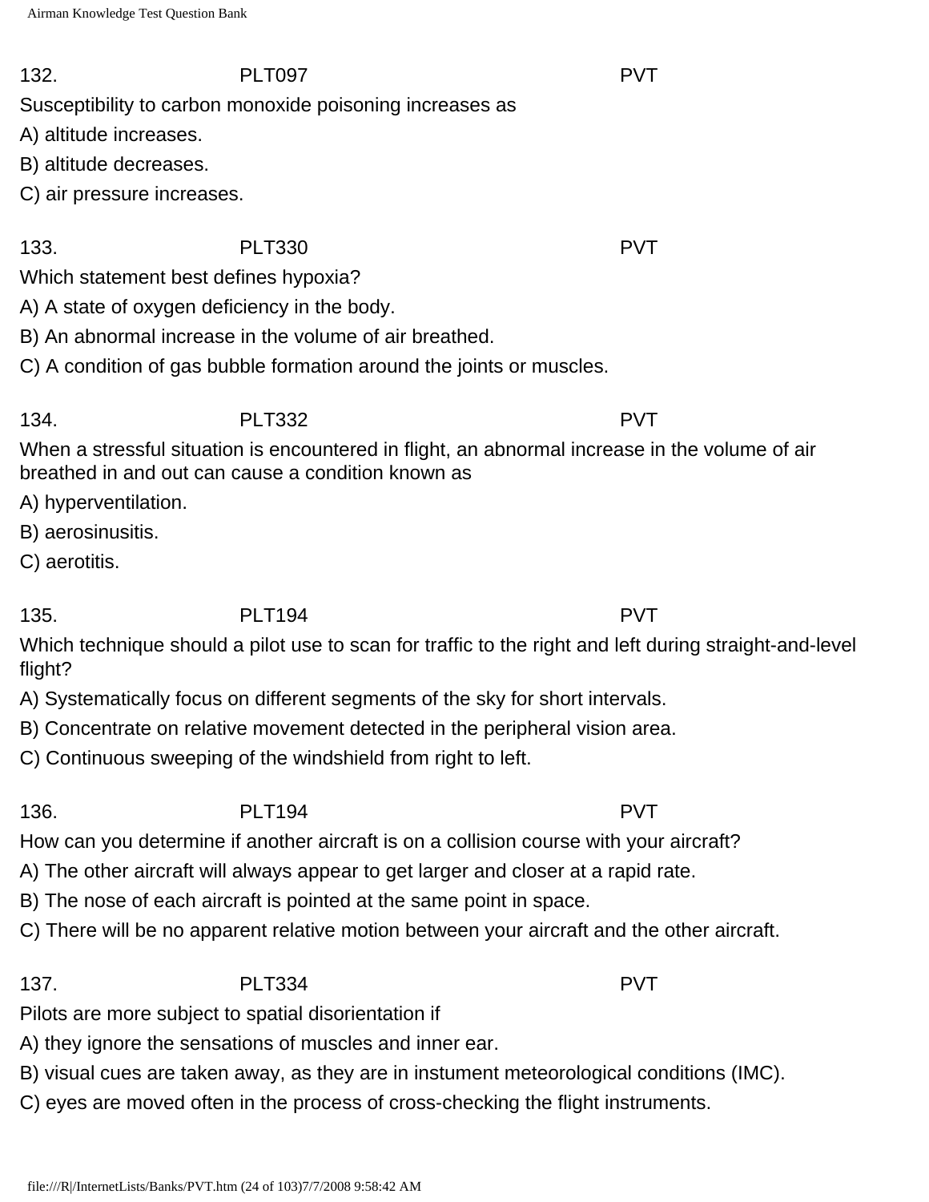132. PLT097 PVT

Susceptibility to carbon monoxide poisoning increases as

A) altitude increases.

B) altitude decreases.

C) air pressure increases.

133. PLT330 PVT

Which statement best defines hypoxia?

A) A state of oxygen deficiency in the body.

B) An abnormal increase in the volume of air breathed.

C) A condition of gas bubble formation around the joints or muscles.

134. PLT332 PVT

When a stressful situation is encountered in flight, an abnormal increase in the volume of air breathed in and out can cause a condition known as

A) hyperventilation.

B) aerosinusitis.

C) aerotitis.

135. PLT194 PVT

Which technique should a pilot use to scan for traffic to the right and left during straight-and-level flight?

A) Systematically focus on different segments of the sky for short intervals.

B) Concentrate on relative movement detected in the peripheral vision area.

C) Continuous sweeping of the windshield from right to left.

136. PLT194 PVT

How can you determine if another aircraft is on a collision course with your aircraft?

A) The other aircraft will always appear to get larger and closer at a rapid rate.

B) The nose of each aircraft is pointed at the same point in space.

C) There will be no apparent relative motion between your aircraft and the other aircraft.

137. PLT334 PVT

Pilots are more subject to spatial disorientation if

A) they ignore the sensations of muscles and inner ear.

B) visual cues are taken away, as they are in instument meteorological conditions (IMC).

C) eyes are moved often in the process of cross-checking the flight instruments.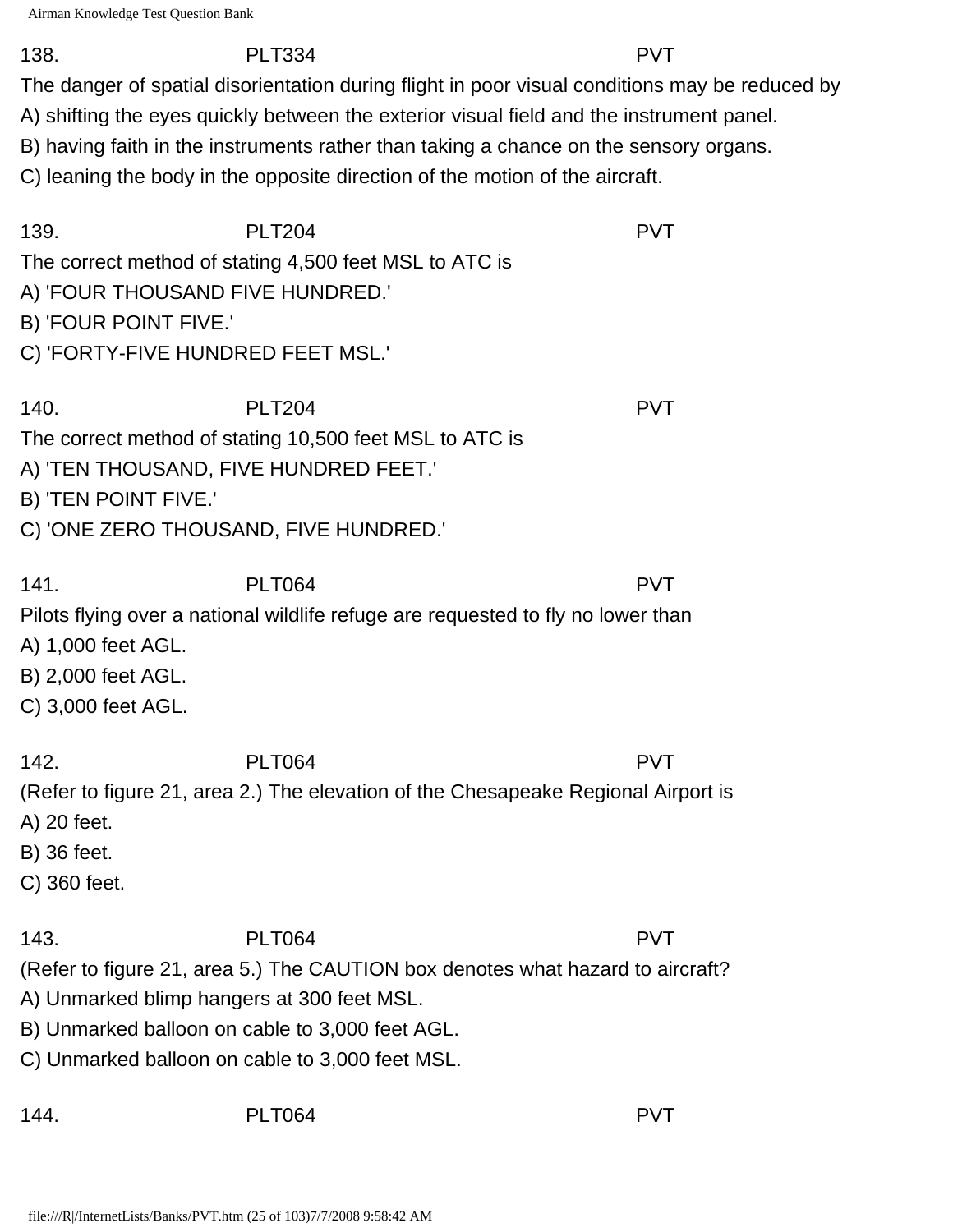138. PLT334 PVT

The danger of spatial disorientation during flight in poor visual conditions may be reduced by

A) shifting the eyes quickly between the exterior visual field and the instrument panel.

B) having faith in the instruments rather than taking a chance on the sensory organs.

C) leaning the body in the opposite direction of the motion of the aircraft.

139. PLT204 PVT

The correct method of stating 4,500 feet MSL to ATC is

A) 'FOUR THOUSAND FIVE HUNDRED.'

B) 'FOUR POINT FIVE.'

C) 'FORTY-FIVE HUNDRED FEET MSL.'

140. PLT204 PVT

The correct method of stating 10,500 feet MSL to ATC is

A) 'TEN THOUSAND, FIVE HUNDRED FEET.'

B) 'TEN POINT FIVE.'

C) 'ONE ZERO THOUSAND, FIVE HUNDRED.'

141. PLT064 PVT

Pilots flying over a national wildlife refuge are requested to fly no lower than

A) 1,000 feet AGL.

B) 2,000 feet AGL.

C) 3,000 feet AGL.

142. PLT064 PVT

(Refer to figure 21, area 2.) The elevation of the Chesapeake Regional Airport is

A) 20 feet.

B) 36 feet.

C) 360 feet.

143. PLT064 PVT

(Refer to figure 21, area 5.) The CAUTION box denotes what hazard to aircraft?

A) Unmarked blimp hangers at 300 feet MSL.

B) Unmarked balloon on cable to 3,000 feet AGL.

C) Unmarked balloon on cable to 3,000 feet MSL.

144. PLT064 PVT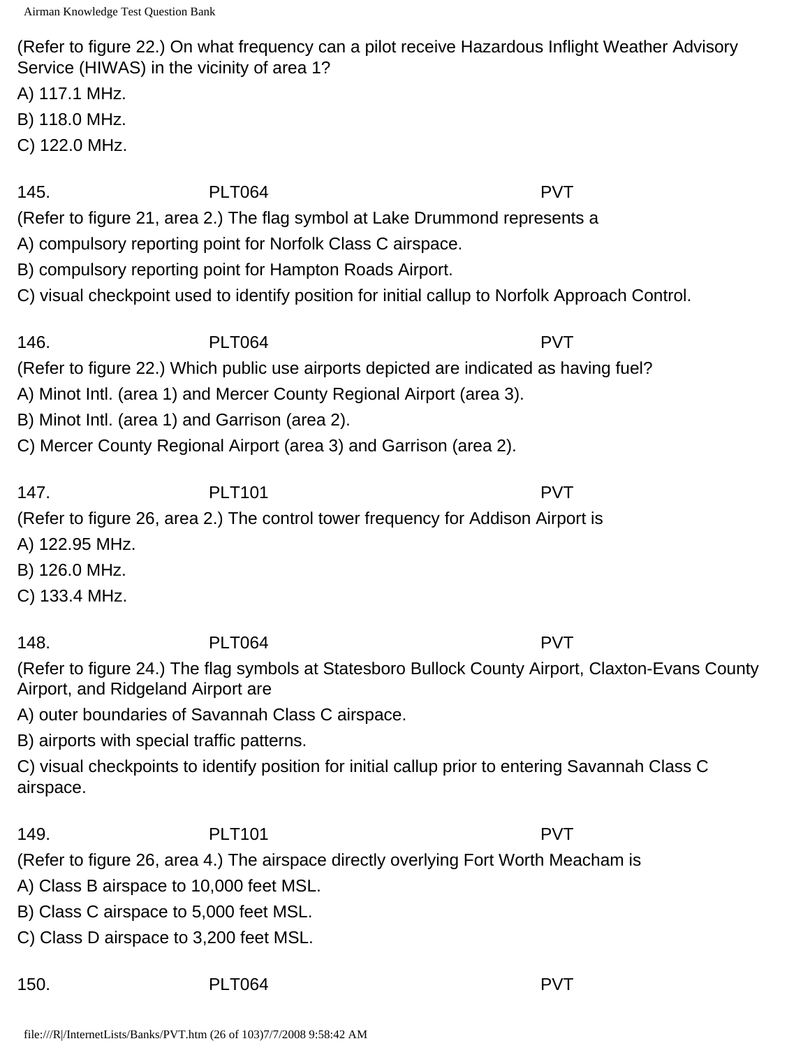(Refer to figure 22.) On what frequency can a pilot receive Hazardous Inflight Weather Advisory Service (HIWAS) in the vicinity of area 1?

A) 117.1 MHz.

B) 118.0 MHz.

C) 122.0 MHz.

145. PLT064 PVT

(Refer to figure 21, area 2.) The flag symbol at Lake Drummond represents a

A) compulsory reporting point for Norfolk Class C airspace.

B) compulsory reporting point for Hampton Roads Airport.

C) visual checkpoint used to identify position for initial callup to Norfolk Approach Control.

146. PLT064 PVT

(Refer to figure 22.) Which public use airports depicted are indicated as having fuel?

A) Minot Intl. (area 1) and Mercer County Regional Airport (area 3).

B) Minot Intl. (area 1) and Garrison (area 2).

C) Mercer County Regional Airport (area 3) and Garrison (area 2).

147. PLT101 PVT

(Refer to figure 26, area 2.) The control tower frequency for Addison Airport is

A) 122.95 MHz.

B) 126.0 MHz.

C) 133.4 MHz.

148. PLT064 PVT

(Refer to figure 24.) The flag symbols at Statesboro Bullock County Airport, Claxton-Evans County Airport, and Ridgeland Airport are

A) outer boundaries of Savannah Class C airspace.

B) airports with special traffic patterns.

C) visual checkpoints to identify position for initial callup prior to entering Savannah Class C airspace.

149. PLT101 PVT

(Refer to figure 26, area 4.) The airspace directly overlying Fort Worth Meacham is

A) Class B airspace to 10,000 feet MSL.

B) Class C airspace to 5,000 feet MSL.

C) Class D airspace to 3,200 feet MSL.

150. PLT064 PVT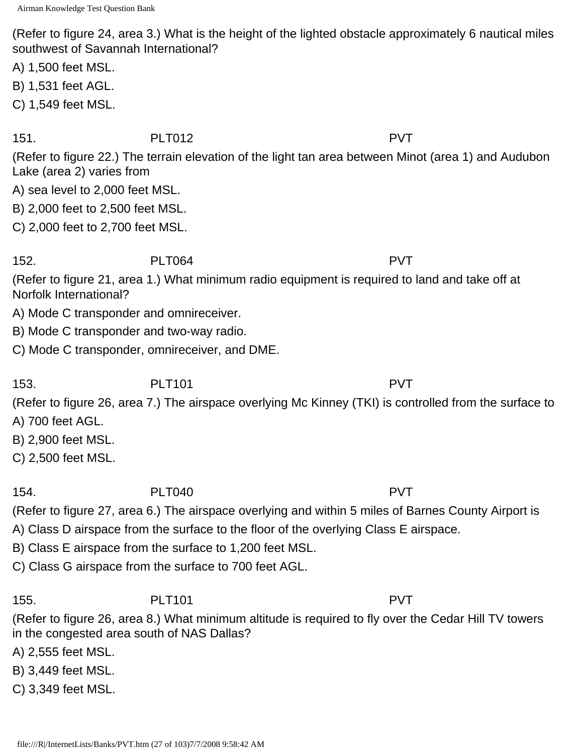(Refer to figure 24, area 3.) What is the height of the lighted obstacle approximately 6 nautical miles southwest of Savannah International?

A) 1,500 feet MSL.

B) 1,531 feet AGL.

C) 1,549 feet MSL.

151. PLT012 PVT

(Refer to figure 22.) The terrain elevation of the light tan area between Minot (area 1) and Audubon Lake (area 2) varies from

A) sea level to 2,000 feet MSL.

B) 2,000 feet to 2,500 feet MSL.

C) 2,000 feet to 2,700 feet MSL.

152. PLT064 PVT

(Refer to figure 21, area 1.) What minimum radio equipment is required to land and take off at Norfolk International?

A) Mode C transponder and omnireceiver.

B) Mode C transponder and two-way radio.

C) Mode C transponder, omnireceiver, and DME.

153. PLT101 PVT

(Refer to figure 26, area 7.) The airspace overlying Mc Kinney (TKI) is controlled from the surface to

A) 700 feet AGL.

B) 2,900 feet MSL.

C) 2,500 feet MSL.

154. PLT040 PVT

(Refer to figure 27, area 6.) The airspace overlying and within 5 miles of Barnes County Airport is

A) Class D airspace from the surface to the floor of the overlying Class E airspace.

B) Class E airspace from the surface to 1,200 feet MSL.

C) Class G airspace from the surface to 700 feet AGL.

155. PLT101 PVT

(Refer to figure 26, area 8.) What minimum altitude is required to fly over the Cedar Hill TV towers in the congested area south of NAS Dallas?

A) 2,555 feet MSL.

B) 3,449 feet MSL.

C) 3,349 feet MSL.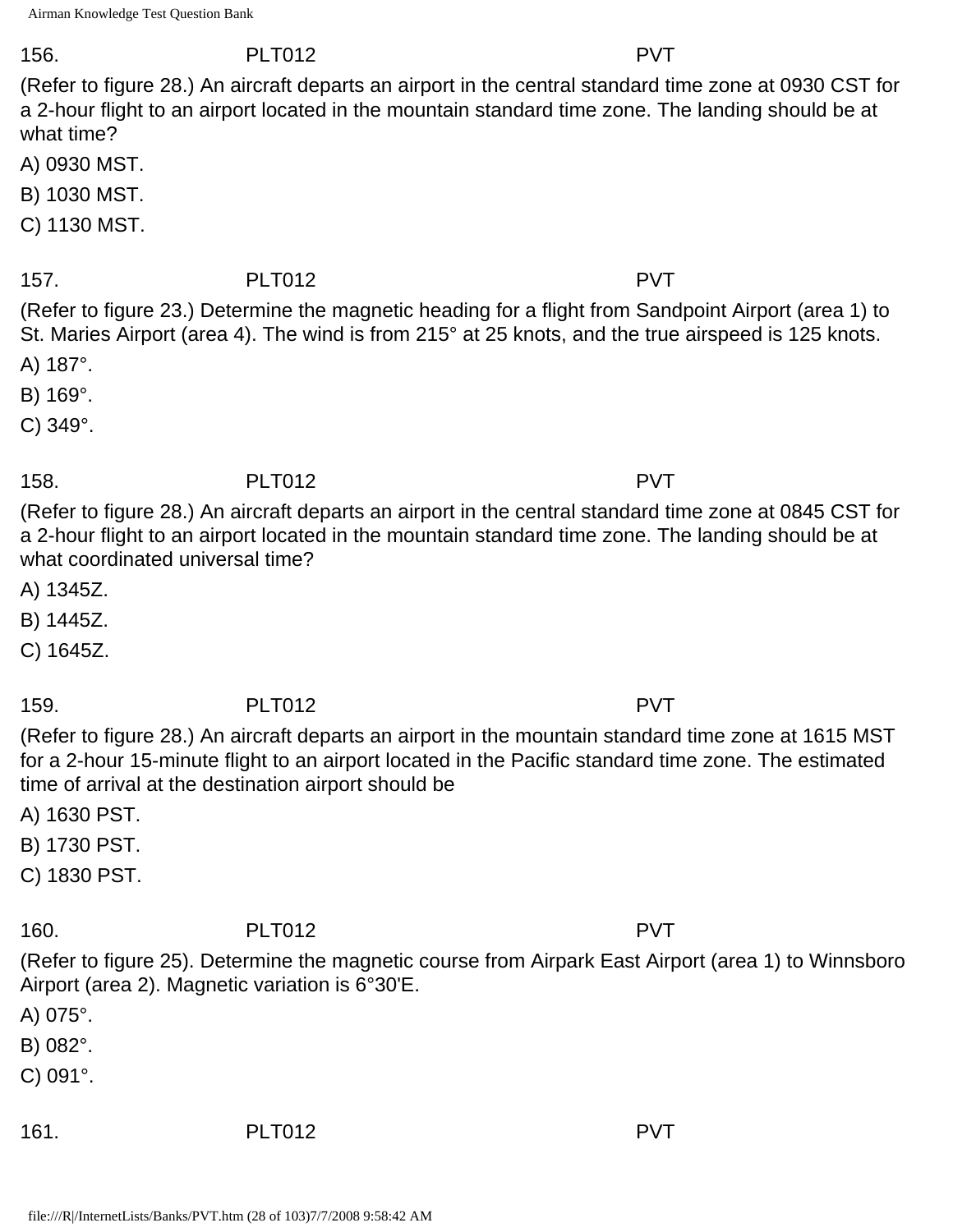156. PLT012 PVT

(Refer to figure 28.) An aircraft departs an airport in the central standard time zone at 0930 CST for a 2-hour flight to an airport located in the mountain standard time zone. The landing should be at what time?

A) 0930 MST.

B) 1030 MST.

C) 1130 MST.

157. PLT012 PVT

(Refer to figure 23.) Determine the magnetic heading for a flight from Sandpoint Airport (area 1) to St. Maries Airport (area 4). The wind is from 215° at 25 knots, and the true airspeed is 125 knots.

A) 187°.

B) 169°.

C) 349°.

158. PLT012 PVT

(Refer to figure 28.) An aircraft departs an airport in the central standard time zone at 0845 CST for a 2-hour flight to an airport located in the mountain standard time zone. The landing should be at what coordinated universal time?

A) 1345Z.

B) 1445Z.

C) 1645Z.

159. PLT012 PVT

(Refer to figure 28.) An aircraft departs an airport in the mountain standard time zone at 1615 MST for a 2-hour 15-minute flight to an airport located in the Pacific standard time zone. The estimated time of arrival at the destination airport should be

A) 1630 PST.

B) 1730 PST.

C) 1830 PST.

160. PLT012 PVT

(Refer to figure 25). Determine the magnetic course from Airpark East Airport (area 1) to Winnsboro Airport (area 2). Magnetic variation is 6°30'E.

A) 075°.

B) 082°.

C) 091°.

161. PLT012 PVT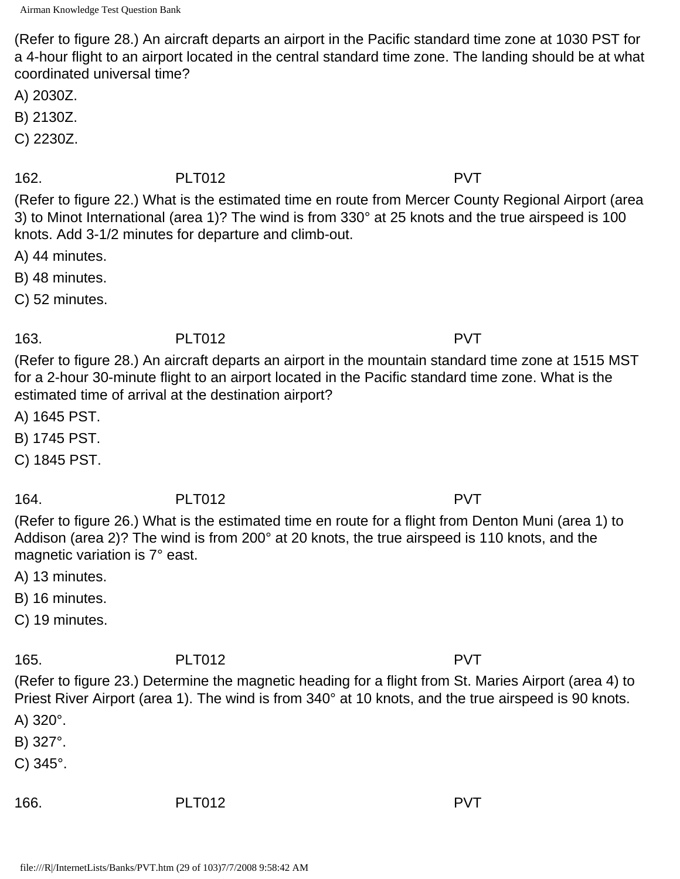(Refer to figure 28.) An aircraft departs an airport in the Pacific standard time zone at 1030 PST for a 4-hour flight to an airport located in the central standard time zone. The landing should be at what coordinated universal time?

A) 2030Z.

B) 2130Z.

C) 2230Z.

162. PLT012 PVT

(Refer to figure 22.) What is the estimated time en route from Mercer County Regional Airport (area 3) to Minot International (area 1)? The wind is from 330° at 25 knots and the true airspeed is 100 knots. Add 3-1/2 minutes for departure and climb-out.

A) 44 minutes.

B) 48 minutes.

C) 52 minutes.

163. PLT012 PVT

(Refer to figure 28.) An aircraft departs an airport in the mountain standard time zone at 1515 MST for a 2-hour 30-minute flight to an airport located in the Pacific standard time zone. What is the estimated time of arrival at the destination airport?

A) 1645 PST.

B) 1745 PST.

C) 1845 PST.

164. PLT012 PVT

(Refer to figure 26.) What is the estimated time en route for a flight from Denton Muni (area 1) to Addison (area 2)? The wind is from 200° at 20 knots, the true airspeed is 110 knots, and the magnetic variation is 7° east.

A) 13 minutes.

B) 16 minutes.

C) 19 minutes.

165. PLT012 PVT

(Refer to figure 23.) Determine the magnetic heading for a flight from St. Maries Airport (area 4) to Priest River Airport (area 1). The wind is from 340° at 10 knots, and the true airspeed is 90 knots.

A) 320°.

B) 327°.

C) 345°.

166. PLT012 PVT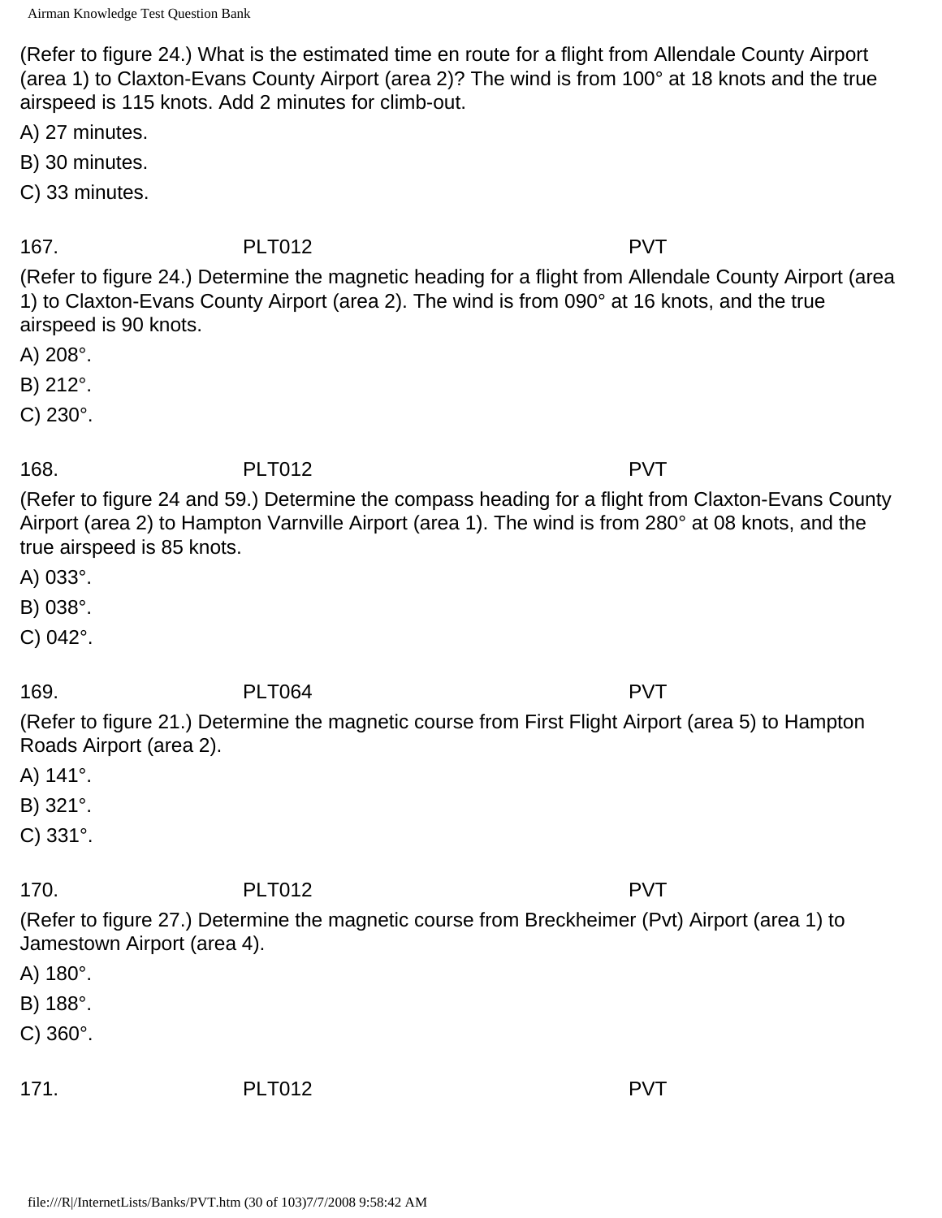(Refer to figure 24.) What is the estimated time en route for a flight from Allendale County Airport (area 1) to Claxton-Evans County Airport (area 2)? The wind is from 100° at 18 knots and the true airspeed is 115 knots. Add 2 minutes for climb-out.

A) 27 minutes.

B) 30 minutes.

C) 33 minutes.

167. PLT012 PVT

(Refer to figure 24.) Determine the magnetic heading for a flight from Allendale County Airport (area 1) to Claxton-Evans County Airport (area 2). The wind is from 090° at 16 knots, and the true airspeed is 90 knots.

A) 208°.

B) 212°.

C) 230°.

168. PLT012 PVT

(Refer to figure 24 and 59.) Determine the compass heading for a flight from Claxton-Evans County Airport (area 2) to Hampton Varnville Airport (area 1). The wind is from 280° at 08 knots, and the true airspeed is 85 knots.

A) 033°.

B) 038°.

C) 042°.

169. PLT064 PVT

(Refer to figure 21.) Determine the magnetic course from First Flight Airport (area 5) to Hampton Roads Airport (area 2).

A) 141°.

B) 321°.

C) 331°.

170. PLT012 PVT

(Refer to figure 27.) Determine the magnetic course from Breckheimer (Pvt) Airport (area 1) to Jamestown Airport (area 4).

A) 180°.

B) 188°.

C) 360°.

171. PLT012 PVT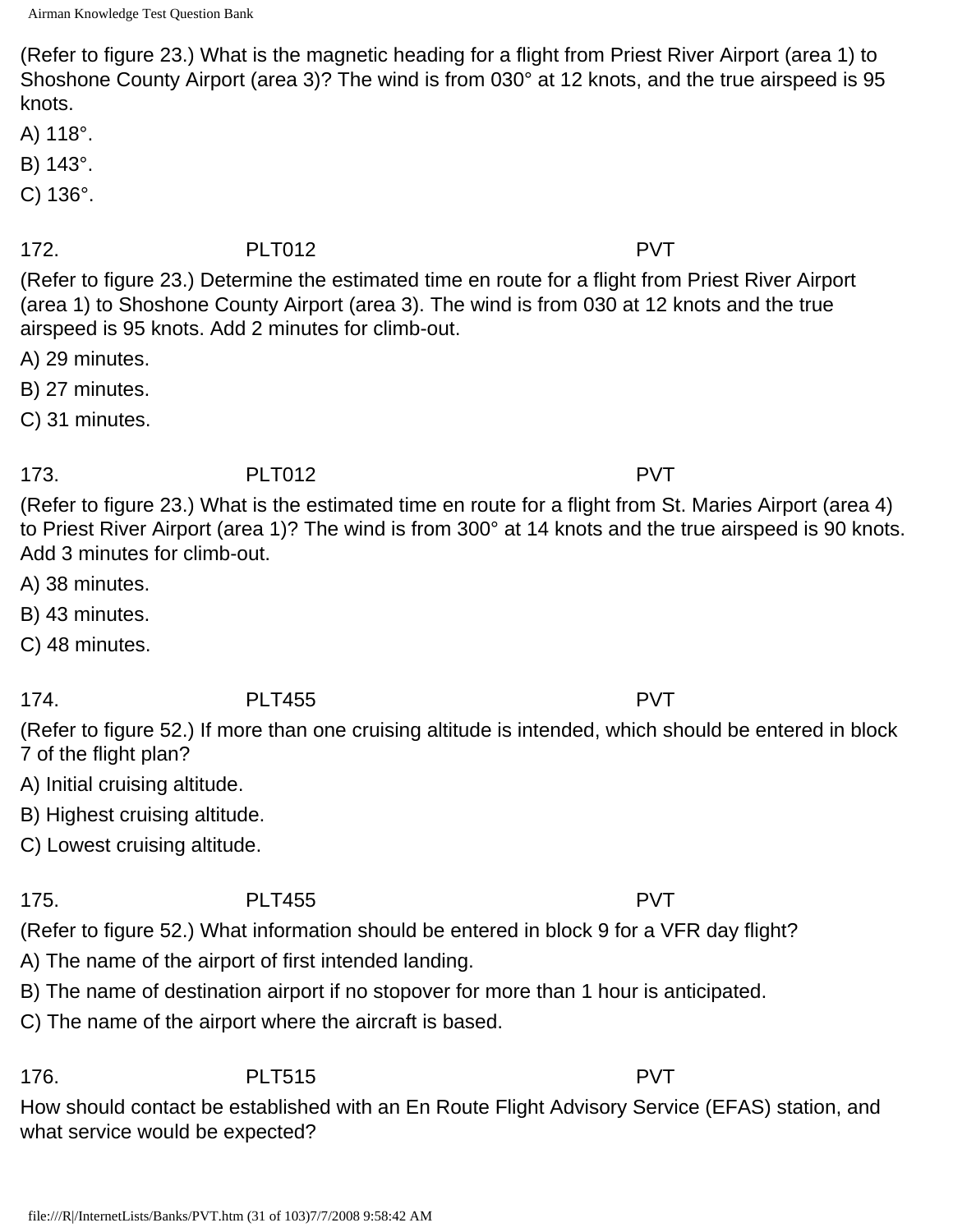(Refer to figure 23.) What is the magnetic heading for a flight from Priest River Airport (area 1) to Shoshone County Airport (area 3)? The wind is from 030° at 12 knots, and the true airspeed is 95 knots.

A) 118°.

B) 143°.

C) 136°.

172. PLT012 PVT

(Refer to figure 23.) Determine the estimated time en route for a flight from Priest River Airport (area 1) to Shoshone County Airport (area 3). The wind is from 030 at 12 knots and the true airspeed is 95 knots. Add 2 minutes for climb-out.

A) 29 minutes.

B) 27 minutes.

C) 31 minutes.

173. PLT012 PVT

(Refer to figure 23.) What is the estimated time en route for a flight from St. Maries Airport (area 4) to Priest River Airport (area 1)? The wind is from 300° at 14 knots and the true airspeed is 90 knots. Add 3 minutes for climb-out.

A) 38 minutes.

B) 43 minutes.

C) 48 minutes.

174. PLT455 PVT

(Refer to figure 52.) If more than one cruising altitude is intended, which should be entered in block 7 of the flight plan?

A) Initial cruising altitude.

B) Highest cruising altitude.

C) Lowest cruising altitude.

175. PLT455 PVT

(Refer to figure 52.) What information should be entered in block 9 for a VFR day flight?

A) The name of the airport of first intended landing.

B) The name of destination airport if no stopover for more than 1 hour is anticipated.

C) The name of the airport where the aircraft is based.

176. PLT515 PVT

How should contact be established with an En Route Flight Advisory Service (EFAS) station, and what service would be expected?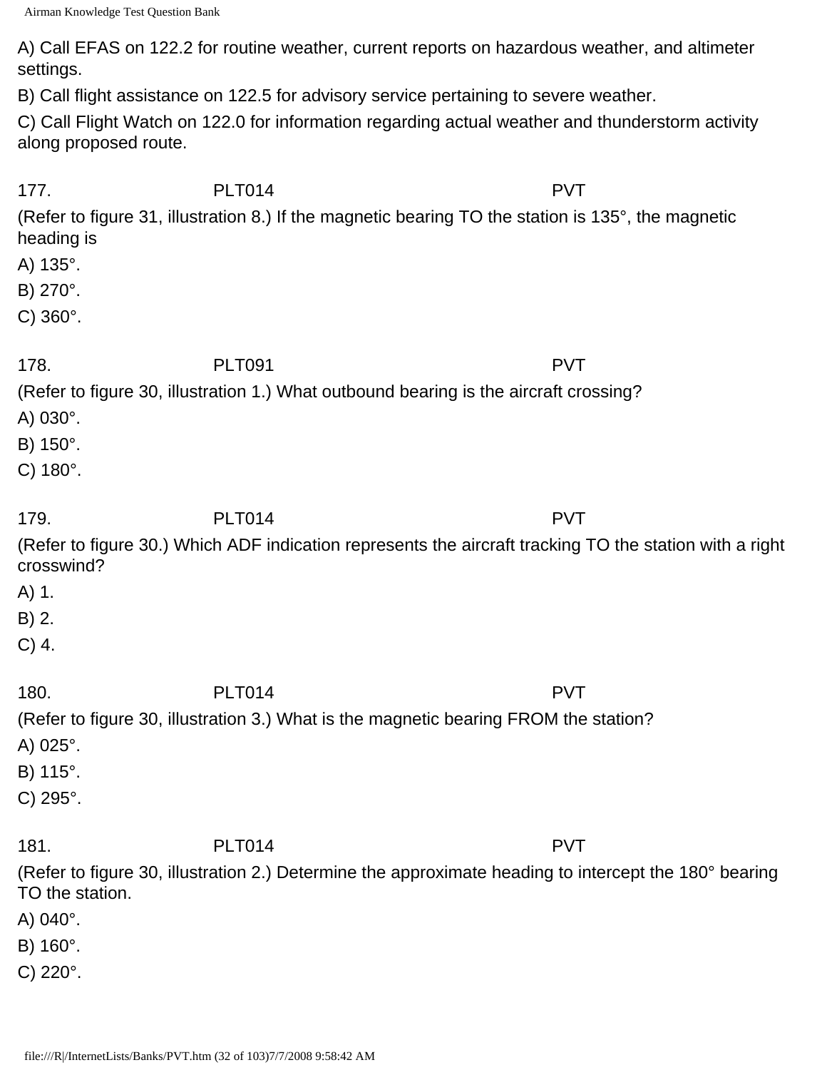A) Call EFAS on 122.2 for routine weather, current reports on hazardous weather, and altimeter settings.

B) Call flight assistance on 122.5 for advisory service pertaining to severe weather.

C) Call Flight Watch on 122.0 for information regarding actual weather and thunderstorm activity along proposed route.

177. PLT014 PVT

(Refer to figure 31, illustration 8.) If the magnetic bearing TO the station is 135°, the magnetic heading is

A) 135°.

B) 270°.

C) 360°.

178. PLT091 PVT

(Refer to figure 30, illustration 1.) What outbound bearing is the aircraft crossing?

A) 030°.

B) 150°.

C) 180°.

179. PLT014 PVT

(Refer to figure 30.) Which ADF indication represents the aircraft tracking TO the station with a right crosswind?

A) 1.

B) 2.

C) 4.

180. PLT014 PVT

(Refer to figure 30, illustration 3.) What is the magnetic bearing FROM the station?

A) 025°.

B) 115°.

C) 295°.

181. PLT014 PVT

(Refer to figure 30, illustration 2.) Determine the approximate heading to intercept the 180° bearing TO the station.

A) 040°.

B) 160°.

C) 220°.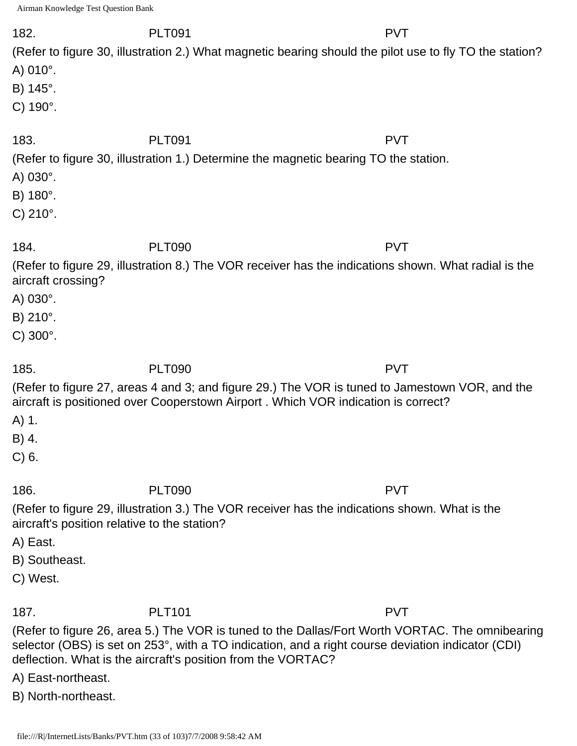182. PLT091 PVT

(Refer to figure 30, illustration 2.) What magnetic bearing should the pilot use to fly TO the station?

A) 010°.

B) 145°.

C) 190°.

183. PLT091 PVT

(Refer to figure 30, illustration 1.) Determine the magnetic bearing TO the station.

A) 030°.

B) 180°.

C) 210°.

184. PLT090 PVT

(Refer to figure 29, illustration 8.) The VOR receiver has the indications shown. What radial is the aircraft crossing?

A) 030°.

B) 210°.

C) 300°.

185. PLT090 PVT

(Refer to figure 27, areas 4 and 3; and figure 29.) The VOR is tuned to Jamestown VOR, and the aircraft is positioned over Cooperstown Airport . Which VOR indication is correct?

A) 1.

B) 4.

C) 6.

186. PLT090 PVT

(Refer to figure 29, illustration 3.) The VOR receiver has the indications shown. What is the aircraft's position relative to the station?

A) East.

B) Southeast.

C) West.

187. PLT101 PVT

(Refer to figure 26, area 5.) The VOR is tuned to the Dallas/Fort Worth VORTAC. The omnibearing selector (OBS) is set on 253°, with a TO indication, and a right course deviation indicator (CDI) deflection. What is the aircraft's position from the VORTAC?

A) East-northeast.

B) North-northeast.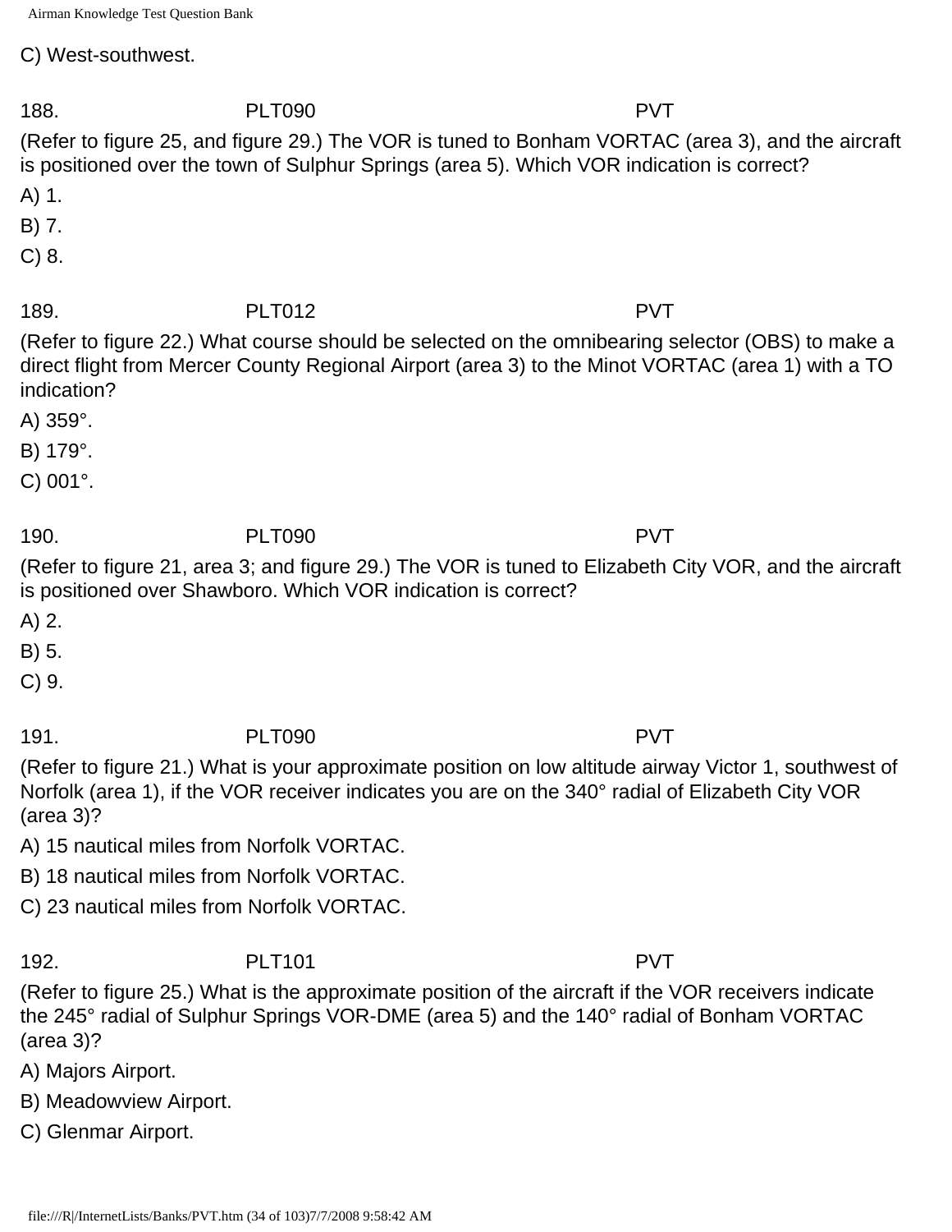C) West-southwest.

188. PLT090 PVT

(Refer to figure 25, and figure 29.) The VOR is tuned to Bonham VORTAC (area 3), and the aircraft is positioned over the town of Sulphur Springs (area 5). Which VOR indication is correct?

A) 1.

B) 7.

C) 8.

189. PLT012 PVT

(Refer to figure 22.) What course should be selected on the omnibearing selector (OBS) to make a direct flight from Mercer County Regional Airport (area 3) to the Minot VORTAC (area 1) with a TO indication?

A) 359°.

B) 179°.

C) 001°.

190. PLT090 PVT

(Refer to figure 21, area 3; and figure 29.) The VOR is tuned to Elizabeth City VOR, and the aircraft is positioned over Shawboro. Which VOR indication is correct?

A) 2.

B) 5.

C) 9.

191. PLT090 PVT

(Refer to figure 21.) What is your approximate position on low altitude airway Victor 1, southwest of Norfolk (area 1), if the VOR receiver indicates you are on the 340° radial of Elizabeth City VOR (area 3)?

A) 15 nautical miles from Norfolk VORTAC.

B) 18 nautical miles from Norfolk VORTAC.

C) 23 nautical miles from Norfolk VORTAC.

192. PLT101 PVT

(Refer to figure 25.) What is the approximate position of the aircraft if the VOR receivers indicate the 245° radial of Sulphur Springs VOR-DME (area 5) and the 140° radial of Bonham VORTAC (area 3)?

A) Majors Airport.

B) Meadowview Airport.

C) Glenmar Airport.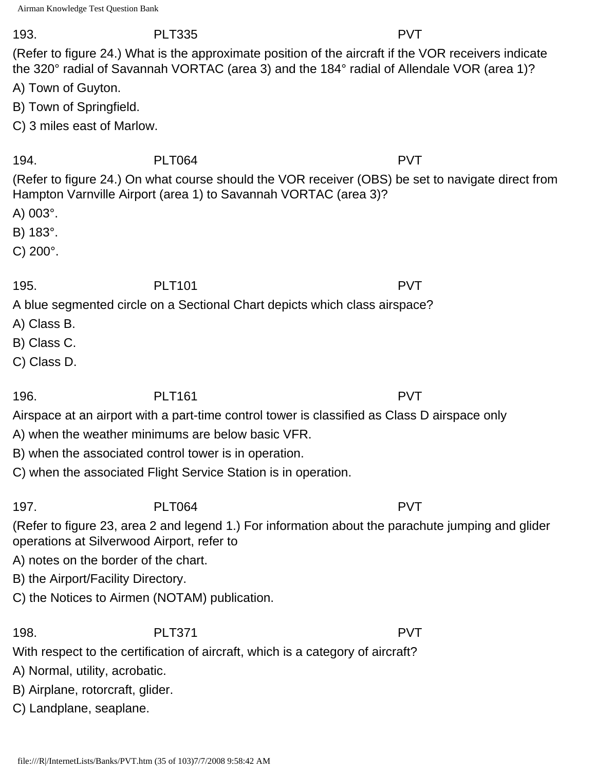193. PLT335 PVT

(Refer to figure 24.) What is the approximate position of the aircraft if the VOR receivers indicate the 320° radial of Savannah VORTAC (area 3) and the 184° radial of Allendale VOR (area 1)?

A) Town of Guyton.

B) Town of Springfield.

C) 3 miles east of Marlow.

194. PLT064 PVT

(Refer to figure 24.) On what course should the VOR receiver (OBS) be set to navigate direct from Hampton Varnville Airport (area 1) to Savannah VORTAC (area 3)?

A) 003°.

B) 183°.

C) 200°.

195. PLT101 PVT

A blue segmented circle on a Sectional Chart depicts which class airspace?

A) Class B.

B) Class C.

C) Class D.

196. PLT161 PVT

Airspace at an airport with a part-time control tower is classified as Class D airspace only

A) when the weather minimums are below basic VFR.

B) when the associated control tower is in operation.

C) when the associated Flight Service Station is in operation.

197. PLT064 PVT

(Refer to figure 23, area 2 and legend 1.) For information about the parachute jumping and glider operations at Silverwood Airport, refer to

A) notes on the border of the chart.

B) the Airport/Facility Directory.

C) the Notices to Airmen (NOTAM) publication.

198. PLT371 PVT

With respect to the certification of aircraft, which is a category of aircraft?

A) Normal, utility, acrobatic.

B) Airplane, rotorcraft, glider.

C) Landplane, seaplane.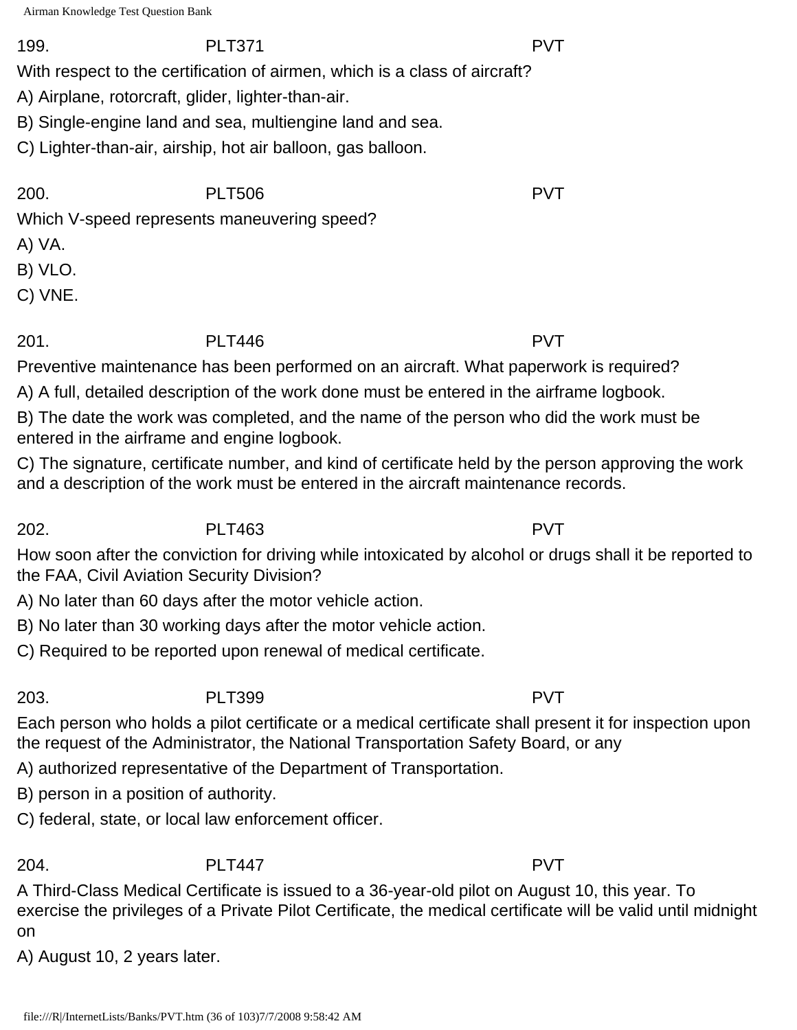199. PLT371 PVT

With respect to the certification of airmen, which is a class of aircraft?

A) Airplane, rotorcraft, glider, lighter-than-air.

B) Single-engine land and sea, multiengine land and sea.

C) Lighter-than-air, airship, hot air balloon, gas balloon.

200. PLT506 PVT

Which V-speed represents maneuvering speed?

A) VA.

B) VLO.

C) VNE.

201. PLT446 PVT

Preventive maintenance has been performed on an aircraft. What paperwork is required?

A) A full, detailed description of the work done must be entered in the airframe logbook.

B) The date the work was completed, and the name of the person who did the work must be entered in the airframe and engine logbook.

C) The signature, certificate number, and kind of certificate held by the person approving the work and a description of the work must be entered in the aircraft maintenance records.

202. PLT463 PVT

How soon after the conviction for driving while intoxicated by alcohol or drugs shall it be reported to the FAA, Civil Aviation Security Division?

A) No later than 60 days after the motor vehicle action.

B) No later than 30 working days after the motor vehicle action.

C) Required to be reported upon renewal of medical certificate.

203. PLT399 PVT

Each person who holds a pilot certificate or a medical certificate shall present it for inspection upon the request of the Administrator, the National Transportation Safety Board, or any

A) authorized representative of the Department of Transportation.

B) person in a position of authority.

C) federal, state, or local law enforcement officer.

204. PLT447 PVT

A Third-Class Medical Certificate is issued to a 36-year-old pilot on August 10, this year. To exercise the privileges of a Private Pilot Certificate, the medical certificate will be valid until midnight on

A) August 10, 2 years later.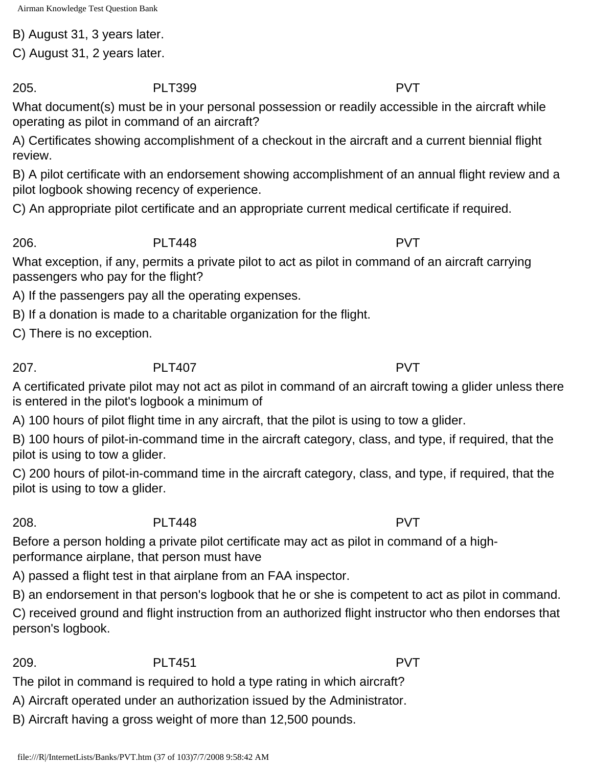B) August 31, 3 years later.

C) August 31, 2 years later.

205. PLT399 PVT

What document(s) must be in your personal possession or readily accessible in the aircraft while operating as pilot in command of an aircraft?

A) Certificates showing accomplishment of a checkout in the aircraft and a current biennial flight review.

B) A pilot certificate with an endorsement showing accomplishment of an annual flight review and a pilot logbook showing recency of experience.

C) An appropriate pilot certificate and an appropriate current medical certificate if required.

206. PLT448 PVT

What exception, if any, permits a private pilot to act as pilot in command of an aircraft carrying passengers who pay for the flight?

A) If the passengers pay all the operating expenses.

B) If a donation is made to a charitable organization for the flight.

C) There is no exception.

207. PLT407 PVT

A certificated private pilot may not act as pilot in command of an aircraft towing a glider unless there is entered in the pilot's logbook a minimum of

A) 100 hours of pilot flight time in any aircraft, that the pilot is using to tow a glider.

B) 100 hours of pilot-in-command time in the aircraft category, class, and type, if required, that the pilot is using to tow a glider.

C) 200 hours of pilot-in-command time in the aircraft category, class, and type, if required, that the pilot is using to tow a glider.

208. PLT448 PVT

Before a person holding a private pilot certificate may act as pilot in command of a high-performance airplane, that person must have

A) passed a flight test in that airplane from an FAA inspector.

B) an endorsement in that person's logbook that he or she is competent to act as pilot in command.

C) received ground and flight instruction from an authorized flight instructor who then endorses that person's logbook.

209. PLT451 PVT

The pilot in command is required to hold a type rating in which aircraft?

A) Aircraft operated under an authorization issued by the Administrator.

B) Aircraft having a gross weight of more than 12,500 pounds.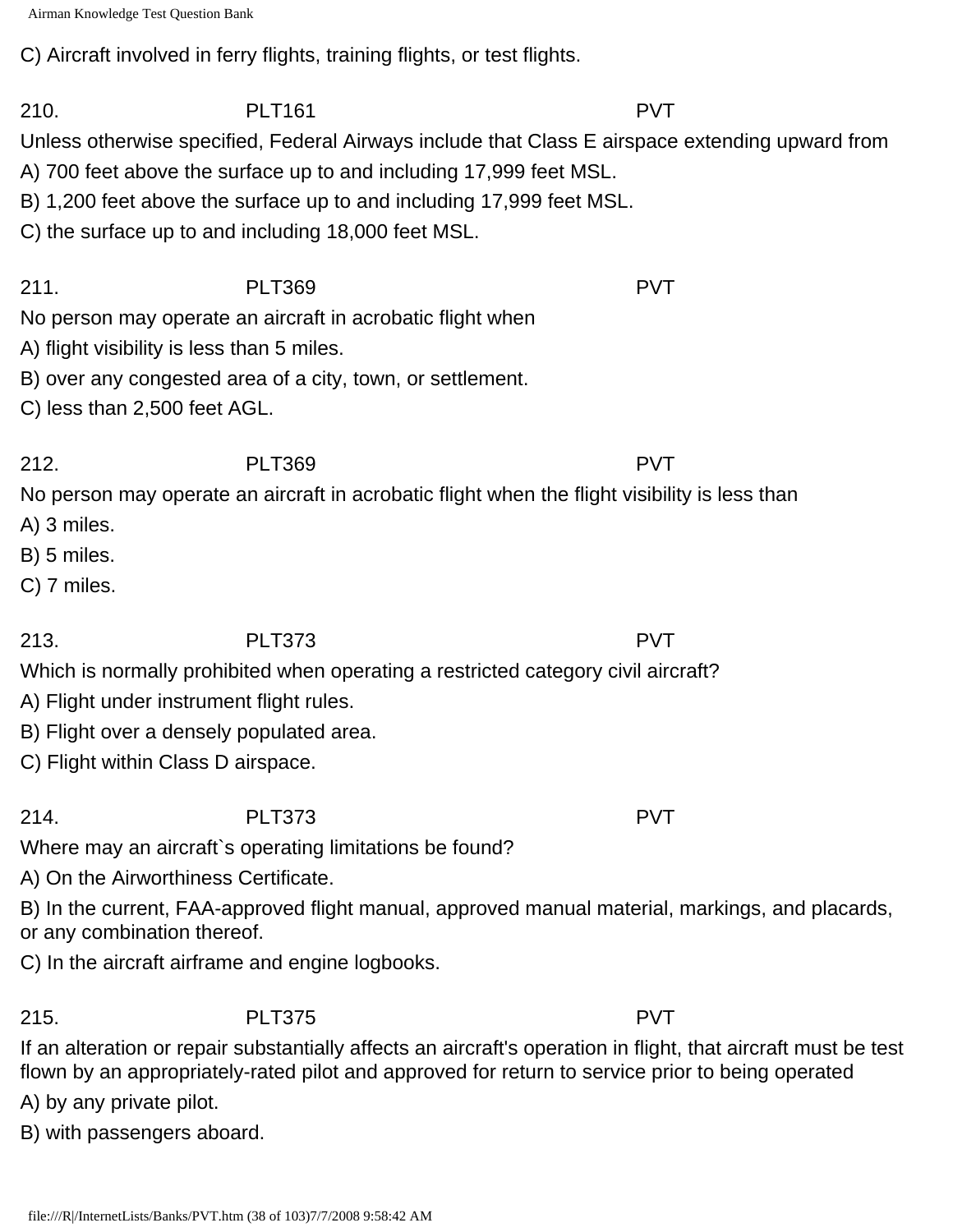C) Aircraft involved in ferry flights, training flights, or test flights.

210. PLT161 PVT

Unless otherwise specified, Federal Airways include that Class E airspace extending upward from

A) 700 feet above the surface up to and including 17,999 feet MSL.

B) 1,200 feet above the surface up to and including 17,999 feet MSL.

C) the surface up to and including 18,000 feet MSL.

211. PLT369 PVT

No person may operate an aircraft in acrobatic flight when

A) flight visibility is less than 5 miles.

B) over any congested area of a city, town, or settlement.

C) less than 2,500 feet AGL.

212. PLT369 PVT

No person may operate an aircraft in acrobatic flight when the flight visibility is less than

A) 3 miles.

B) 5 miles.

C) 7 miles.

213. PLT373 PVT

Which is normally prohibited when operating a restricted category civil aircraft?

A) Flight under instrument flight rules.

B) Flight over a densely populated area.

C) Flight within Class D airspace.

214. PLT373 PVT

Where may an aircraft`s operating limitations be found?

A) On the Airworthiness Certificate.

B) In the current, FAA-approved flight manual, approved manual material, markings, and placards, or any combination thereof.

C) In the aircraft airframe and engine logbooks.

215. PLT375 PVT

If an alteration or repair substantially affects an aircraft's operation in flight, that aircraft must be test flown by an appropriately-rated pilot and approved for return to service prior to being operated

A) by any private pilot.

B) with passengers aboard.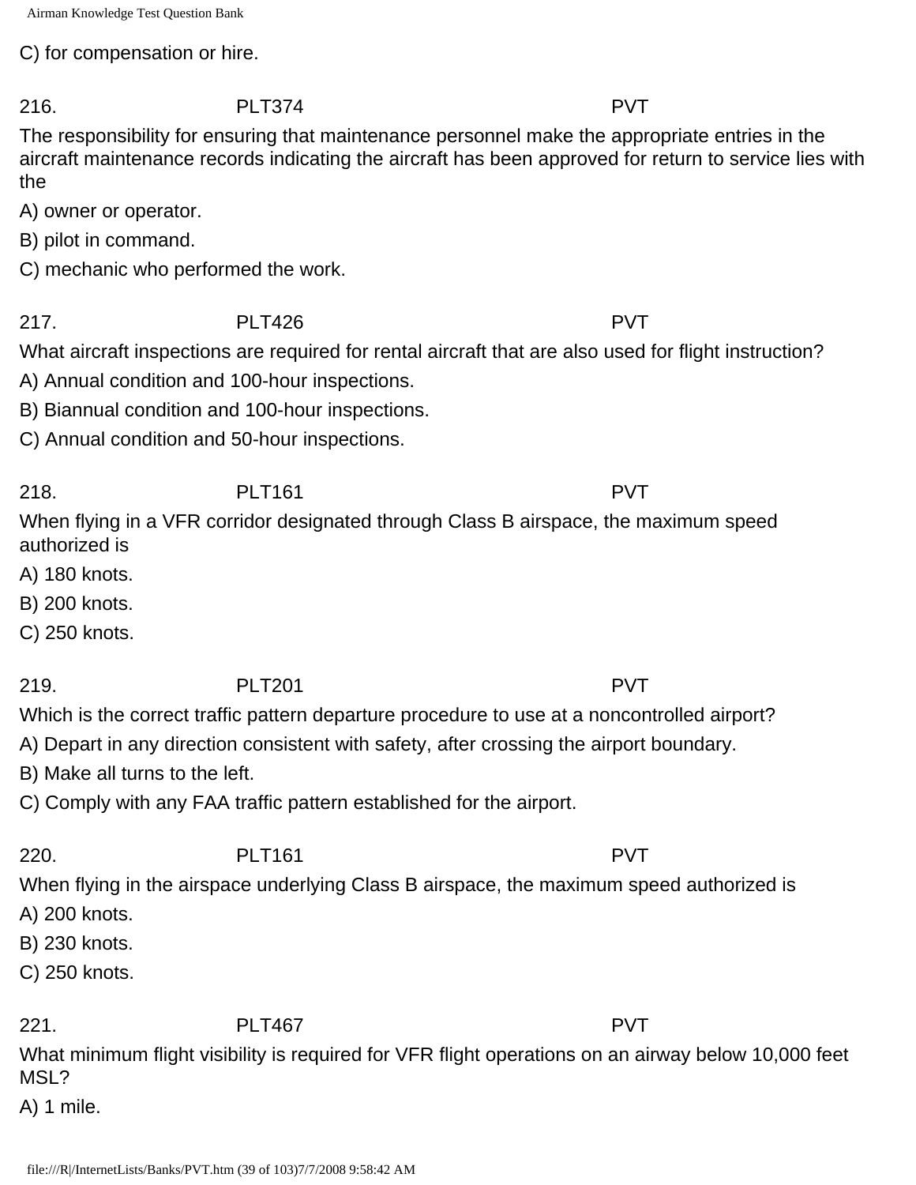C) for compensation or hire.

216. PLT374 PVT

The responsibility for ensuring that maintenance personnel make the appropriate entries in the aircraft maintenance records indicating the aircraft has been approved for return to service lies with the

A) owner or operator.

B) pilot in command.

C) mechanic who performed the work.

217. PLT426 PVT

What aircraft inspections are required for rental aircraft that are also used for flight instruction?

A) Annual condition and 100-hour inspections.

B) Biannual condition and 100-hour inspections.

C) Annual condition and 50-hour inspections.

218. PLT161 PVT

When flying in a VFR corridor designated through Class B airspace, the maximum speed authorized is

A) 180 knots.

B) 200 knots.

C) 250 knots.

219. PLT201 PVT

Which is the correct traffic pattern departure procedure to use at a noncontrolled airport?

A) Depart in any direction consistent with safety, after crossing the airport boundary.

B) Make all turns to the left.

C) Comply with any FAA traffic pattern established for the airport.

220. PLT161 PVT

When flying in the airspace underlying Class B airspace, the maximum speed authorized is

A) 200 knots.

B) 230 knots.

C) 250 knots.

221. PLT467 PVT

What minimum flight visibility is required for VFR flight operations on an airway below 10,000 feet MSL?

A) 1 mile.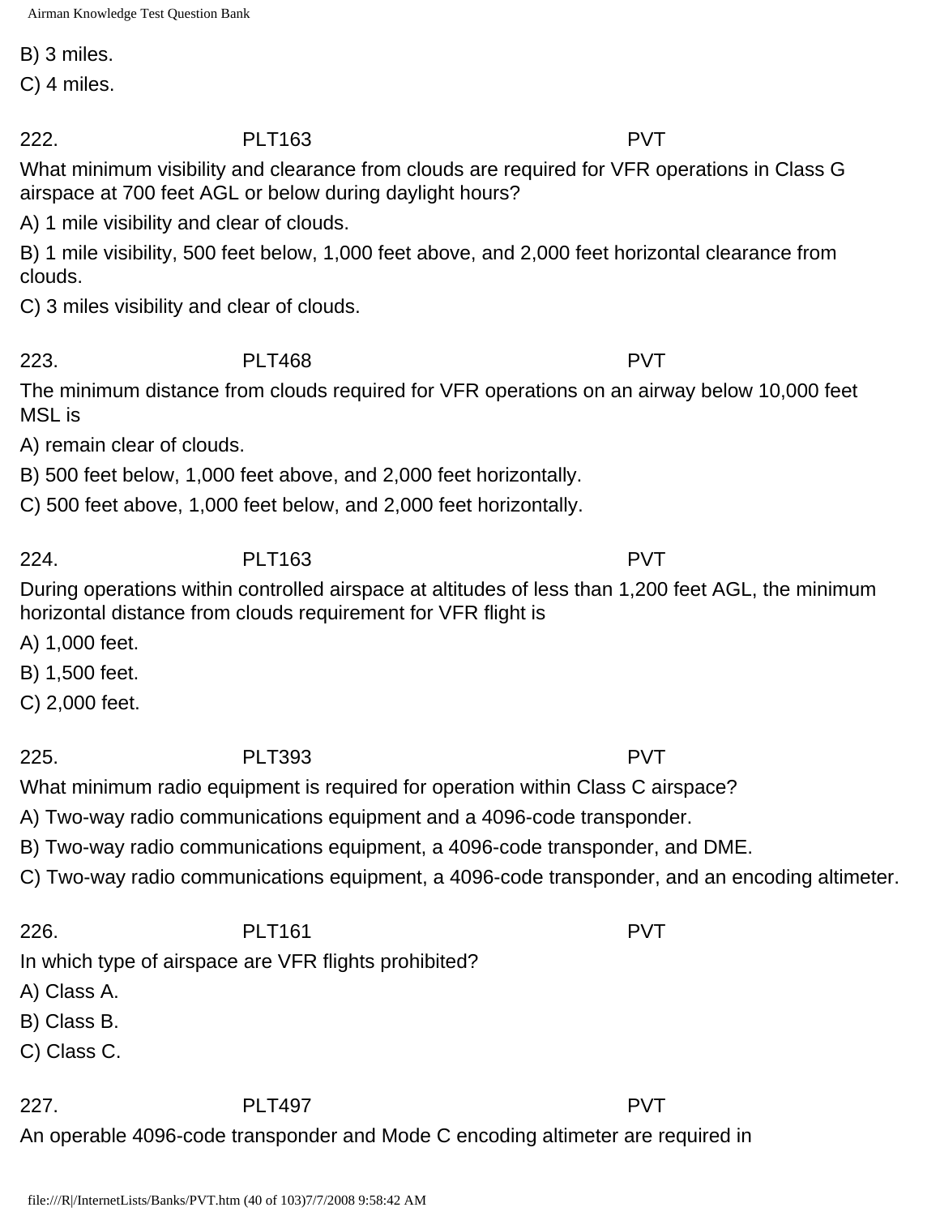B) 3 miles.

C) 4 miles.

222. PLT163 PVT

What minimum visibility and clearance from clouds are required for VFR operations in Class G airspace at 700 feet AGL or below during daylight hours?

A) 1 mile visibility and clear of clouds.

B) 1 mile visibility, 500 feet below, 1,000 feet above, and 2,000 feet horizontal clearance from clouds.

C) 3 miles visibility and clear of clouds.

223. PLT468 PVT

The minimum distance from clouds required for VFR operations on an airway below 10,000 feet MSL is

A) remain clear of clouds.

B) 500 feet below, 1,000 feet above, and 2,000 feet horizontally.

C) 500 feet above, 1,000 feet below, and 2,000 feet horizontally.

224. PLT163 PVT

During operations within controlled airspace at altitudes of less than 1,200 feet AGL, the minimum horizontal distance from clouds requirement for VFR flight is

A) 1,000 feet.

B) 1,500 feet.

C) 2,000 feet.

225. PLT393 PVT

What minimum radio equipment is required for operation within Class C airspace?

A) Two-way radio communications equipment and a 4096-code transponder.

B) Two-way radio communications equipment, a 4096-code transponder, and DME.

C) Two-way radio communications equipment, a 4096-code transponder, and an encoding altimeter.

226. PLT161 PVT

In which type of airspace are VFR flights prohibited?

A) Class A.

B) Class B.

C) Class C.

227. PLT497 PVT

An operable 4096-code transponder and Mode C encoding altimeter are required in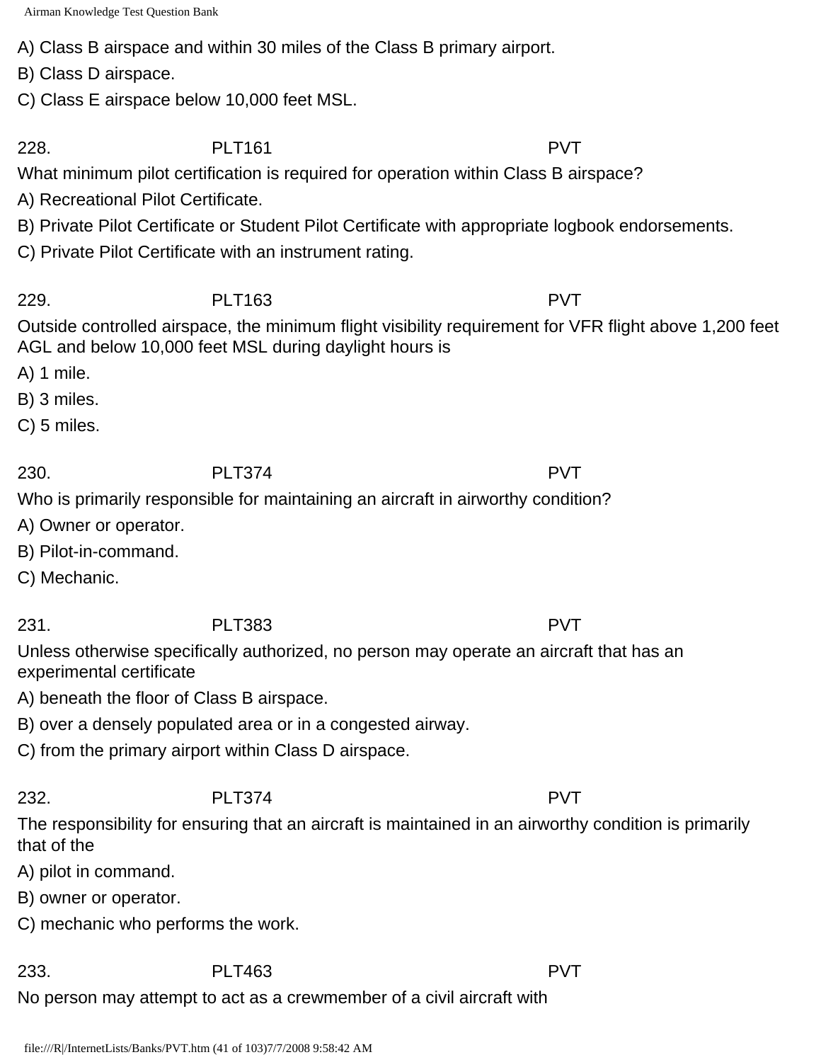A) Class B airspace and within 30 miles of the Class B primary airport.

B) Class D airspace.

C) Class E airspace below 10,000 feet MSL.

228. PLT161 PVT

What minimum pilot certification is required for operation within Class B airspace?

A) Recreational Pilot Certificate.

B) Private Pilot Certificate or Student Pilot Certificate with appropriate logbook endorsements.

C) Private Pilot Certificate with an instrument rating.

229. PLT163 PVT

Outside controlled airspace, the minimum flight visibility requirement for VFR flight above 1,200 feet AGL and below 10,000 feet MSL during daylight hours is

A) 1 mile.

B) 3 miles.

C) 5 miles.

230. PLT374 PVT

Who is primarily responsible for maintaining an aircraft in airworthy condition?

A) Owner or operator.

B) Pilot-in-command.

C) Mechanic.

231. PLT383 PVT

Unless otherwise specifically authorized, no person may operate an aircraft that has an experimental certificate

A) beneath the floor of Class B airspace.

B) over a densely populated area or in a congested airway.

C) from the primary airport within Class D airspace.

232. PLT374 PVT

The responsibility for ensuring that an aircraft is maintained in an airworthy condition is primarily that of the

A) pilot in command.

B) owner or operator.

C) mechanic who performs the work.

233. PLT463 PVT

No person may attempt to act as a crewmember of a civil aircraft with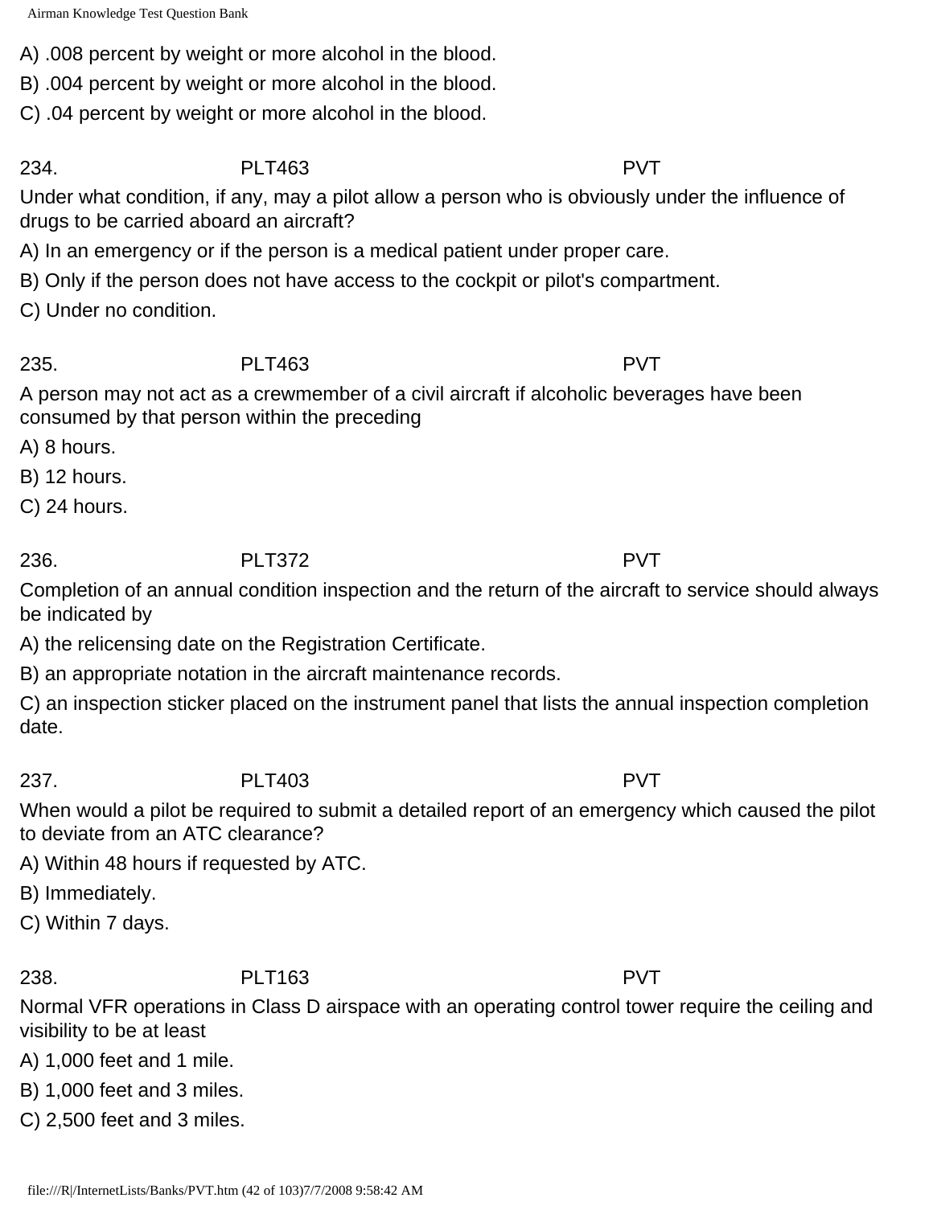A) .008 percent by weight or more alcohol in the blood.

B) .004 percent by weight or more alcohol in the blood.

C) .04 percent by weight or more alcohol in the blood.

234. PLT463 PVT

Under what condition, if any, may a pilot allow a person who is obviously under the influence of drugs to be carried aboard an aircraft?

A) In an emergency or if the person is a medical patient under proper care.

B) Only if the person does not have access to the cockpit or pilot's compartment.

C) Under no condition.

235. PLT463 PVT

A person may not act as a crewmember of a civil aircraft if alcoholic beverages have been consumed by that person within the preceding

A) 8 hours.

B) 12 hours.

C) 24 hours.

236. PLT372 PVT

Completion of an annual condition inspection and the return of the aircraft to service should always be indicated by

A) the relicensing date on the Registration Certificate.

B) an appropriate notation in the aircraft maintenance records.

C) an inspection sticker placed on the instrument panel that lists the annual inspection completion date.

237. PLT403 PVT

When would a pilot be required to submit a detailed report of an emergency which caused the pilot to deviate from an ATC clearance?

A) Within 48 hours if requested by ATC.

B) Immediately.

C) Within 7 days.

238. PLT163 PVT

Normal VFR operations in Class D airspace with an operating control tower require the ceiling and visibility to be at least

A) 1,000 feet and 1 mile.

B) 1,000 feet and 3 miles.

C) 2,500 feet and 3 miles.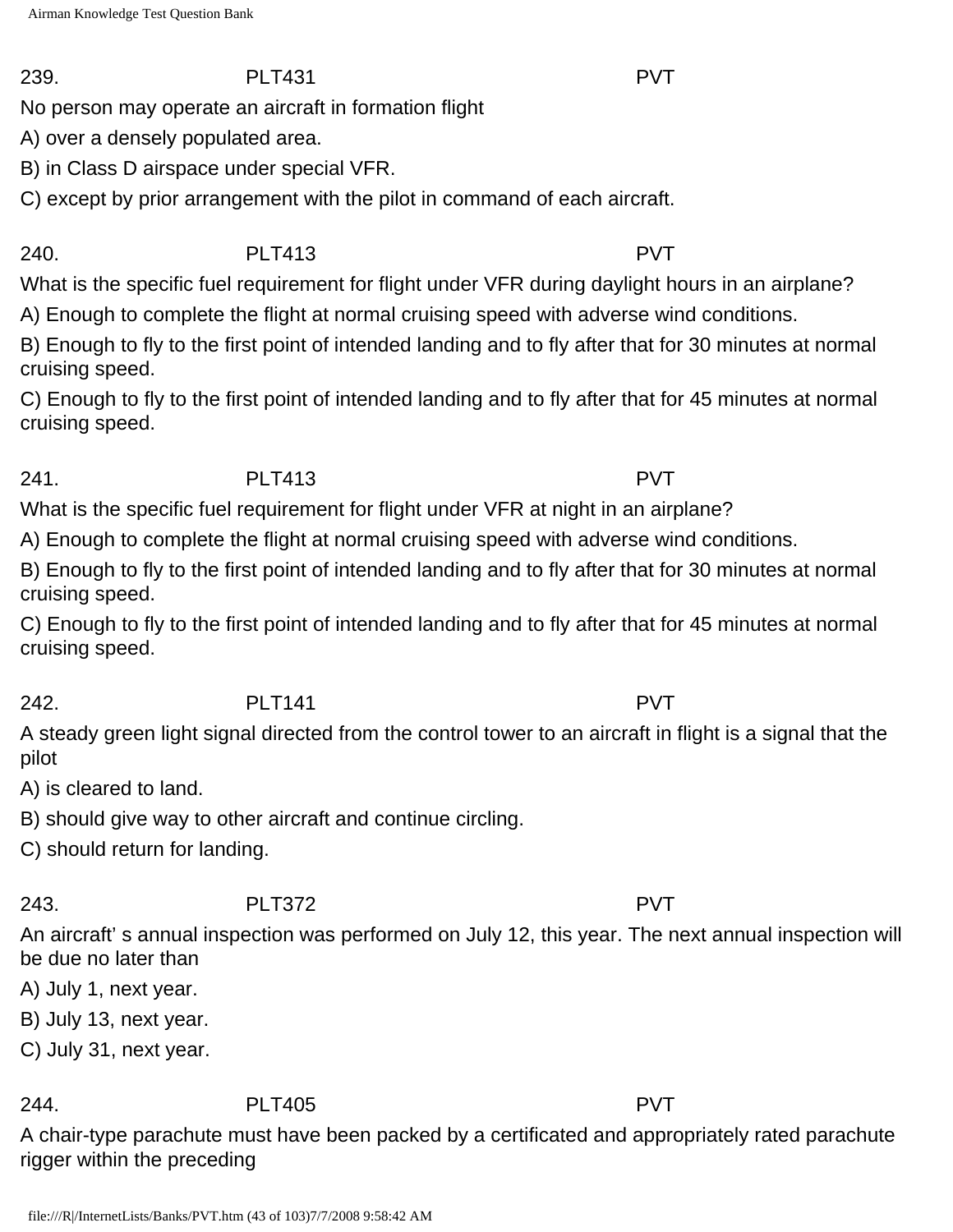239. PLT431 PVT

No person may operate an aircraft in formation flight

A) over a densely populated area.

B) in Class D airspace under special VFR.

C) except by prior arrangement with the pilot in command of each aircraft.

240. PLT413 PVT

What is the specific fuel requirement for flight under VFR during daylight hours in an airplane?

A) Enough to complete the flight at normal cruising speed with adverse wind conditions.

B) Enough to fly to the first point of intended landing and to fly after that for 30 minutes at normal cruising speed.

C) Enough to fly to the first point of intended landing and to fly after that for 45 minutes at normal cruising speed.

241. PLT413 PVT

What is the specific fuel requirement for flight under VFR at night in an airplane?

A) Enough to complete the flight at normal cruising speed with adverse wind conditions.

B) Enough to fly to the first point of intended landing and to fly after that for 30 minutes at normal cruising speed.

C) Enough to fly to the first point of intended landing and to fly after that for 45 minutes at normal cruising speed.

242. PLT141 PVT

A steady green light signal directed from the control tower to an aircraft in flight is a signal that the pilot

A) is cleared to land.

B) should give way to other aircraft and continue circling.

C) should return for landing.

243. PLT372 PVT

An aircraft' s annual inspection was performed on July 12, this year. The next annual inspection will be due no later than

A) July 1, next year.

B) July 13, next year.

C) July 31, next year.

244. PLT405 PVT

A chair-type parachute must have been packed by a certificated and appropriately rated parachute rigger within the preceding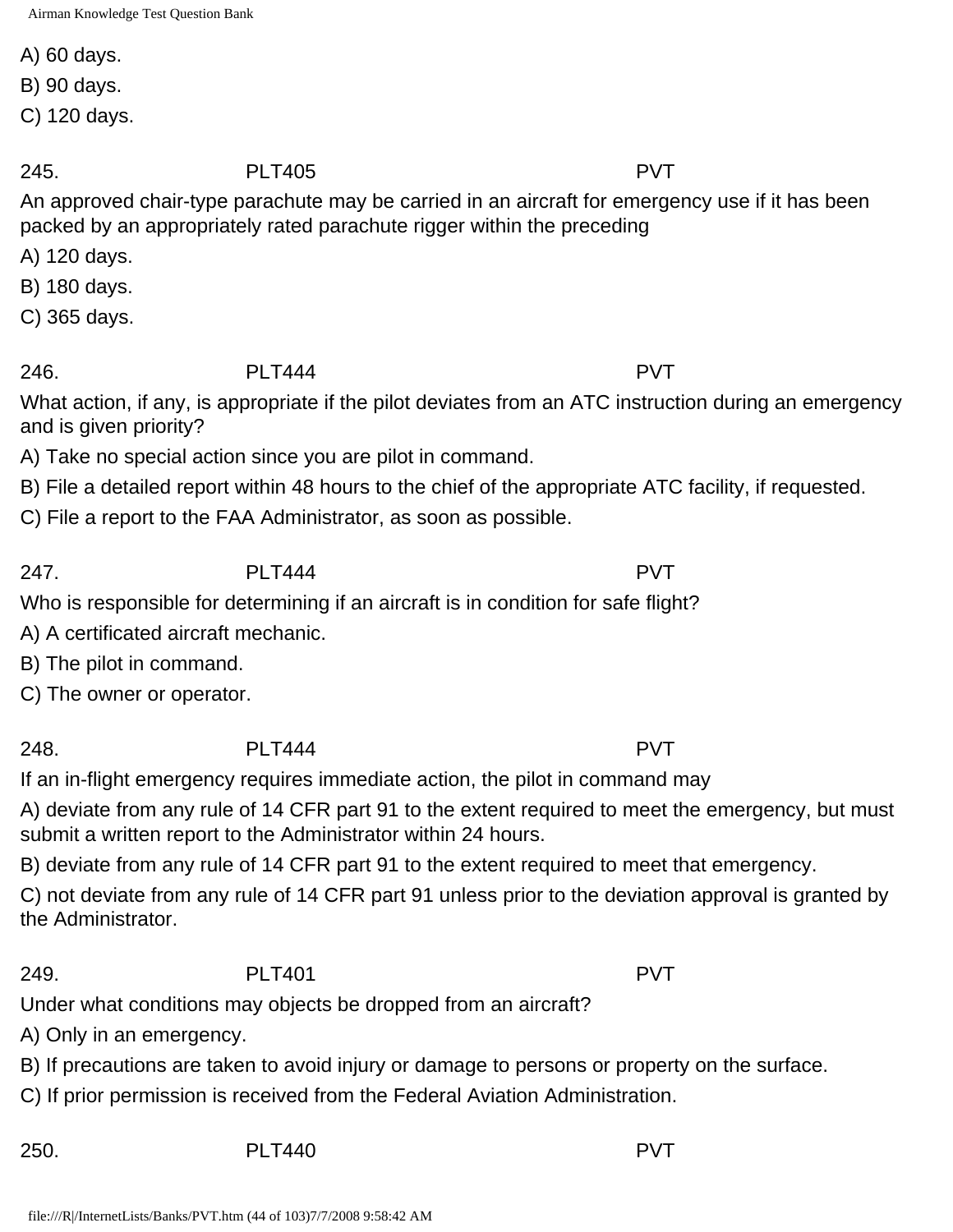A) 60 days.

B) 90 days.

C) 120 days.

245. PLT405 PVT

An approved chair-type parachute may be carried in an aircraft for emergency use if it has been packed by an appropriately rated parachute rigger within the preceding

A) 120 days.

B) 180 days.

C) 365 days.

246. PLT444 PVT

What action, if any, is appropriate if the pilot deviates from an ATC instruction during an emergency and is given priority?

A) Take no special action since you are pilot in command.

B) File a detailed report within 48 hours to the chief of the appropriate ATC facility, if requested.

C) File a report to the FAA Administrator, as soon as possible.

247. PLT444 PVT

Who is responsible for determining if an aircraft is in condition for safe flight?

A) A certificated aircraft mechanic.

B) The pilot in command.

C) The owner or operator.

248. PLT444 PVT

If an in-flight emergency requires immediate action, the pilot in command may

A) deviate from any rule of 14 CFR part 91 to the extent required to meet the emergency, but must submit a written report to the Administrator within 24 hours.

B) deviate from any rule of 14 CFR part 91 to the extent required to meet that emergency.

C) not deviate from any rule of 14 CFR part 91 unless prior to the deviation approval is granted by the Administrator.

249. PLT401 PVT

Under what conditions may objects be dropped from an aircraft?

A) Only in an emergency.

B) If precautions are taken to avoid injury or damage to persons or property on the surface.

C) If prior permission is received from the Federal Aviation Administration.

250. PLT440 PVT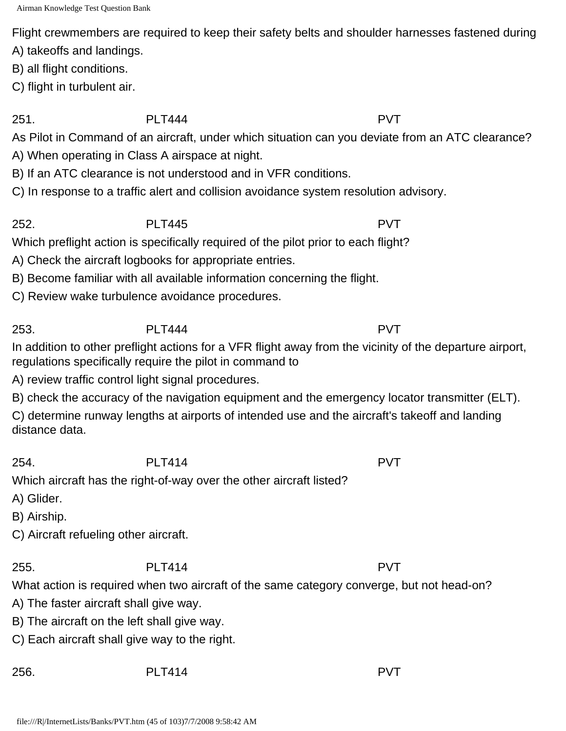Flight crewmembers are required to keep their safety belts and shoulder harnesses fastened during

A) takeoffs and landings.

B) all flight conditions.

C) flight in turbulent air.

251. PLT444 PVT

As Pilot in Command of an aircraft, under which situation can you deviate from an ATC clearance?

A) When operating in Class A airspace at night.

B) If an ATC clearance is not understood and in VFR conditions.

C) In response to a traffic alert and collision avoidance system resolution advisory.

252. PLT445 PVT

Which preflight action is specifically required of the pilot prior to each flight?

A) Check the aircraft logbooks for appropriate entries.

B) Become familiar with all available information concerning the flight.

C) Review wake turbulence avoidance procedures.

253. PLT444 PVT

In addition to other preflight actions for a VFR flight away from the vicinity of the departure airport, regulations specifically require the pilot in command to

A) review traffic control light signal procedures.

B) check the accuracy of the navigation equipment and the emergency locator transmitter (ELT).

C) determine runway lengths at airports of intended use and the aircraft's takeoff and landing distance data.

254. PLT414 PVT

Which aircraft has the right-of-way over the other aircraft listed?

A) Glider.

B) Airship.

C) Aircraft refueling other aircraft.

255. PLT414 PVT

What action is required when two aircraft of the same category converge, but not head-on?

A) The faster aircraft shall give way.

B) The aircraft on the left shall give way.

C) Each aircraft shall give way to the right.

256. PLT414 PVT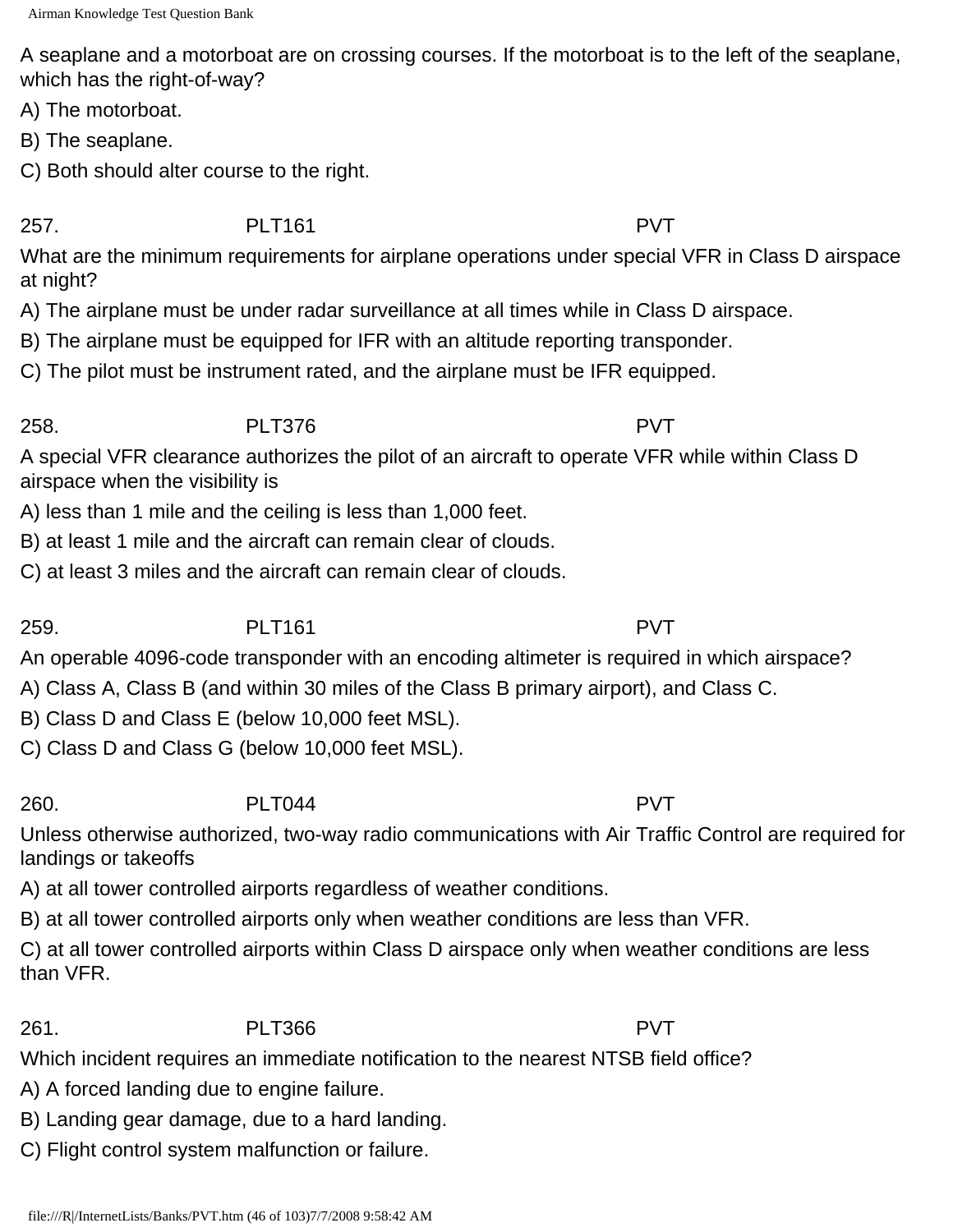A seaplane and a motorboat are on crossing courses. If the motorboat is to the left of the seaplane, which has the right-of-way?

A) The motorboat.

B) The seaplane.

C) Both should alter course to the right.

257. PLT161 PVT

What are the minimum requirements for airplane operations under special VFR in Class D airspace at night?

A) The airplane must be under radar surveillance at all times while in Class D airspace.

B) The airplane must be equipped for IFR with an altitude reporting transponder.

C) The pilot must be instrument rated, and the airplane must be IFR equipped.

258. PLT376 PVT

A special VFR clearance authorizes the pilot of an aircraft to operate VFR while within Class D airspace when the visibility is

A) less than 1 mile and the ceiling is less than 1,000 feet.

B) at least 1 mile and the aircraft can remain clear of clouds.

C) at least 3 miles and the aircraft can remain clear of clouds.

259. PLT161 PVT

An operable 4096-code transponder with an encoding altimeter is required in which airspace?

A) Class A, Class B (and within 30 miles of the Class B primary airport), and Class C.

B) Class D and Class E (below 10,000 feet MSL).

C) Class D and Class G (below 10,000 feet MSL).

260. PLT044 PVT

Unless otherwise authorized, two-way radio communications with Air Traffic Control are required for landings or takeoffs

A) at all tower controlled airports regardless of weather conditions.

B) at all tower controlled airports only when weather conditions are less than VFR.

C) at all tower controlled airports within Class D airspace only when weather conditions are less than VFR.

261. PLT366 PVT

Which incident requires an immediate notification to the nearest NTSB field office?

A) A forced landing due to engine failure.

B) Landing gear damage, due to a hard landing.

C) Flight control system malfunction or failure.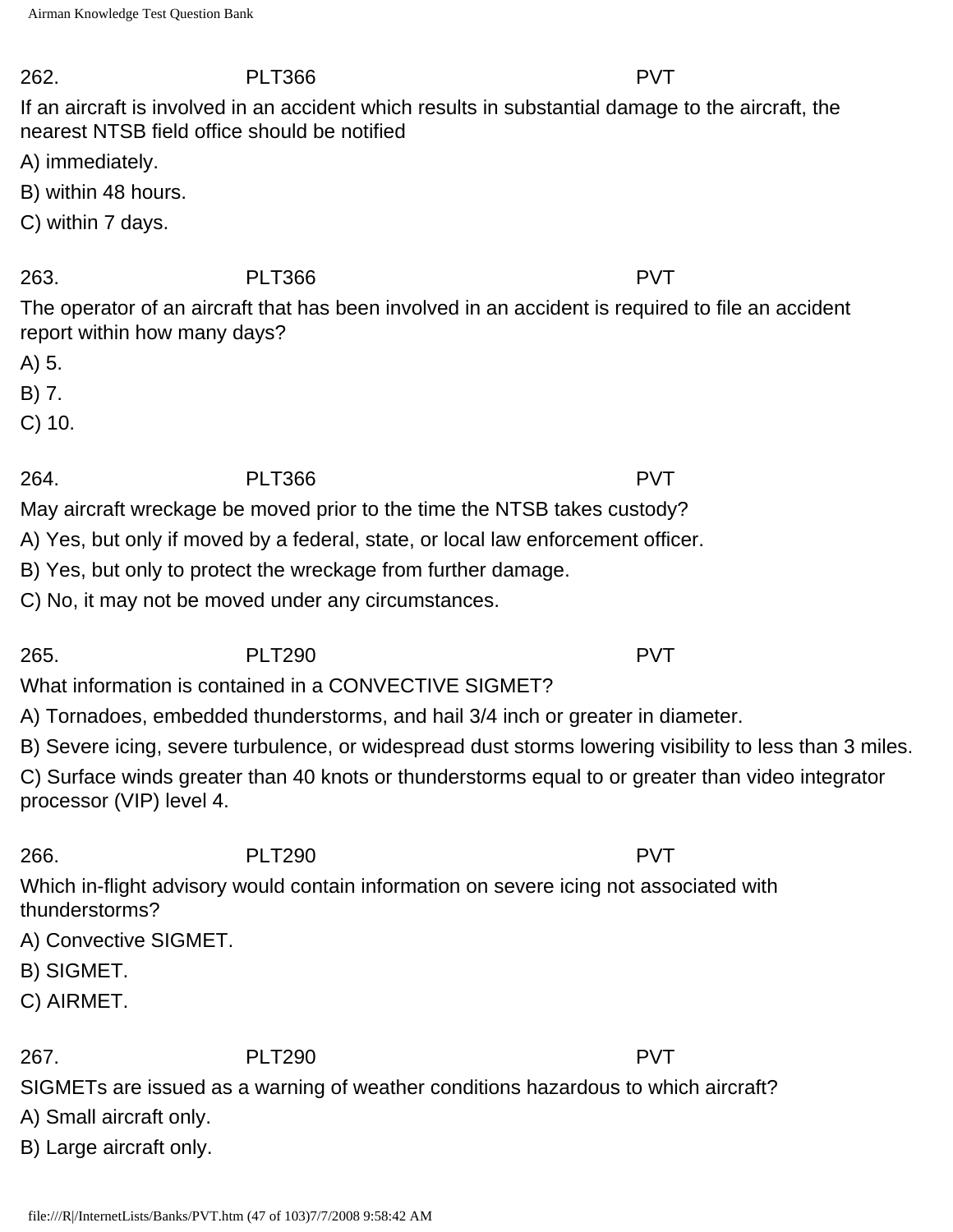262. PLT366 PVT

If an aircraft is involved in an accident which results in substantial damage to the aircraft, the nearest NTSB field office should be notified

A) immediately.

B) within 48 hours.

C) within 7 days.

263. PLT366 PVT

The operator of an aircraft that has been involved in an accident is required to file an accident report within how many days?

A) 5.

B) 7.

C) 10.

264. PLT366 PVT

May aircraft wreckage be moved prior to the time the NTSB takes custody?

A) Yes, but only if moved by a federal, state, or local law enforcement officer.

B) Yes, but only to protect the wreckage from further damage.

C) No, it may not be moved under any circumstances.

265. PLT290 PVT

What information is contained in a CONVECTIVE SIGMET?

A) Tornadoes, embedded thunderstorms, and hail 3/4 inch or greater in diameter.

B) Severe icing, severe turbulence, or widespread dust storms lowering visibility to less than 3 miles.

C) Surface winds greater than 40 knots or thunderstorms equal to or greater than video integrator processor (VIP) level 4.

266. PLT290 PVT

Which in-flight advisory would contain information on severe icing not associated with thunderstorms?

A) Convective SIGMET.

B) SIGMET.

C) AIRMET.

267. PLT290 PVT

SIGMETs are issued as a warning of weather conditions hazardous to which aircraft?

A) Small aircraft only.

B) Large aircraft only.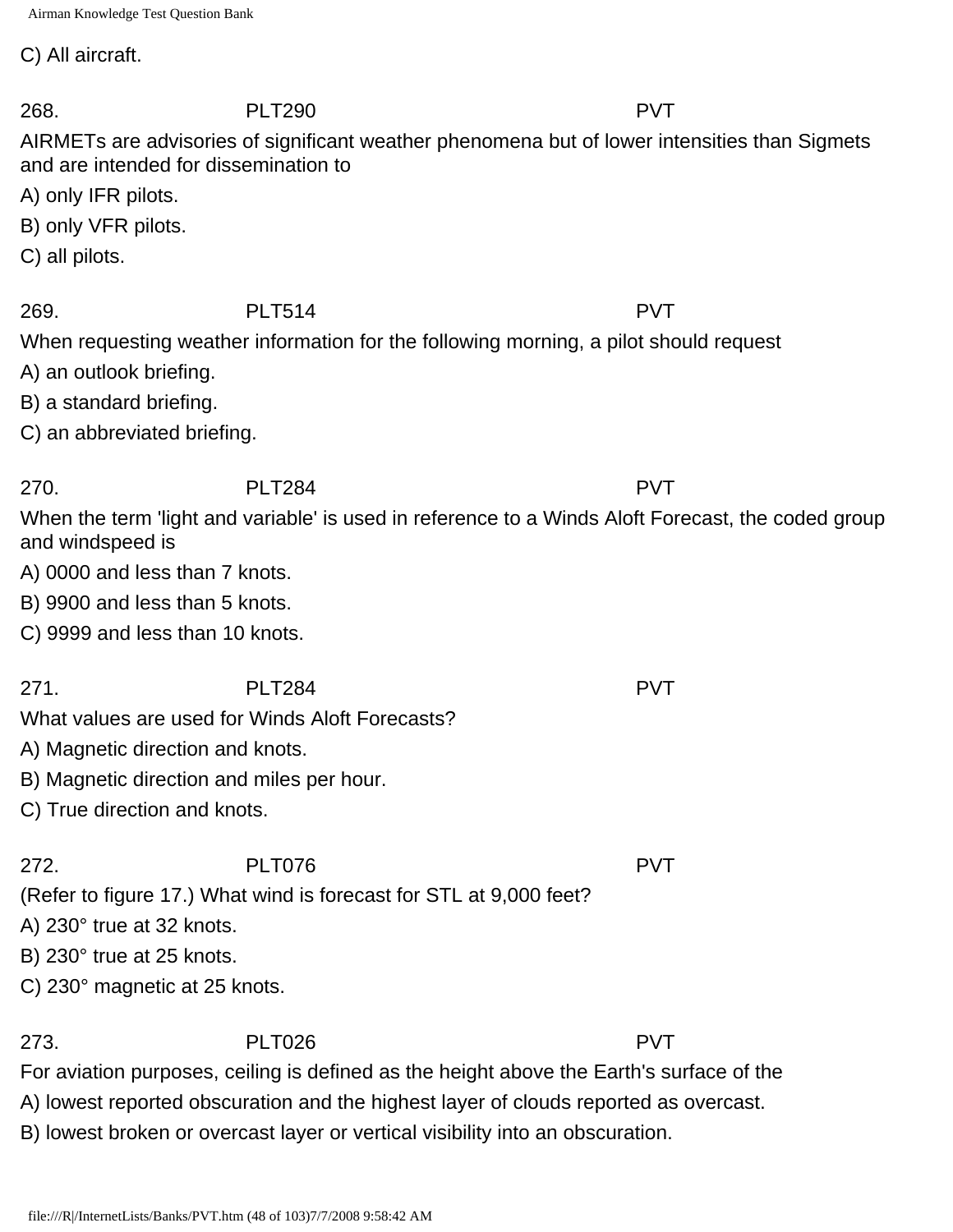C) All aircraft.

268. PLT290 PVT

AIRMETs are advisories of significant weather phenomena but of lower intensities than Sigmets and are intended for dissemination to

A) only IFR pilots.

B) only VFR pilots.

C) all pilots.

269. PLT514 PVT

When requesting weather information for the following morning, a pilot should request

A) an outlook briefing.

B) a standard briefing.

C) an abbreviated briefing.

270. PLT284 PVT

When the term 'light and variable' is used in reference to a Winds Aloft Forecast, the coded group and windspeed is

A) 0000 and less than 7 knots.

B) 9900 and less than 5 knots.

C) 9999 and less than 10 knots.

271. PLT284 PVT

What values are used for Winds Aloft Forecasts?

A) Magnetic direction and knots.

B) Magnetic direction and miles per hour.

C) True direction and knots.

272. PLT076 PVT

(Refer to figure 17.) What wind is forecast for STL at 9,000 feet?

A) 230° true at 32 knots.

B) 230° true at 25 knots.

C) 230° magnetic at 25 knots.

273. PLT026 PVT

For aviation purposes, ceiling is defined as the height above the Earth's surface of the

A) lowest reported obscuration and the highest layer of clouds reported as overcast.

B) lowest broken or overcast layer or vertical visibility into an obscuration.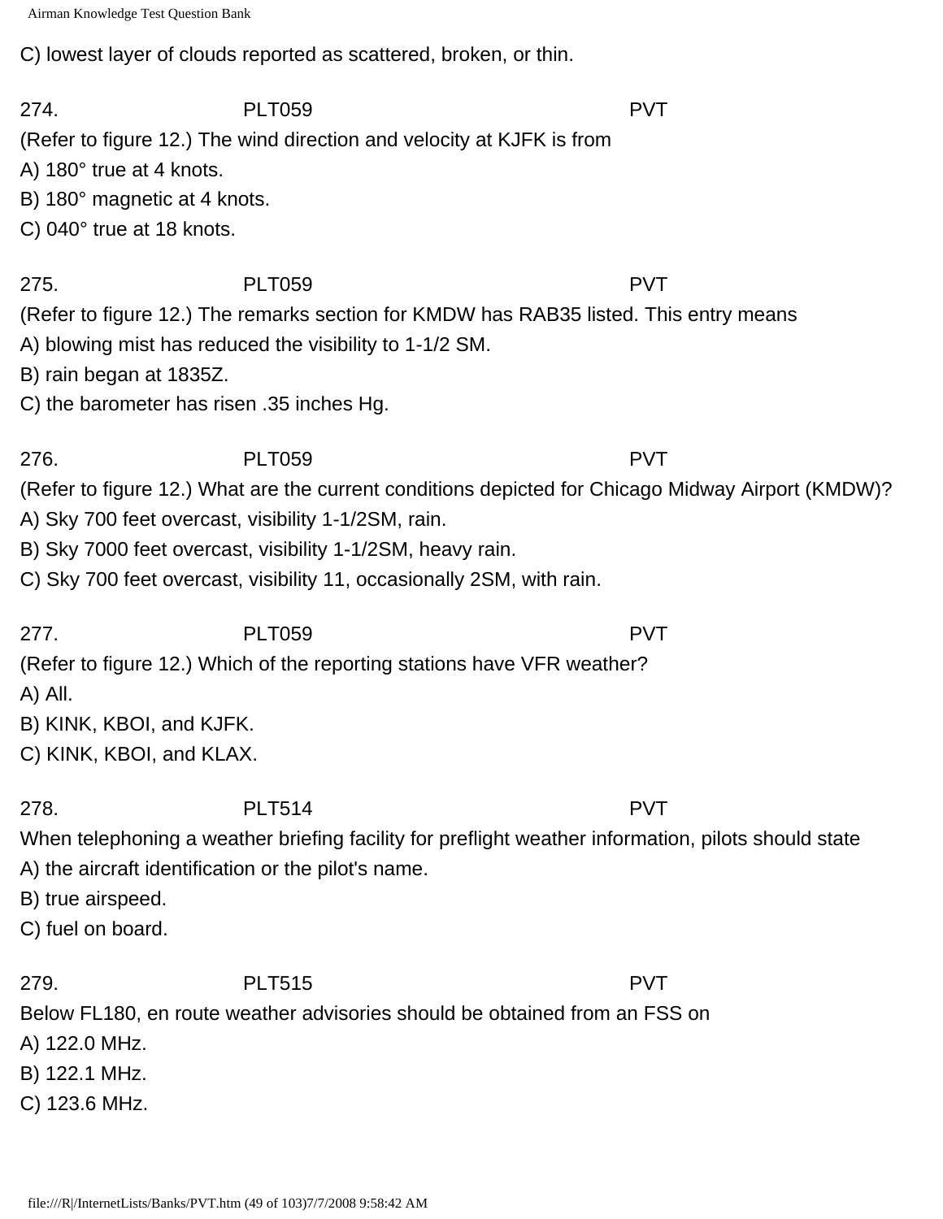C) lowest layer of clouds reported as scattered, broken, or thin.

274. PLT059 PVT

(Refer to figure 12.) The wind direction and velocity at KJFK is from

A) 180° true at 4 knots.

B) 180° magnetic at 4 knots.

C) 040° true at 18 knots.

275. PLT059 PVT

(Refer to figure 12.) The remarks section for KMDW has RAB35 listed. This entry means

A) blowing mist has reduced the visibility to 1-1/2 SM.

B) rain began at 1835Z.

C) the barometer has risen .35 inches Hg.

276. PLT059 PVT

(Refer to figure 12.) What are the current conditions depicted for Chicago Midway Airport (KMDW)?

A) Sky 700 feet overcast, visibility 1-1/2SM, rain.

B) Sky 7000 feet overcast, visibility 1-1/2SM, heavy rain.

C) Sky 700 feet overcast, visibility 11, occasionally 2SM, with rain.

277. PLT059 PVT

(Refer to figure 12.) Which of the reporting stations have VFR weather?

A) All.

B) KINK, KBOI, and KJFK.

C) KINK, KBOI, and KLAX.

278. PLT514 PVT

When telephoning a weather briefing facility for preflight weather information, pilots should state

A) the aircraft identification or the pilot's name.

B) true airspeed.

C) fuel on board.

279. PLT515 PVT

Below FL180, en route weather advisories should be obtained from an FSS on

A) 122.0 MHz.

B) 122.1 MHz.

C) 123.6 MHz.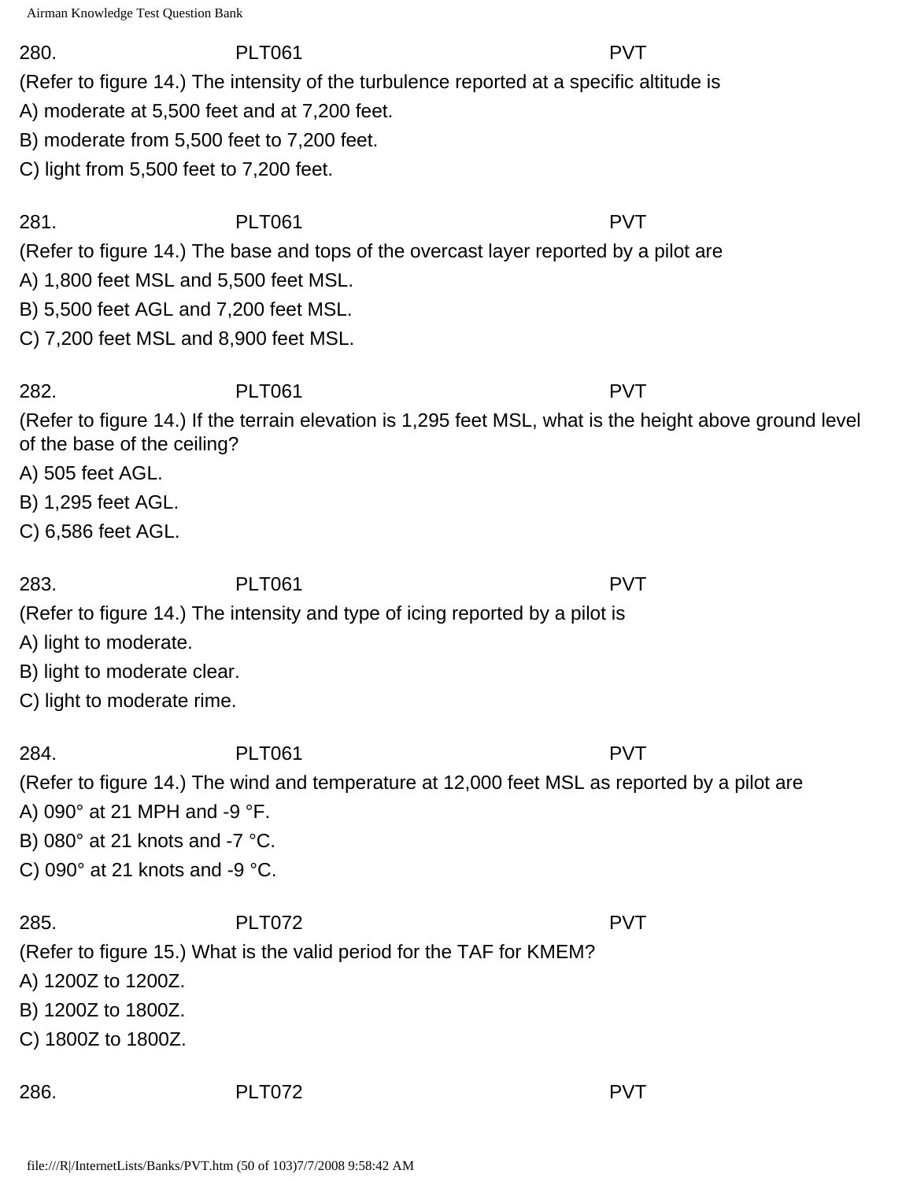280. PLT061 PVT

(Refer to figure 14.) The intensity of the turbulence reported at a specific altitude is

A) moderate at 5,500 feet and at 7,200 feet.

B) moderate from 5,500 feet to 7,200 feet.

C) light from 5,500 feet to 7,200 feet.

281. PLT061 PVT

(Refer to figure 14.) The base and tops of the overcast layer reported by a pilot are

A) 1,800 feet MSL and 5,500 feet MSL.

B) 5,500 feet AGL and 7,200 feet MSL.

C) 7,200 feet MSL and 8,900 feet MSL.

282. PLT061 PVT

(Refer to figure 14.) If the terrain elevation is 1,295 feet MSL, what is the height above ground level of the base of the ceiling?

A) 505 feet AGL.

B) 1,295 feet AGL.

C) 6,586 feet AGL.

283. PLT061 PVT

(Refer to figure 14.) The intensity and type of icing reported by a pilot is

A) light to moderate.

B) light to moderate clear.

C) light to moderate rime.

284. PLT061 PVT

(Refer to figure 14.) The wind and temperature at 12,000 feet MSL as reported by a pilot are

A) 090° at 21 MPH and -9 °F.

B) 080° at 21 knots and -7 °C.

C) 090° at 21 knots and -9 °C.

285. PLT072 PVT

(Refer to figure 15.) What is the valid period for the TAF for KMEM?

A) 1200Z to 1200Z.

B) 1200Z to 1800Z.

C) 1800Z to 1800Z.

286. PLT072 PVT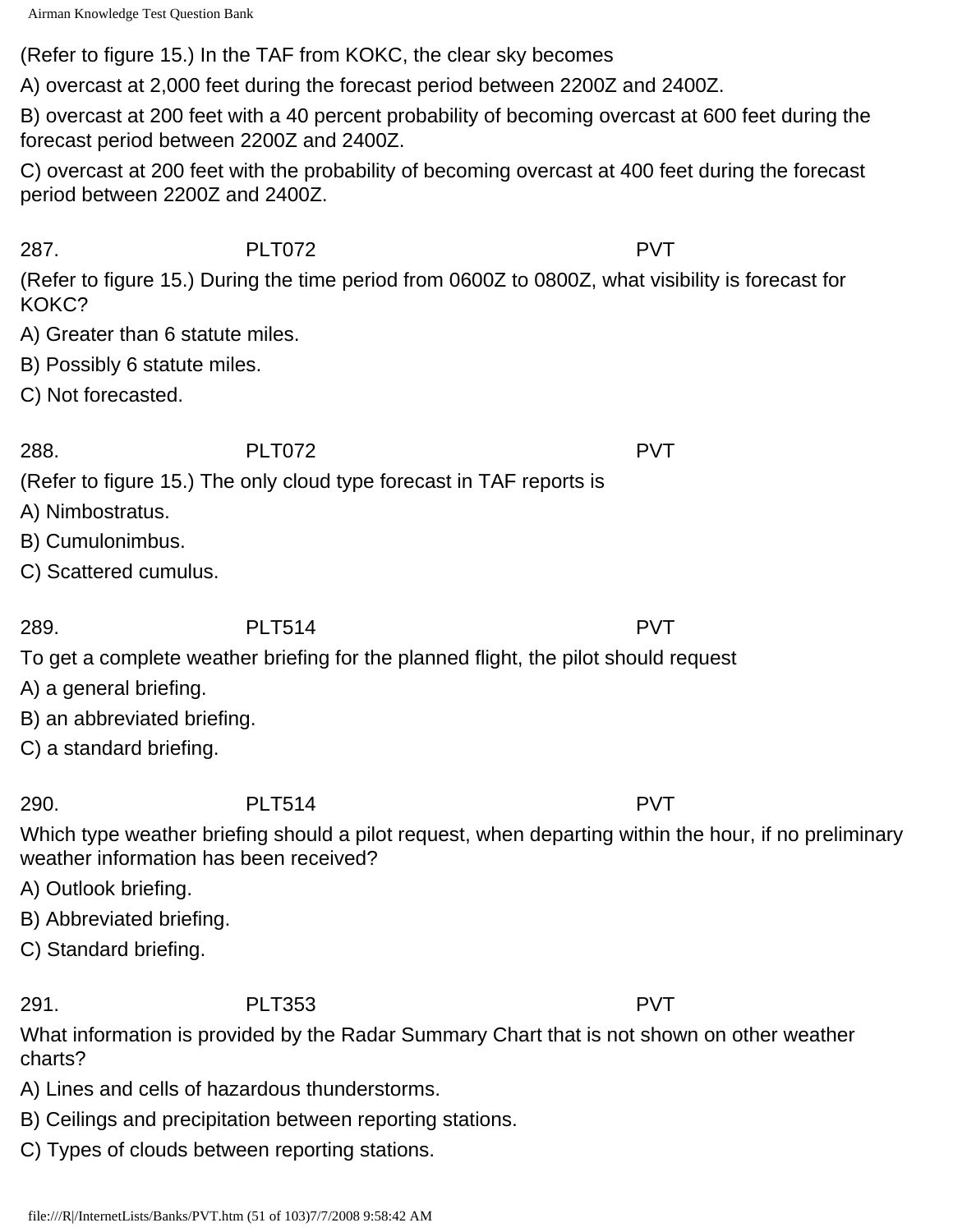(Refer to figure 15.) In the TAF from KOKC, the clear sky becomes

A) overcast at 2,000 feet during the forecast period between 2200Z and 2400Z.

B) overcast at 200 feet with a 40 percent probability of becoming overcast at 600 feet during the forecast period between 2200Z and 2400Z.

C) overcast at 200 feet with the probability of becoming overcast at 400 feet during the forecast period between 2200Z and 2400Z.

287. PLT072 PVT

(Refer to figure 15.) During the time period from 0600Z to 0800Z, what visibility is forecast for KOKC?

A) Greater than 6 statute miles.

B) Possibly 6 statute miles.

C) Not forecasted.

288. PLT072 PVT

(Refer to figure 15.) The only cloud type forecast in TAF reports is

A) Nimbostratus.

B) Cumulonimbus.

C) Scattered cumulus.

289. PLT514 PVT

To get a complete weather briefing for the planned flight, the pilot should request

A) a general briefing.

B) an abbreviated briefing.

C) a standard briefing.

290. PLT514 PVT

Which type weather briefing should a pilot request, when departing within the hour, if no preliminary weather information has been received?

A) Outlook briefing.

B) Abbreviated briefing.

C) Standard briefing.

291. PLT353 PVT

What information is provided by the Radar Summary Chart that is not shown on other weather charts?

A) Lines and cells of hazardous thunderstorms.

B) Ceilings and precipitation between reporting stations.

C) Types of clouds between reporting stations.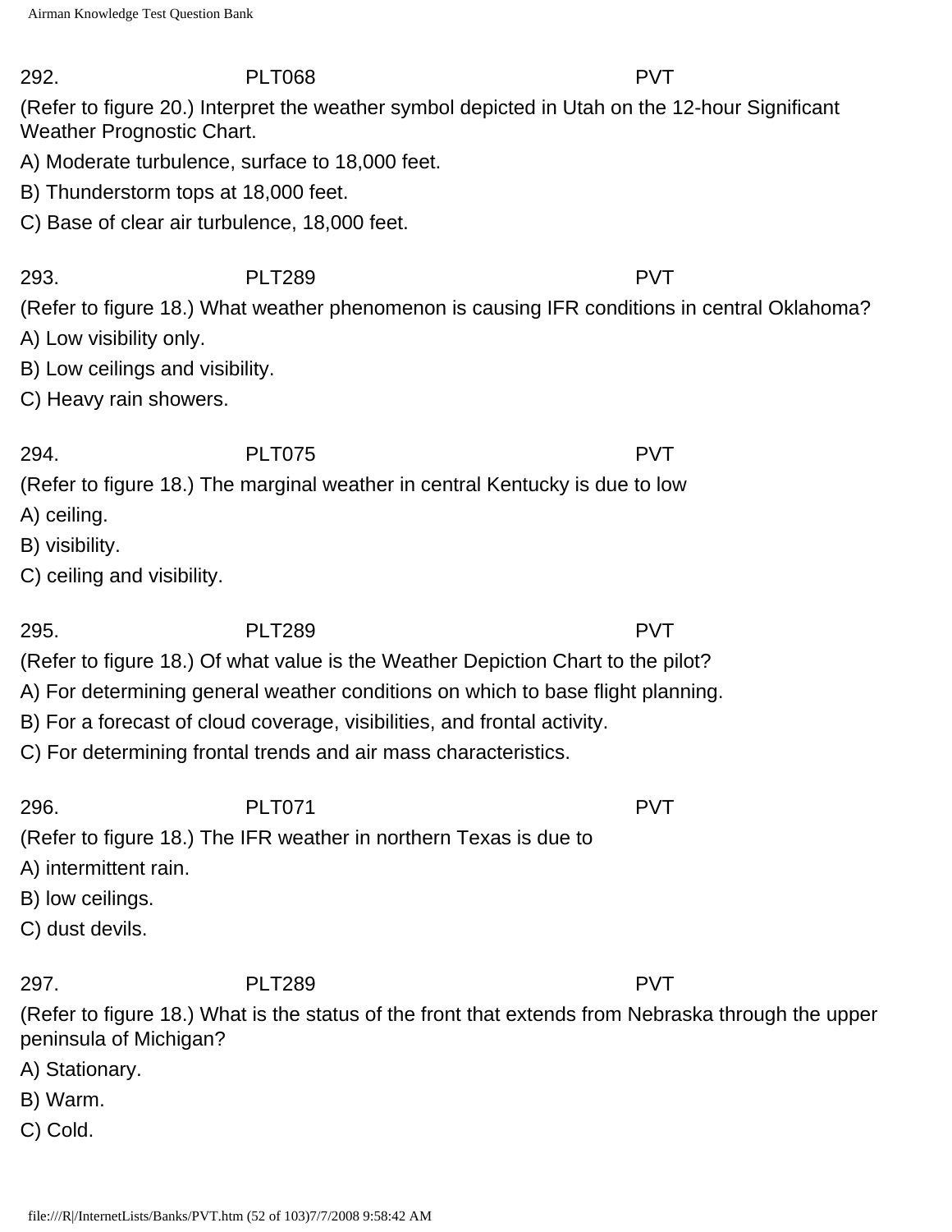292. PLT068 PVT

(Refer to figure 20.) Interpret the weather symbol depicted in Utah on the 12-hour Significant Weather Prognostic Chart.

A) Moderate turbulence, surface to 18,000 feet.

B) Thunderstorm tops at 18,000 feet.

C) Base of clear air turbulence, 18,000 feet.

293. PLT289 PVT

(Refer to figure 18.) What weather phenomenon is causing IFR conditions in central Oklahoma?

A) Low visibility only.

B) Low ceilings and visibility.

C) Heavy rain showers.

294. PLT075 PVT

(Refer to figure 18.) The marginal weather in central Kentucky is due to low

A) ceiling.

B) visibility.

C) ceiling and visibility.

295. PLT289 PVT

(Refer to figure 18.) Of what value is the Weather Depiction Chart to the pilot?

A) For determining general weather conditions on which to base flight planning.

B) For a forecast of cloud coverage, visibilities, and frontal activity.

C) For determining frontal trends and air mass characteristics.

296. PLT071 PVT

(Refer to figure 18.) The IFR weather in northern Texas is due to

A) intermittent rain.

B) low ceilings.

C) dust devils.

297. PLT289 PVT

(Refer to figure 18.) What is the status of the front that extends from Nebraska through the upper peninsula of Michigan?

A) Stationary.

B) Warm.

C) Cold.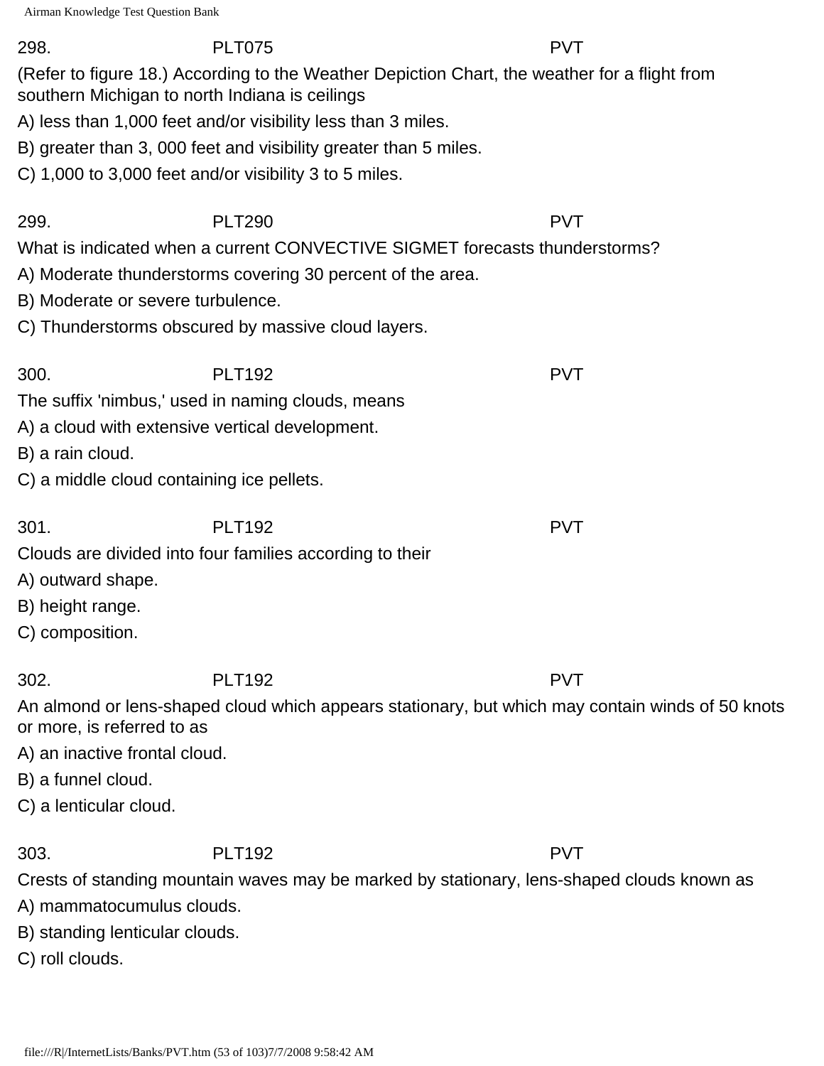298. PLT075 PVT

(Refer to figure 18.) According to the Weather Depiction Chart, the weather for a flight from southern Michigan to north Indiana is ceilings

A) less than 1,000 feet and/or visibility less than 3 miles.

B) greater than 3, 000 feet and visibility greater than 5 miles.

C) 1,000 to 3,000 feet and/or visibility 3 to 5 miles.

299. PLT290 PVT

What is indicated when a current CONVECTIVE SIGMET forecasts thunderstorms?

A) Moderate thunderstorms covering 30 percent of the area.

B) Moderate or severe turbulence.

C) Thunderstorms obscured by massive cloud layers.

300. PLT192 PVT

The suffix 'nimbus,' used in naming clouds, means

A) a cloud with extensive vertical development.

B) a rain cloud.

C) a middle cloud containing ice pellets.

301. PLT192 PVT

Clouds are divided into four families according to their

A) outward shape.

B) height range.

C) composition.

302. PLT192 PVT

An almond or lens-shaped cloud which appears stationary, but which may contain winds of 50 knots or more, is referred to as

A) an inactive frontal cloud.

B) a funnel cloud.

C) a lenticular cloud.

303. PLT192 PVT

Crests of standing mountain waves may be marked by stationary, lens-shaped clouds known as

A) mammatocumulus clouds.

B) standing lenticular clouds.

C) roll clouds.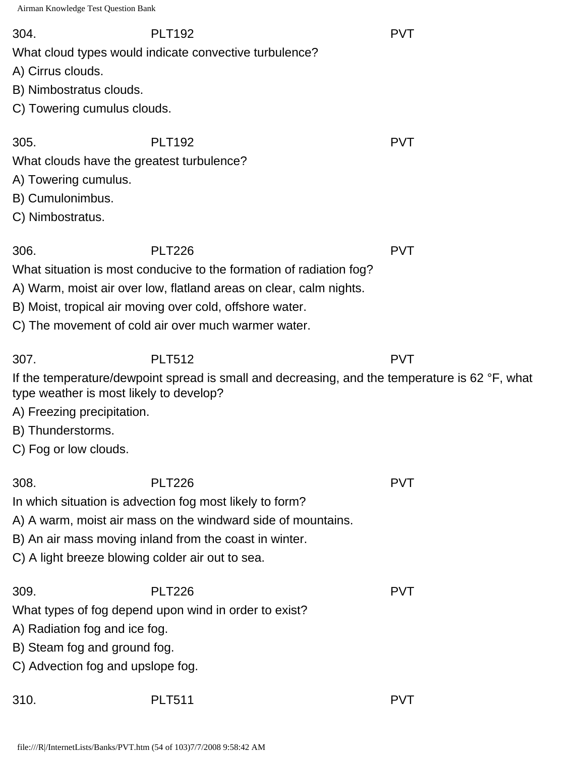304. PLT192 PVT

What cloud types would indicate convective turbulence?

A) Cirrus clouds.

B) Nimbostratus clouds.

C) Towering cumulus clouds.

305. PLT192 PVT

What clouds have the greatest turbulence?

A) Towering cumulus.

B) Cumulonimbus.

C) Nimbostratus.

306. PLT226 PVT

What situation is most conducive to the formation of radiation fog?

A) Warm, moist air over low, flatland areas on clear, calm nights.

B) Moist, tropical air moving over cold, offshore water.

C) The movement of cold air over much warmer water.

307. PLT512 PVT

If the temperature/dewpoint spread is small and decreasing, and the temperature is 62 °F, what type weather is most likely to develop?

A) Freezing precipitation.

B) Thunderstorms.

C) Fog or low clouds.

308. PLT226 PVT

In which situation is advection fog most likely to form?

A) A warm, moist air mass on the windward side of mountains.

B) An air mass moving inland from the coast in winter.

C) A light breeze blowing colder air out to sea.

309. PLT226 PVT

What types of fog depend upon wind in order to exist?

A) Radiation fog and ice fog.

B) Steam fog and ground fog.

C) Advection fog and upslope fog.

310. PLT511 PVT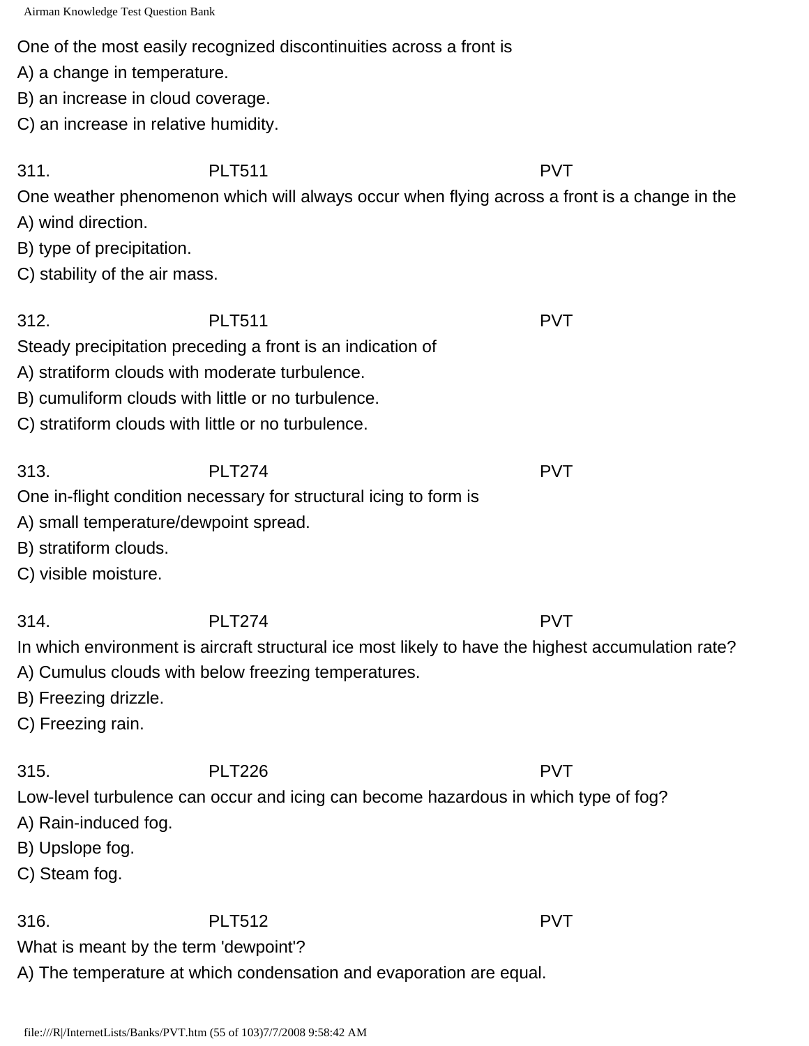One of the most easily recognized discontinuities across a front is
A) a change in temperature.
B) an increase in cloud coverage.
C) an increase in relative humidity.

311. PLT511 PVT
One weather phenomenon which will always occur when flying across a front is a change in the
A) wind direction.
B) type of precipitation.
C) stability of the air mass.

312. PLT511 PVT
Steady precipitation preceding a front is an indication of
A) stratiform clouds with moderate turbulence.
B) cumuliform clouds with little or no turbulence.
C) stratiform clouds with little or no turbulence.

313. PLT274 PVT
One in-flight condition necessary for structural icing to form is
A) small temperature/dewpoint spread.
B) stratiform clouds.
C) visible moisture.

314. PLT274 PVT
In which environment is aircraft structural ice most likely to have the highest accumulation rate?
A) Cumulus clouds with below freezing temperatures.
B) Freezing drizzle.
C) Freezing rain.

315. PLT226 PVT
Low-level turbulence can occur and icing can become hazardous in which type of fog?
A) Rain-induced fog.
B) Upslope fog.
C) Steam fog.

316. PLT512 PVT
What is meant by the term 'dewpoint'?
A) The temperature at which condensation and evaporation are equal.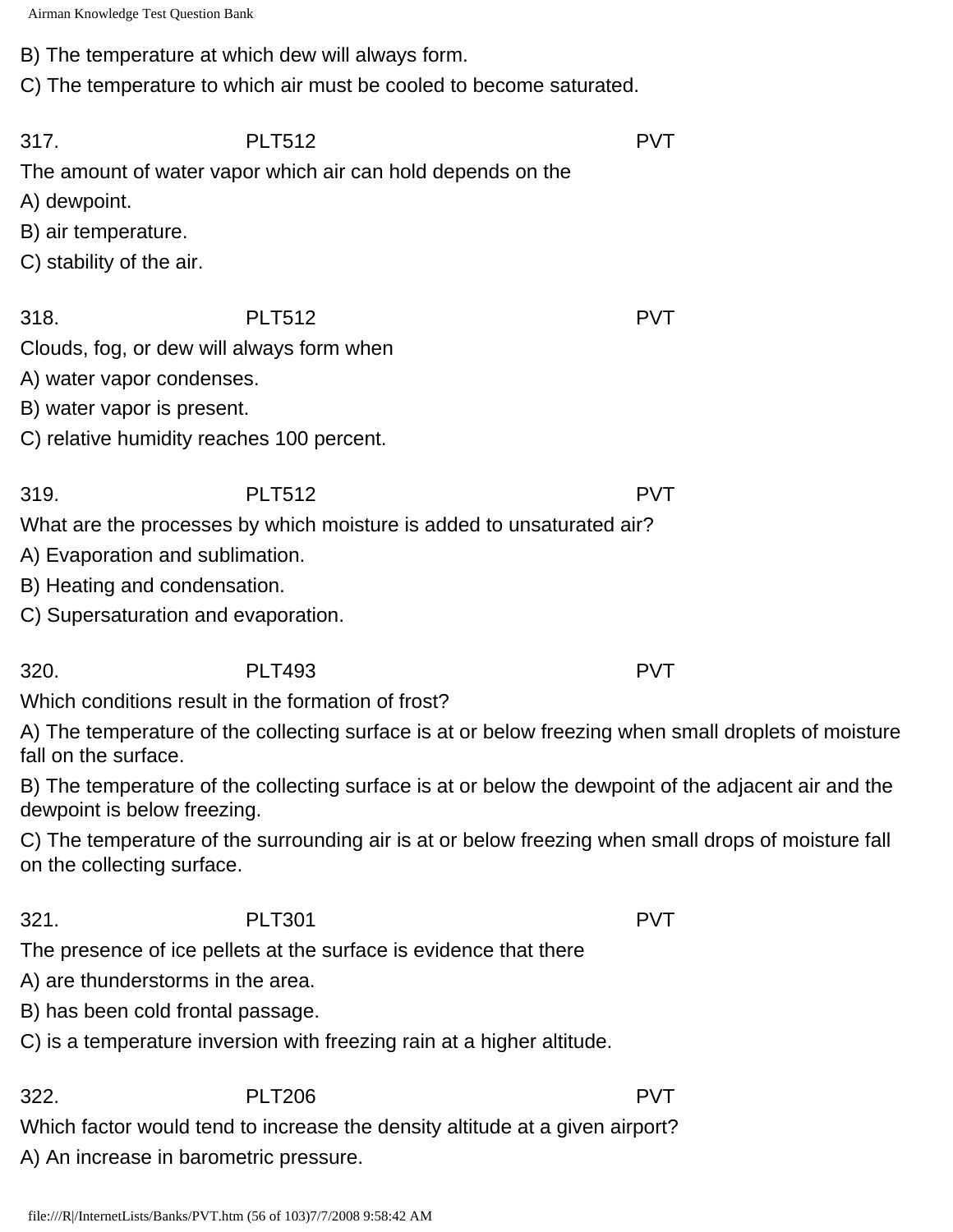B) The temperature at which dew will always form.

C) The temperature to which air must be cooled to become saturated.

317. PLT512 PVT

The amount of water vapor which air can hold depends on the

A) dewpoint.

B) air temperature.

C) stability of the air.

318. PLT512 PVT

Clouds, fog, or dew will always form when

A) water vapor condenses.

B) water vapor is present.

C) relative humidity reaches 100 percent.

319. PLT512 PVT

What are the processes by which moisture is added to unsaturated air?

A) Evaporation and sublimation.

B) Heating and condensation.

C) Supersaturation and evaporation.

320. PLT493 PVT

Which conditions result in the formation of frost?

A) The temperature of the collecting surface is at or below freezing when small droplets of moisture fall on the surface.

B) The temperature of the collecting surface is at or below the dewpoint of the adjacent air and the dewpoint is below freezing.

C) The temperature of the surrounding air is at or below freezing when small drops of moisture fall on the collecting surface.

321. PLT301 PVT

The presence of ice pellets at the surface is evidence that there

A) are thunderstorms in the area.

B) has been cold frontal passage.

C) is a temperature inversion with freezing rain at a higher altitude.

322. PLT206 PVT

Which factor would tend to increase the density altitude at a given airport?

A) An increase in barometric pressure.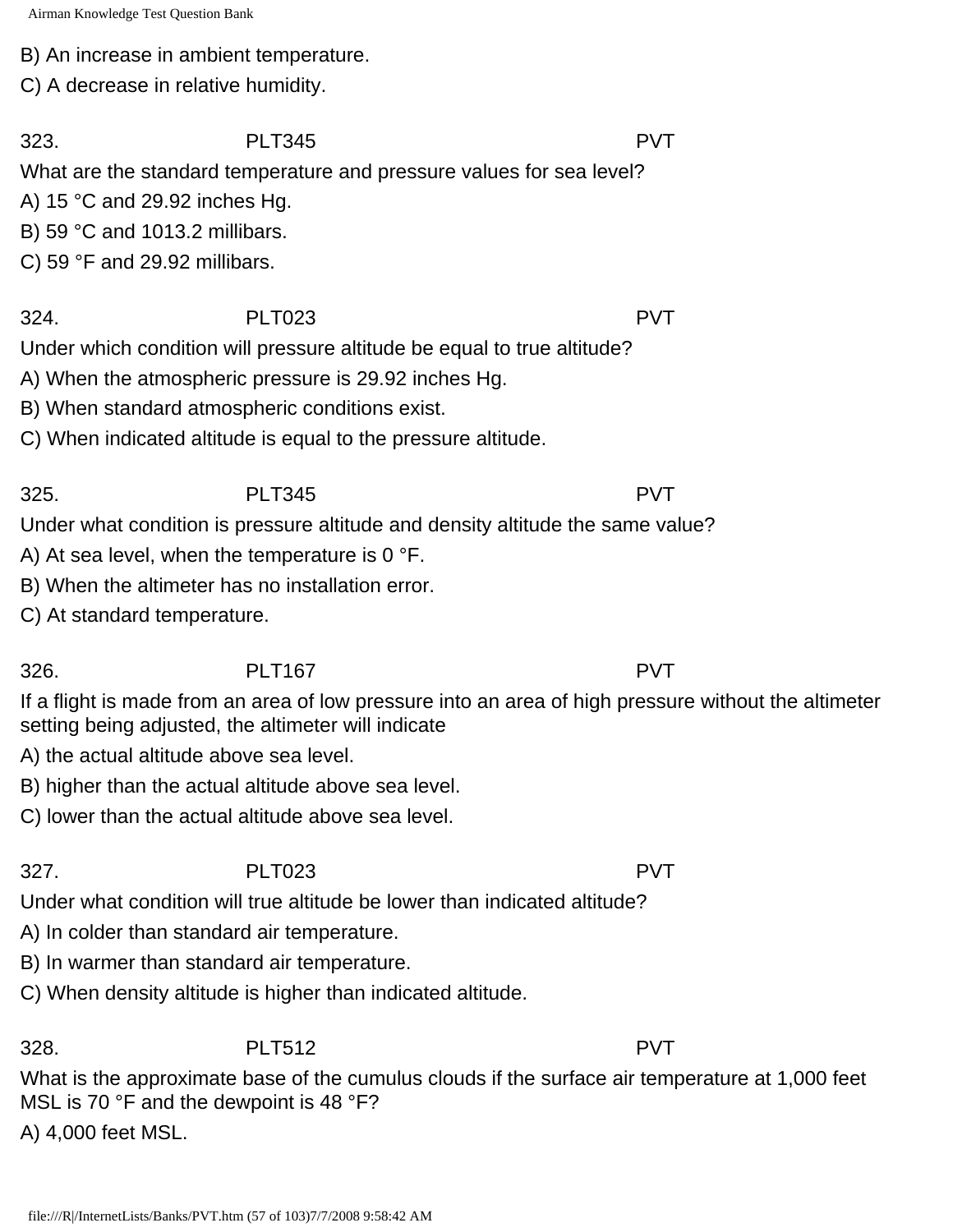B) An increase in ambient temperature.

C) A decrease in relative humidity.

323. PLT345 PVT

What are the standard temperature and pressure values for sea level?

A) 15 °C and 29.92 inches Hg.

B) 59 °C and 1013.2 millibars.

C) 59 °F and 29.92 millibars.

324. PLT023 PVT

Under which condition will pressure altitude be equal to true altitude?

A) When the atmospheric pressure is 29.92 inches Hg.

B) When standard atmospheric conditions exist.

C) When indicated altitude is equal to the pressure altitude.

325. PLT345 PVT

Under what condition is pressure altitude and density altitude the same value?

A) At sea level, when the temperature is 0 °F.

B) When the altimeter has no installation error.

C) At standard temperature.

326. PLT167 PVT

If a flight is made from an area of low pressure into an area of high pressure without the altimeter setting being adjusted, the altimeter will indicate

A) the actual altitude above sea level.

B) higher than the actual altitude above sea level.

C) lower than the actual altitude above sea level.

327. PLT023 PVT

Under what condition will true altitude be lower than indicated altitude?

A) In colder than standard air temperature.

B) In warmer than standard air temperature.

C) When density altitude is higher than indicated altitude.

328. PLT512 PVT

What is the approximate base of the cumulus clouds if the surface air temperature at 1,000 feet MSL is 70 °F and the dewpoint is 48 °F?

A) 4,000 feet MSL.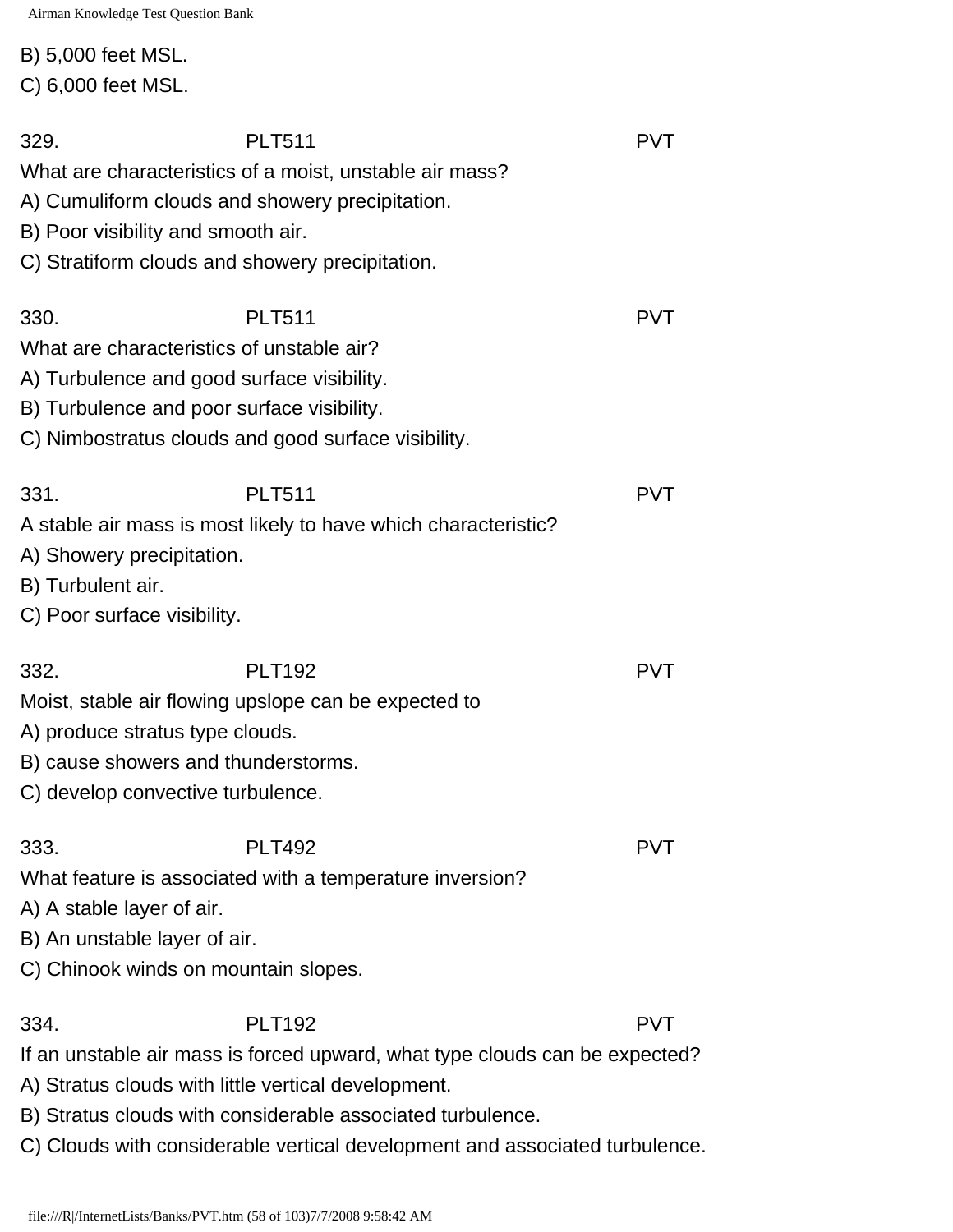B) 5,000 feet MSL.
C) 6,000 feet MSL.

329. PLT511 PVT
What are characteristics of a moist, unstable air mass?
A) Cumuliform clouds and showery precipitation.
B) Poor visibility and smooth air.
C) Stratiform clouds and showery precipitation.

330. PLT511 PVT
What are characteristics of unstable air?
A) Turbulence and good surface visibility.
B) Turbulence and poor surface visibility.
C) Nimbostratus clouds and good surface visibility.

331. PLT511 PVT
A stable air mass is most likely to have which characteristic?
A) Showery precipitation.
B) Turbulent air.
C) Poor surface visibility.

332. PLT192 PVT
Moist, stable air flowing upslope can be expected to
A) produce stratus type clouds.
B) cause showers and thunderstorms.
C) develop convective turbulence.

333. PLT492 PVT
What feature is associated with a temperature inversion?
A) A stable layer of air.
B) An unstable layer of air.
C) Chinook winds on mountain slopes.

334. PLT192 PVT
If an unstable air mass is forced upward, what type clouds can be expected?
A) Stratus clouds with little vertical development.
B) Stratus clouds with considerable associated turbulence.
C) Clouds with considerable vertical development and associated turbulence.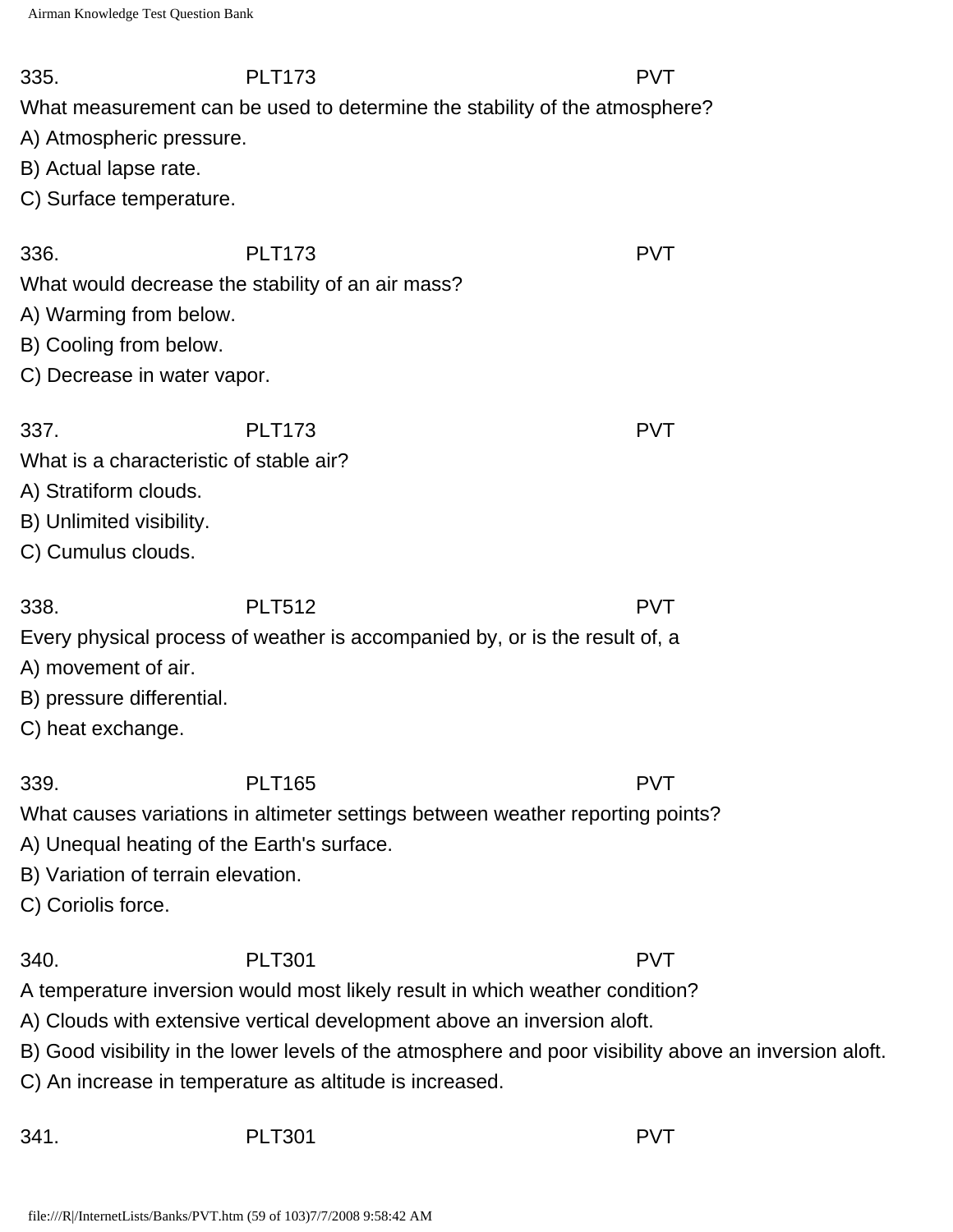335. PLT173 PVT

What measurement can be used to determine the stability of the atmosphere?

A) Atmospheric pressure.

B) Actual lapse rate.

C) Surface temperature.

336. PLT173 PVT

What would decrease the stability of an air mass?

A) Warming from below.

B) Cooling from below.

C) Decrease in water vapor.

337. PLT173 PVT

What is a characteristic of stable air?

A) Stratiform clouds.

B) Unlimited visibility.

C) Cumulus clouds.

338. PLT512 PVT

Every physical process of weather is accompanied by, or is the result of, a

A) movement of air.

B) pressure differential.

C) heat exchange.

339. PLT165 PVT

What causes variations in altimeter settings between weather reporting points?

A) Unequal heating of the Earth's surface.

B) Variation of terrain elevation.

C) Coriolis force.

340. PLT301 PVT

A temperature inversion would most likely result in which weather condition?

A) Clouds with extensive vertical development above an inversion aloft.

B) Good visibility in the lower levels of the atmosphere and poor visibility above an inversion aloft.

C) An increase in temperature as altitude is increased.

341. PLT301 PVT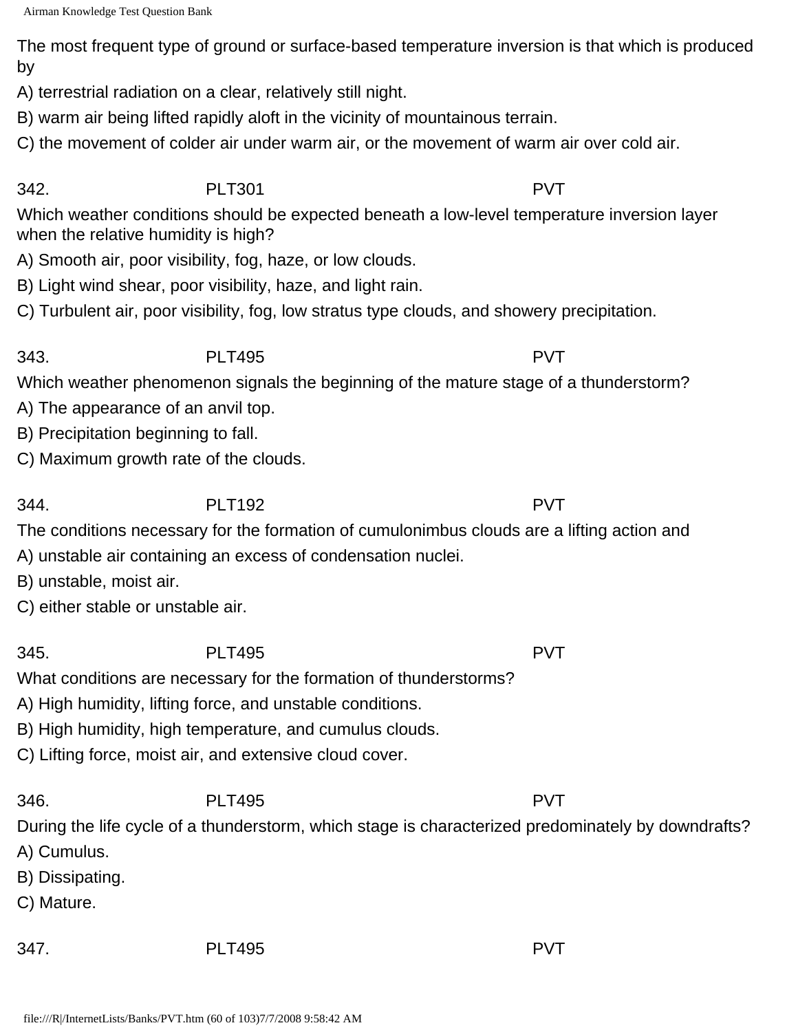The most frequent type of ground or surface-based temperature inversion is that which is produced by

A) terrestrial radiation on a clear, relatively still night.

B) warm air being lifted rapidly aloft in the vicinity of mountainous terrain.

C) the movement of colder air under warm air, or the movement of warm air over cold air.

342. PLT301 PVT

Which weather conditions should be expected beneath a low-level temperature inversion layer when the relative humidity is high?

A) Smooth air, poor visibility, fog, haze, or low clouds.

B) Light wind shear, poor visibility, haze, and light rain.

C) Turbulent air, poor visibility, fog, low stratus type clouds, and showery precipitation.

343. PLT495 PVT

Which weather phenomenon signals the beginning of the mature stage of a thunderstorm?

A) The appearance of an anvil top.

B) Precipitation beginning to fall.

C) Maximum growth rate of the clouds.

344. PLT192 PVT

The conditions necessary for the formation of cumulonimbus clouds are a lifting action and

A) unstable air containing an excess of condensation nuclei.

B) unstable, moist air.

C) either stable or unstable air.

345. PLT495 PVT

What conditions are necessary for the formation of thunderstorms?

A) High humidity, lifting force, and unstable conditions.

B) High humidity, high temperature, and cumulus clouds.

C) Lifting force, moist air, and extensive cloud cover.

346. PLT495 PVT

During the life cycle of a thunderstorm, which stage is characterized predominately by downdrafts?

A) Cumulus.

B) Dissipating.

C) Mature.

347. PLT495 PVT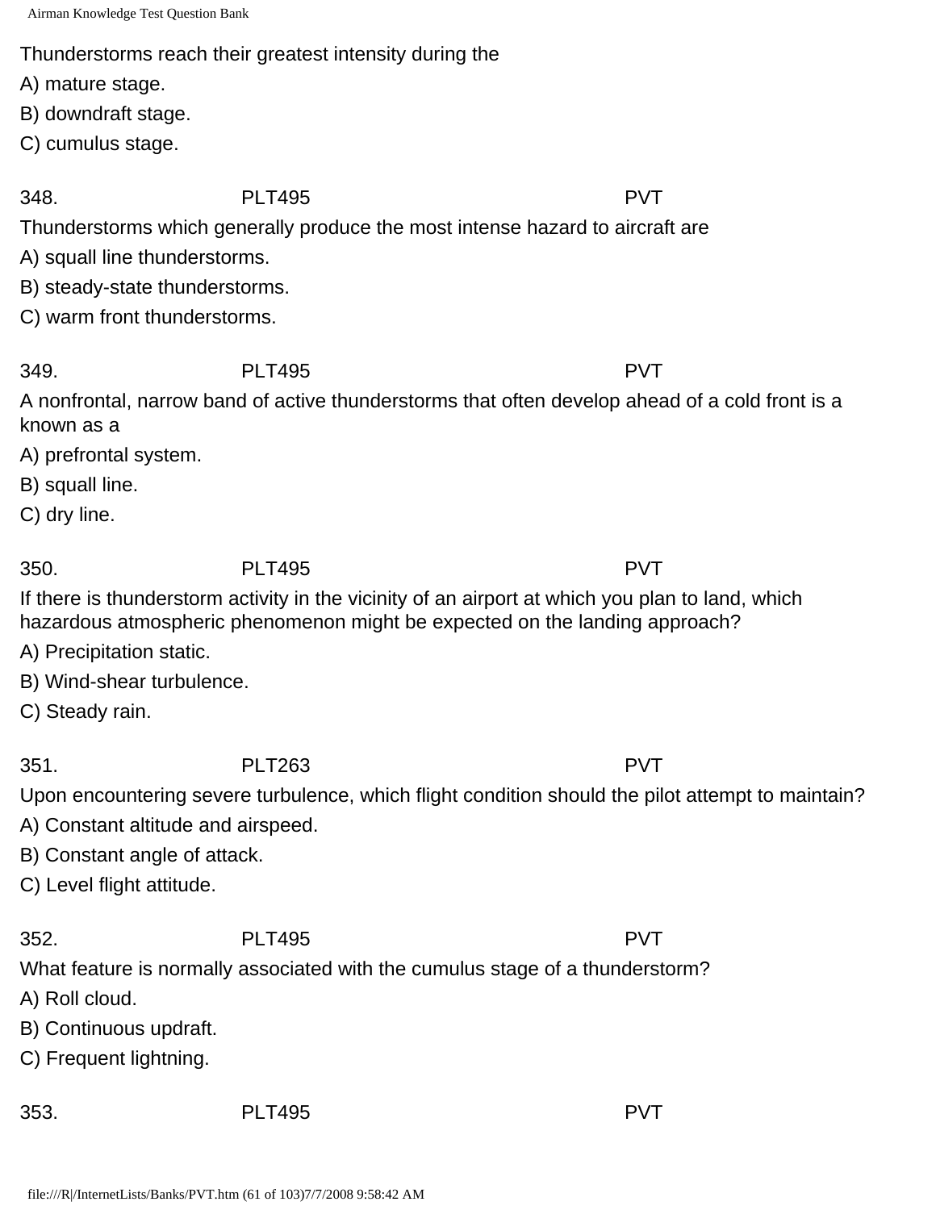Thunderstorms reach their greatest intensity during the

A) mature stage.

B) downdraft stage.

C) cumulus stage.

348. PLT495 PVT

Thunderstorms which generally produce the most intense hazard to aircraft are

A) squall line thunderstorms.

B) steady-state thunderstorms.

C) warm front thunderstorms.

349. PLT495 PVT

A nonfrontal, narrow band of active thunderstorms that often develop ahead of a cold front is a known as a

A) prefrontal system.

B) squall line.

C) dry line.

350. PLT495 PVT

If there is thunderstorm activity in the vicinity of an airport at which you plan to land, which hazardous atmospheric phenomenon might be expected on the landing approach?

A) Precipitation static.

B) Wind-shear turbulence.

C) Steady rain.

351. PLT263 PVT

Upon encountering severe turbulence, which flight condition should the pilot attempt to maintain?

A) Constant altitude and airspeed.

B) Constant angle of attack.

C) Level flight attitude.

352. PLT495 PVT

What feature is normally associated with the cumulus stage of a thunderstorm?

A) Roll cloud.

B) Continuous updraft.

C) Frequent lightning.

353. PLT495 PVT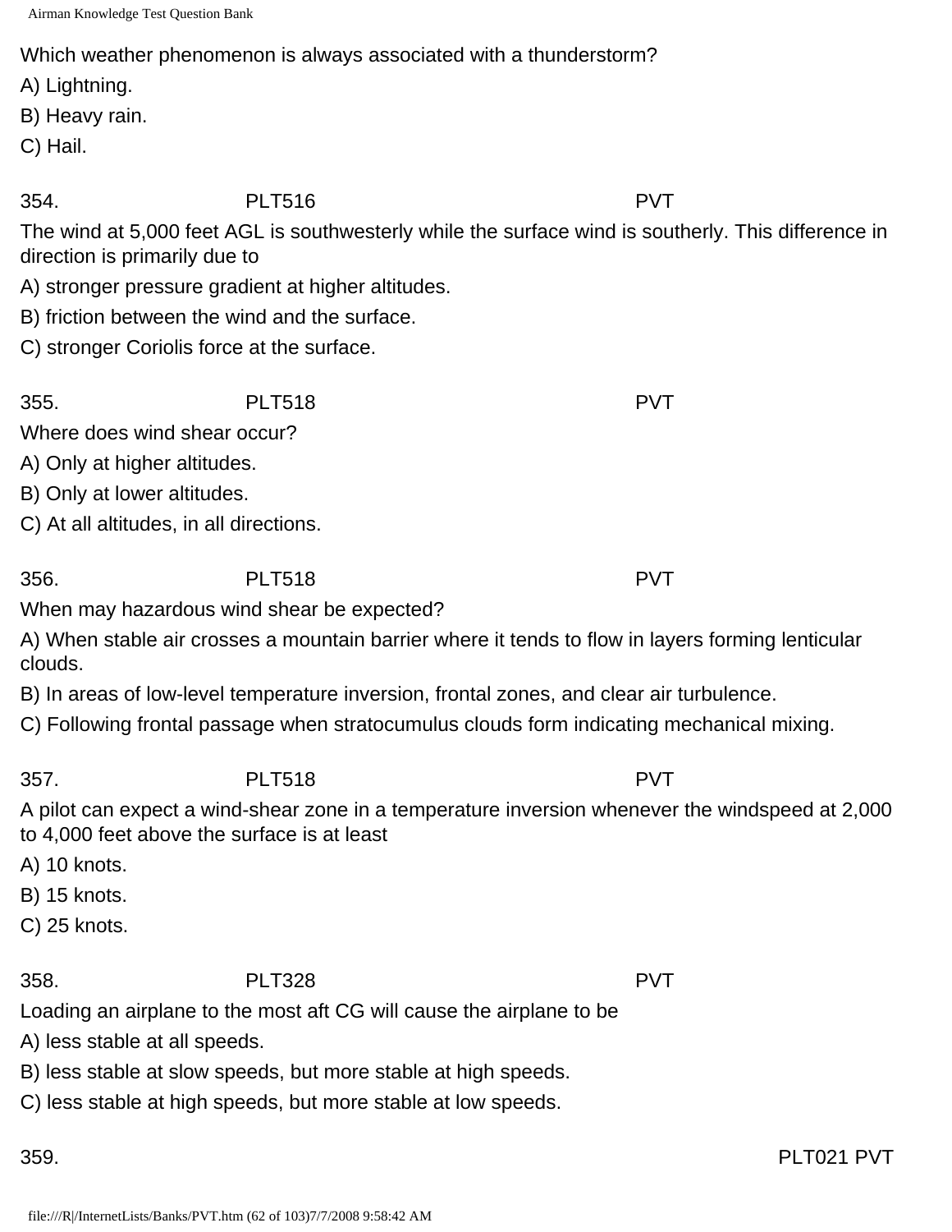Which weather phenomenon is always associated with a thunderstorm?

A) Lightning.

B) Heavy rain.

C) Hail.

354. PLT516 PVT

The wind at 5,000 feet AGL is southwesterly while the surface wind is southerly. This difference in direction is primarily due to

A) stronger pressure gradient at higher altitudes.

B) friction between the wind and the surface.

C) stronger Coriolis force at the surface.

355. PLT518 PVT

Where does wind shear occur?

A) Only at higher altitudes.

B) Only at lower altitudes.

C) At all altitudes, in all directions.

356. PLT518 PVT

When may hazardous wind shear be expected?

A) When stable air crosses a mountain barrier where it tends to flow in layers forming lenticular clouds.

B) In areas of low-level temperature inversion, frontal zones, and clear air turbulence.

C) Following frontal passage when stratocumulus clouds form indicating mechanical mixing.

357. PLT518 PVT

A pilot can expect a wind-shear zone in a temperature inversion whenever the windspeed at 2,000 to 4,000 feet above the surface is at least

A) 10 knots.

B) 15 knots.

C) 25 knots.

358. PLT328 PVT

Loading an airplane to the most aft CG will cause the airplane to be

A) less stable at all speeds.

B) less stable at slow speeds, but more stable at high speeds.

C) less stable at high speeds, but more stable at low speeds.

359. PLT021 PVT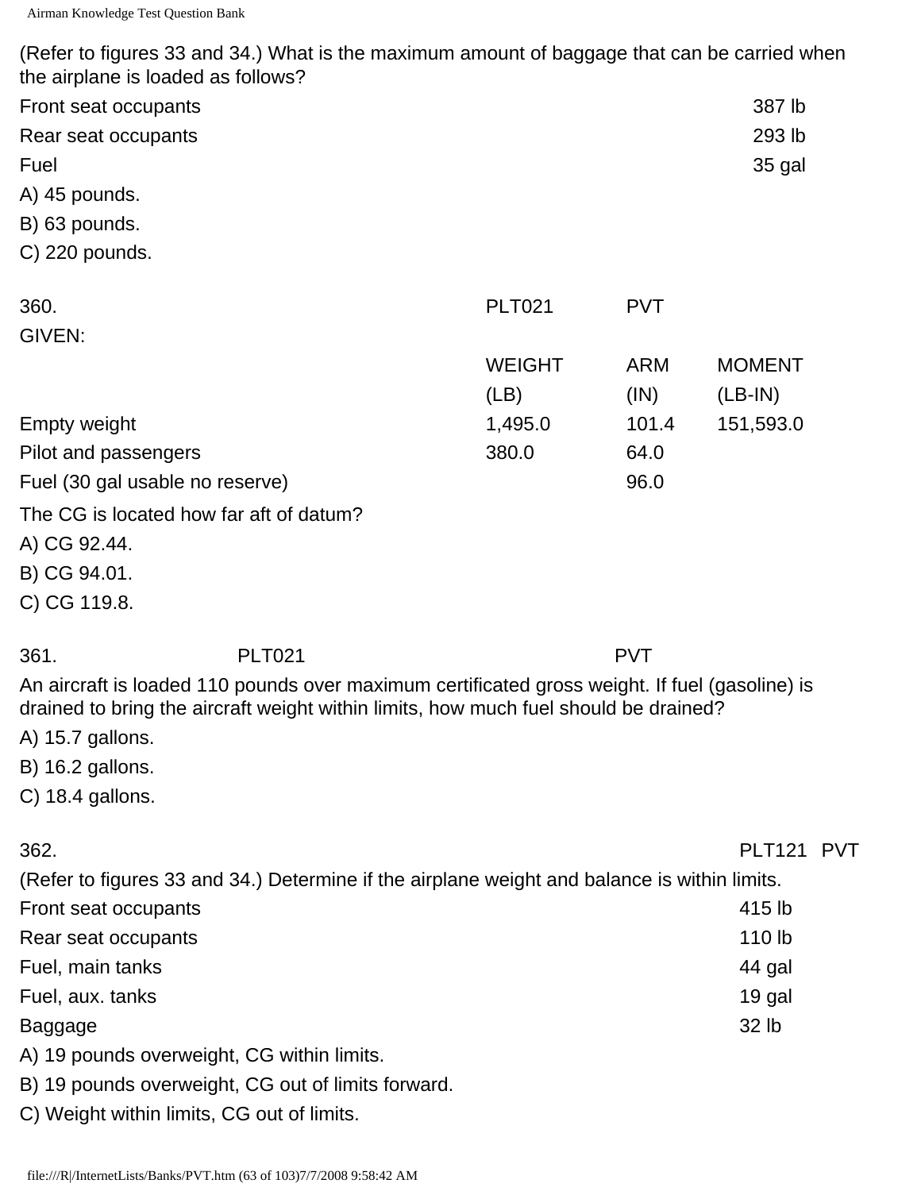(Refer to figures 33 and 34.) What is the maximum amount of baggage that can be carried when the airplane is loaded as follows?

| | |
|---|---|
| Front seat occupants | 387 lb |
| Rear seat occupants | 293 lb |
| Fuel | 35 gal |

A) 45 pounds.

B) 63 pounds.

C) 220 pounds.

360. PLT021 PVT

GIVEN:

| | WEIGHT (LB) | ARM (IN) | MOMENT (LB-IN) |
|---|---|---|---|
| Empty weight | 1,495.0 | 101.4 | 151,593.0 |
| Pilot and passengers | 380.0 | 64.0 | |
| Fuel (30 gal usable no reserve) | | 96.0 | |

The CG is located how far aft of datum?

A) CG 92.44.

B) CG 94.01.

C) CG 119.8.

361. PLT021 PVT

An aircraft is loaded 110 pounds over maximum certificated gross weight. If fuel (gasoline) is drained to bring the aircraft weight within limits, how much fuel should be drained?

A) 15.7 gallons.

B) 16.2 gallons.

C) 18.4 gallons.

362. PLT121 PVT

(Refer to figures 33 and 34.) Determine if the airplane weight and balance is within limits.

| | |
|---|---|
| Front seat occupants | 415 lb |
| Rear seat occupants | 110 lb |
| Fuel, main tanks | 44 gal |
| Fuel, aux. tanks | 19 gal |
| Baggage | 32 lb |

A) 19 pounds overweight, CG within limits.

B) 19 pounds overweight, CG out of limits forward.

C) Weight within limits, CG out of limits.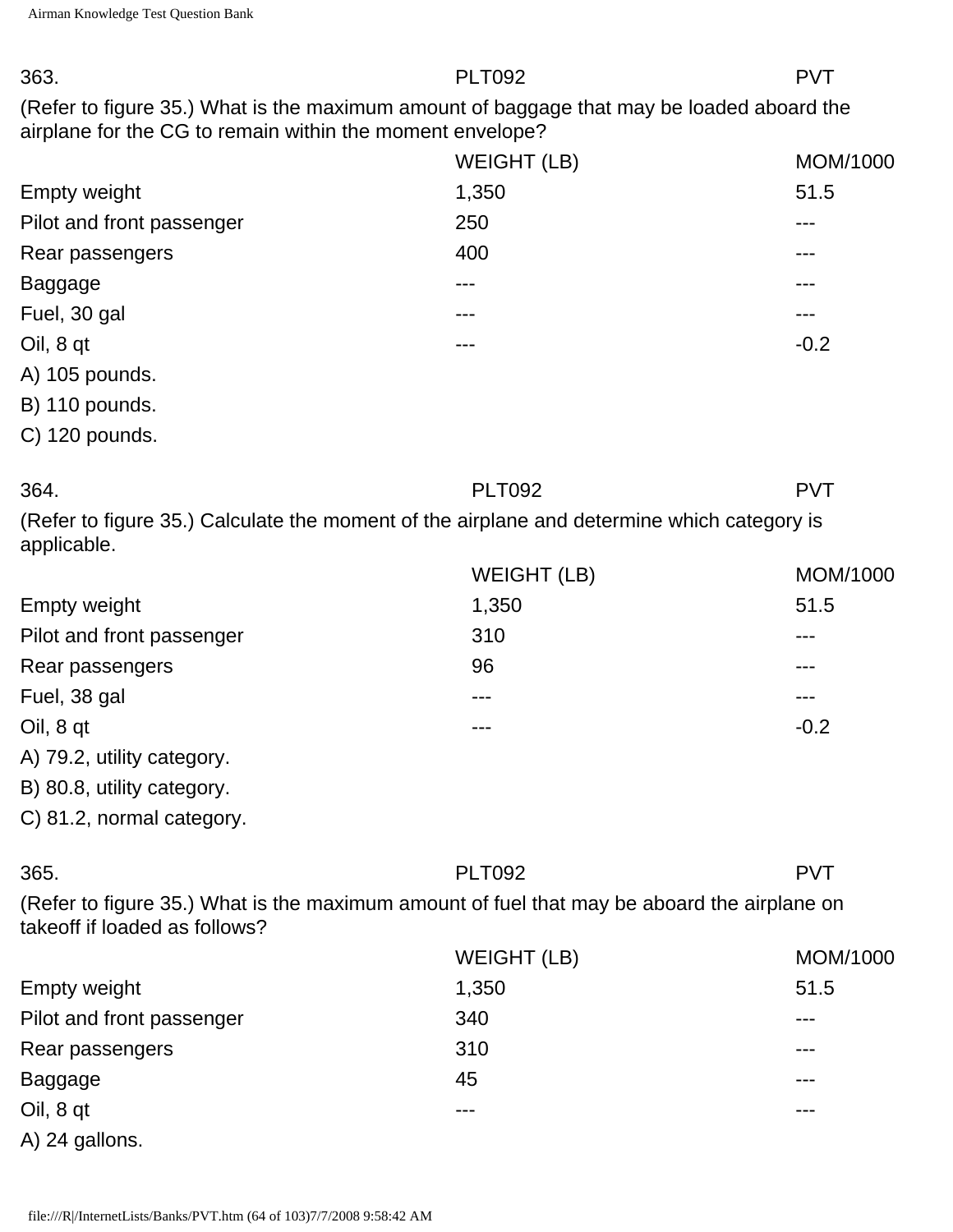363. PLT092 PVT

(Refer to figure 35.) What is the maximum amount of baggage that may be loaded aboard the airplane for the CG to remain within the moment envelope?

| | WEIGHT (LB) | MOM/1000 |
| --- | --- | --- |
| Empty weight | 1,350 | 51.5 |
| Pilot and front passenger | 250 | --- |
| Rear passengers | 400 | --- |
| Baggage | --- | --- |
| Fuel, 30 gal | --- | --- |
| Oil, 8 qt | --- | -0.2 |

A) 105 pounds.

B) 110 pounds.

C) 120 pounds.

364. PLT092 PVT

(Refer to figure 35.) Calculate the moment of the airplane and determine which category is applicable.

| | WEIGHT (LB) | MOM/1000 |
| --- | --- | --- |
| Empty weight | 1,350 | 51.5 |
| Pilot and front passenger | 310 | --- |
| Rear passengers | 96 | --- |
| Fuel, 38 gal | --- | --- |
| Oil, 8 qt | --- | -0.2 |

A) 79.2, utility category.

B) 80.8, utility category.

C) 81.2, normal category.

365. PLT092 PVT

(Refer to figure 35.) What is the maximum amount of fuel that may be aboard the airplane on takeoff if loaded as follows?

| | WEIGHT (LB) | MOM/1000 |
| --- | --- | --- |
| Empty weight | 1,350 | 51.5 |
| Pilot and front passenger | 340 | --- |
| Rear passengers | 310 | --- |
| Baggage | 45 | --- |
| Oil, 8 qt | --- | --- |

A) 24 gallons.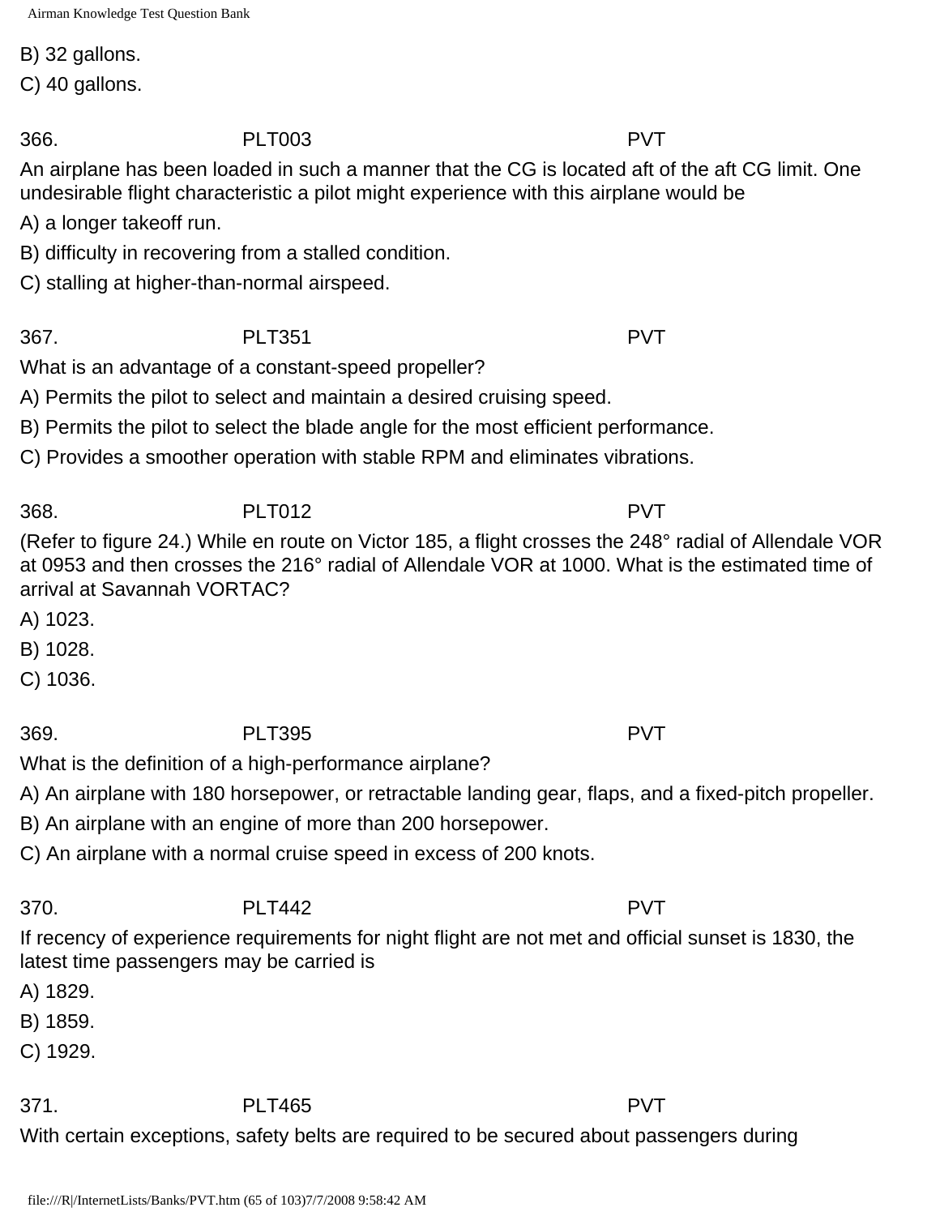B) 32 gallons.

C) 40 gallons.

366. PLT003 PVT

An airplane has been loaded in such a manner that the CG is located aft of the aft CG limit. One undesirable flight characteristic a pilot might experience with this airplane would be

A) a longer takeoff run.

B) difficulty in recovering from a stalled condition.

C) stalling at higher-than-normal airspeed.

367. PLT351 PVT

What is an advantage of a constant-speed propeller?

A) Permits the pilot to select and maintain a desired cruising speed.

B) Permits the pilot to select the blade angle for the most efficient performance.

C) Provides a smoother operation with stable RPM and eliminates vibrations.

368. PLT012 PVT

(Refer to figure 24.) While en route on Victor 185, a flight crosses the 248° radial of Allendale VOR at 0953 and then crosses the 216° radial of Allendale VOR at 1000. What is the estimated time of arrival at Savannah VORTAC?

A) 1023.

B) 1028.

C) 1036.

369. PLT395 PVT

What is the definition of a high-performance airplane?

A) An airplane with 180 horsepower, or retractable landing gear, flaps, and a fixed-pitch propeller.

B) An airplane with an engine of more than 200 horsepower.

C) An airplane with a normal cruise speed in excess of 200 knots.

370. PLT442 PVT

If recency of experience requirements for night flight are not met and official sunset is 1830, the latest time passengers may be carried is

A) 1829.

B) 1859.

C) 1929.

371. PLT465 PVT

With certain exceptions, safety belts are required to be secured about passengers during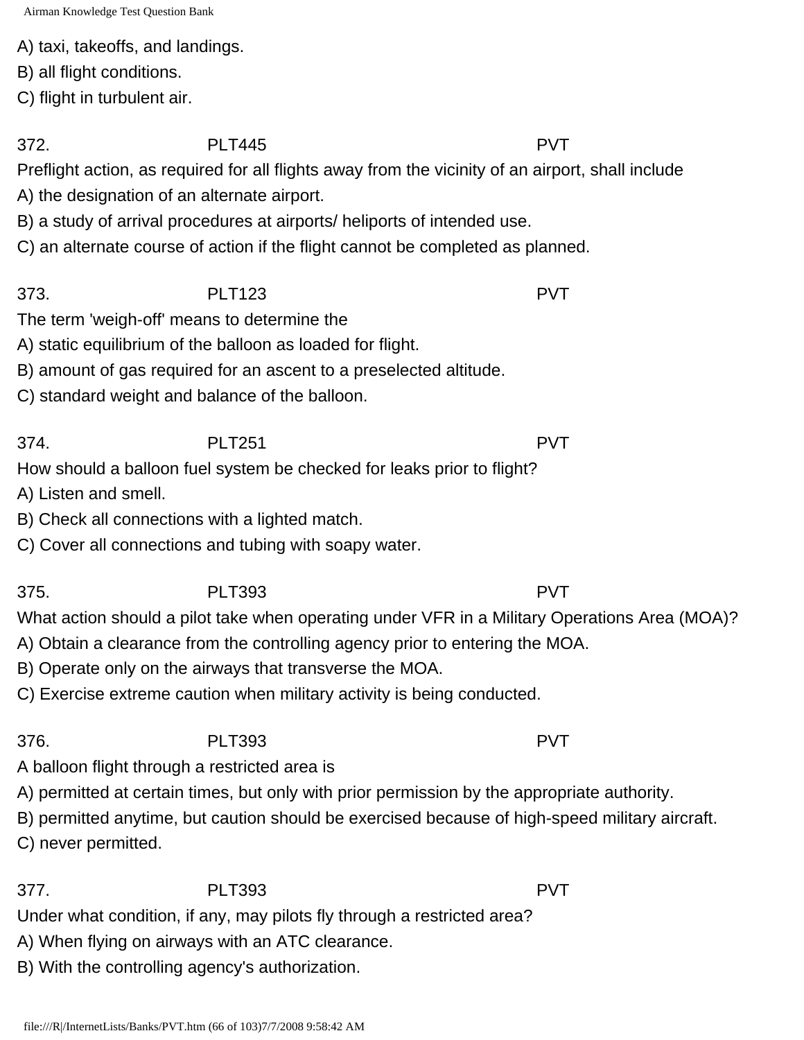A) taxi, takeoffs, and landings.
B) all flight conditions.
C) flight in turbulent air.

372. PLT445 PVT
Preflight action, as required for all flights away from the vicinity of an airport, shall include
A) the designation of an alternate airport.
B) a study of arrival procedures at airports/ heliports of intended use.
C) an alternate course of action if the flight cannot be completed as planned.

373. PLT123 PVT
The term 'weigh-off' means to determine the
A) static equilibrium of the balloon as loaded for flight.
B) amount of gas required for an ascent to a preselected altitude.
C) standard weight and balance of the balloon.

374. PLT251 PVT
How should a balloon fuel system be checked for leaks prior to flight?
A) Listen and smell.
B) Check all connections with a lighted match.
C) Cover all connections and tubing with soapy water.

375. PLT393 PVT
What action should a pilot take when operating under VFR in a Military Operations Area (MOA)?
A) Obtain a clearance from the controlling agency prior to entering the MOA.
B) Operate only on the airways that transverse the MOA.
C) Exercise extreme caution when military activity is being conducted.

376. PLT393 PVT
A balloon flight through a restricted area is
A) permitted at certain times, but only with prior permission by the appropriate authority.
B) permitted anytime, but caution should be exercised because of high-speed military aircraft.
C) never permitted.

377. PLT393 PVT
Under what condition, if any, may pilots fly through a restricted area?
A) When flying on airways with an ATC clearance.
B) With the controlling agency's authorization.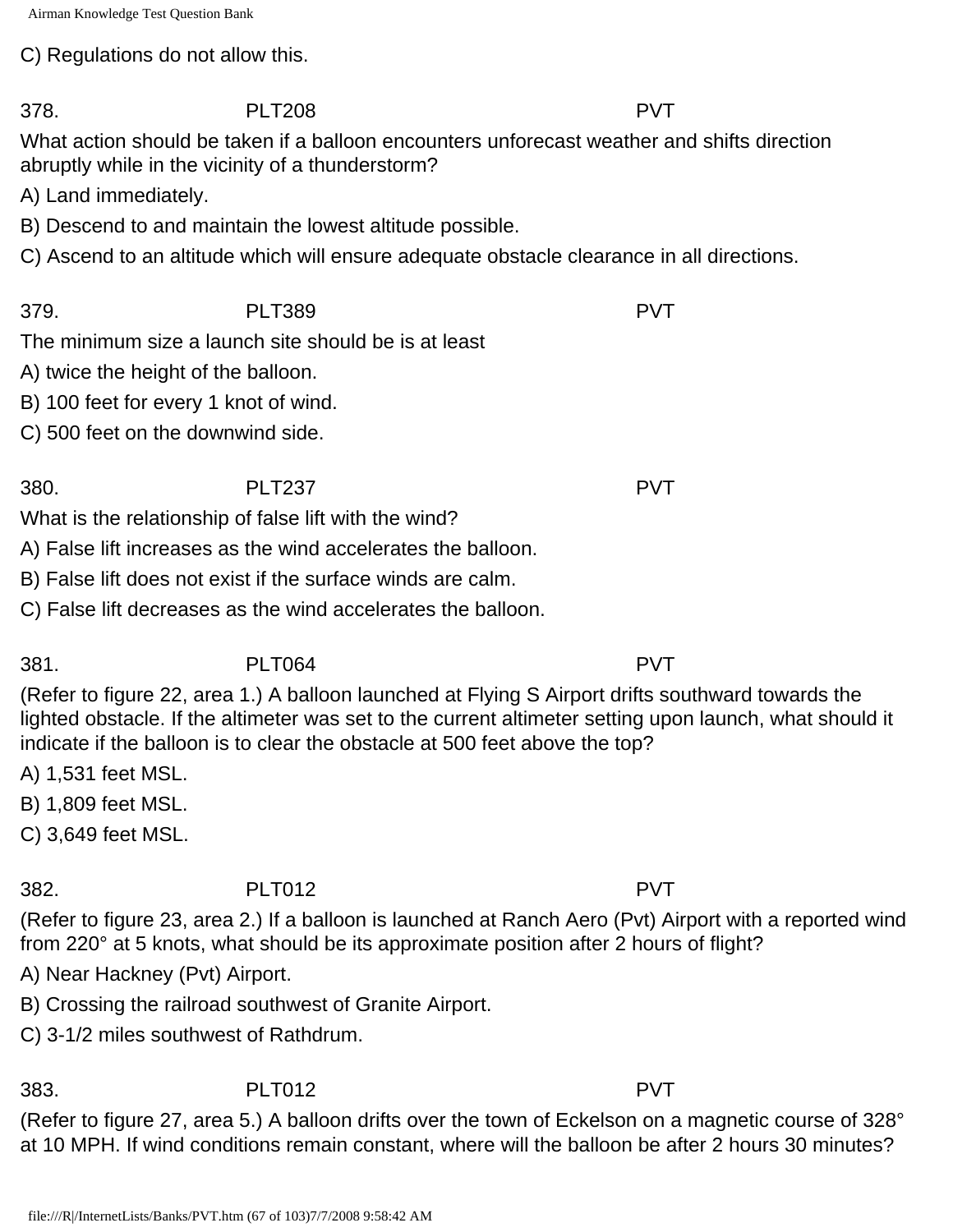C) Regulations do not allow this.

378. PLT208 PVT

What action should be taken if a balloon encounters unforecast weather and shifts direction abruptly while in the vicinity of a thunderstorm?

A) Land immediately.

B) Descend to and maintain the lowest altitude possible.

C) Ascend to an altitude which will ensure adequate obstacle clearance in all directions.

379. PLT389 PVT

The minimum size a launch site should be is at least

A) twice the height of the balloon.

B) 100 feet for every 1 knot of wind.

C) 500 feet on the downwind side.

380. PLT237 PVT

What is the relationship of false lift with the wind?

A) False lift increases as the wind accelerates the balloon.

B) False lift does not exist if the surface winds are calm.

C) False lift decreases as the wind accelerates the balloon.

381. PLT064 PVT

(Refer to figure 22, area 1.) A balloon launched at Flying S Airport drifts southward towards the lighted obstacle. If the altimeter was set to the current altimeter setting upon launch, what should it indicate if the balloon is to clear the obstacle at 500 feet above the top?

A) 1,531 feet MSL.

B) 1,809 feet MSL.

C) 3,649 feet MSL.

382. PLT012 PVT

(Refer to figure 23, area 2.) If a balloon is launched at Ranch Aero (Pvt) Airport with a reported wind from 220° at 5 knots, what should be its approximate position after 2 hours of flight?

A) Near Hackney (Pvt) Airport.

B) Crossing the railroad southwest of Granite Airport.

C) 3-1/2 miles southwest of Rathdrum.

383. PLT012 PVT

(Refer to figure 27, area 5.) A balloon drifts over the town of Eckelson on a magnetic course of 328° at 10 MPH. If wind conditions remain constant, where will the balloon be after 2 hours 30 minutes?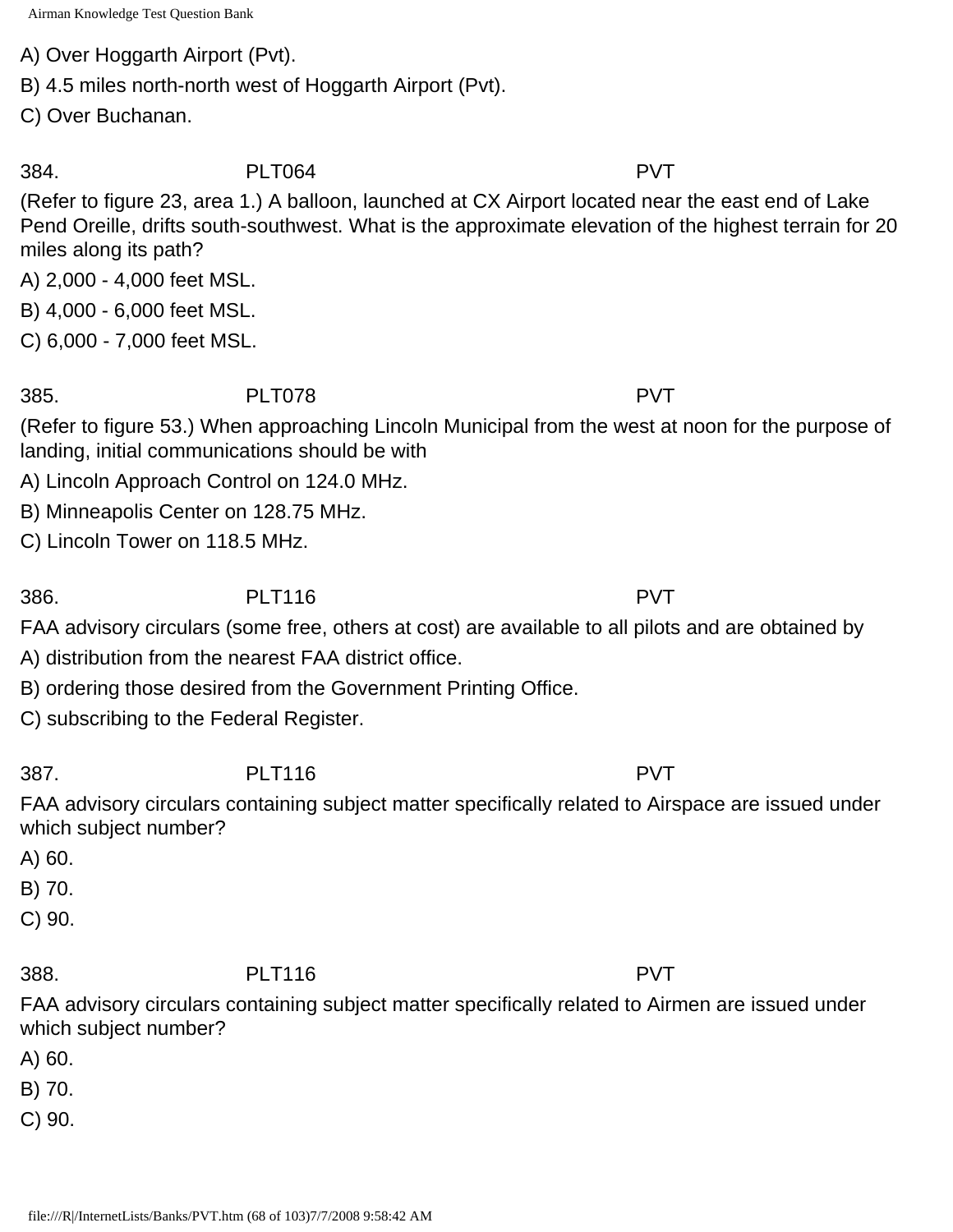A) Over Hoggarth Airport (Pvt).

B) 4.5 miles north-north west of Hoggarth Airport (Pvt).

C) Over Buchanan.

384. PLT064 PVT

(Refer to figure 23, area 1.) A balloon, launched at CX Airport located near the east end of Lake Pend Oreille, drifts south-southwest. What is the approximate elevation of the highest terrain for 20 miles along its path?

A) 2,000 - 4,000 feet MSL.

B) 4,000 - 6,000 feet MSL.

C) 6,000 - 7,000 feet MSL.

385. PLT078 PVT

(Refer to figure 53.) When approaching Lincoln Municipal from the west at noon for the purpose of landing, initial communications should be with

A) Lincoln Approach Control on 124.0 MHz.

B) Minneapolis Center on 128.75 MHz.

C) Lincoln Tower on 118.5 MHz.

386. PLT116 PVT

FAA advisory circulars (some free, others at cost) are available to all pilots and are obtained by

A) distribution from the nearest FAA district office.

B) ordering those desired from the Government Printing Office.

C) subscribing to the Federal Register.

387. PLT116 PVT

FAA advisory circulars containing subject matter specifically related to Airspace are issued under which subject number?

A) 60.

B) 70.

C) 90.

388. PLT116 PVT

FAA advisory circulars containing subject matter specifically related to Airmen are issued under which subject number?

A) 60.

B) 70.

C) 90.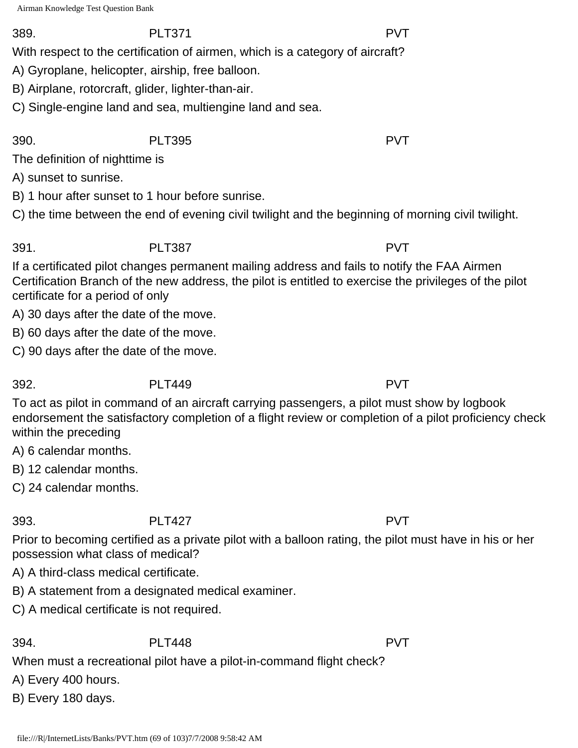389. PLT371 PVT

With respect to the certification of airmen, which is a category of aircraft?

A) Gyroplane, helicopter, airship, free balloon.

B) Airplane, rotorcraft, glider, lighter-than-air.

C) Single-engine land and sea, multiengine land and sea.

390. PLT395 PVT

The definition of nighttime is

A) sunset to sunrise.

B) 1 hour after sunset to 1 hour before sunrise.

C) the time between the end of evening civil twilight and the beginning of morning civil twilight.

391. PLT387 PVT

If a certificated pilot changes permanent mailing address and fails to notify the FAA Airmen Certification Branch of the new address, the pilot is entitled to exercise the privileges of the pilot certificate for a period of only

A) 30 days after the date of the move.

B) 60 days after the date of the move.

C) 90 days after the date of the move.

392. PLT449 PVT

To act as pilot in command of an aircraft carrying passengers, a pilot must show by logbook endorsement the satisfactory completion of a flight review or completion of a pilot proficiency check within the preceding

A) 6 calendar months.

B) 12 calendar months.

C) 24 calendar months.

393. PLT427 PVT

Prior to becoming certified as a private pilot with a balloon rating, the pilot must have in his or her possession what class of medical?

A) A third-class medical certificate.

B) A statement from a designated medical examiner.

C) A medical certificate is not required.

394. PLT448 PVT

When must a recreational pilot have a pilot-in-command flight check?

A) Every 400 hours.

B) Every 180 days.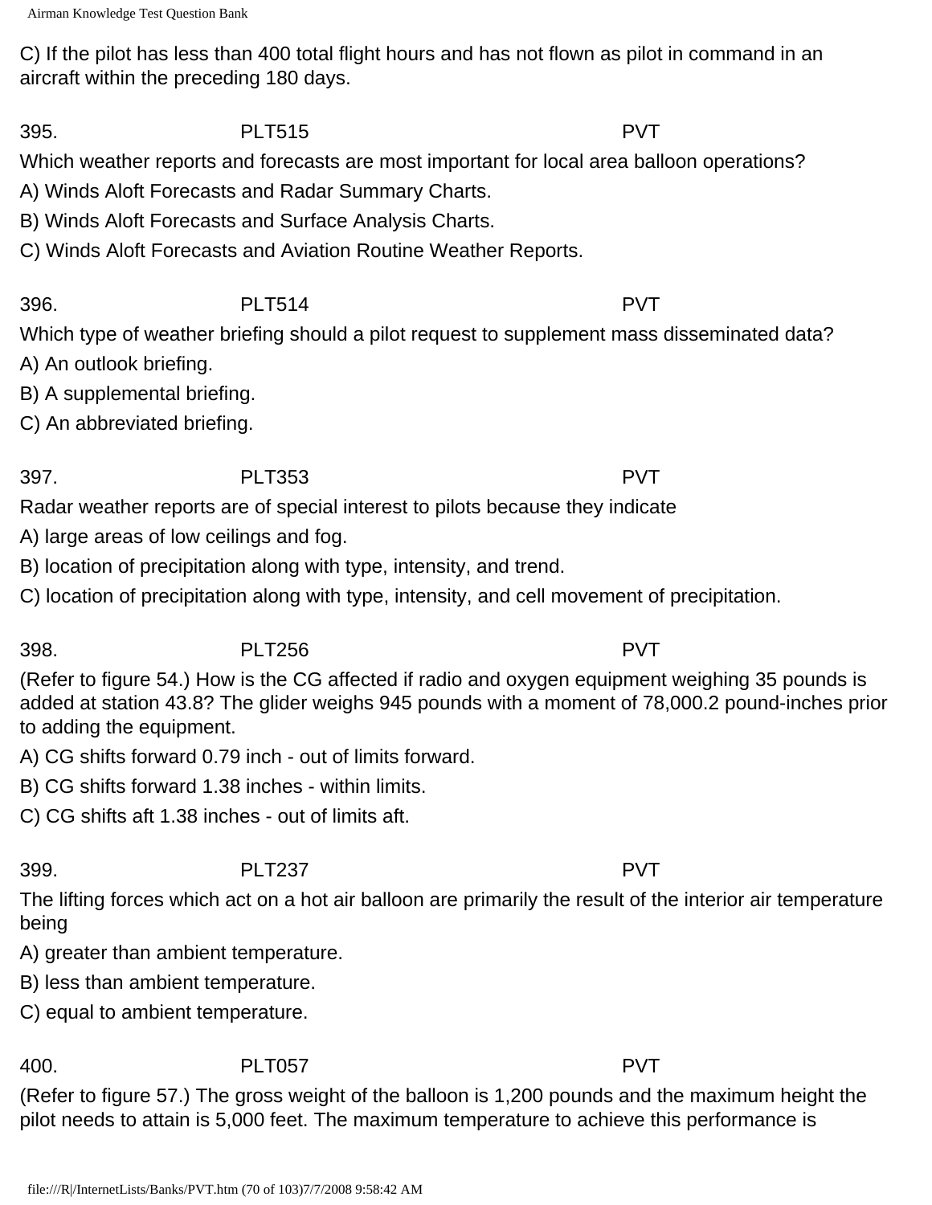C) If the pilot has less than 400 total flight hours and has not flown as pilot in command in an aircraft within the preceding 180 days.

395. PLT515 PVT

Which weather reports and forecasts are most important for local area balloon operations?

A) Winds Aloft Forecasts and Radar Summary Charts.

B) Winds Aloft Forecasts and Surface Analysis Charts.

C) Winds Aloft Forecasts and Aviation Routine Weather Reports.

396. PLT514 PVT

Which type of weather briefing should a pilot request to supplement mass disseminated data?

A) An outlook briefing.

B) A supplemental briefing.

C) An abbreviated briefing.

397. PLT353 PVT

Radar weather reports are of special interest to pilots because they indicate

A) large areas of low ceilings and fog.

B) location of precipitation along with type, intensity, and trend.

C) location of precipitation along with type, intensity, and cell movement of precipitation.

398. PLT256 PVT

(Refer to figure 54.) How is the CG affected if radio and oxygen equipment weighing 35 pounds is added at station 43.8? The glider weighs 945 pounds with a moment of 78,000.2 pound-inches prior to adding the equipment.

A) CG shifts forward 0.79 inch - out of limits forward.

B) CG shifts forward 1.38 inches - within limits.

C) CG shifts aft 1.38 inches - out of limits aft.

399. PLT237 PVT

The lifting forces which act on a hot air balloon are primarily the result of the interior air temperature being

A) greater than ambient temperature.

B) less than ambient temperature.

C) equal to ambient temperature.

400. PLT057 PVT

(Refer to figure 57.) The gross weight of the balloon is 1,200 pounds and the maximum height the pilot needs to attain is 5,000 feet. The maximum temperature to achieve this performance is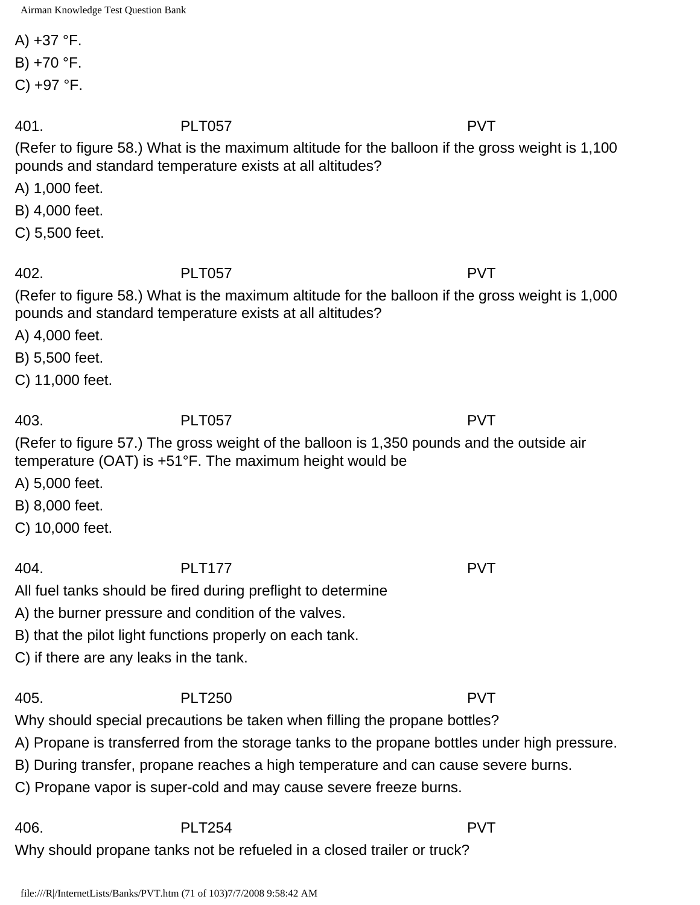A) +37 °F.

B) +70 °F.

C) +97 °F.

401. PLT057 PVT

(Refer to figure 58.) What is the maximum altitude for the balloon if the gross weight is 1,100 pounds and standard temperature exists at all altitudes?

A) 1,000 feet.

B) 4,000 feet.

C) 5,500 feet.

402. PLT057 PVT

(Refer to figure 58.) What is the maximum altitude for the balloon if the gross weight is 1,000 pounds and standard temperature exists at all altitudes?

A) 4,000 feet.

B) 5,500 feet.

C) 11,000 feet.

403. PLT057 PVT

(Refer to figure 57.) The gross weight of the balloon is 1,350 pounds and the outside air temperature (OAT) is +51°F. The maximum height would be

A) 5,000 feet.

B) 8,000 feet.

C) 10,000 feet.

404. PLT177 PVT

All fuel tanks should be fired during preflight to determine

A) the burner pressure and condition of the valves.

B) that the pilot light functions properly on each tank.

C) if there are any leaks in the tank.

405. PLT250 PVT

Why should special precautions be taken when filling the propane bottles?

A) Propane is transferred from the storage tanks to the propane bottles under high pressure.

B) During transfer, propane reaches a high temperature and can cause severe burns.

C) Propane vapor is super-cold and may cause severe freeze burns.

406. PLT254 PVT

Why should propane tanks not be refueled in a closed trailer or truck?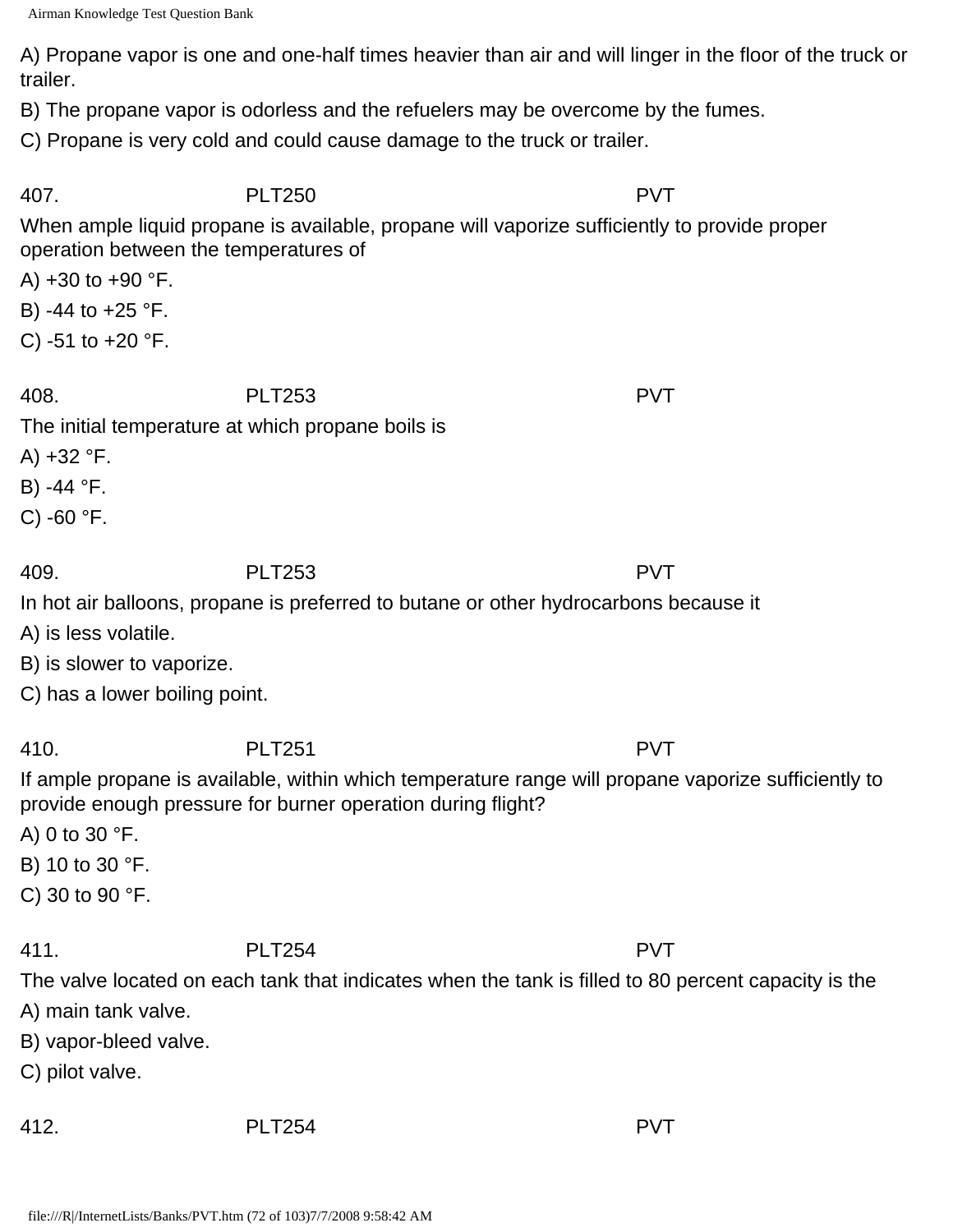A) Propane vapor is one and one-half times heavier than air and will linger in the floor of the truck or trailer.

B) The propane vapor is odorless and the refuelers may be overcome by the fumes.

C) Propane is very cold and could cause damage to the truck or trailer.

407. PLT250 PVT

When ample liquid propane is available, propane will vaporize sufficiently to provide proper operation between the temperatures of

A) +30 to +90 °F.

B) -44 to +25 °F.

C) -51 to +20 °F.

408. PLT253 PVT

The initial temperature at which propane boils is

A) +32 °F.

B) -44 °F.

C) -60 °F.

409. PLT253 PVT

In hot air balloons, propane is preferred to butane or other hydrocarbons because it

A) is less volatile.

B) is slower to vaporize.

C) has a lower boiling point.

410. PLT251 PVT

If ample propane is available, within which temperature range will propane vaporize sufficiently to provide enough pressure for burner operation during flight?

A) 0 to 30 °F.

B) 10 to 30 °F.

C) 30 to 90 °F.

411. PLT254 PVT

The valve located on each tank that indicates when the tank is filled to 80 percent capacity is the

A) main tank valve.

B) vapor-bleed valve.

C) pilot valve.

412. PLT254 PVT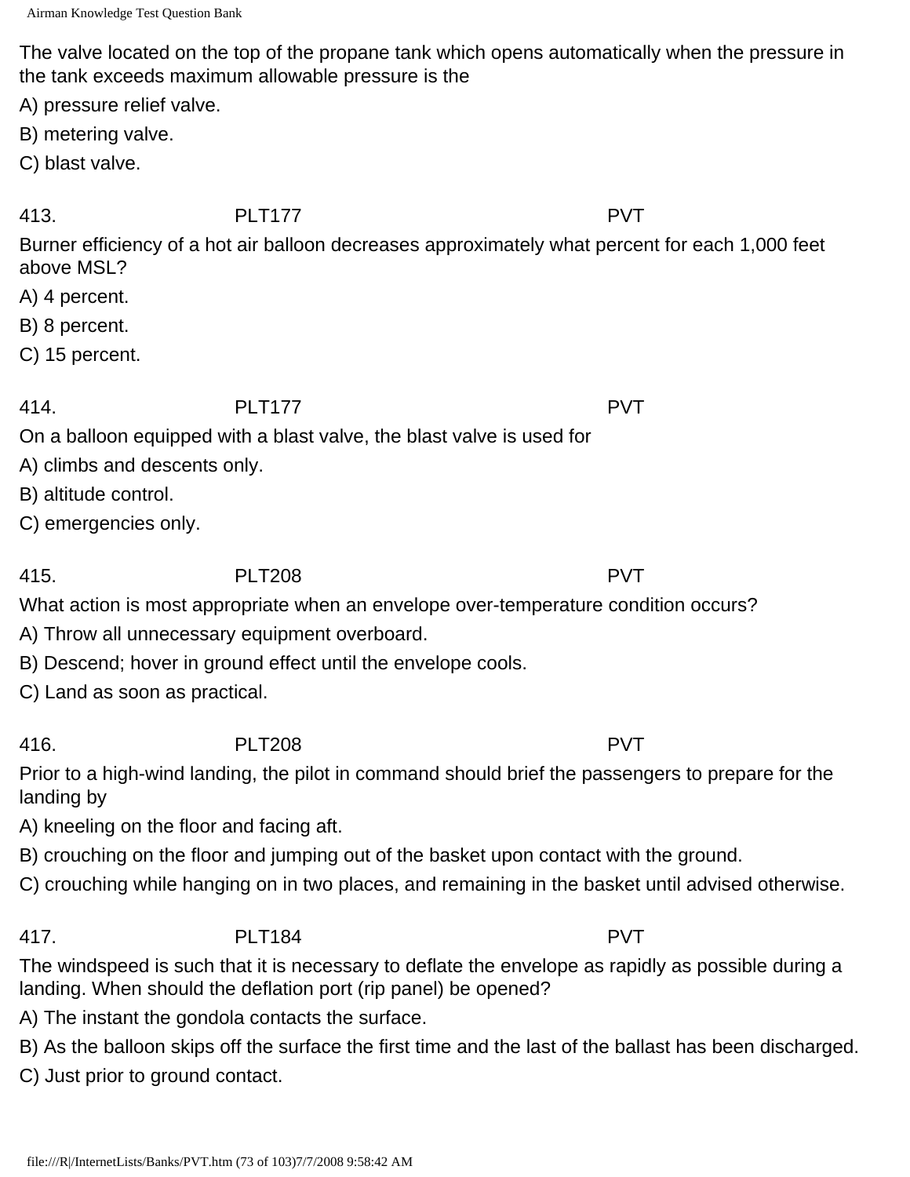The valve located on the top of the propane tank which opens automatically when the pressure in the tank exceeds maximum allowable pressure is the

A) pressure relief valve.

B) metering valve.

C) blast valve.

413. PLT177 PVT

Burner efficiency of a hot air balloon decreases approximately what percent for each 1,000 feet above MSL?

A) 4 percent.

B) 8 percent.

C) 15 percent.

414. PLT177 PVT

On a balloon equipped with a blast valve, the blast valve is used for

A) climbs and descents only.

B) altitude control.

C) emergencies only.

415. PLT208 PVT

What action is most appropriate when an envelope over-temperature condition occurs?

A) Throw all unnecessary equipment overboard.

B) Descend; hover in ground effect until the envelope cools.

C) Land as soon as practical.

416. PLT208 PVT

Prior to a high-wind landing, the pilot in command should brief the passengers to prepare for the landing by

A) kneeling on the floor and facing aft.

B) crouching on the floor and jumping out of the basket upon contact with the ground.

C) crouching while hanging on in two places, and remaining in the basket until advised otherwise.

417. PLT184 PVT

The windspeed is such that it is necessary to deflate the envelope as rapidly as possible during a landing. When should the deflation port (rip panel) be opened?

A) The instant the gondola contacts the surface.

B) As the balloon skips off the surface the first time and the last of the ballast has been discharged.

C) Just prior to ground contact.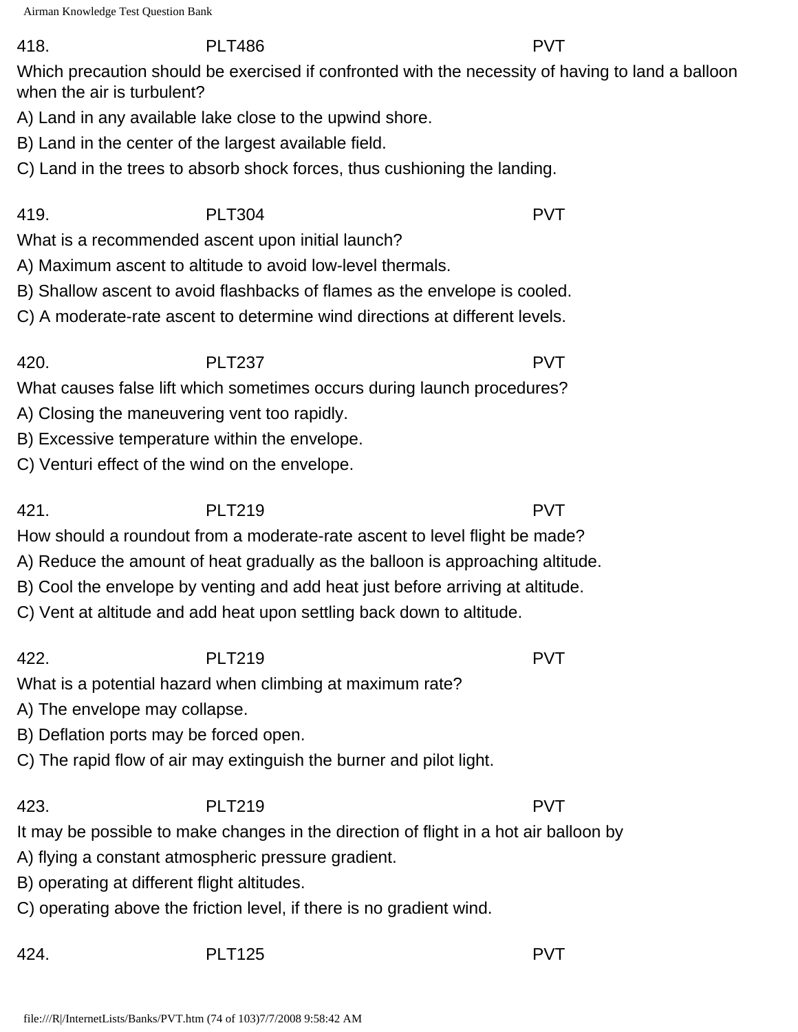418. PLT486 PVT

Which precaution should be exercised if confronted with the necessity of having to land a balloon when the air is turbulent?

A) Land in any available lake close to the upwind shore.

B) Land in the center of the largest available field.

C) Land in the trees to absorb shock forces, thus cushioning the landing.

419. PLT304 PVT

What is a recommended ascent upon initial launch?

A) Maximum ascent to altitude to avoid low-level thermals.

B) Shallow ascent to avoid flashbacks of flames as the envelope is cooled.

C) A moderate-rate ascent to determine wind directions at different levels.

420. PLT237 PVT

What causes false lift which sometimes occurs during launch procedures?

A) Closing the maneuvering vent too rapidly.

B) Excessive temperature within the envelope.

C) Venturi effect of the wind on the envelope.

421. PLT219 PVT

How should a roundout from a moderate-rate ascent to level flight be made?

A) Reduce the amount of heat gradually as the balloon is approaching altitude.

B) Cool the envelope by venting and add heat just before arriving at altitude.

C) Vent at altitude and add heat upon settling back down to altitude.

422. PLT219 PVT

What is a potential hazard when climbing at maximum rate?

A) The envelope may collapse.

B) Deflation ports may be forced open.

C) The rapid flow of air may extinguish the burner and pilot light.

423. PLT219 PVT

It may be possible to make changes in the direction of flight in a hot air balloon by

A) flying a constant atmospheric pressure gradient.

B) operating at different flight altitudes.

C) operating above the friction level, if there is no gradient wind.

424. PLT125 PVT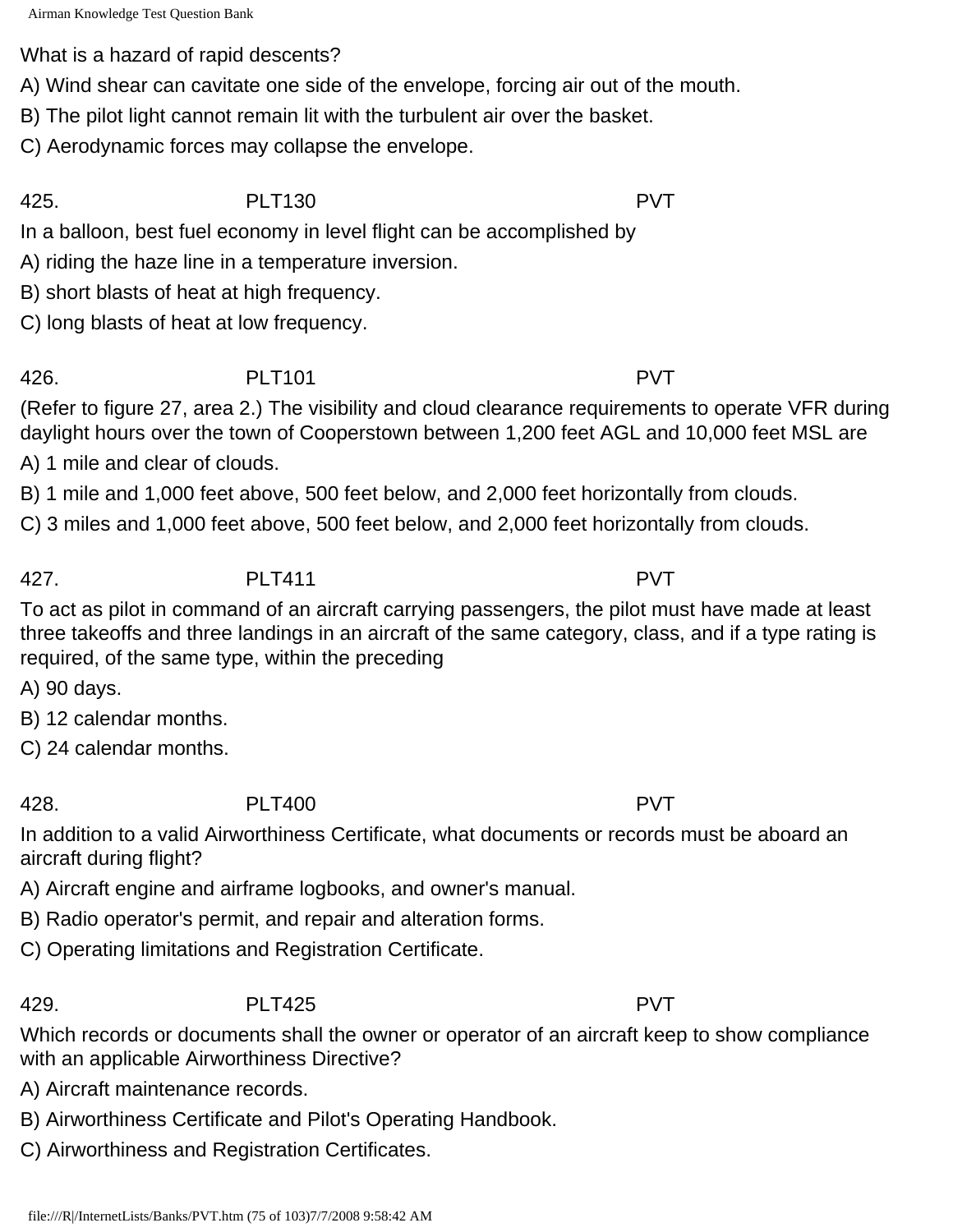What is a hazard of rapid descents?

A) Wind shear can cavitate one side of the envelope, forcing air out of the mouth.

B) The pilot light cannot remain lit with the turbulent air over the basket.

C) Aerodynamic forces may collapse the envelope.

425. PLT130 PVT

In a balloon, best fuel economy in level flight can be accomplished by

A) riding the haze line in a temperature inversion.

B) short blasts of heat at high frequency.

C) long blasts of heat at low frequency.

426. PLT101 PVT

(Refer to figure 27, area 2.) The visibility and cloud clearance requirements to operate VFR during daylight hours over the town of Cooperstown between 1,200 feet AGL and 10,000 feet MSL are

A) 1 mile and clear of clouds.

B) 1 mile and 1,000 feet above, 500 feet below, and 2,000 feet horizontally from clouds.

C) 3 miles and 1,000 feet above, 500 feet below, and 2,000 feet horizontally from clouds.

427. PLT411 PVT

To act as pilot in command of an aircraft carrying passengers, the pilot must have made at least three takeoffs and three landings in an aircraft of the same category, class, and if a type rating is required, of the same type, within the preceding

A) 90 days.

B) 12 calendar months.

C) 24 calendar months.

428. PLT400 PVT

In addition to a valid Airworthiness Certificate, what documents or records must be aboard an aircraft during flight?

A) Aircraft engine and airframe logbooks, and owner's manual.

B) Radio operator's permit, and repair and alteration forms.

C) Operating limitations and Registration Certificate.

429. PLT425 PVT

Which records or documents shall the owner or operator of an aircraft keep to show compliance with an applicable Airworthiness Directive?

A) Aircraft maintenance records.

B) Airworthiness Certificate and Pilot's Operating Handbook.

C) Airworthiness and Registration Certificates.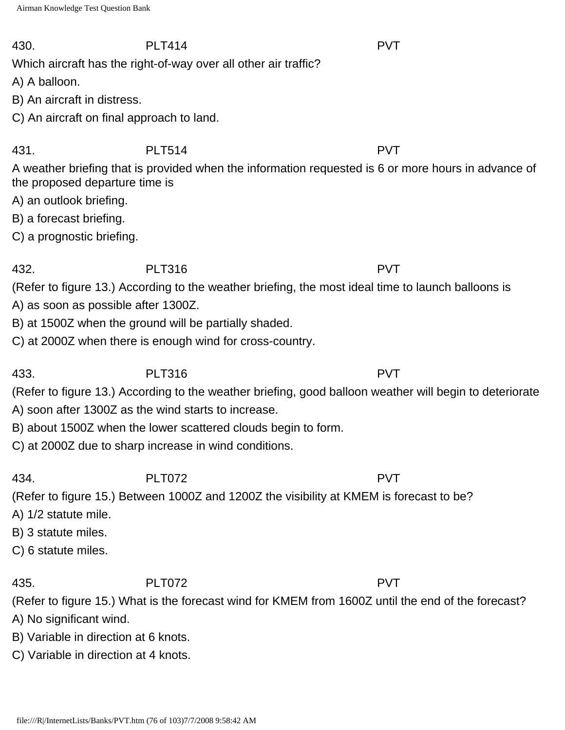430. PLT414 PVT

Which aircraft has the right-of-way over all other air traffic?

A) A balloon.

B) An aircraft in distress.

C) An aircraft on final approach to land.

431. PLT514 PVT

A weather briefing that is provided when the information requested is 6 or more hours in advance of the proposed departure time is

A) an outlook briefing.

B) a forecast briefing.

C) a prognostic briefing.

432. PLT316 PVT

(Refer to figure 13.) According to the weather briefing, the most ideal time to launch balloons is

A) as soon as possible after 1300Z.

B) at 1500Z when the ground will be partially shaded.

C) at 2000Z when there is enough wind for cross-country.

433. PLT316 PVT

(Refer to figure 13.) According to the weather briefing, good balloon weather will begin to deteriorate

A) soon after 1300Z as the wind starts to increase.

B) about 1500Z when the lower scattered clouds begin to form.

C) at 2000Z due to sharp increase in wind conditions.

434. PLT072 PVT

(Refer to figure 15.) Between 1000Z and 1200Z the visibility at KMEM is forecast to be?

A) 1/2 statute mile.

B) 3 statute miles.

C) 6 statute miles.

435. PLT072 PVT

(Refer to figure 15.) What is the forecast wind for KMEM from 1600Z until the end of the forecast?

A) No significant wind.

B) Variable in direction at 6 knots.

C) Variable in direction at 4 knots.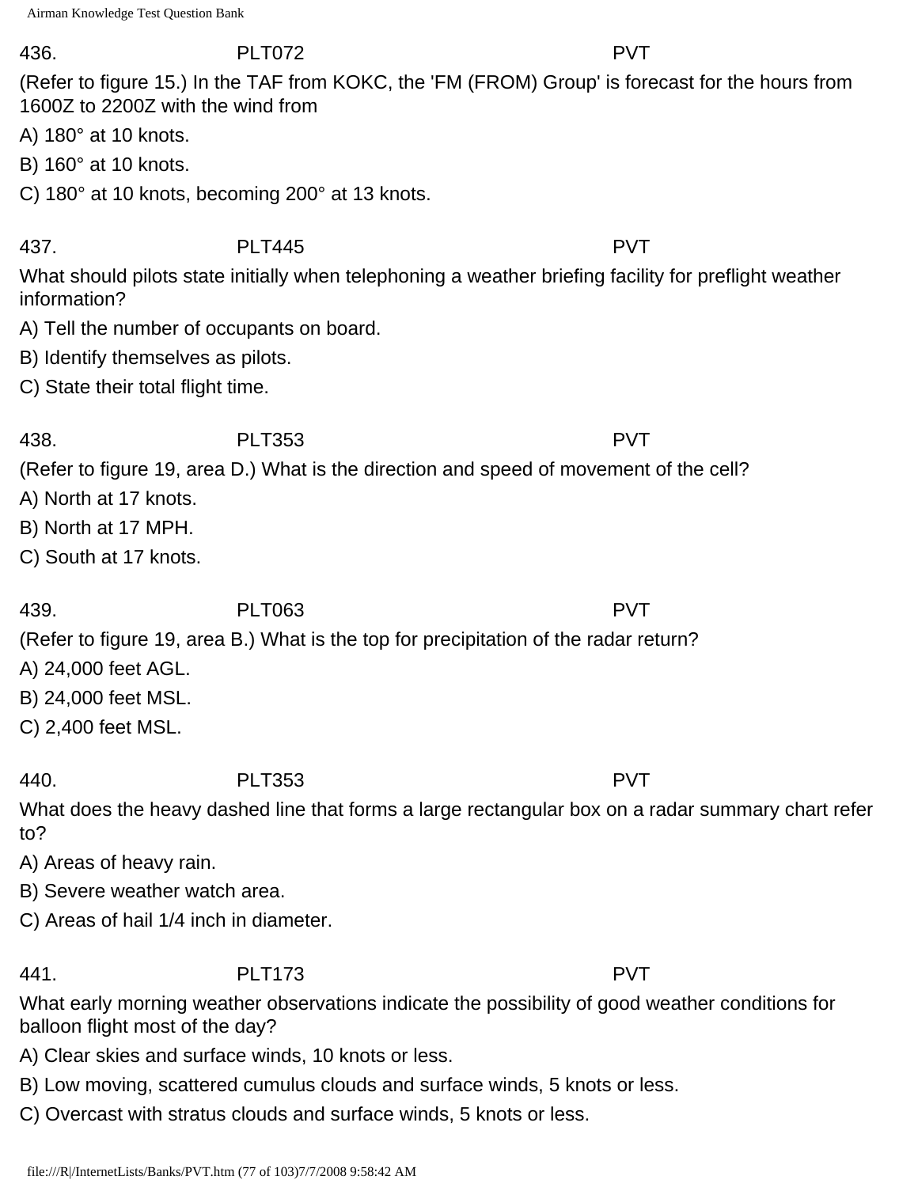436. PLT072 PVT

(Refer to figure 15.) In the TAF from KOKC, the 'FM (FROM) Group' is forecast for the hours from 1600Z to 2200Z with the wind from

A) 180° at 10 knots.

B) 160° at 10 knots.

C) 180° at 10 knots, becoming 200° at 13 knots.

437. PLT445 PVT

What should pilots state initially when telephoning a weather briefing facility for preflight weather information?

A) Tell the number of occupants on board.

B) Identify themselves as pilots.

C) State their total flight time.

438. PLT353 PVT

(Refer to figure 19, area D.) What is the direction and speed of movement of the cell?

A) North at 17 knots.

B) North at 17 MPH.

C) South at 17 knots.

439. PLT063 PVT

(Refer to figure 19, area B.) What is the top for precipitation of the radar return?

A) 24,000 feet AGL.

B) 24,000 feet MSL.

C) 2,400 feet MSL.

440. PLT353 PVT

What does the heavy dashed line that forms a large rectangular box on a radar summary chart refer to?

A) Areas of heavy rain.

B) Severe weather watch area.

C) Areas of hail 1/4 inch in diameter.

441. PLT173 PVT

What early morning weather observations indicate the possibility of good weather conditions for balloon flight most of the day?

A) Clear skies and surface winds, 10 knots or less.

B) Low moving, scattered cumulus clouds and surface winds, 5 knots or less.

C) Overcast with stratus clouds and surface winds, 5 knots or less.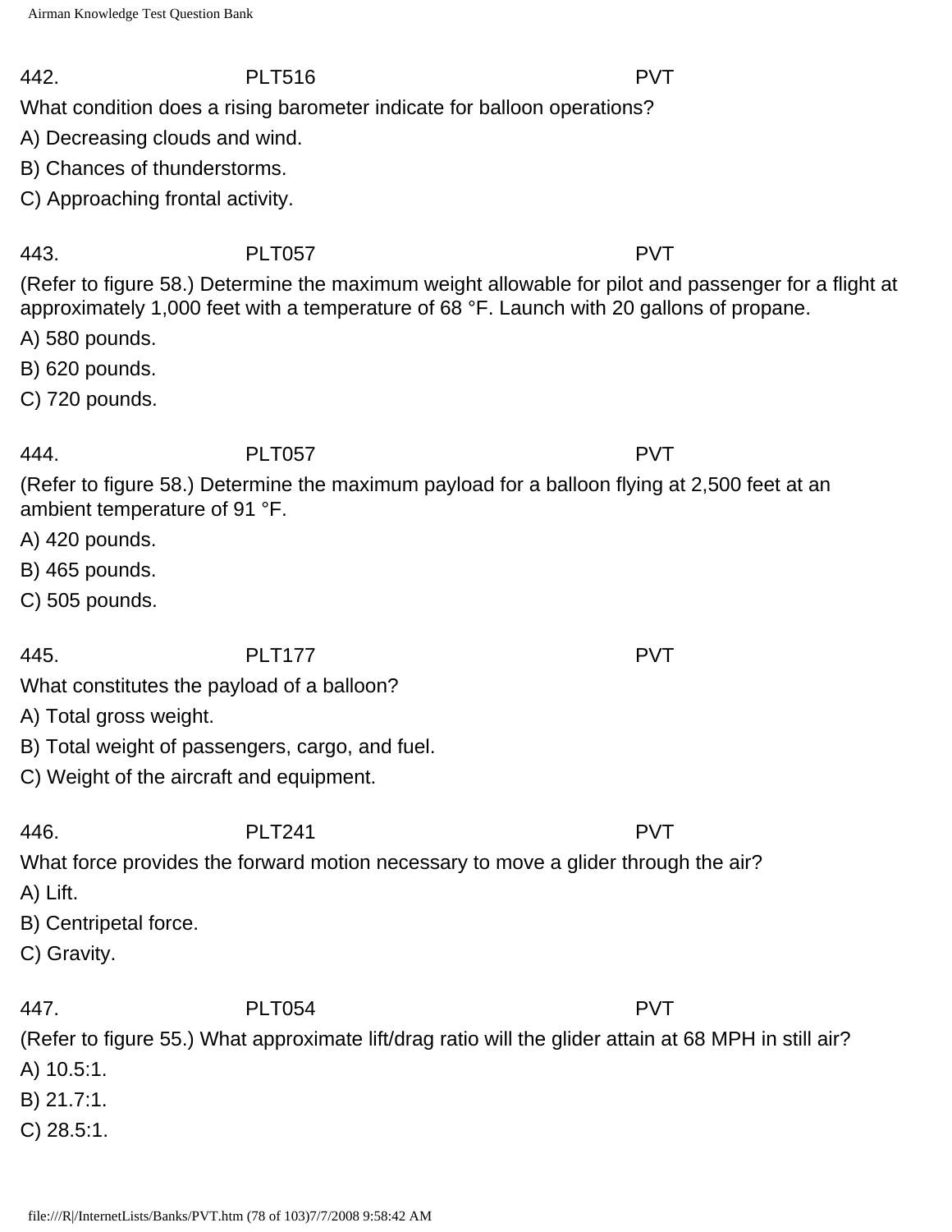442. PLT516 PVT

What condition does a rising barometer indicate for balloon operations?

A) Decreasing clouds and wind.

B) Chances of thunderstorms.

C) Approaching frontal activity.

443. PLT057 PVT

(Refer to figure 58.) Determine the maximum weight allowable for pilot and passenger for a flight at approximately 1,000 feet with a temperature of 68 °F. Launch with 20 gallons of propane.

A) 580 pounds.

B) 620 pounds.

C) 720 pounds.

444. PLT057 PVT

(Refer to figure 58.) Determine the maximum payload for a balloon flying at 2,500 feet at an ambient temperature of 91 °F.

A) 420 pounds.

B) 465 pounds.

C) 505 pounds.

445. PLT177 PVT

What constitutes the payload of a balloon?

A) Total gross weight.

B) Total weight of passengers, cargo, and fuel.

C) Weight of the aircraft and equipment.

446. PLT241 PVT

What force provides the forward motion necessary to move a glider through the air?

A) Lift.

B) Centripetal force.

C) Gravity.

447. PLT054 PVT

(Refer to figure 55.) What approximate lift/drag ratio will the glider attain at 68 MPH in still air?

A) 10.5:1.

B) 21.7:1.

C) 28.5:1.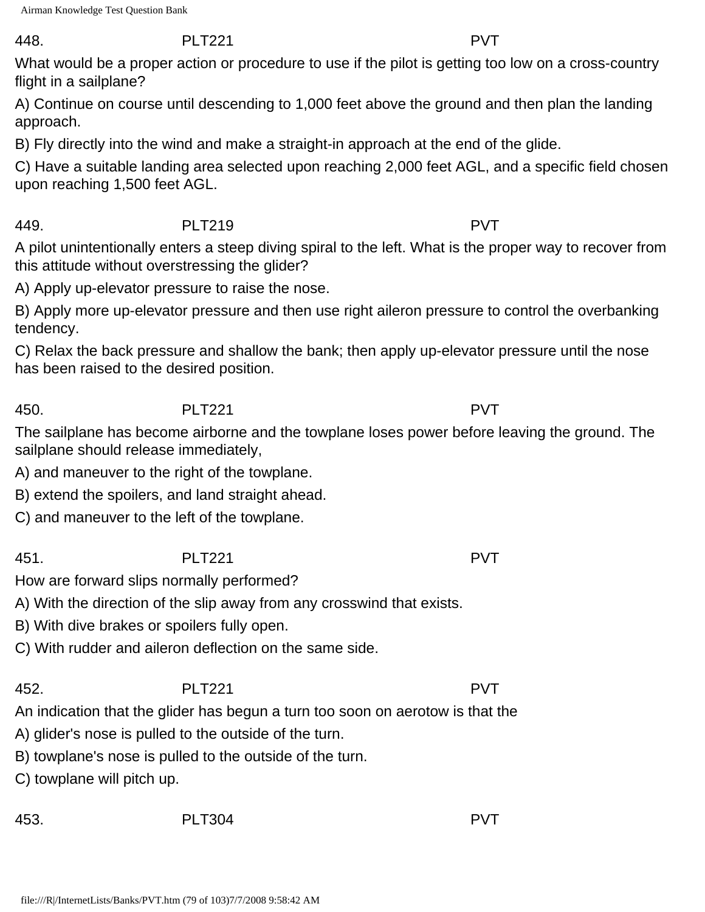448. PLT221 PVT

What would be a proper action or procedure to use if the pilot is getting too low on a cross-country flight in a sailplane?

A) Continue on course until descending to 1,000 feet above the ground and then plan the landing approach.

B) Fly directly into the wind and make a straight-in approach at the end of the glide.

C) Have a suitable landing area selected upon reaching 2,000 feet AGL, and a specific field chosen upon reaching 1,500 feet AGL.

449. PLT219 PVT

A pilot unintentionally enters a steep diving spiral to the left. What is the proper way to recover from this attitude without overstressing the glider?

A) Apply up-elevator pressure to raise the nose.

B) Apply more up-elevator pressure and then use right aileron pressure to control the overbanking tendency.

C) Relax the back pressure and shallow the bank; then apply up-elevator pressure until the nose has been raised to the desired position.

450. PLT221 PVT

The sailplane has become airborne and the towplane loses power before leaving the ground. The sailplane should release immediately,

A) and maneuver to the right of the towplane.

B) extend the spoilers, and land straight ahead.

C) and maneuver to the left of the towplane.

451. PLT221 PVT

How are forward slips normally performed?

A) With the direction of the slip away from any crosswind that exists.

B) With dive brakes or spoilers fully open.

C) With rudder and aileron deflection on the same side.

452. PLT221 PVT

An indication that the glider has begun a turn too soon on aerotow is that the

A) glider's nose is pulled to the outside of the turn.

B) towplane's nose is pulled to the outside of the turn.

C) towplane will pitch up.

453. PLT304 PVT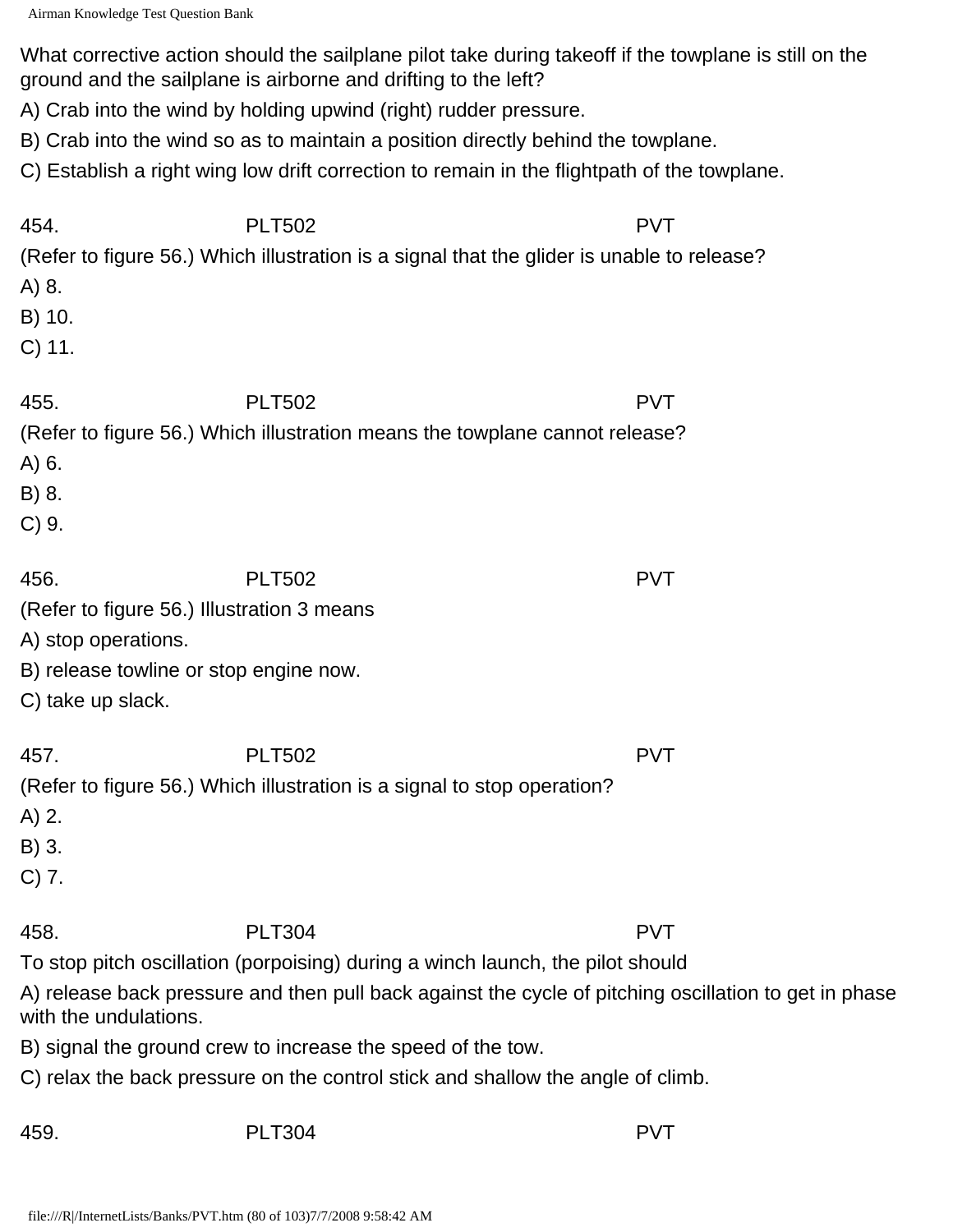What corrective action should the sailplane pilot take during takeoff if the towplane is still on the ground and the sailplane is airborne and drifting to the left?

A) Crab into the wind by holding upwind (right) rudder pressure.

B) Crab into the wind so as to maintain a position directly behind the towplane.

C) Establish a right wing low drift correction to remain in the flightpath of the towplane.

454. PLT502 PVT

(Refer to figure 56.) Which illustration is a signal that the glider is unable to release?

A) 8.

B) 10.

C) 11.

455. PLT502 PVT

(Refer to figure 56.) Which illustration means the towplane cannot release?

A) 6.

B) 8.

C) 9.

456. PLT502 PVT

(Refer to figure 56.) Illustration 3 means

A) stop operations.

B) release towline or stop engine now.

C) take up slack.

457. PLT502 PVT

(Refer to figure 56.) Which illustration is a signal to stop operation?

A) 2.

B) 3.

C) 7.

458. PLT304 PVT

To stop pitch oscillation (porpoising) during a winch launch, the pilot should

A) release back pressure and then pull back against the cycle of pitching oscillation to get in phase with the undulations.

B) signal the ground crew to increase the speed of the tow.

C) relax the back pressure on the control stick and shallow the angle of climb.

459. PLT304 PVT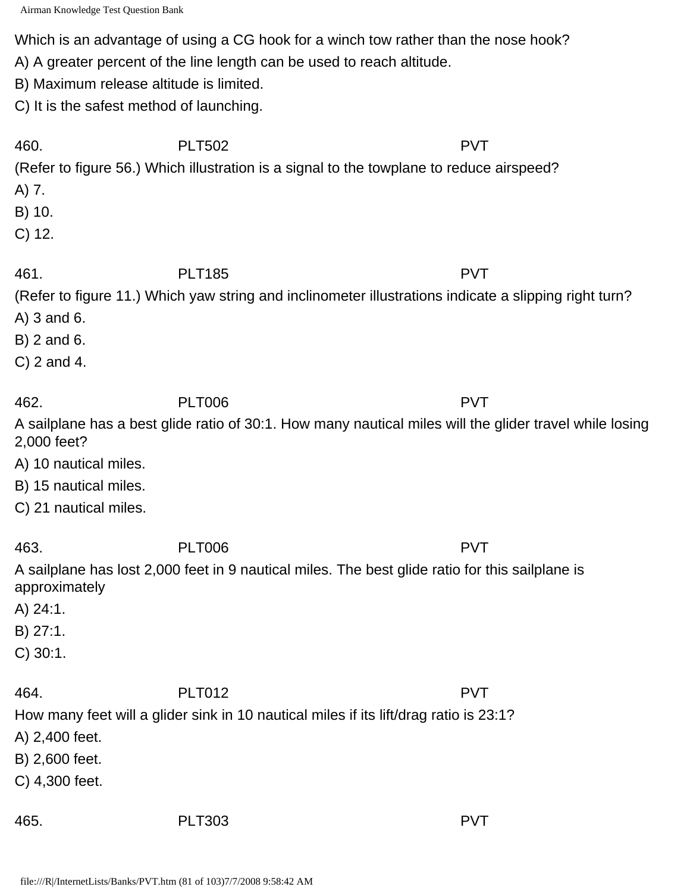Which is an advantage of using a CG hook for a winch tow rather than the nose hook?

A) A greater percent of the line length can be used to reach altitude.

B) Maximum release altitude is limited.

C) It is the safest method of launching.

460. PLT502 PVT

(Refer to figure 56.) Which illustration is a signal to the towplane to reduce airspeed?

A) 7.

B) 10.

C) 12.

461. PLT185 PVT

(Refer to figure 11.) Which yaw string and inclinometer illustrations indicate a slipping right turn?

A) 3 and 6.

B) 2 and 6.

C) 2 and 4.

462. PLT006 PVT

A sailplane has a best glide ratio of 30:1. How many nautical miles will the glider travel while losing 2,000 feet?

A) 10 nautical miles.

B) 15 nautical miles.

C) 21 nautical miles.

463. PLT006 PVT

A sailplane has lost 2,000 feet in 9 nautical miles. The best glide ratio for this sailplane is approximately

A) 24:1.

B) 27:1.

C) 30:1.

464. PLT012 PVT

How many feet will a glider sink in 10 nautical miles if its lift/drag ratio is 23:1?

A) 2,400 feet.

B) 2,600 feet.

C) 4,300 feet.

465. PLT303 PVT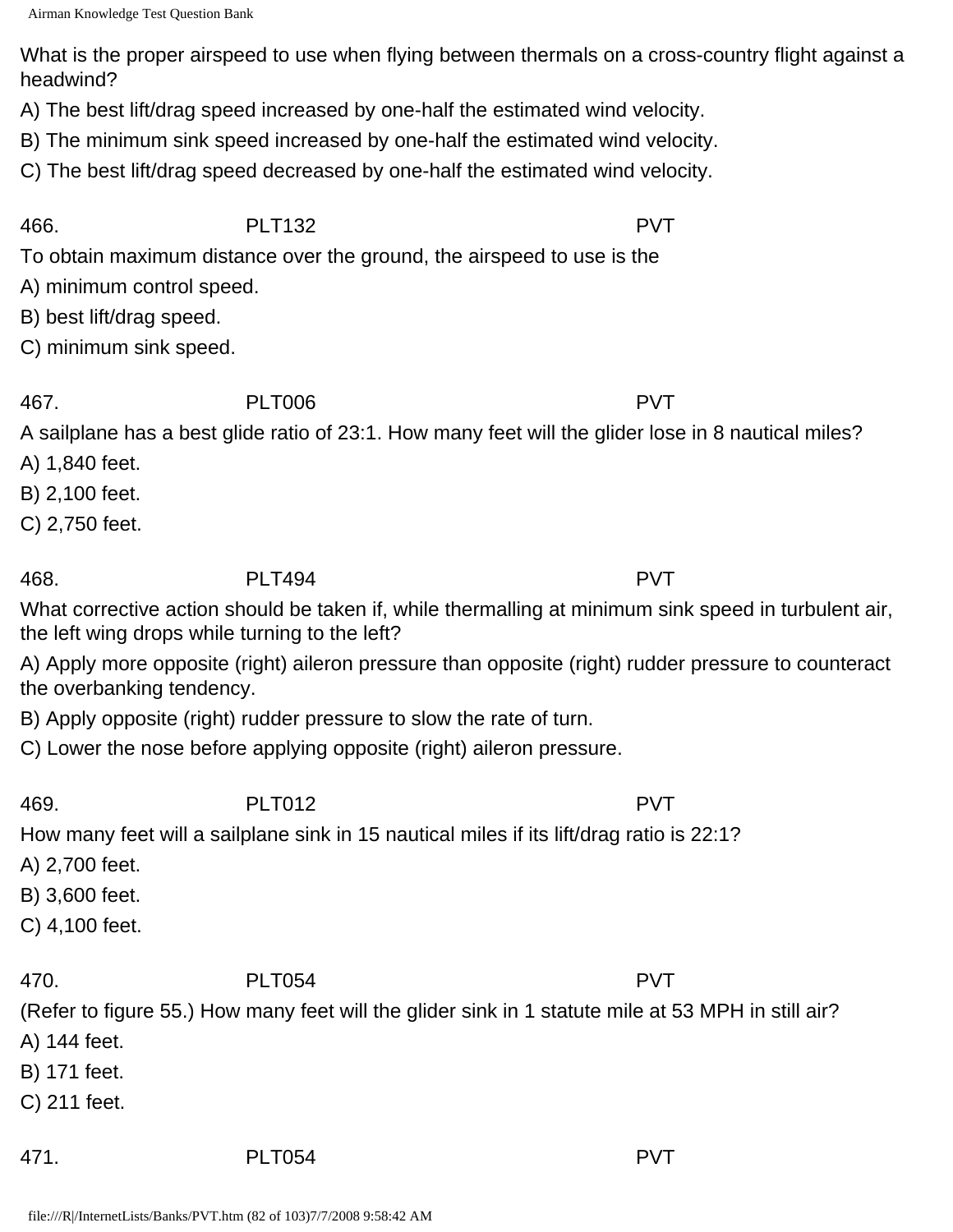What is the proper airspeed to use when flying between thermals on a cross-country flight against a headwind?

A) The best lift/drag speed increased by one-half the estimated wind velocity.

B) The minimum sink speed increased by one-half the estimated wind velocity.

C) The best lift/drag speed decreased by one-half the estimated wind velocity.

466. PLT132 PVT

To obtain maximum distance over the ground, the airspeed to use is the

A) minimum control speed.

B) best lift/drag speed.

C) minimum sink speed.

467. PLT006 PVT

A sailplane has a best glide ratio of 23:1. How many feet will the glider lose in 8 nautical miles?

A) 1,840 feet.

B) 2,100 feet.

C) 2,750 feet.

468. PLT494 PVT

What corrective action should be taken if, while thermalling at minimum sink speed in turbulent air, the left wing drops while turning to the left?

A) Apply more opposite (right) aileron pressure than opposite (right) rudder pressure to counteract the overbanking tendency.

B) Apply opposite (right) rudder pressure to slow the rate of turn.

C) Lower the nose before applying opposite (right) aileron pressure.

469. PLT012 PVT

How many feet will a sailplane sink in 15 nautical miles if its lift/drag ratio is 22:1?

A) 2,700 feet.

B) 3,600 feet.

C) 4,100 feet.

470. PLT054 PVT

(Refer to figure 55.) How many feet will the glider sink in 1 statute mile at 53 MPH in still air?

A) 144 feet.

B) 171 feet.

C) 211 feet.

471. PLT054 PVT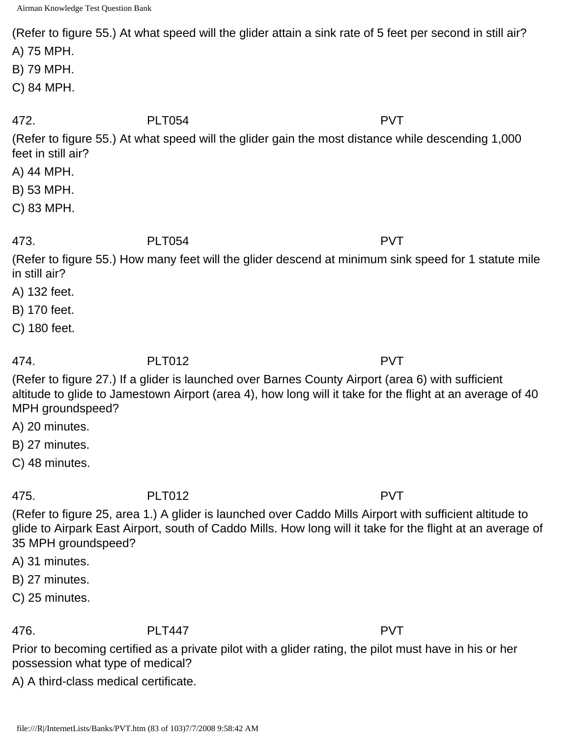(Refer to figure 55.) At what speed will the glider attain a sink rate of 5 feet per second in still air?

A) 75 MPH.

B) 79 MPH.

C) 84 MPH.

472. PLT054 PVT

(Refer to figure 55.) At what speed will the glider gain the most distance while descending 1,000 feet in still air?

A) 44 MPH.

B) 53 MPH.

C) 83 MPH.

473. PLT054 PVT

(Refer to figure 55.) How many feet will the glider descend at minimum sink speed for 1 statute mile in still air?

A) 132 feet.

B) 170 feet.

C) 180 feet.

474. PLT012 PVT

(Refer to figure 27.) If a glider is launched over Barnes County Airport (area 6) with sufficient altitude to glide to Jamestown Airport (area 4), how long will it take for the flight at an average of 40 MPH groundspeed?

A) 20 minutes.

B) 27 minutes.

C) 48 minutes.

475. PLT012 PVT

(Refer to figure 25, area 1.) A glider is launched over Caddo Mills Airport with sufficient altitude to glide to Airpark East Airport, south of Caddo Mills. How long will it take for the flight at an average of 35 MPH groundspeed?

A) 31 minutes.

B) 27 minutes.

C) 25 minutes.

476. PLT447 PVT

Prior to becoming certified as a private pilot with a glider rating, the pilot must have in his or her possession what type of medical?

A) A third-class medical certificate.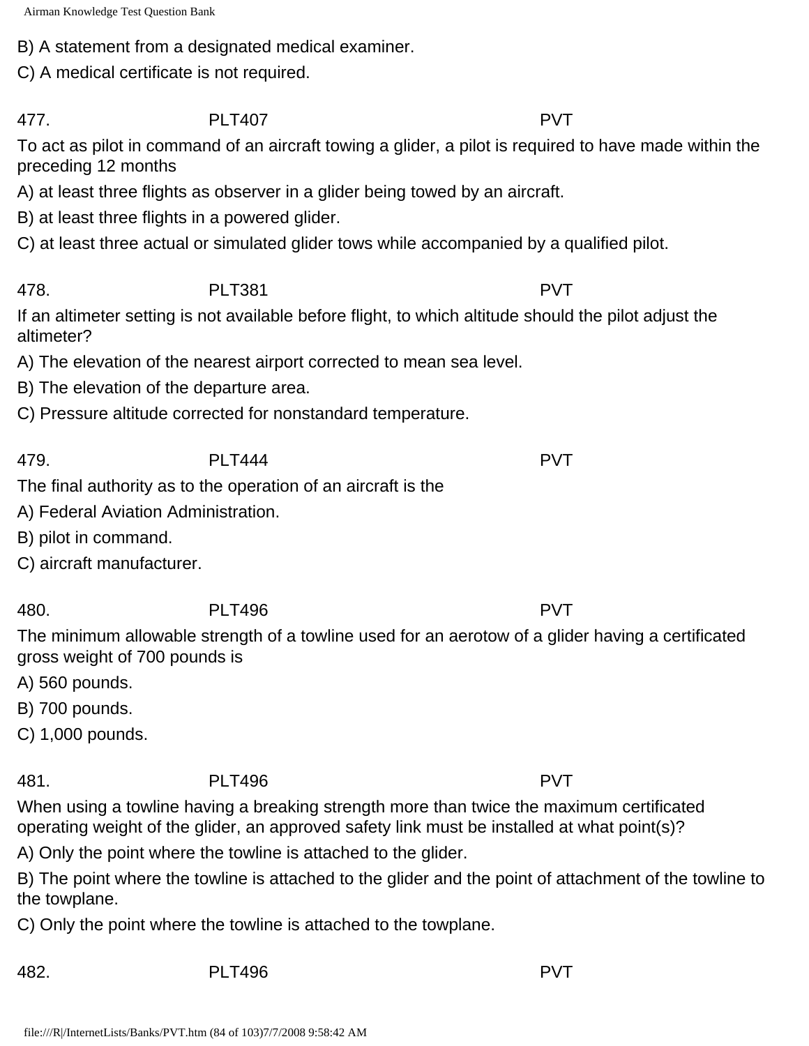B) A statement from a designated medical examiner.

C) A medical certificate is not required.

477. PLT407 PVT

To act as pilot in command of an aircraft towing a glider, a pilot is required to have made within the preceding 12 months

A) at least three flights as observer in a glider being towed by an aircraft.

B) at least three flights in a powered glider.

C) at least three actual or simulated glider tows while accompanied by a qualified pilot.

478. PLT381 PVT

If an altimeter setting is not available before flight, to which altitude should the pilot adjust the altimeter?

A) The elevation of the nearest airport corrected to mean sea level.

B) The elevation of the departure area.

C) Pressure altitude corrected for nonstandard temperature.

479. PLT444 PVT

The final authority as to the operation of an aircraft is the

A) Federal Aviation Administration.

B) pilot in command.

C) aircraft manufacturer.

480. PLT496 PVT

The minimum allowable strength of a towline used for an aerotow of a glider having a certificated gross weight of 700 pounds is

A) 560 pounds.

B) 700 pounds.

C) 1,000 pounds.

481. PLT496 PVT

When using a towline having a breaking strength more than twice the maximum certificated operating weight of the glider, an approved safety link must be installed at what point(s)?

A) Only the point where the towline is attached to the glider.

B) The point where the towline is attached to the glider and the point of attachment of the towline to the towplane.

C) Only the point where the towline is attached to the towplane.

482. PLT496 PVT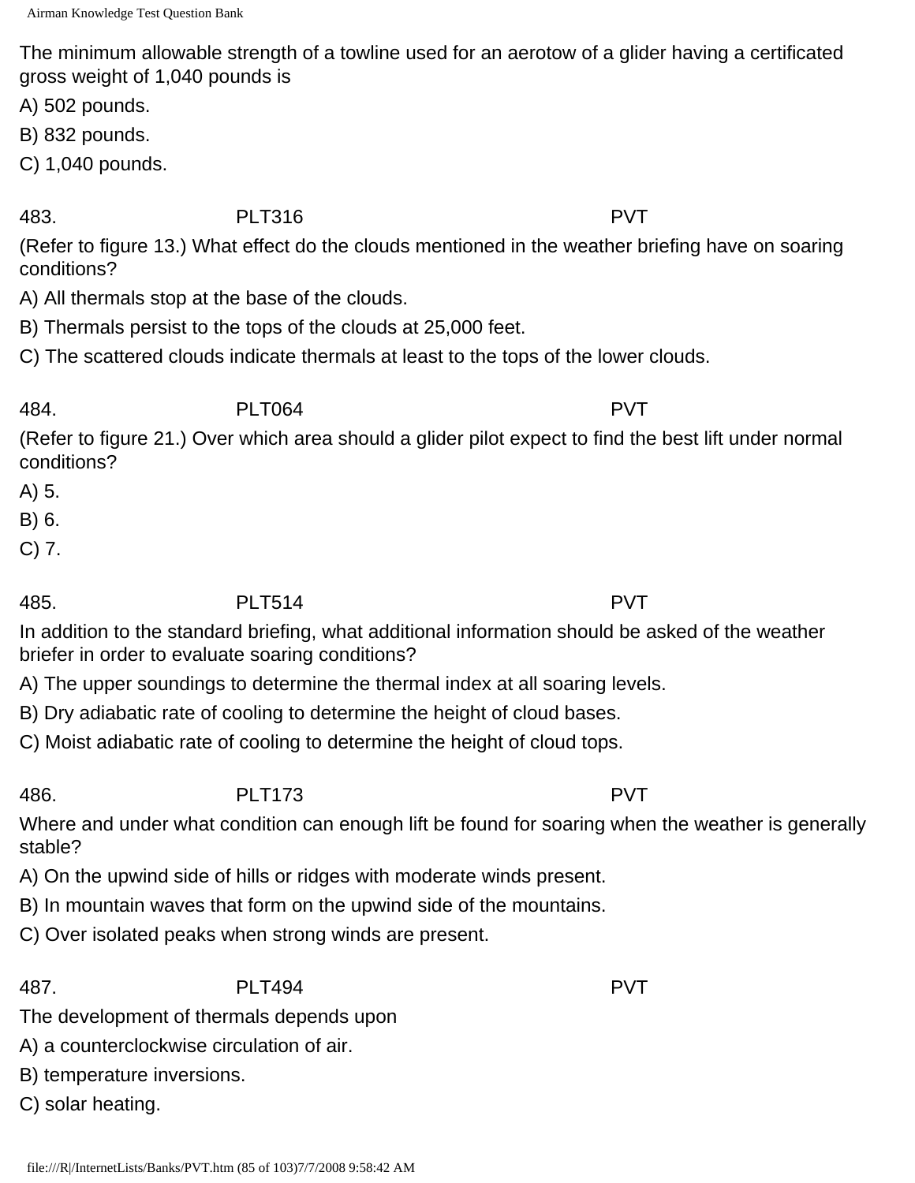The minimum allowable strength of a towline used for an aerotow of a glider having a certificated gross weight of 1,040 pounds is

A) 502 pounds.

B) 832 pounds.

C) 1,040 pounds.

483. PLT316 PVT

(Refer to figure 13.) What effect do the clouds mentioned in the weather briefing have on soaring conditions?

A) All thermals stop at the base of the clouds.

B) Thermals persist to the tops of the clouds at 25,000 feet.

C) The scattered clouds indicate thermals at least to the tops of the lower clouds.

484. PLT064 PVT

(Refer to figure 21.) Over which area should a glider pilot expect to find the best lift under normal conditions?

A) 5.

B) 6.

C) 7.

485. PLT514 PVT

In addition to the standard briefing, what additional information should be asked of the weather briefer in order to evaluate soaring conditions?

A) The upper soundings to determine the thermal index at all soaring levels.

B) Dry adiabatic rate of cooling to determine the height of cloud bases.

C) Moist adiabatic rate of cooling to determine the height of cloud tops.

486. PLT173 PVT

Where and under what condition can enough lift be found for soaring when the weather is generally stable?

A) On the upwind side of hills or ridges with moderate winds present.

B) In mountain waves that form on the upwind side of the mountains.

C) Over isolated peaks when strong winds are present.

487. PLT494 PVT

The development of thermals depends upon

A) a counterclockwise circulation of air.

B) temperature inversions.

C) solar heating.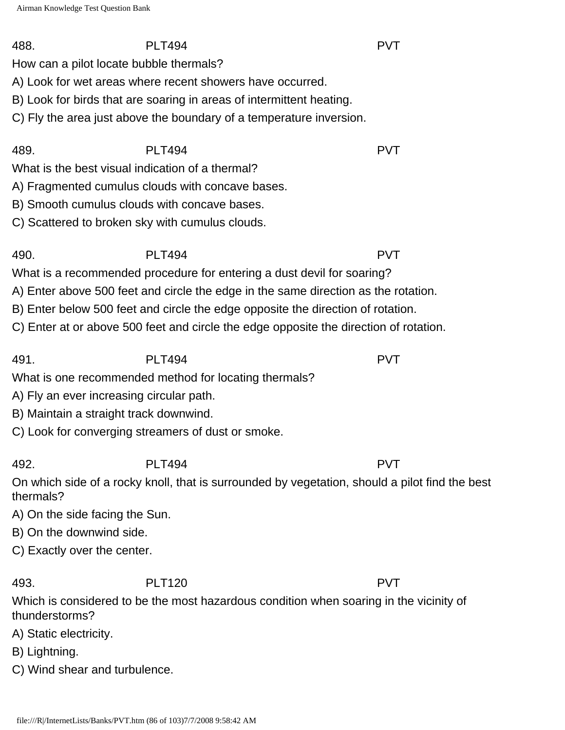488. PLT494 PVT

How can a pilot locate bubble thermals?

A) Look for wet areas where recent showers have occurred.

B) Look for birds that are soaring in areas of intermittent heating.

C) Fly the area just above the boundary of a temperature inversion.

489. PLT494 PVT

What is the best visual indication of a thermal?

A) Fragmented cumulus clouds with concave bases.

B) Smooth cumulus clouds with concave bases.

C) Scattered to broken sky with cumulus clouds.

490. PLT494 PVT

What is a recommended procedure for entering a dust devil for soaring?

A) Enter above 500 feet and circle the edge in the same direction as the rotation.

B) Enter below 500 feet and circle the edge opposite the direction of rotation.

C) Enter at or above 500 feet and circle the edge opposite the direction of rotation.

491. PLT494 PVT

What is one recommended method for locating thermals?

A) Fly an ever increasing circular path.

B) Maintain a straight track downwind.

C) Look for converging streamers of dust or smoke.

492. PLT494 PVT

On which side of a rocky knoll, that is surrounded by vegetation, should a pilot find the best thermals?

A) On the side facing the Sun.

B) On the downwind side.

C) Exactly over the center.

493. PLT120 PVT

Which is considered to be the most hazardous condition when soaring in the vicinity of thunderstorms?

A) Static electricity.

B) Lightning.

C) Wind shear and turbulence.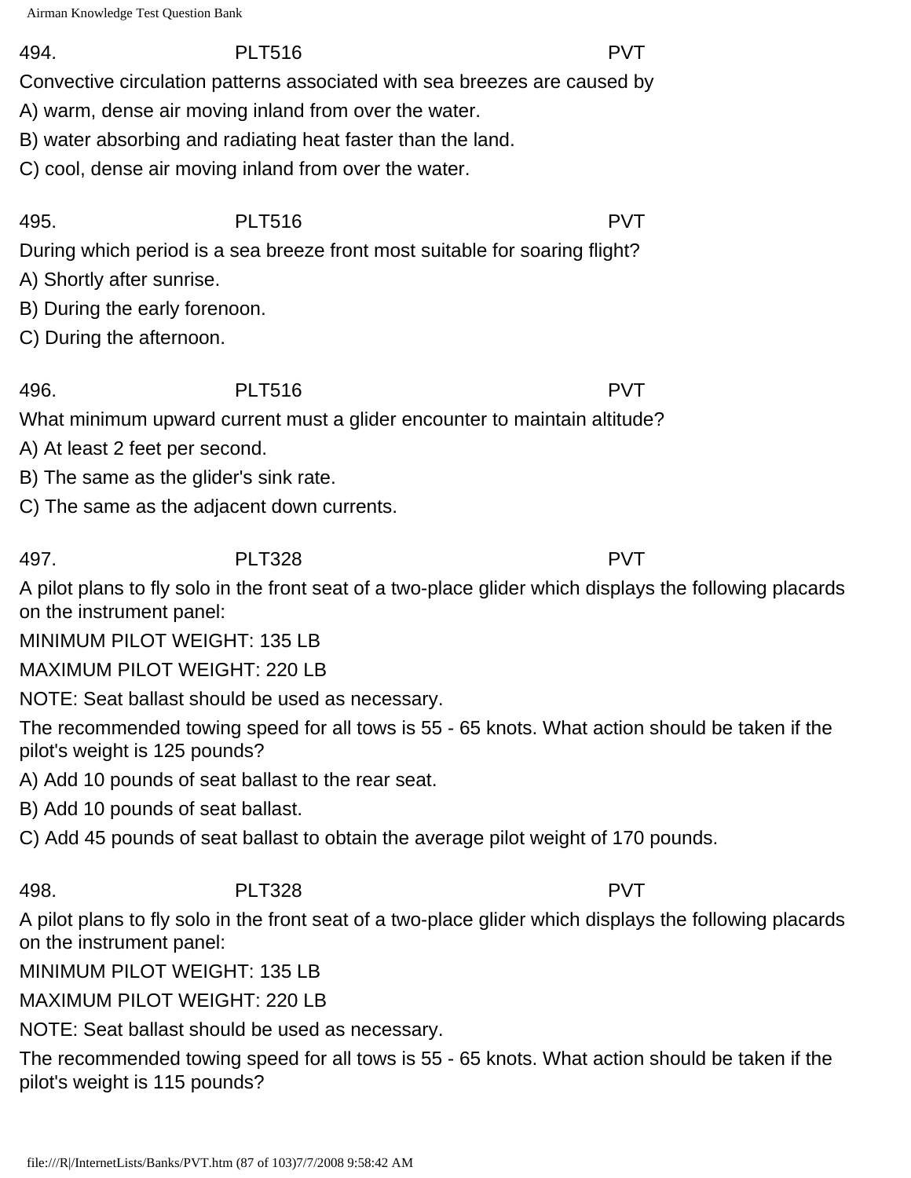494. PLT516 PVT

Convective circulation patterns associated with sea breezes are caused by

A) warm, dense air moving inland from over the water.

B) water absorbing and radiating heat faster than the land.

C) cool, dense air moving inland from over the water.

495. PLT516 PVT

During which period is a sea breeze front most suitable for soaring flight?

A) Shortly after sunrise.

B) During the early forenoon.

C) During the afternoon.

496. PLT516 PVT

What minimum upward current must a glider encounter to maintain altitude?

A) At least 2 feet per second.

B) The same as the glider's sink rate.

C) The same as the adjacent down currents.

497. PLT328 PVT

A pilot plans to fly solo in the front seat of a two-place glider which displays the following placards on the instrument panel:

MINIMUM PILOT WEIGHT: 135 LB

MAXIMUM PILOT WEIGHT: 220 LB

NOTE: Seat ballast should be used as necessary.

The recommended towing speed for all tows is 55 - 65 knots. What action should be taken if the pilot's weight is 125 pounds?

A) Add 10 pounds of seat ballast to the rear seat.

B) Add 10 pounds of seat ballast.

C) Add 45 pounds of seat ballast to obtain the average pilot weight of 170 pounds.

498. PLT328 PVT

A pilot plans to fly solo in the front seat of a two-place glider which displays the following placards on the instrument panel:

MINIMUM PILOT WEIGHT: 135 LB

MAXIMUM PILOT WEIGHT: 220 LB

NOTE: Seat ballast should be used as necessary.

The recommended towing speed for all tows is 55 - 65 knots. What action should be taken if the pilot's weight is 115 pounds?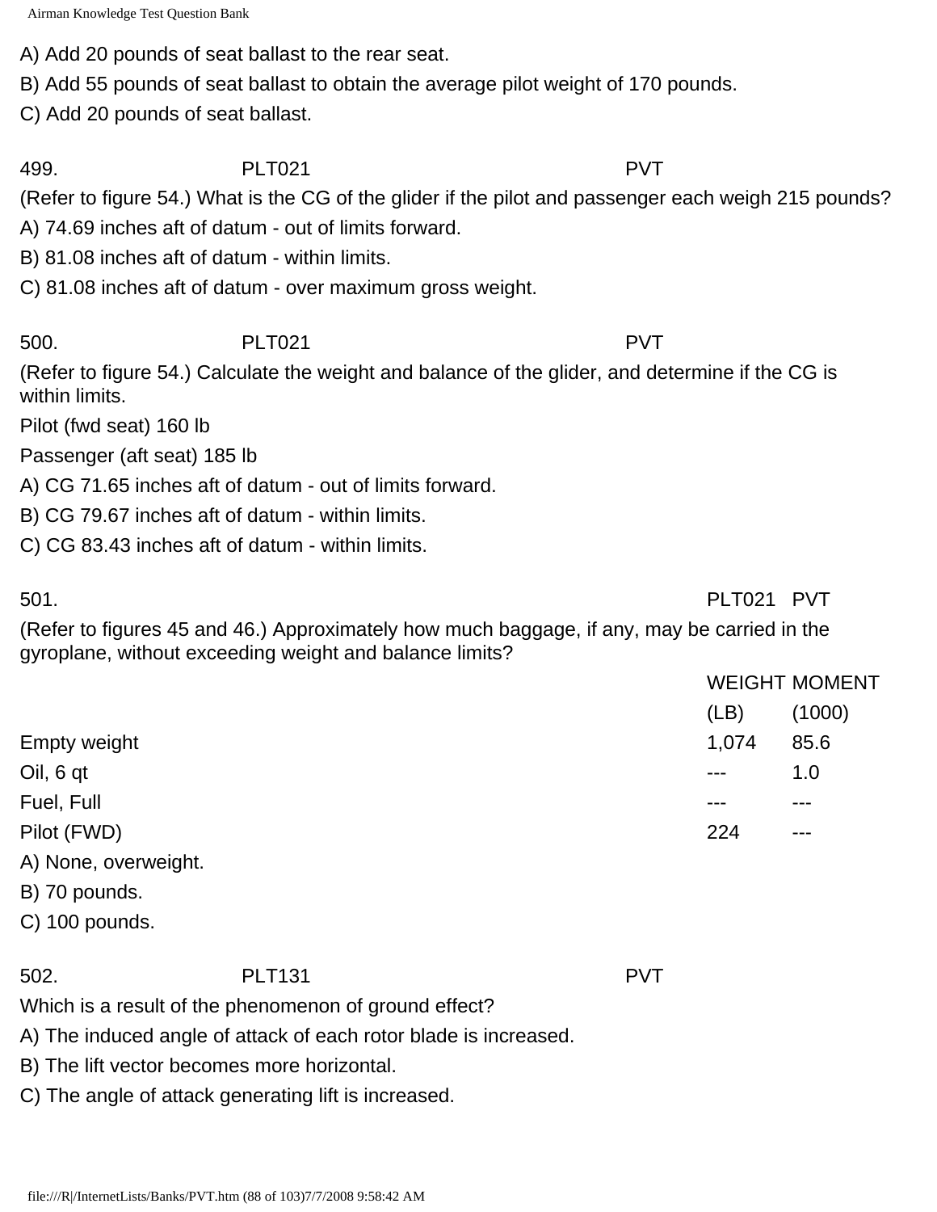A) Add 20 pounds of seat ballast to the rear seat.

B) Add 55 pounds of seat ballast to obtain the average pilot weight of 170 pounds.

C) Add 20 pounds of seat ballast.

499. PLT021 PVT

(Refer to figure 54.) What is the CG of the glider if the pilot and passenger each weigh 215 pounds?

A) 74.69 inches aft of datum - out of limits forward.

B) 81.08 inches aft of datum - within limits.

C) 81.08 inches aft of datum - over maximum gross weight.

500. PLT021 PVT

(Refer to figure 54.) Calculate the weight and balance of the glider, and determine if the CG is within limits.

Pilot (fwd seat) 160 lb

Passenger (aft seat) 185 lb

A) CG 71.65 inches aft of datum - out of limits forward.

B) CG 79.67 inches aft of datum - within limits.

C) CG 83.43 inches aft of datum - within limits.

501. PLT021 PVT

(Refer to figures 45 and 46.) Approximately how much baggage, if any, may be carried in the gyroplane, without exceeding weight and balance limits?

| | WEIGHT (LB) | MOMENT (1000) |
|---|---|---|
| Empty weight | 1,074 | 85.6 |
| Oil, 6 qt | --- | 1.0 |
| Fuel, Full | --- | --- |
| Pilot (FWD) | 224 | --- |

A) None, overweight.

B) 70 pounds.

C) 100 pounds.

502. PLT131 PVT

Which is a result of the phenomenon of ground effect?

A) The induced angle of attack of each rotor blade is increased.

B) The lift vector becomes more horizontal.

C) The angle of attack generating lift is increased.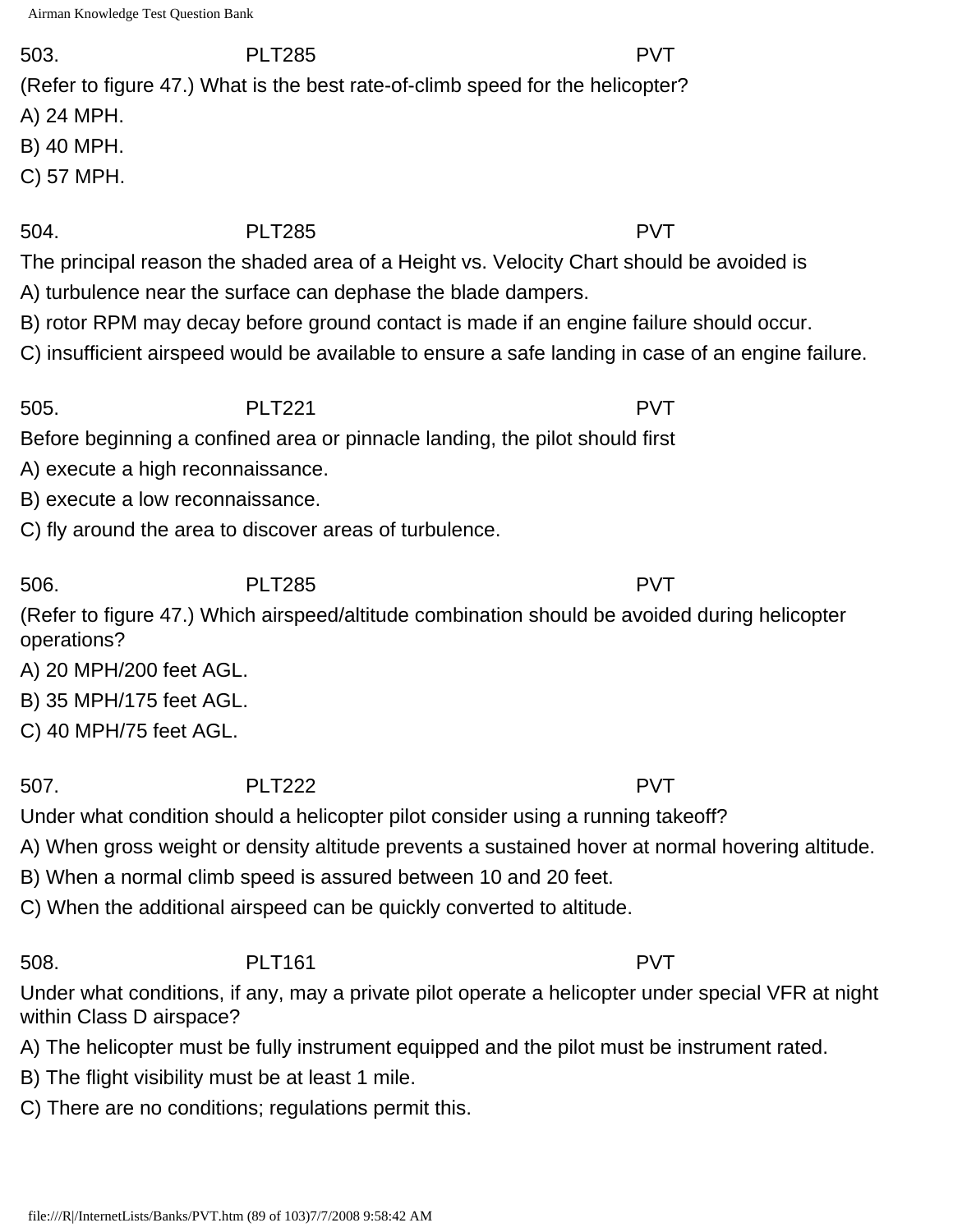503. PLT285 PVT

(Refer to figure 47.) What is the best rate-of-climb speed for the helicopter?

A) 24 MPH.

B) 40 MPH.

C) 57 MPH.

504. PLT285 PVT

The principal reason the shaded area of a Height vs. Velocity Chart should be avoided is

A) turbulence near the surface can dephase the blade dampers.

B) rotor RPM may decay before ground contact is made if an engine failure should occur.

C) insufficient airspeed would be available to ensure a safe landing in case of an engine failure.

505. PLT221 PVT

Before beginning a confined area or pinnacle landing, the pilot should first

A) execute a high reconnaissance.

B) execute a low reconnaissance.

C) fly around the area to discover areas of turbulence.

506. PLT285 PVT

(Refer to figure 47.) Which airspeed/altitude combination should be avoided during helicopter operations?

A) 20 MPH/200 feet AGL.

B) 35 MPH/175 feet AGL.

C) 40 MPH/75 feet AGL.

507. PLT222 PVT

Under what condition should a helicopter pilot consider using a running takeoff?

A) When gross weight or density altitude prevents a sustained hover at normal hovering altitude.

B) When a normal climb speed is assured between 10 and 20 feet.

C) When the additional airspeed can be quickly converted to altitude.

508. PLT161 PVT

Under what conditions, if any, may a private pilot operate a helicopter under special VFR at night within Class D airspace?

A) The helicopter must be fully instrument equipped and the pilot must be instrument rated.

B) The flight visibility must be at least 1 mile.

C) There are no conditions; regulations permit this.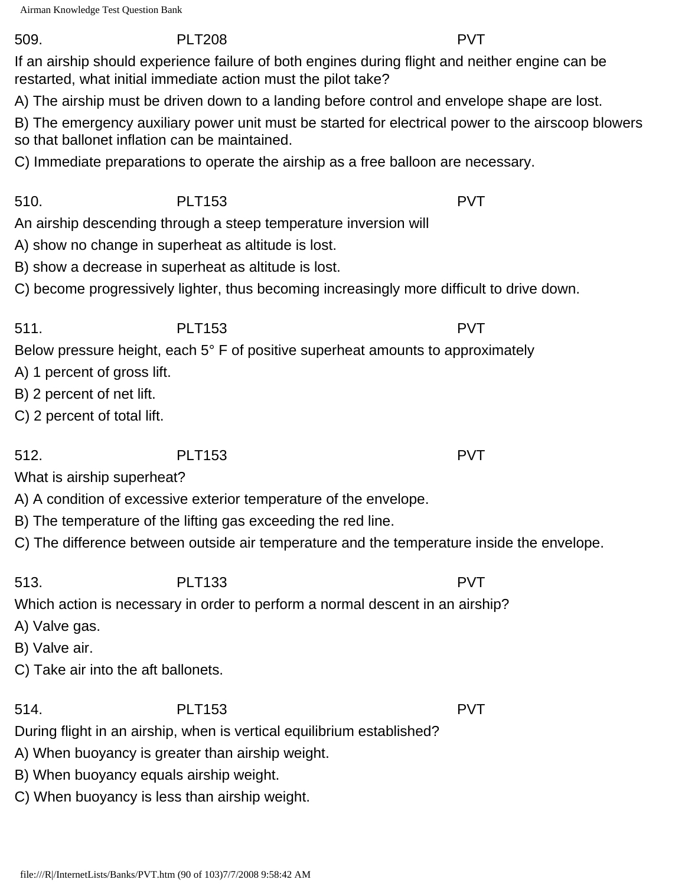509. PLT208 PVT

If an airship should experience failure of both engines during flight and neither engine can be restarted, what initial immediate action must the pilot take?

A) The airship must be driven down to a landing before control and envelope shape are lost.

B) The emergency auxiliary power unit must be started for electrical power to the airscoop blowers so that ballonet inflation can be maintained.

C) Immediate preparations to operate the airship as a free balloon are necessary.

510. PLT153 PVT

An airship descending through a steep temperature inversion will

A) show no change in superheat as altitude is lost.

B) show a decrease in superheat as altitude is lost.

C) become progressively lighter, thus becoming increasingly more difficult to drive down.

511. PLT153 PVT

Below pressure height, each 5° F of positive superheat amounts to approximately

A) 1 percent of gross lift.

B) 2 percent of net lift.

C) 2 percent of total lift.

512. PLT153 PVT

What is airship superheat?

A) A condition of excessive exterior temperature of the envelope.

B) The temperature of the lifting gas exceeding the red line.

C) The difference between outside air temperature and the temperature inside the envelope.

513. PLT133 PVT

Which action is necessary in order to perform a normal descent in an airship?

A) Valve gas.

B) Valve air.

C) Take air into the aft ballonets.

514. PLT153 PVT

During flight in an airship, when is vertical equilibrium established?

A) When buoyancy is greater than airship weight.

B) When buoyancy equals airship weight.

C) When buoyancy is less than airship weight.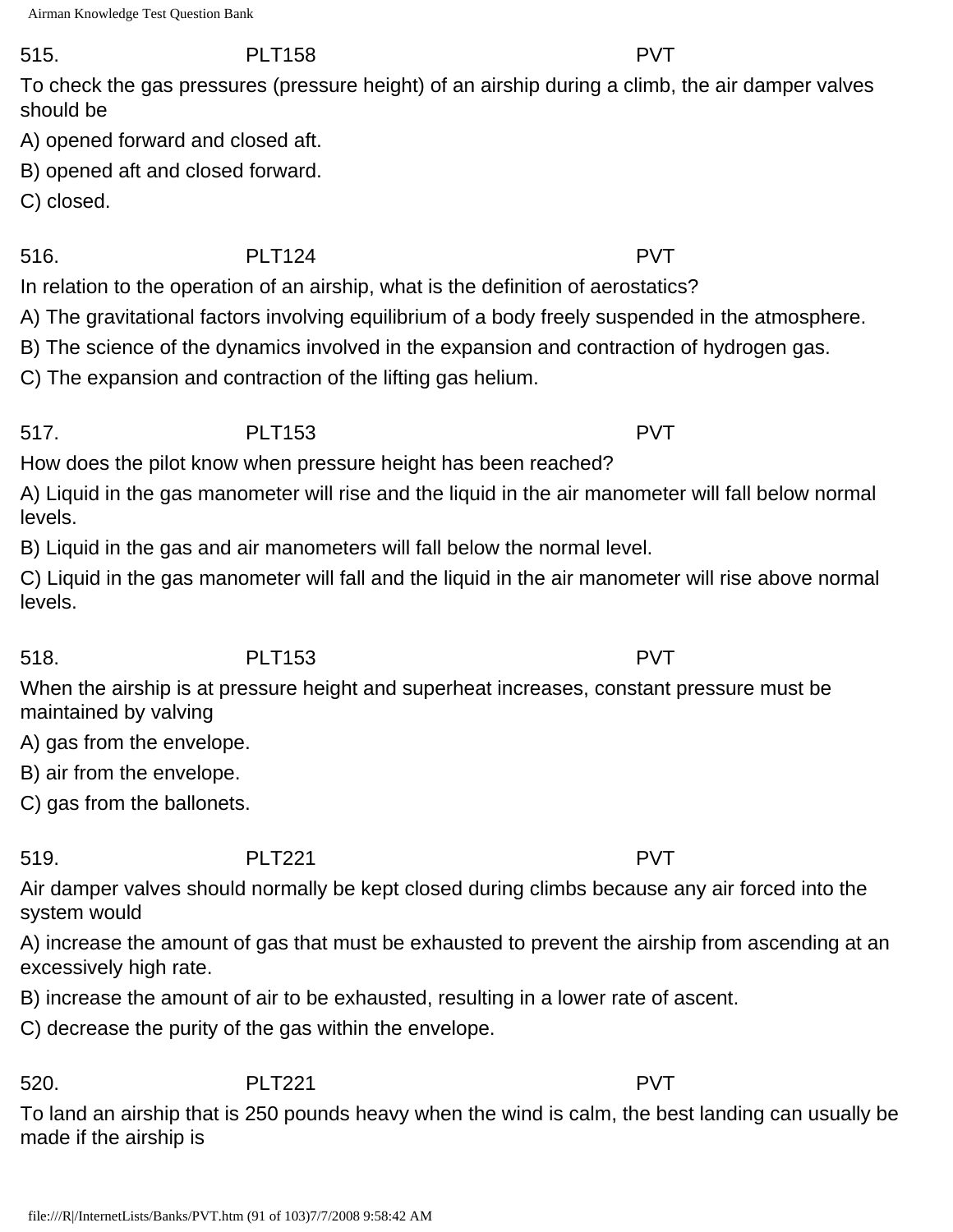515. PLT158 PVT

To check the gas pressures (pressure height) of an airship during a climb, the air damper valves should be

A) opened forward and closed aft.

B) opened aft and closed forward.

C) closed.

516. PLT124 PVT

In relation to the operation of an airship, what is the definition of aerostatics?

A) The gravitational factors involving equilibrium of a body freely suspended in the atmosphere.

B) The science of the dynamics involved in the expansion and contraction of hydrogen gas.

C) The expansion and contraction of the lifting gas helium.

517. PLT153 PVT

How does the pilot know when pressure height has been reached?

A) Liquid in the gas manometer will rise and the liquid in the air manometer will fall below normal levels.

B) Liquid in the gas and air manometers will fall below the normal level.

C) Liquid in the gas manometer will fall and the liquid in the air manometer will rise above normal levels.

518. PLT153 PVT

When the airship is at pressure height and superheat increases, constant pressure must be maintained by valving

A) gas from the envelope.

B) air from the envelope.

C) gas from the ballonets.

519. PLT221 PVT

Air damper valves should normally be kept closed during climbs because any air forced into the system would

A) increase the amount of gas that must be exhausted to prevent the airship from ascending at an excessively high rate.

B) increase the amount of air to be exhausted, resulting in a lower rate of ascent.

C) decrease the purity of the gas within the envelope.

520. PLT221 PVT

To land an airship that is 250 pounds heavy when the wind is calm, the best landing can usually be made if the airship is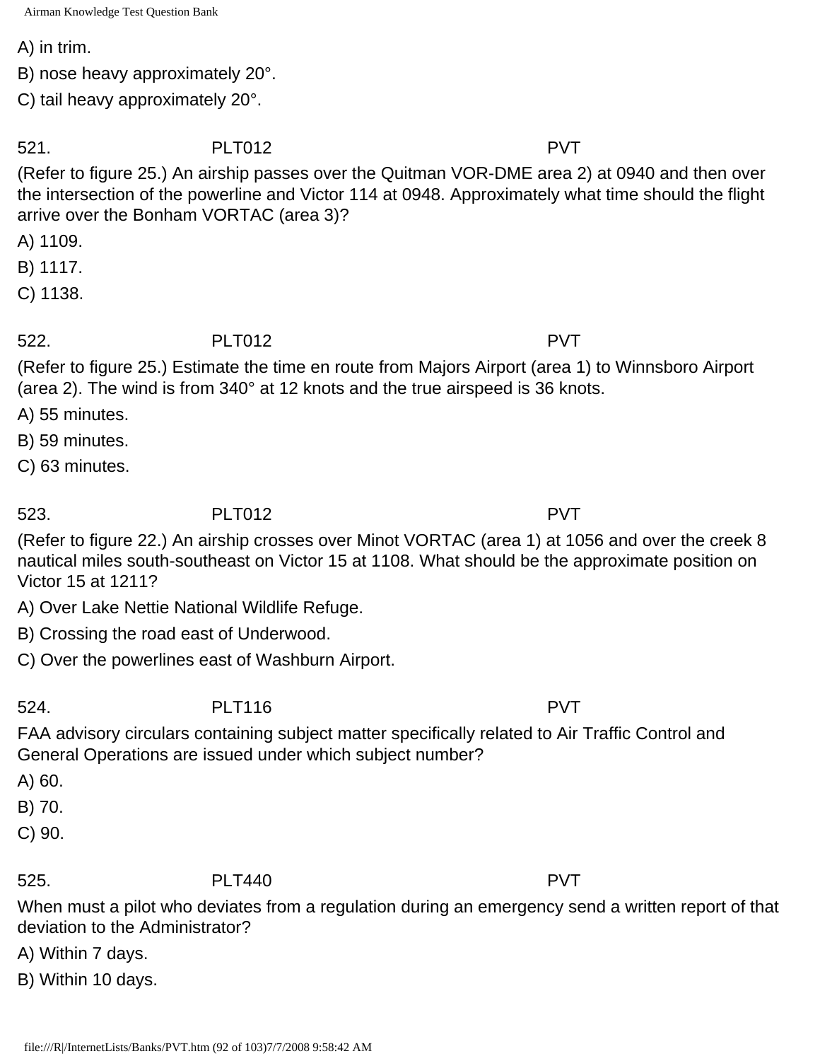A) in trim.

B) nose heavy approximately 20°.

C) tail heavy approximately 20°.

521. PLT012 PVT

(Refer to figure 25.) An airship passes over the Quitman VOR-DME area 2) at 0940 and then over the intersection of the powerline and Victor 114 at 0948. Approximately what time should the flight arrive over the Bonham VORTAC (area 3)?

A) 1109.

B) 1117.

C) 1138.

522. PLT012 PVT

(Refer to figure 25.) Estimate the time en route from Majors Airport (area 1) to Winnsboro Airport (area 2). The wind is from 340° at 12 knots and the true airspeed is 36 knots.

A) 55 minutes.

B) 59 minutes.

C) 63 minutes.

523. PLT012 PVT

(Refer to figure 22.) An airship crosses over Minot VORTAC (area 1) at 1056 and over the creek 8 nautical miles south-southeast on Victor 15 at 1108. What should be the approximate position on Victor 15 at 1211?

A) Over Lake Nettie National Wildlife Refuge.

B) Crossing the road east of Underwood.

C) Over the powerlines east of Washburn Airport.

524. PLT116 PVT

FAA advisory circulars containing subject matter specifically related to Air Traffic Control and General Operations are issued under which subject number?

A) 60.

B) 70.

C) 90.

525. PLT440 PVT

When must a pilot who deviates from a regulation during an emergency send a written report of that deviation to the Administrator?

A) Within 7 days.

B) Within 10 days.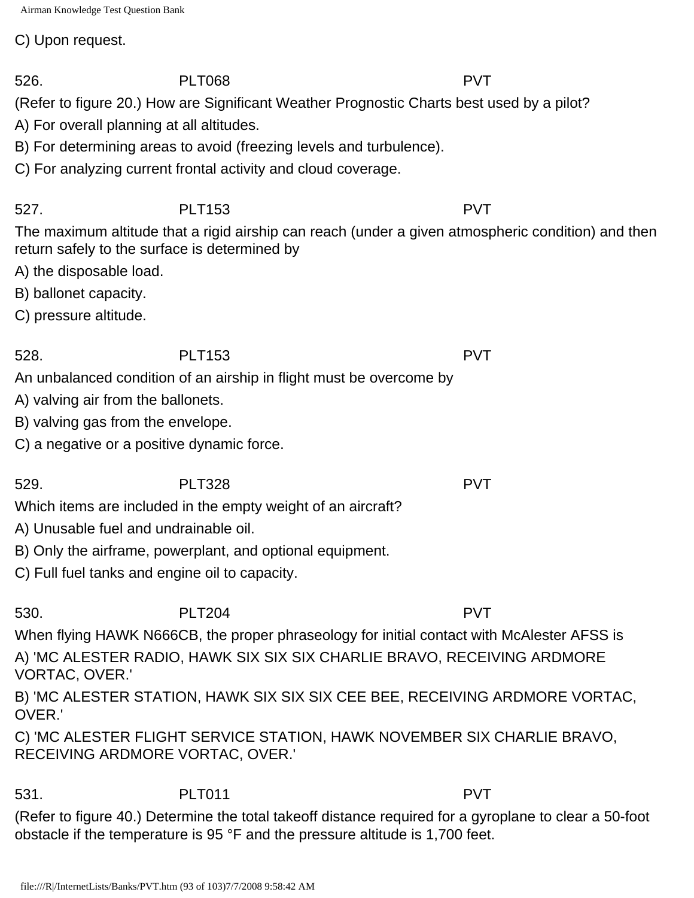C) Upon request.

526. PLT068 PVT

(Refer to figure 20.) How are Significant Weather Prognostic Charts best used by a pilot?

A) For overall planning at all altitudes.

B) For determining areas to avoid (freezing levels and turbulence).

C) For analyzing current frontal activity and cloud coverage.

527. PLT153 PVT

The maximum altitude that a rigid airship can reach (under a given atmospheric condition) and then return safely to the surface is determined by

A) the disposable load.

B) ballonet capacity.

C) pressure altitude.

528. PLT153 PVT

An unbalanced condition of an airship in flight must be overcome by

A) valving air from the ballonets.

B) valving gas from the envelope.

C) a negative or a positive dynamic force.

529. PLT328 PVT

Which items are included in the empty weight of an aircraft?

A) Unusable fuel and undrainable oil.

B) Only the airframe, powerplant, and optional equipment.

C) Full fuel tanks and engine oil to capacity.

530. PLT204 PVT

When flying HAWK N666CB, the proper phraseology for initial contact with McAlester AFSS is

A) 'MC ALESTER RADIO, HAWK SIX SIX SIX CHARLIE BRAVO, RECEIVING ARDMORE VORTAC, OVER.'

B) 'MC ALESTER STATION, HAWK SIX SIX SIX CEE BEE, RECEIVING ARDMORE VORTAC, OVER.'

C) 'MC ALESTER FLIGHT SERVICE STATION, HAWK NOVEMBER SIX CHARLIE BRAVO, RECEIVING ARDMORE VORTAC, OVER.'

531. PLT011 PVT

(Refer to figure 40.) Determine the total takeoff distance required for a gyroplane to clear a 50-foot obstacle if the temperature is 95 °F and the pressure altitude is 1,700 feet.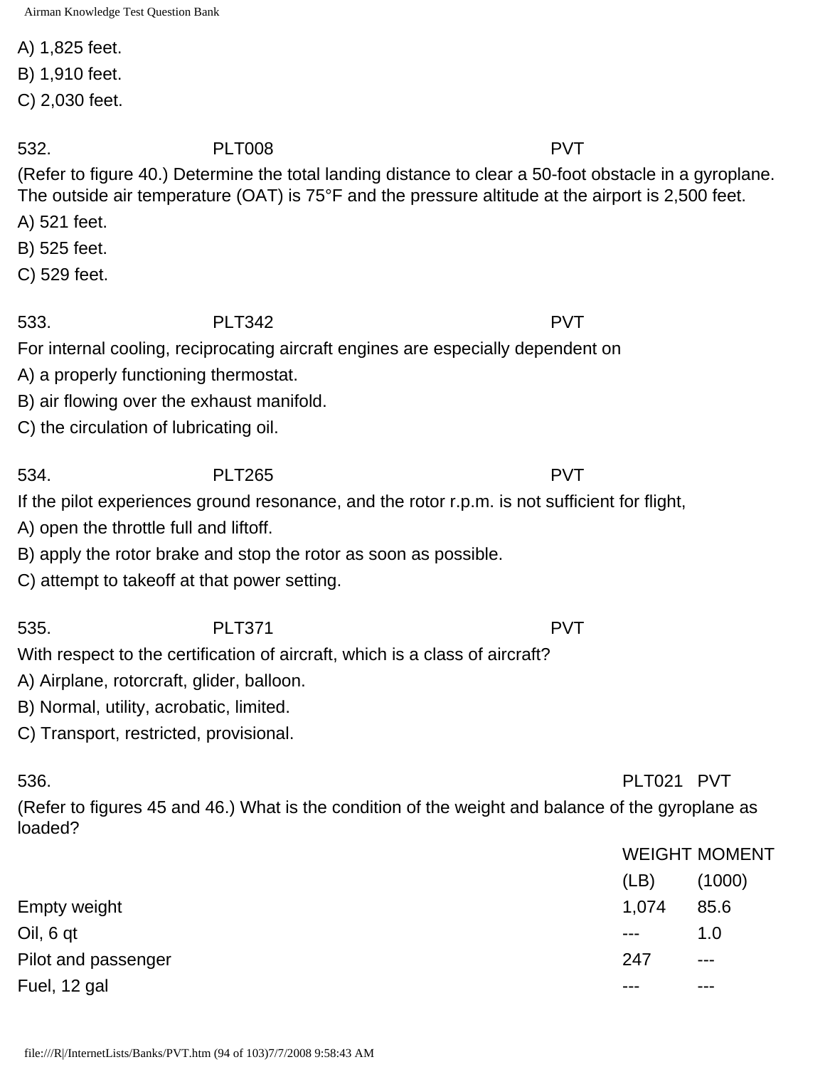A) 1,825 feet.

B) 1,910 feet.

C) 2,030 feet.

532. PLT008 PVT

(Refer to figure 40.) Determine the total landing distance to clear a 50-foot obstacle in a gyroplane. The outside air temperature (OAT) is 75°F and the pressure altitude at the airport is 2,500 feet.

A) 521 feet.

B) 525 feet.

C) 529 feet.

533. PLT342 PVT

For internal cooling, reciprocating aircraft engines are especially dependent on

A) a properly functioning thermostat.

B) air flowing over the exhaust manifold.

C) the circulation of lubricating oil.

534. PLT265 PVT

If the pilot experiences ground resonance, and the rotor r.p.m. is not sufficient for flight,

A) open the throttle full and liftoff.

B) apply the rotor brake and stop the rotor as soon as possible.

C) attempt to takeoff at that power setting.

535. PLT371 PVT

With respect to the certification of aircraft, which is a class of aircraft?

A) Airplane, rotorcraft, glider, balloon.

B) Normal, utility, acrobatic, limited.

C) Transport, restricted, provisional.

536. PLT021 PVT

(Refer to figures 45 and 46.) What is the condition of the weight and balance of the gyroplane as loaded?

| | WEIGHT (LB) | MOMENT (1000) |
|---|---|---|
| Empty weight | 1,074 | 85.6 |
| Oil, 6 qt | --- | 1.0 |
| Pilot and passenger | 247 | --- |
| Fuel, 12 gal | --- | --- |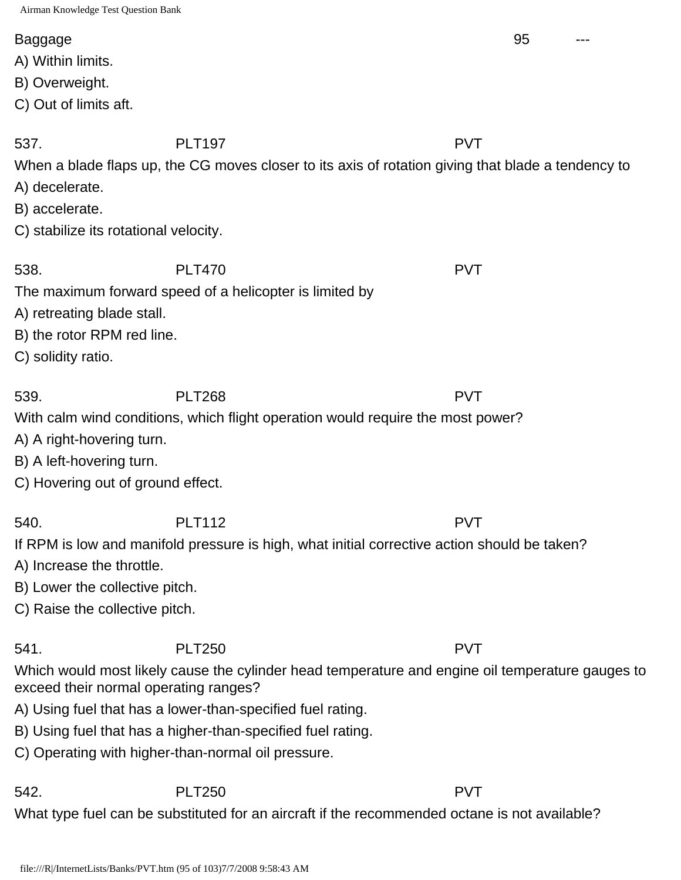Baggage 95 ---

A) Within limits.

B) Overweight.

C) Out of limits aft.

537. PLT197 PVT

When a blade flaps up, the CG moves closer to its axis of rotation giving that blade a tendency to

A) decelerate.

B) accelerate.

C) stabilize its rotational velocity.

538. PLT470 PVT

The maximum forward speed of a helicopter is limited by

A) retreating blade stall.

B) the rotor RPM red line.

C) solidity ratio.

539. PLT268 PVT

With calm wind conditions, which flight operation would require the most power?

A) A right-hovering turn.

B) A left-hovering turn.

C) Hovering out of ground effect.

540. PLT112 PVT

If RPM is low and manifold pressure is high, what initial corrective action should be taken?

A) Increase the throttle.

B) Lower the collective pitch.

C) Raise the collective pitch.

541. PLT250 PVT

Which would most likely cause the cylinder head temperature and engine oil temperature gauges to exceed their normal operating ranges?

A) Using fuel that has a lower-than-specified fuel rating.

B) Using fuel that has a higher-than-specified fuel rating.

C) Operating with higher-than-normal oil pressure.

542. PLT250 PVT

What type fuel can be substituted for an aircraft if the recommended octane is not available?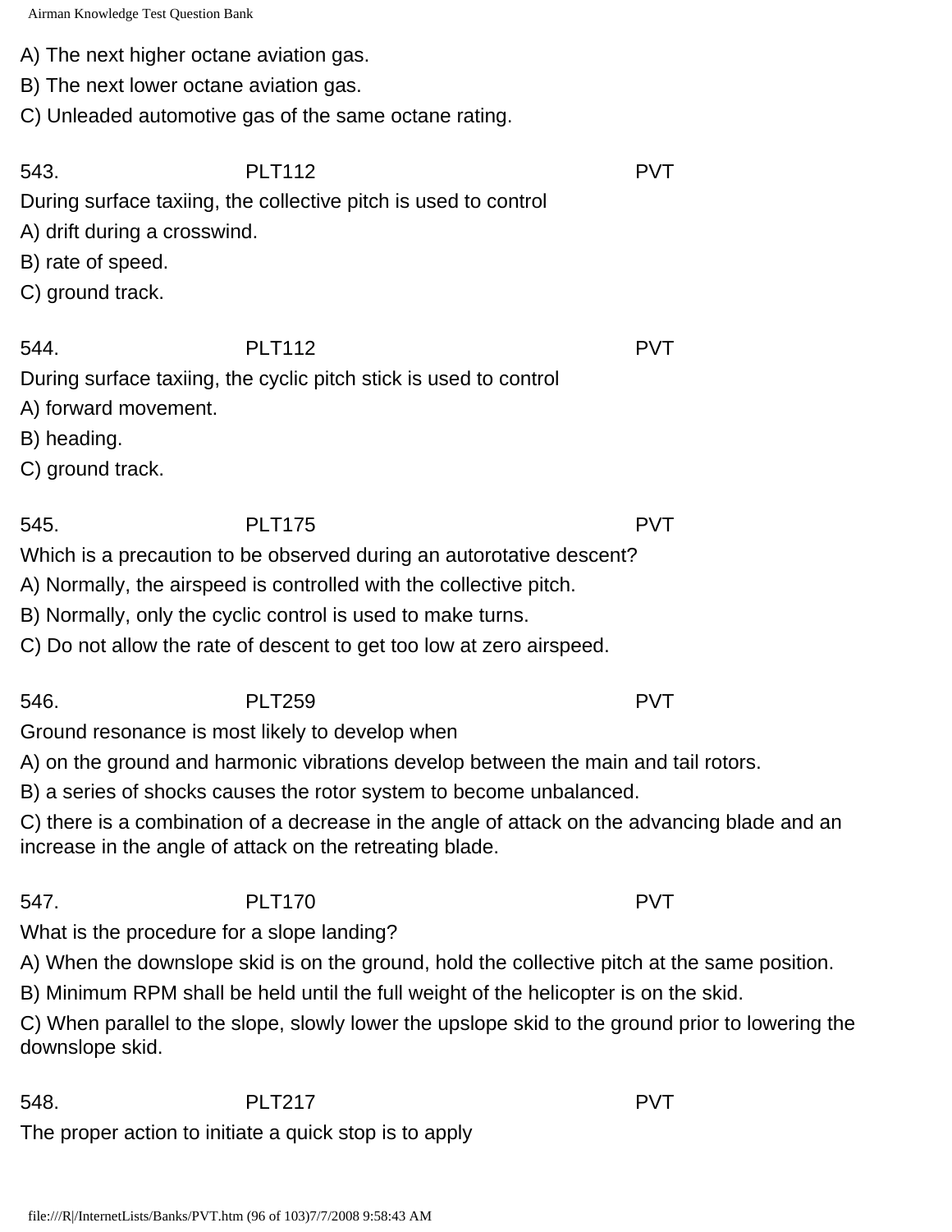A) The next higher octane aviation gas.

B) The next lower octane aviation gas.

C) Unleaded automotive gas of the same octane rating.

543. PLT112 PVT

During surface taxiing, the collective pitch is used to control

A) drift during a crosswind.

B) rate of speed.

C) ground track.

544. PLT112 PVT

During surface taxiing, the cyclic pitch stick is used to control

A) forward movement.

B) heading.

C) ground track.

545. PLT175 PVT

Which is a precaution to be observed during an autorotative descent?

A) Normally, the airspeed is controlled with the collective pitch.

B) Normally, only the cyclic control is used to make turns.

C) Do not allow the rate of descent to get too low at zero airspeed.

546. PLT259 PVT

Ground resonance is most likely to develop when

A) on the ground and harmonic vibrations develop between the main and tail rotors.

B) a series of shocks causes the rotor system to become unbalanced.

C) there is a combination of a decrease in the angle of attack on the advancing blade and an increase in the angle of attack on the retreating blade.

547. PLT170 PVT

What is the procedure for a slope landing?

A) When the downslope skid is on the ground, hold the collective pitch at the same position.

B) Minimum RPM shall be held until the full weight of the helicopter is on the skid.

C) When parallel to the slope, slowly lower the upslope skid to the ground prior to lowering the downslope skid.

548. PLT217 PVT

The proper action to initiate a quick stop is to apply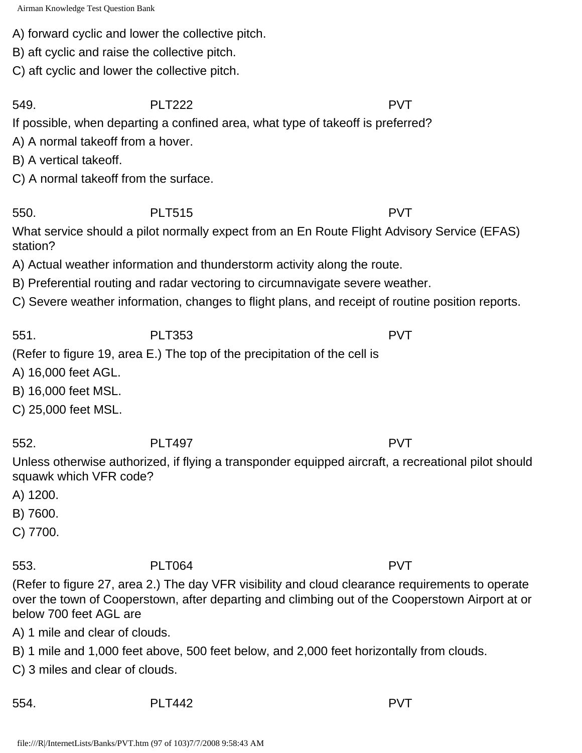A) forward cyclic and lower the collective pitch.

B) aft cyclic and raise the collective pitch.

C) aft cyclic and lower the collective pitch.

549. PLT222 PVT

If possible, when departing a confined area, what type of takeoff is preferred?

A) A normal takeoff from a hover.

B) A vertical takeoff.

C) A normal takeoff from the surface.

550. PLT515 PVT

What service should a pilot normally expect from an En Route Flight Advisory Service (EFAS) station?

A) Actual weather information and thunderstorm activity along the route.

B) Preferential routing and radar vectoring to circumnavigate severe weather.

C) Severe weather information, changes to flight plans, and receipt of routine position reports.

551. PLT353 PVT

(Refer to figure 19, area E.) The top of the precipitation of the cell is

A) 16,000 feet AGL.

B) 16,000 feet MSL.

C) 25,000 feet MSL.

552. PLT497 PVT

Unless otherwise authorized, if flying a transponder equipped aircraft, a recreational pilot should squawk which VFR code?

A) 1200.

B) 7600.

C) 7700.

553. PLT064 PVT

(Refer to figure 27, area 2.) The day VFR visibility and cloud clearance requirements to operate over the town of Cooperstown, after departing and climbing out of the Cooperstown Airport at or below 700 feet AGL are

A) 1 mile and clear of clouds.

B) 1 mile and 1,000 feet above, 500 feet below, and 2,000 feet horizontally from clouds.

C) 3 miles and clear of clouds.

554. PLT442 PVT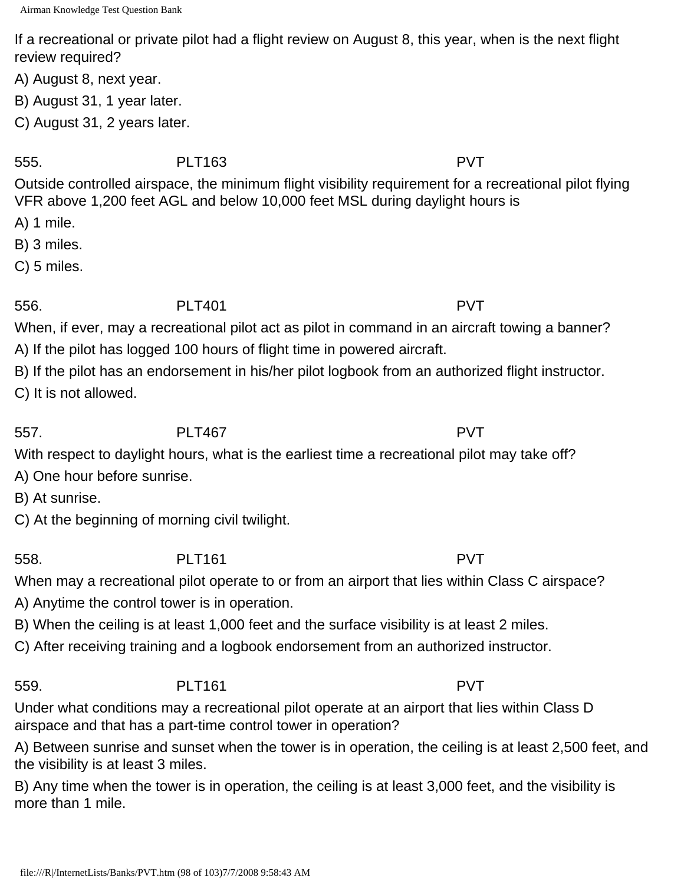If a recreational or private pilot had a flight review on August 8, this year, when is the next flight review required?

A) August 8, next year.

B) August 31, 1 year later.

C) August 31, 2 years later.

555. PLT163 PVT

Outside controlled airspace, the minimum flight visibility requirement for a recreational pilot flying VFR above 1,200 feet AGL and below 10,000 feet MSL during daylight hours is

A) 1 mile.

B) 3 miles.

C) 5 miles.

556. PLT401 PVT

When, if ever, may a recreational pilot act as pilot in command in an aircraft towing a banner?

A) If the pilot has logged 100 hours of flight time in powered aircraft.

B) If the pilot has an endorsement in his/her pilot logbook from an authorized flight instructor.

C) It is not allowed.

557. PLT467 PVT

With respect to daylight hours, what is the earliest time a recreational pilot may take off?

A) One hour before sunrise.

B) At sunrise.

C) At the beginning of morning civil twilight.

558. PLT161 PVT

When may a recreational pilot operate to or from an airport that lies within Class C airspace?

A) Anytime the control tower is in operation.

B) When the ceiling is at least 1,000 feet and the surface visibility is at least 2 miles.

C) After receiving training and a logbook endorsement from an authorized instructor.

559. PLT161 PVT

Under what conditions may a recreational pilot operate at an airport that lies within Class D airspace and that has a part-time control tower in operation?

A) Between sunrise and sunset when the tower is in operation, the ceiling is at least 2,500 feet, and the visibility is at least 3 miles.

B) Any time when the tower is in operation, the ceiling is at least 3,000 feet, and the visibility is more than 1 mile.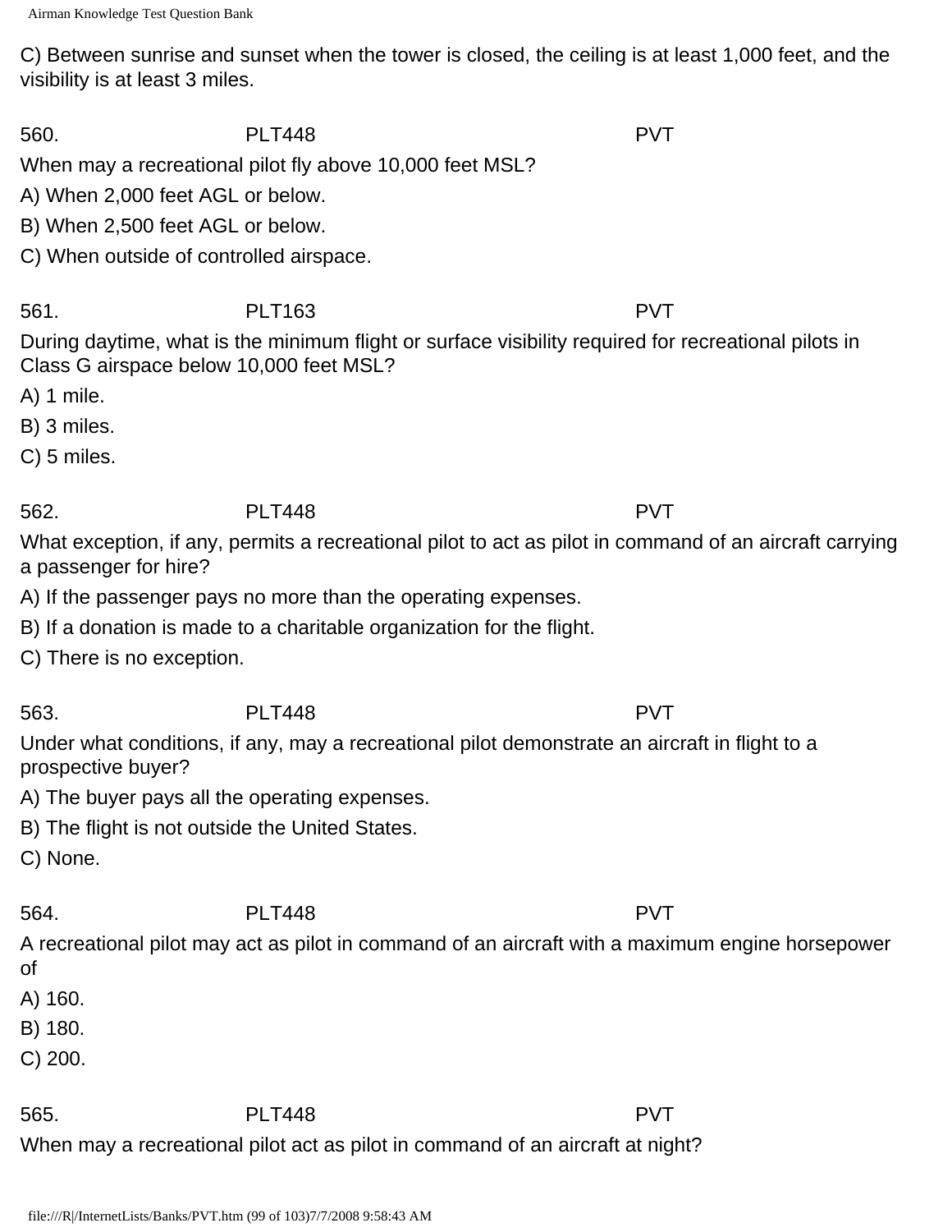C) Between sunrise and sunset when the tower is closed, the ceiling is at least 1,000 feet, and the visibility is at least 3 miles.

560. PLT448 PVT

When may a recreational pilot fly above 10,000 feet MSL?

A) When 2,000 feet AGL or below.

B) When 2,500 feet AGL or below.

C) When outside of controlled airspace.

561. PLT163 PVT

During daytime, what is the minimum flight or surface visibility required for recreational pilots in Class G airspace below 10,000 feet MSL?

A) 1 mile.

B) 3 miles.

C) 5 miles.

562. PLT448 PVT

What exception, if any, permits a recreational pilot to act as pilot in command of an aircraft carrying a passenger for hire?

A) If the passenger pays no more than the operating expenses.

B) If a donation is made to a charitable organization for the flight.

C) There is no exception.

563. PLT448 PVT

Under what conditions, if any, may a recreational pilot demonstrate an aircraft in flight to a prospective buyer?

A) The buyer pays all the operating expenses.

B) The flight is not outside the United States.

C) None.

564. PLT448 PVT

A recreational pilot may act as pilot in command of an aircraft with a maximum engine horsepower of

A) 160.

B) 180.

C) 200.

565. PLT448 PVT

When may a recreational pilot act as pilot in command of an aircraft at night?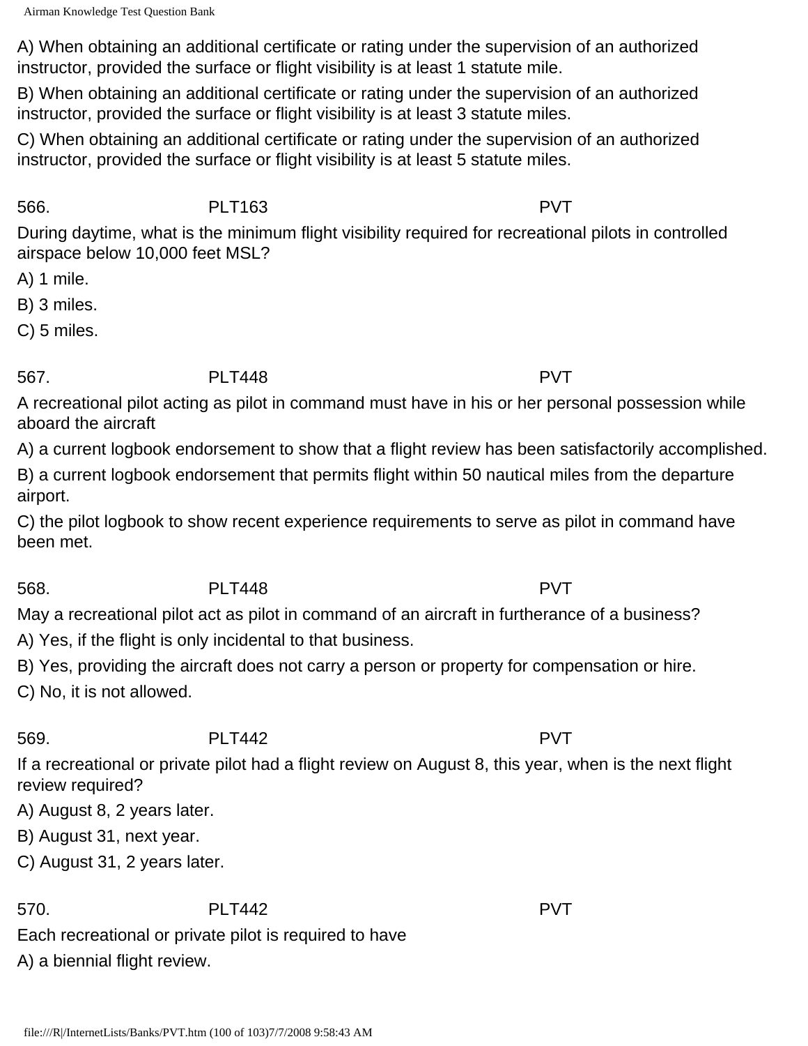A) When obtaining an additional certificate or rating under the supervision of an authorized instructor, provided the surface or flight visibility is at least 1 statute mile.

B) When obtaining an additional certificate or rating under the supervision of an authorized instructor, provided the surface or flight visibility is at least 3 statute miles.

C) When obtaining an additional certificate or rating under the supervision of an authorized instructor, provided the surface or flight visibility is at least 5 statute miles.

566. PLT163 PVT

During daytime, what is the minimum flight visibility required for recreational pilots in controlled airspace below 10,000 feet MSL?

A) 1 mile.

B) 3 miles.

C) 5 miles.

567. PLT448 PVT

A recreational pilot acting as pilot in command must have in his or her personal possession while aboard the aircraft

A) a current logbook endorsement to show that a flight review has been satisfactorily accomplished.

B) a current logbook endorsement that permits flight within 50 nautical miles from the departure airport.

C) the pilot logbook to show recent experience requirements to serve as pilot in command have been met.

568. PLT448 PVT

May a recreational pilot act as pilot in command of an aircraft in furtherance of a business?

A) Yes, if the flight is only incidental to that business.

B) Yes, providing the aircraft does not carry a person or property for compensation or hire.

C) No, it is not allowed.

569. PLT442 PVT

If a recreational or private pilot had a flight review on August 8, this year, when is the next flight review required?

A) August 8, 2 years later.

B) August 31, next year.

C) August 31, 2 years later.

570. PLT442 PVT

Each recreational or private pilot is required to have

A) a biennial flight review.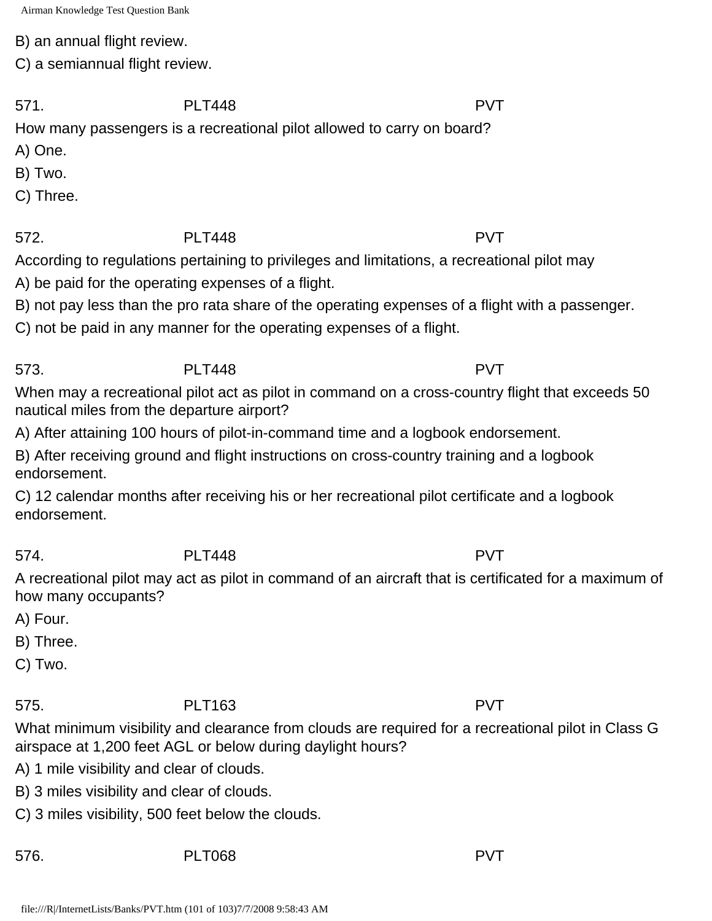B) an annual flight review.

C) a semiannual flight review.

571. PLT448 PVT

How many passengers is a recreational pilot allowed to carry on board?

A) One.

B) Two.

C) Three.

572. PLT448 PVT

According to regulations pertaining to privileges and limitations, a recreational pilot may

A) be paid for the operating expenses of a flight.

B) not pay less than the pro rata share of the operating expenses of a flight with a passenger.

C) not be paid in any manner for the operating expenses of a flight.

573. PLT448 PVT

When may a recreational pilot act as pilot in command on a cross-country flight that exceeds 50 nautical miles from the departure airport?

A) After attaining 100 hours of pilot-in-command time and a logbook endorsement.

B) After receiving ground and flight instructions on cross-country training and a logbook endorsement.

C) 12 calendar months after receiving his or her recreational pilot certificate and a logbook endorsement.

574. PLT448 PVT

A recreational pilot may act as pilot in command of an aircraft that is certificated for a maximum of how many occupants?

A) Four.

B) Three.

C) Two.

575. PLT163 PVT

What minimum visibility and clearance from clouds are required for a recreational pilot in Class G airspace at 1,200 feet AGL or below during daylight hours?

A) 1 mile visibility and clear of clouds.

B) 3 miles visibility and clear of clouds.

C) 3 miles visibility, 500 feet below the clouds.

576. PLT068 PVT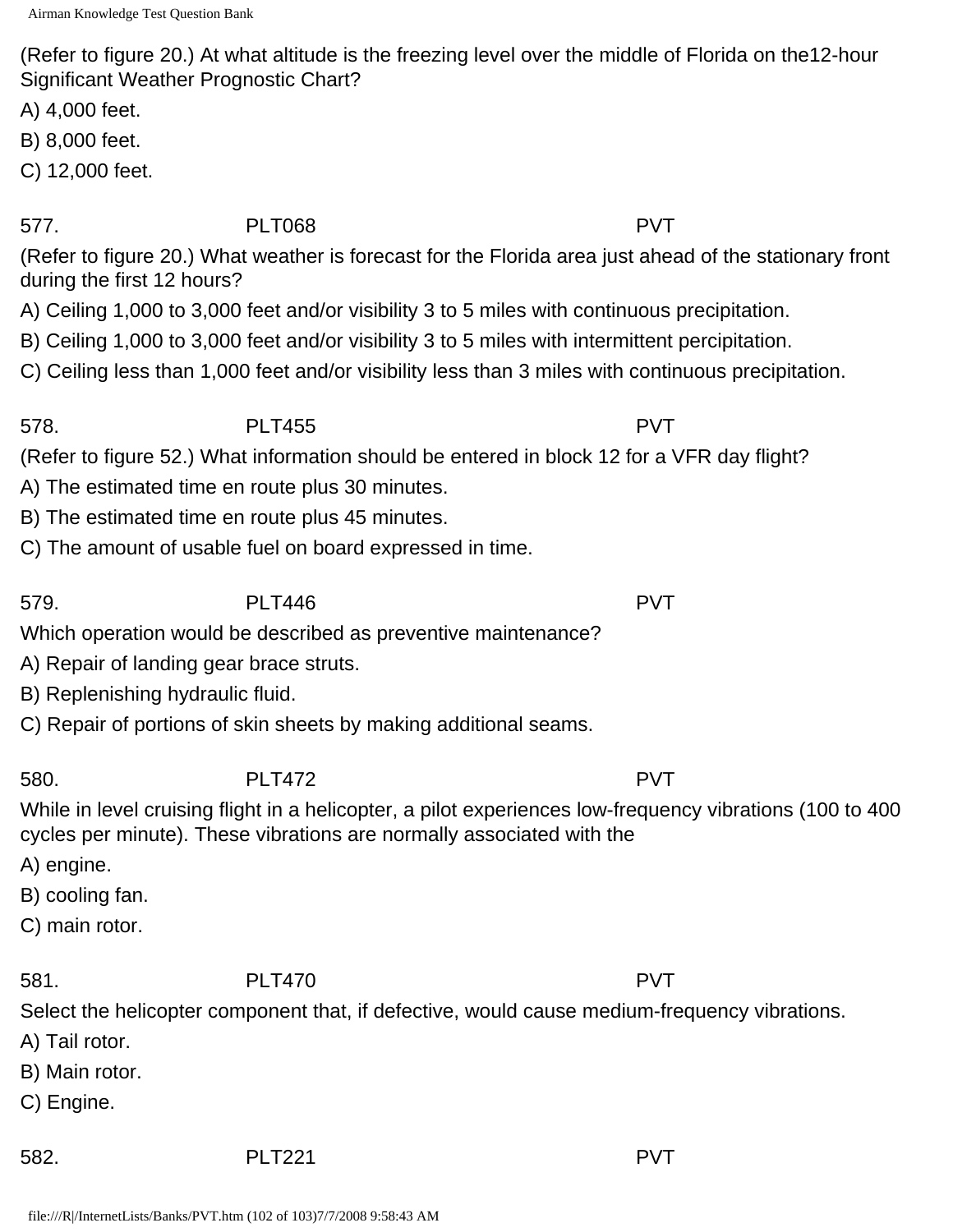(Refer to figure 20.) At what altitude is the freezing level over the middle of Florida on the12-hour Significant Weather Prognostic Chart?

A) 4,000 feet.

B) 8,000 feet.

C) 12,000 feet.

577. PLT068 PVT

(Refer to figure 20.) What weather is forecast for the Florida area just ahead of the stationary front during the first 12 hours?

A) Ceiling 1,000 to 3,000 feet and/or visibility 3 to 5 miles with continuous precipitation.

B) Ceiling 1,000 to 3,000 feet and/or visibility 3 to 5 miles with intermittent percipitation.

C) Ceiling less than 1,000 feet and/or visibility less than 3 miles with continuous precipitation.

578. PLT455 PVT

(Refer to figure 52.) What information should be entered in block 12 for a VFR day flight?

A) The estimated time en route plus 30 minutes.

B) The estimated time en route plus 45 minutes.

C) The amount of usable fuel on board expressed in time.

579. PLT446 PVT

Which operation would be described as preventive maintenance?

A) Repair of landing gear brace struts.

B) Replenishing hydraulic fluid.

C) Repair of portions of skin sheets by making additional seams.

580. PLT472 PVT

While in level cruising flight in a helicopter, a pilot experiences low-frequency vibrations (100 to 400 cycles per minute). These vibrations are normally associated with the

A) engine.

B) cooling fan.

C) main rotor.

581. PLT470 PVT

Select the helicopter component that, if defective, would cause medium-frequency vibrations.

A) Tail rotor.

B) Main rotor.

C) Engine.

582. PLT221 PVT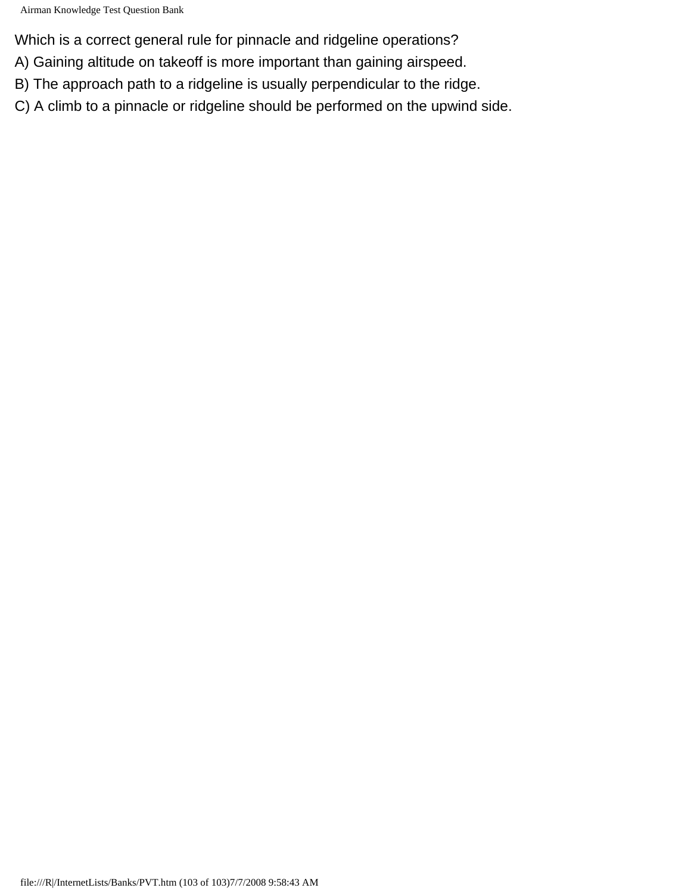Which is a correct general rule for pinnacle and ridgeline operations?

A) Gaining altitude on takeoff is more important than gaining airspeed.

B) The approach path to a ridgeline is usually perpendicular to the ridge.

C) A climb to a pinnacle or ridgeline should be performed on the upwind side.